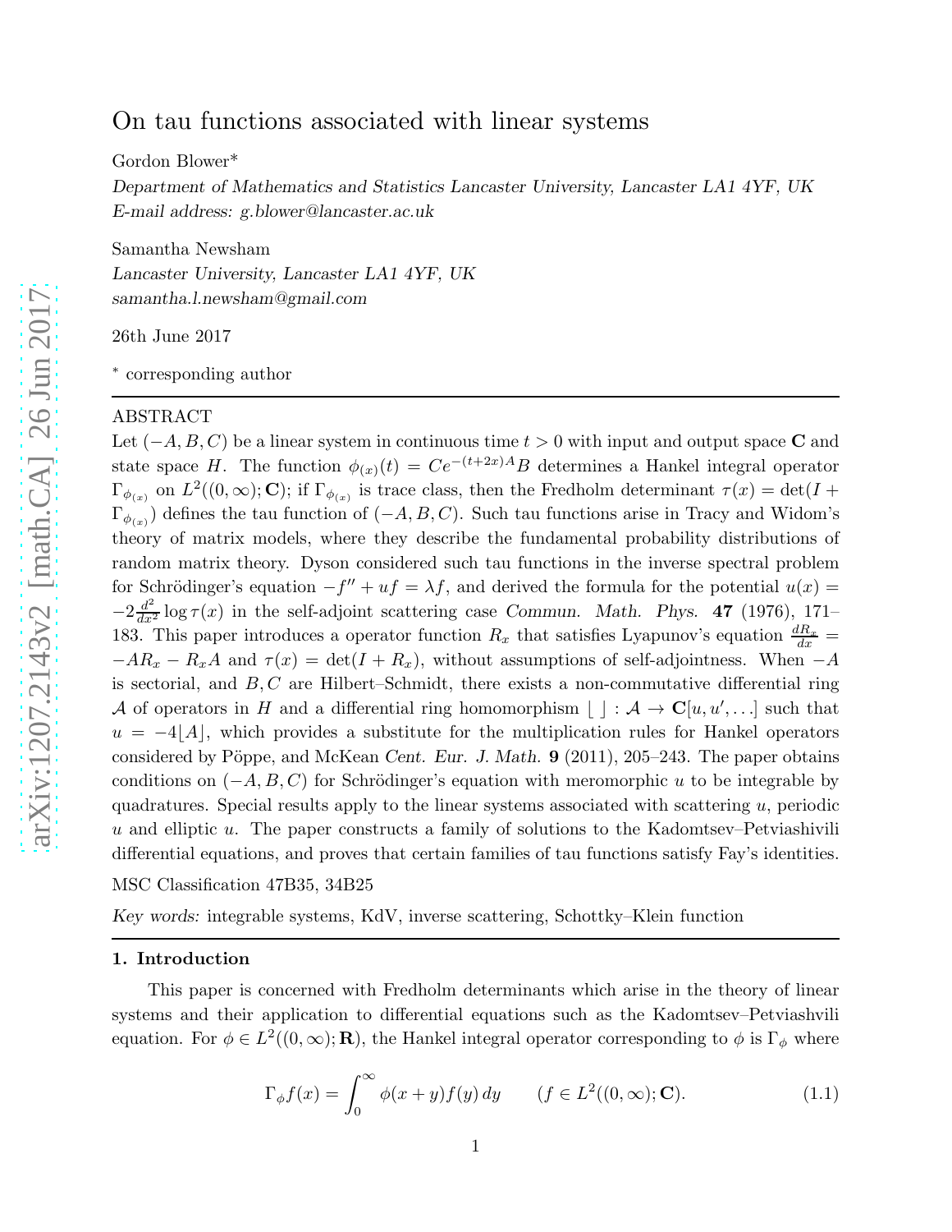# On tau functions associated with linear systems

Gordon Blower*

*Department of Mathematics and Statistics Lancaster University, Lancaster LA1 4YF, UK*
*E-mail address: g.blower@lancaster.ac.uk*

Samantha Newsham

*Lancaster University, Lancaster LA1 4YF, UK*
*samantha.l.newsham@gmail.com*

26th June 2017

* corresponding author

---

ABSTRACT

Let $(-A, B, C)$ be a linear system in continuous time $t > 0$ with input and output space $\mathbf{C}$ and state space $H$. The function $\phi_{(x)}(t) = Ce^{-(t+2x)A}B$ determines a Hankel integral operator $\Gamma_{\phi_{(x)}}$ on $L^2((0,\infty); \mathbf{C})$; if $\Gamma_{\phi_{(x)}}$ is trace class, then the Fredholm determinant $\tau(x) = \det(I + \Gamma_{\phi_{(x)}})$ defines the tau function of $(-A, B, C)$. Such tau functions arise in Tracy and Widom's theory of matrix models, where they describe the fundamental probability distributions of random matrix theory. Dyson considered such tau functions in the inverse spectral problem for Schrödinger's equation $-f'' + uf = \lambda f$, and derived the formula for the potential $u(x) = -2\frac{d^2}{dx^2}\log\tau(x)$ in the self-adjoint scattering case *Commun. Math. Phys.* **47** (1976), 171–183. This paper introduces a operator function $R_x$ that satisfies Lyapunov's equation $\frac{dR_x}{dx} = -AR_x - R_xA$ and $\tau(x) = \det(I + R_x)$, without assumptions of self-adjointness. When $-A$ is sectorial, and $B, C$ are Hilbert–Schmidt, there exists a non-commutative differential ring $\mathcal{A}$ of operators in $H$ and a differential ring homomorphism $\lfloor\ \rfloor : \mathcal{A} \to \mathbf{C}[u, u', \dots]$ such that $u = -4\lfloor A\rfloor$, which provides a substitute for the multiplication rules for Hankel operators considered by Pöppe, and McKean *Cent. Eur. J. Math.* **9** (2011), 205–243. The paper obtains conditions on $(-A, B, C)$ for Schrödinger's equation with meromorphic $u$ to be integrable by quadratures. Special results apply to the linear systems associated with scattering $u$, periodic $u$ and elliptic $u$. The paper constructs a family of solutions to the Kadomtsev–Petviashvili differential equations, and proves that certain families of tau functions satisfy Fay's identities.

MSC Classification 47B35, 34B25

*Key words:* integrable systems, KdV, inverse scattering, Schottky–Klein function

---

### 1. Introduction

This paper is concerned with Fredholm determinants which arise in the theory of linear systems and their application to differential equations such as the Kadomtsev–Petviashvili equation. For $\phi \in L^2((0,\infty); \mathbf{R})$, the Hankel integral operator corresponding to $\phi$ is $\Gamma_\phi$ where

$$\Gamma_\phi f(x) = \int_0^\infty \phi(x+y)f(y)\,dy \qquad (f \in L^2((0,\infty); \mathbf{C}). \tag{1.1}$$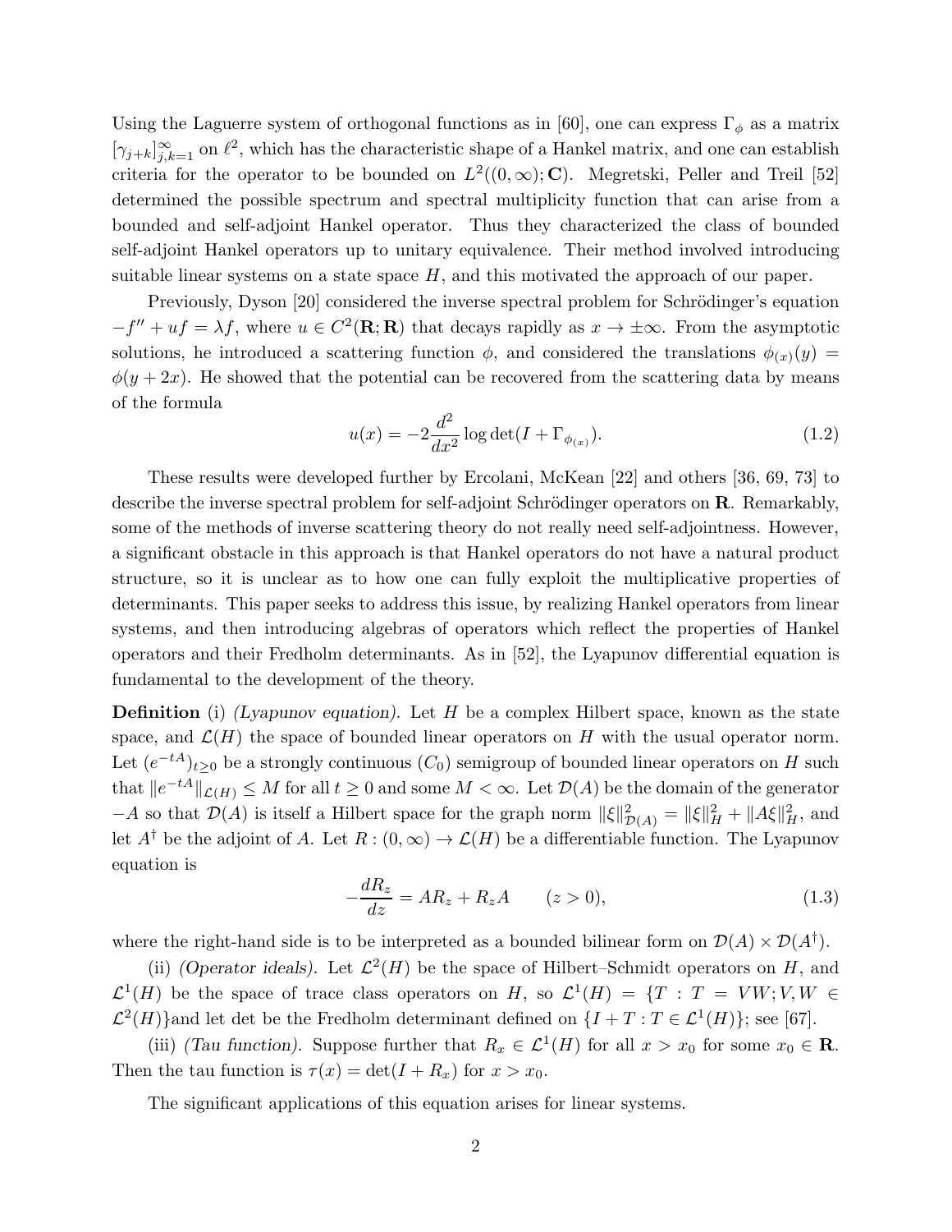Using the Laguerre system of orthogonal functions as in [60], one can express $\Gamma_\phi$ as a matrix $[\gamma_{j+k}]_{j,k=1}^\infty$ on $\ell^2$, which has the characteristic shape of a Hankel matrix, and one can establish criteria for the operator to be bounded on $L^2((0,\infty);\mathbf{C})$. Megretski, Peller and Treil [52] determined the possible spectrum and spectral multiplicity function that can arise from a bounded and self-adjoint Hankel operator. Thus they characterized the class of bounded self-adjoint Hankel operators up to unitary equivalence. Their method involved introducing suitable linear systems on a state space $H$, and this motivated the approach of our paper.

Previously, Dyson [20] considered the inverse spectral problem for Schrödinger's equation $-f'' + uf = \lambda f$, where $u \in C^2(\mathbf{R};\mathbf{R})$ that decays rapidly as $x \to \pm\infty$. From the asymptotic solutions, he introduced a scattering function $\phi$, and considered the translations $\phi_{(x)}(y) = \phi(y + 2x)$. He showed that the potential can be recovered from the scattering data by means of the formula

$$u(x) = -2\frac{d^2}{dx^2}\log\det(I + \Gamma_{\phi_{(x)}}). \tag{1.2}$$

These results were developed further by Ercolani, McKean [22] and others [36, 69, 73] to describe the inverse spectral problem for self-adjoint Schrödinger operators on $\mathbf{R}$. Remarkably, some of the methods of inverse scattering theory do not really need self-adjointness. However, a significant obstacle in this approach is that Hankel operators do not have a natural product structure, so it is unclear as to how one can fully exploit the multiplicative properties of determinants. This paper seeks to address this issue, by realizing Hankel operators from linear systems, and then introducing algebras of operators which reflect the properties of Hankel operators and their Fredholm determinants. As in [52], the Lyapunov differential equation is fundamental to the development of the theory.

**Definition** (i) *(Lyapunov equation).* Let $H$ be a complex Hilbert space, known as the state space, and $\mathcal{L}(H)$ the space of bounded linear operators on $H$ with the usual operator norm. Let $(e^{-tA})_{t\geq 0}$ be a strongly continuous $(C_0)$ semigroup of bounded linear operators on $H$ such that $\|e^{-tA}\|_{\mathcal{L}(H)} \leq M$ for all $t \geq 0$ and some $M < \infty$. Let $\mathcal{D}(A)$ be the domain of the generator $-A$ so that $\mathcal{D}(A)$ is itself a Hilbert space for the graph norm $\|\xi\|^2_{\mathcal{D}(A)} = \|\xi\|^2_H + \|A\xi\|^2_H$, and let $A^\dagger$ be the adjoint of $A$. Let $R : (0,\infty) \to \mathcal{L}(H)$ be a differentiable function. The Lyapunov equation is

$$-\frac{dR_z}{dz} = AR_z + R_zA \qquad (z > 0), \tag{1.3}$$

where the right-hand side is to be interpreted as a bounded bilinear form on $\mathcal{D}(A) \times \mathcal{D}(A^\dagger)$.

(ii) *(Operator ideals).* Let $\mathcal{L}^2(H)$ be the space of Hilbert–Schmidt operators on $H$, and $\mathcal{L}^1(H)$ be the space of trace class operators on $H$, so $\mathcal{L}^1(H) = \{T : T = VW; V, W \in \mathcal{L}^2(H)\}$and let det be the Fredholm determinant defined on $\{I + T : T \in \mathcal{L}^1(H)\}$; see [67].

(iii) *(Tau function).* Suppose further that $R_x \in \mathcal{L}^1(H)$ for all $x > x_0$ for some $x_0 \in \mathbf{R}$. Then the tau function is $\tau(x) = \det(I + R_x)$ for $x > x_0$.

The significant applications of this equation arises for linear systems.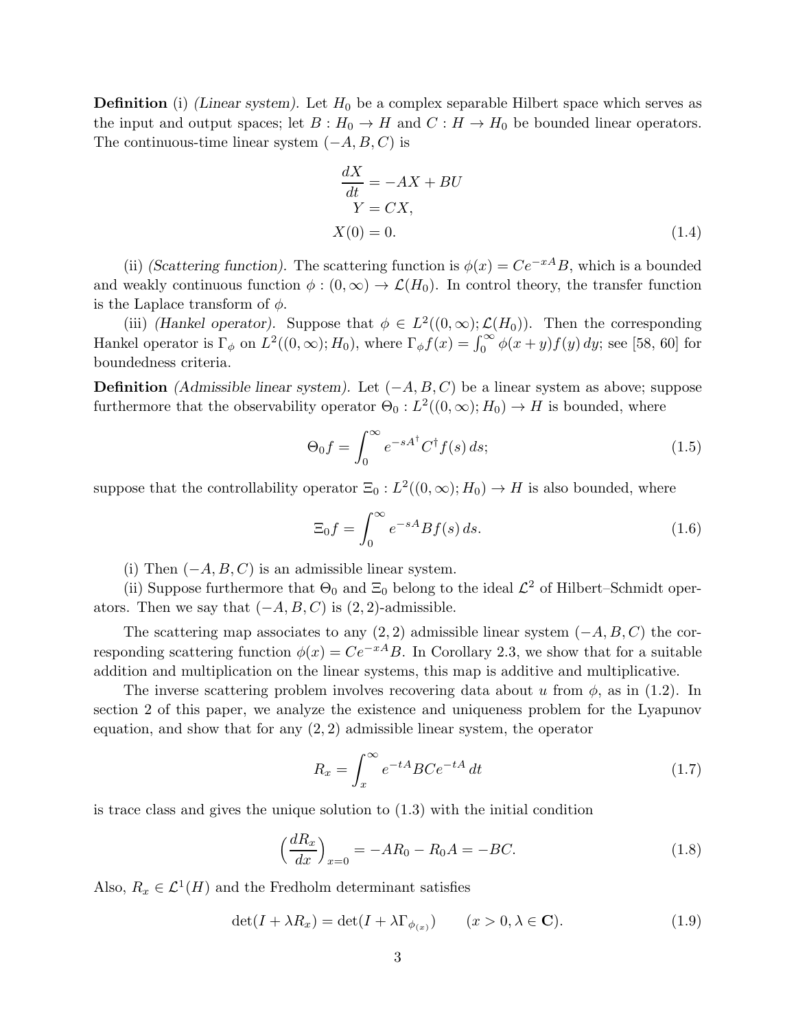**Definition** (i) *(Linear system).* Let $H_0$ be a complex separable Hilbert space which serves as the input and output spaces; let $B : H_0 \to H$ and $C : H \to H_0$ be bounded linear operators. The continuous-time linear system $(-A, B, C)$ is

$$
\begin{aligned}
\frac{dX}{dt} &= -AX + BU \\
Y &= CX, \\
X(0) &= 0.
\end{aligned}
\tag{1.4}
$$

(ii) *(Scattering function).* The scattering function is $\phi(x) = Ce^{-xA}B$, which is a bounded and weakly continuous function $\phi : (0, \infty) \to \mathcal{L}(H_0)$. In control theory, the transfer function is the Laplace transform of $\phi$.

(iii) *(Hankel operator).* Suppose that $\phi \in L^2((0, \infty); \mathcal{L}(H_0))$. Then the corresponding Hankel operator is $\Gamma_\phi$ on $L^2((0, \infty); H_0)$, where $\Gamma_\phi f(x) = \int_0^\infty \phi(x + y)f(y)\,dy$; see [58, 60] for boundedness criteria.

**Definition** *(Admissible linear system).* Let $(-A, B, C)$ be a linear system as above; suppose furthermore that the observability operator $\Theta_0 : L^2((0, \infty); H_0) \to H$ is bounded, where

$$
\Theta_0 f = \int_0^\infty e^{-sA^\dagger} C^\dagger f(s)\,ds;
\tag{1.5}
$$

suppose that the controllability operator $\Xi_0 : L^2((0, \infty); H_0) \to H$ is also bounded, where

$$
\Xi_0 f = \int_0^\infty e^{-sA} B f(s)\,ds.
\tag{1.6}
$$

(i) Then $(-A, B, C)$ is an admissible linear system.

(ii) Suppose furthermore that $\Theta_0$ and $\Xi_0$ belong to the ideal $\mathcal{L}^2$ of Hilbert–Schmidt operators. Then we say that $(-A, B, C)$ is $(2, 2)$-admissible.

The scattering map associates to any $(2, 2)$ admissible linear system $(-A, B, C)$ the corresponding scattering function $\phi(x) = Ce^{-xA}B$. In Corollary 2.3, we show that for a suitable addition and multiplication on the linear systems, this map is additive and multiplicative.

The inverse scattering problem involves recovering data about $u$ from $\phi$, as in (1.2). In section 2 of this paper, we analyze the existence and uniqueness problem for the Lyapunov equation, and show that for any $(2, 2)$ admissible linear system, the operator

$$
R_x = \int_x^\infty e^{-tA} BC e^{-tA}\,dt
\tag{1.7}
$$

is trace class and gives the unique solution to (1.3) with the initial condition

$$
\Big( \frac{dR_x}{dx} \Big)_{x=0} = -AR_0 - R_0 A = -BC.
\tag{1.8}
$$

Also, $R_x \in \mathcal{L}^1(H)$ and the Fredholm determinant satisfies

$$
\det(I + \lambda R_x) = \det(I + \lambda \Gamma_{\phi_{(x)}}) \qquad (x > 0, \lambda \in \mathbf{C}).
\tag{1.9}
$$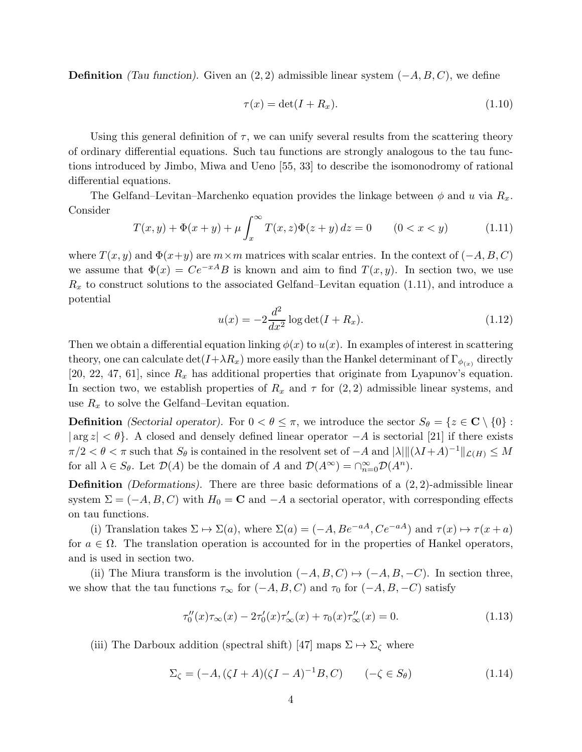**Definition** *(Tau function).* Given an $(2,2)$ admissible linear system $(-A, B, C)$, we define

$$\tau(x) = \det(I + R_x). \tag{1.10}$$

Using this general definition of $\tau$, we can unify several results from the scattering theory of ordinary differential equations. Such tau functions are strongly analogous to the tau functions introduced by Jimbo, Miwa and Ueno [55, 33] to describe the isomonodromy of rational differential equations.

The Gelfand–Levitan–Marchenko equation provides the linkage between $\phi$ and $u$ via $R_x$. Consider

$$T(x,y) + \Phi(x+y) + \mu \int_x^\infty T(x,z)\Phi(z+y)\,dz = 0 \qquad (0 < x < y) \tag{1.11}$$

where $T(x,y)$ and $\Phi(x+y)$ are $m \times m$ matrices with scalar entries. In the context of $(-A, B, C)$ we assume that $\Phi(x) = Ce^{-xA}B$ is known and aim to find $T(x,y)$. In section two, we use $R_x$ to construct solutions to the associated Gelfand–Levitan equation (1.11), and introduce a potential

$$u(x) = -2\frac{d^2}{dx^2}\log\det(I + R_x). \tag{1.12}$$

Then we obtain a differential equation linking $\phi(x)$ to $u(x)$. In examples of interest in scattering theory, one can calculate $\det(I + \lambda R_x)$ more easily than the Hankel determinant of $\Gamma_{\phi_{(x)}}$ directly [20, 22, 47, 61], since $R_x$ has additional properties that originate from Lyapunov's equation. In section two, we establish properties of $R_x$ and $\tau$ for $(2,2)$ admissible linear systems, and use $R_x$ to solve the Gelfand–Levitan equation.

**Definition** *(Sectorial operator).* For $0 < \theta \leq \pi$, we introduce the sector $S_\theta = \{z \in \mathbf{C} \setminus \{0\} : |\arg z| < \theta\}$. A closed and densely defined linear operator $-A$ is sectorial [21] if there exists $\pi/2 < \theta < \pi$ such that $S_\theta$ is contained in the resolvent set of $-A$ and $|\lambda| \|(\lambda I + A)^{-1}\|_{\mathcal{L}(H)} \leq M$ for all $\lambda \in S_\theta$. Let $\mathcal{D}(A)$ be the domain of $A$ and $\mathcal{D}(A^\infty) = \cap_{n=0}^\infty \mathcal{D}(A^n)$.

**Definition** *(Deformations).* There are three basic deformations of a $(2,2)$-admissible linear system $\Sigma = (-A, B, C)$ with $H_0 = \mathbf{C}$ and $-A$ a sectorial operator, with corresponding effects on tau functions.

(i) Translation takes $\Sigma \mapsto \Sigma(a)$, where $\Sigma(a) = (-A, Be^{-aA}, Ce^{-aA})$ and $\tau(x) \mapsto \tau(x + a)$ for $a \in \Omega$. The translation operation is accounted for in the properties of Hankel operators, and is used in section two.

(ii) The Miura transform is the involution $(-A, B, C) \mapsto (-A, B, -C)$. In section three, we show that the tau functions $\tau_\infty$ for $(-A, B, C)$ and $\tau_0$ for $(-A, B, -C)$ satisfy

$$\tau_0''(x)\tau_\infty(x) - 2\tau_0'(x)\tau_\infty'(x) + \tau_0(x)\tau_\infty''(x) = 0. \tag{1.13}$$

(iii) The Darboux addition (spectral shift) [47] maps $\Sigma \mapsto \Sigma_\zeta$ where

$$\Sigma_\zeta = (-A, (\zeta I + A)(\zeta I - A)^{-1}B, C) \qquad (-\zeta \in S_\theta) \tag{1.14}$$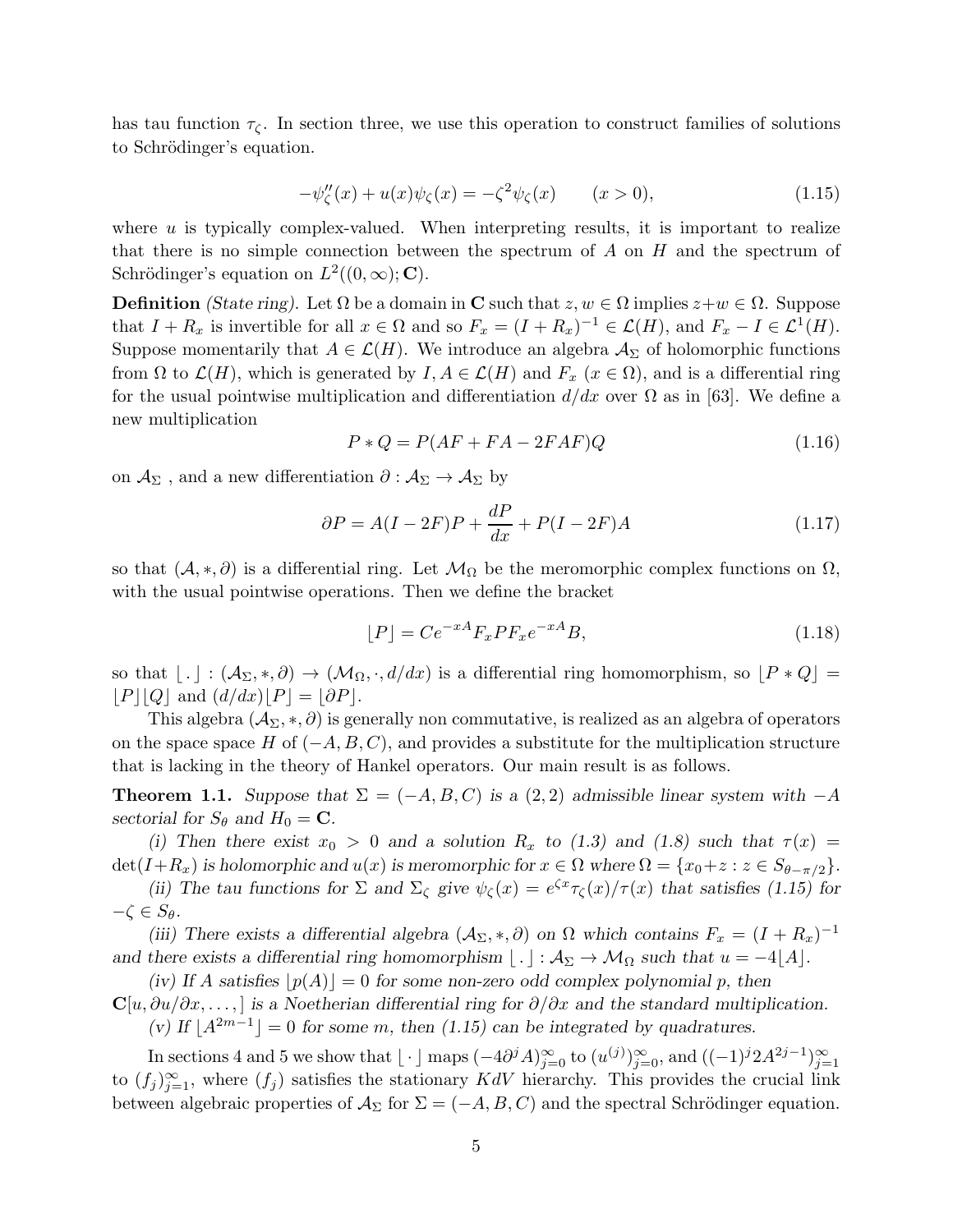has tau function $\tau_\zeta$. In section three, we use this operation to construct families of solutions to Schrödinger's equation.

$$-\psi_\zeta''(x) + u(x)\psi_\zeta(x) = -\zeta^2\psi_\zeta(x) \qquad (x > 0), \tag{1.15}$$

where $u$ is typically complex-valued. When interpreting results, it is important to realize that there is no simple connection between the spectrum of $A$ on $H$ and the spectrum of Schrödinger's equation on $L^2((0,\infty);\mathbf{C})$.

**Definition** *(State ring).* Let $\Omega$ be a domain in $\mathbf{C}$ such that $z, w \in \Omega$ implies $z+w \in \Omega$. Suppose that $I + R_x$ is invertible for all $x \in \Omega$ and so $F_x = (I+R_x)^{-1} \in \mathcal{L}(H)$, and $F_x - I \in \mathcal{L}^1(H)$. Suppose momentarily that $A \in \mathcal{L}(H)$. We introduce an algebra $\mathcal{A}_\Sigma$ of holomorphic functions from $\Omega$ to $\mathcal{L}(H)$, which is generated by $I, A \in \mathcal{L}(H)$ and $F_x$ $(x \in \Omega)$, and is a differential ring for the usual pointwise multiplication and differentiation $d/dx$ over $\Omega$ as in [63]. We define a new multiplication

$$P * Q = P(AF + FA - 2FAF)Q \tag{1.16}$$

on $\mathcal{A}_\Sigma$ , and a new differentiation $\partial : \mathcal{A}_\Sigma \to \mathcal{A}_\Sigma$ by

$$\partial P = A(I-2F)P + \frac{dP}{dx} + P(I-2F)A \tag{1.17}$$

so that $(\mathcal{A}, *, \partial)$ is a differential ring. Let $\mathcal{M}_\Omega$ be the meromorphic complex functions on $\Omega$, with the usual pointwise operations. Then we define the bracket

$$\lfloor P \rfloor = Ce^{-xA}F_xPF_xe^{-xA}B, \tag{1.18}$$

so that $\lfloor\, . \,\rfloor : (\mathcal{A}_\Sigma, *, \partial) \to (\mathcal{M}_\Omega, \cdot, d/dx)$ is a differential ring homomorphism, so $\lfloor P * Q \rfloor = \lfloor P \rfloor \lfloor Q \rfloor$ and $(d/dx)\lfloor P \rfloor = \lfloor \partial P \rfloor$.

This algebra $(\mathcal{A}_\Sigma, *, \partial)$ is generally non commutative, is realized as an algebra of operators on the space space $H$ of $(-A, B, C)$, and provides a substitute for the multiplication structure that is lacking in the theory of Hankel operators. Our main result is as follows.

**Theorem 1.1.** *Suppose that $\Sigma = (-A, B, C)$ is a $(2,2)$ admissible linear system with $-A$ sectorial for $S_\theta$ and $H_0 = \mathbf{C}$.*

*(i) Then there exist $x_0 > 0$ and a solution $R_x$ to (1.3) and (1.8) such that $\tau(x) = \det(I+R_x)$ is holomorphic and $u(x)$ is meromorphic for $x \in \Omega$ where $\Omega = \{x_0 + z : z \in S_{\theta-\pi/2}\}$.*

*(ii) The tau functions for $\Sigma$ and $\Sigma_\zeta$ give $\psi_\zeta(x) = e^{\zeta x}\tau_\zeta(x)/\tau(x)$ that satisfies (1.15) for $-\zeta \in S_\theta$.*

*(iii) There exists a differential algebra $(\mathcal{A}_\Sigma, *, \partial)$ on $\Omega$ which contains $F_x = (I+R_x)^{-1}$ and there exists a differential ring homomorphism $\lfloor\, . \,\rfloor : \mathcal{A}_\Sigma \to \mathcal{M}_\Omega$ such that $u = -4\lfloor A \rfloor$.*

*(iv) If $A$ satisfies $\lfloor p(A) \rfloor = 0$ for some non-zero odd complex polynomial $p$, then $\mathbf{C}[u, \partial u/\partial x, \dots, ]$ is a Noetherian differential ring for $\partial/\partial x$ and the standard multiplication.*

*(v) If $\lfloor A^{2m-1} \rfloor = 0$ for some $m$, then (1.15) can be integrated by quadratures.*

In sections 4 and 5 we show that $\lfloor \cdot \rfloor$ maps $(-4\partial^j A)_{j=0}^\infty$ to $(u^{(j)})_{j=0}^\infty$, and $((-1)^j 2A^{2j-1})_{j=1}^\infty$ to $(f_j)_{j=1}^\infty$, where $(f_j)$ satisfies the stationary $KdV$ hierarchy. This provides the crucial link between algebraic properties of $\mathcal{A}_\Sigma$ for $\Sigma = (-A, B, C)$ and the spectral Schrödinger equation.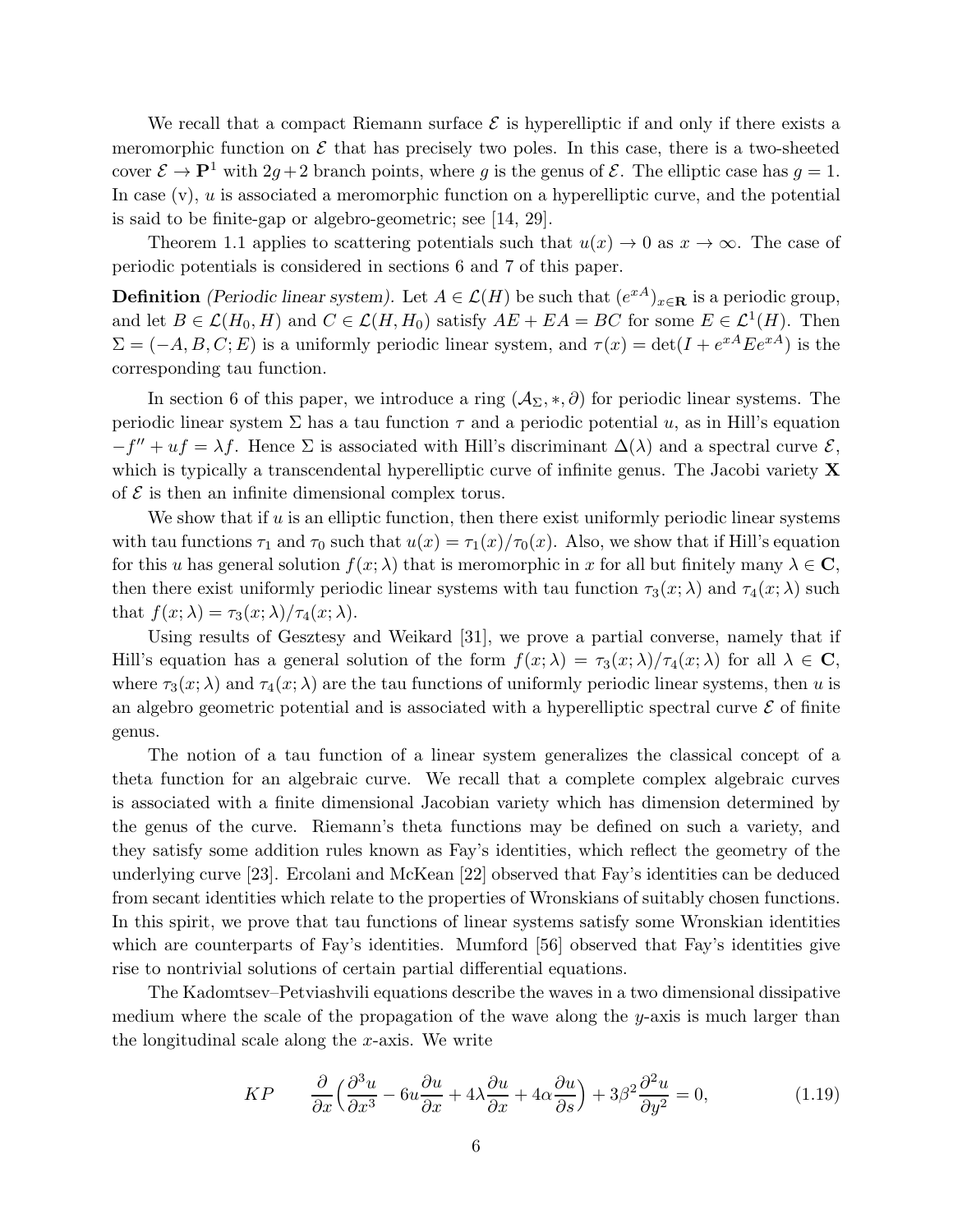We recall that a compact Riemann surface $\mathcal{E}$ is hyperelliptic if and only if there exists a meromorphic function on $\mathcal{E}$ that has precisely two poles. In this case, there is a two-sheeted cover $\mathcal{E} \to \mathbf{P}^1$ with $2g+2$ branch points, where $g$ is the genus of $\mathcal{E}$. The elliptic case has $g = 1$. In case (v), $u$ is associated a meromorphic function on a hyperelliptic curve, and the potential is said to be finite-gap or algebro-geometric; see [14, 29].

Theorem 1.1 applies to scattering potentials such that $u(x) \to 0$ as $x \to \infty$. The case of periodic potentials is considered in sections 6 and 7 of this paper.

**Definition** *(Periodic linear system).* Let $A \in \mathcal{L}(H)$ be such that $(e^{xA})_{x\in\mathbf{R}}$ is a periodic group, and let $B \in \mathcal{L}(H_0, H)$ and $C \in \mathcal{L}(H, H_0)$ satisfy $AE + EA = BC$ for some $E \in \mathcal{L}^1(H)$. Then $\Sigma = (-A, B, C; E)$ is a uniformly periodic linear system, and $\tau(x) = \det(I + e^{xA}Ee^{xA})$ is the corresponding tau function.

In section 6 of this paper, we introduce a ring $(\mathcal{A}_\Sigma, *, \partial)$ for periodic linear systems. The periodic linear system $\Sigma$ has a tau function $\tau$ and a periodic potential $u$, as in Hill's equation $-f'' + uf = \lambda f$. Hence $\Sigma$ is associated with Hill's discriminant $\Delta(\lambda)$ and a spectral curve $\mathcal{E}$, which is typically a transcendental hyperelliptic curve of infinite genus. The Jacobi variety $\mathbf{X}$ of $\mathcal{E}$ is then an infinite dimensional complex torus.

We show that if $u$ is an elliptic function, then there exist uniformly periodic linear systems with tau functions $\tau_1$ and $\tau_0$ such that $u(x) = \tau_1(x)/\tau_0(x)$. Also, we show that if Hill's equation for this $u$ has general solution $f(x;\lambda)$ that is meromorphic in $x$ for all but finitely many $\lambda \in \mathbf{C}$, then there exist uniformly periodic linear systems with tau function $\tau_3(x;\lambda)$ and $\tau_4(x;\lambda)$ such that $f(x;\lambda) = \tau_3(x;\lambda)/\tau_4(x;\lambda)$.

Using results of Gesztesy and Weikard [31], we prove a partial converse, namely that if Hill's equation has a general solution of the form $f(x;\lambda) = \tau_3(x;\lambda)/\tau_4(x;\lambda)$ for all $\lambda \in \mathbf{C}$, where $\tau_3(x;\lambda)$ and $\tau_4(x;\lambda)$ are the tau functions of uniformly periodic linear systems, then $u$ is an algebro geometric potential and is associated with a hyperelliptic spectral curve $\mathcal{E}$ of finite genus.

The notion of a tau function of a linear system generalizes the classical concept of a theta function for an algebraic curve. We recall that a complete complex algebraic curves is associated with a finite dimensional Jacobian variety which has dimension determined by the genus of the curve. Riemann's theta functions may be defined on such a variety, and they satisfy some addition rules known as Fay's identities, which reflect the geometry of the underlying curve [23]. Ercolani and McKean [22] observed that Fay's identities can be deduced from secant identities which relate to the properties of Wronskians of suitably chosen functions. In this spirit, we prove that tau functions of linear systems satisfy some Wronskian identities which are counterparts of Fay's identities. Mumford [56] observed that Fay's identities give rise to nontrivial solutions of certain partial differential equations.

The Kadomtsev–Petviashvili equations describe the waves in a two dimensional dissipative medium where the scale of the propagation of the wave along the $y$-axis is much larger than the longitudinal scale along the $x$-axis. We write

$$KP \qquad \frac{\partial}{\partial x}\Big(\frac{\partial^3 u}{\partial x^3} - 6u\frac{\partial u}{\partial x} + 4\lambda\frac{\partial u}{\partial x} + 4\alpha\frac{\partial u}{\partial s}\Big) + 3\beta^2\frac{\partial^2 u}{\partial y^2} = 0, \tag{1.19}$$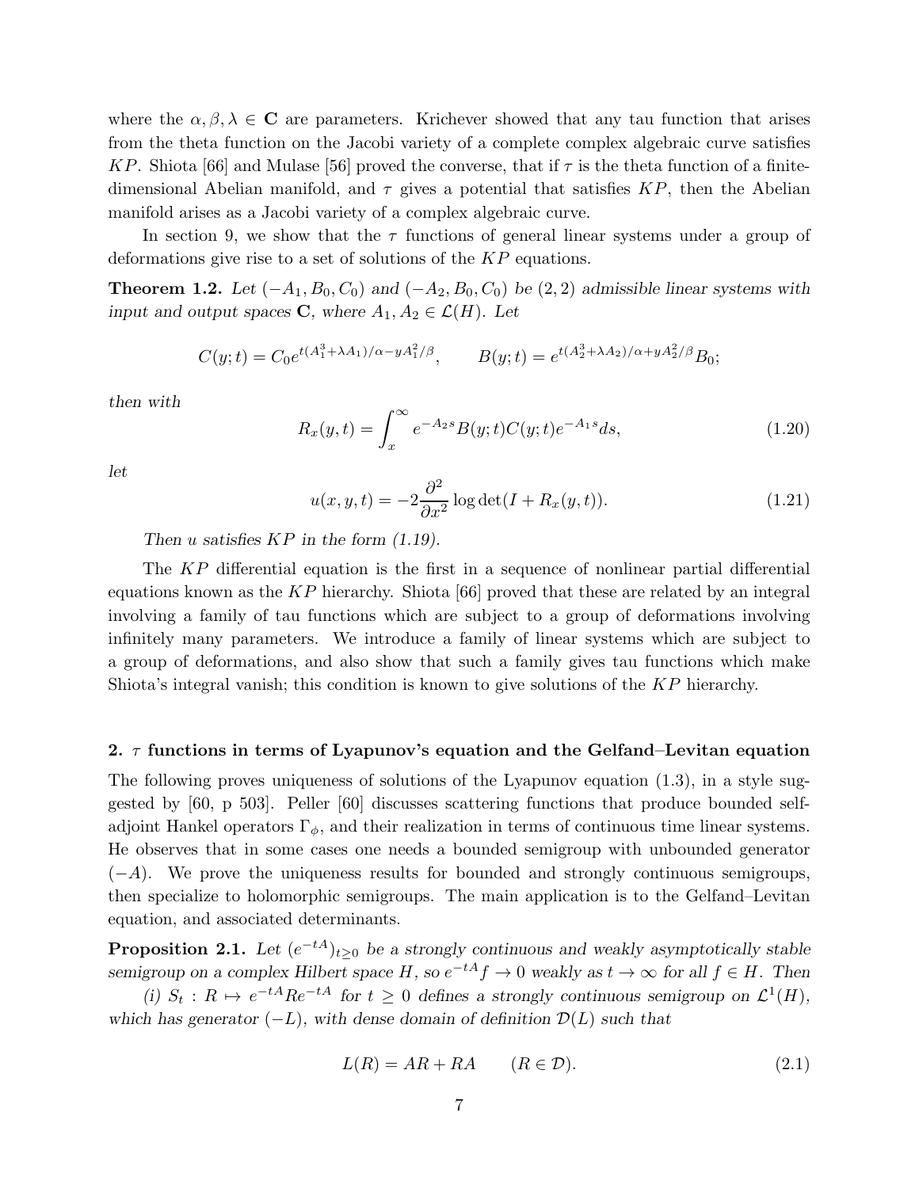where the $\alpha, \beta, \lambda \in \mathbf{C}$ are parameters. Krichever showed that any tau function that arises from the theta function on the Jacobi variety of a complete complex algebraic curve satisfies $KP$. Shiota [66] and Mulase [56] proved the converse, that if $\tau$ is the theta function of a finite-dimensional Abelian manifold, and $\tau$ gives a potential that satisfies $KP$, then the Abelian manifold arises as a Jacobi variety of a complex algebraic curve.

In section 9, we show that the $\tau$ functions of general linear systems under a group of deformations give rise to a set of solutions of the $KP$ equations.

**Theorem 1.2.** *Let $(-A_1, B_0, C_0)$ and $(-A_2, B_0, C_0)$ be $(2,2)$ admissible linear systems with input and output spaces $\mathbf{C}$, where $A_1, A_2 \in \mathcal{L}(H)$. Let*

$$C(y;t) = C_0 e^{t(A_1^3+\lambda A_1)/\alpha - yA_1^2/\beta}, \qquad B(y;t) = e^{t(A_2^3+\lambda A_2)/\alpha + yA_2^2/\beta} B_0;$$

*then with*

$$R_x(y,t) = \int_x^\infty e^{-A_2 s} B(y;t) C(y;t) e^{-A_1 s} ds, \tag{1.20}$$

*let*

$$u(x,y,t) = -2\frac{\partial^2}{\partial x^2} \log \det(I + R_x(y,t)). \tag{1.21}$$

*Then $u$ satisfies $KP$ in the form (1.19).*

The $KP$ differential equation is the first in a sequence of nonlinear partial differential equations known as the $KP$ hierarchy. Shiota [66] proved that these are related by an integral involving a family of tau functions which are subject to a group of deformations involving infinitely many parameters. We introduce a family of linear systems which are subject to a group of deformations, and also show that such a family gives tau functions which make Shiota's integral vanish; this condition is known to give solutions of the $KP$ hierarchy.

## 2. $\tau$ functions in terms of Lyapunov's equation and the Gelfand–Levitan equation

The following proves uniqueness of solutions of the Lyapunov equation (1.3), in a style suggested by [60, p 503]. Peller [60] discusses scattering functions that produce bounded self-adjoint Hankel operators $\Gamma_\phi$, and their realization in terms of continuous time linear systems. He observes that in some cases one needs a bounded semigroup with unbounded generator $(-A)$. We prove the uniqueness results for bounded and strongly continuous semigroups, then specialize to holomorphic semigroups. The main application is to the Gelfand–Levitan equation, and associated determinants.

**Proposition 2.1.** *Let $(e^{-tA})_{t\geq 0}$ be a strongly continuous and weakly asymptotically stable semigroup on a complex Hilbert space $H$, so $e^{-tA}f \to 0$ weakly as $t \to \infty$ for all $f \in H$. Then*

*(i) $S_t : R \mapsto e^{-tA} R e^{-tA}$ for $t \geq 0$ defines a strongly continuous semigroup on $\mathcal{L}^1(H)$, which has generator $(-L)$, with dense domain of definition $\mathcal{D}(L)$ such that*

$$L(R) = AR + RA \qquad (R \in \mathcal{D}). \tag{2.1}$$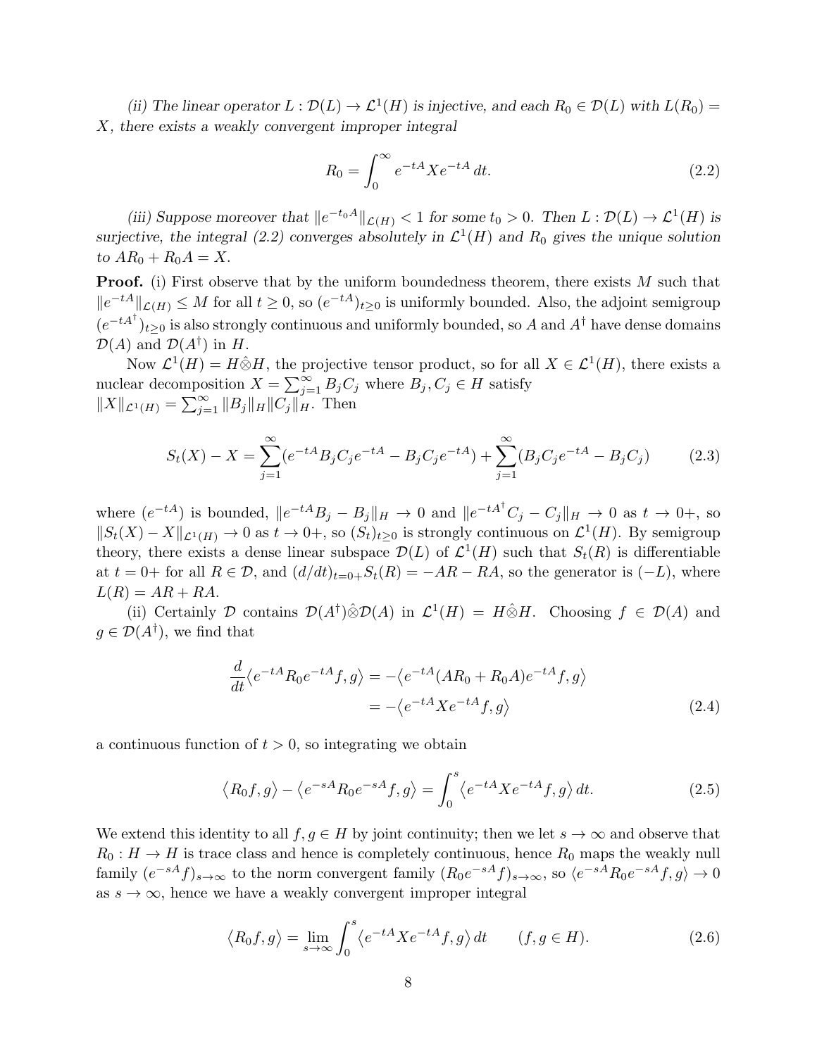*(ii) The linear operator $L : \mathcal{D}(L) \to \mathcal{L}^1(H)$ is injective, and each $R_0 \in \mathcal{D}(L)$ with $L(R_0) = X$, there exists a weakly convergent improper integral*

$$R_0 = \int_0^\infty e^{-tA} X e^{-tA}\, dt. \tag{2.2}$$

*(iii) Suppose moreover that $\|e^{-t_0 A}\|_{\mathcal{L}(H)} < 1$ for some $t_0 > 0$. Then $L : \mathcal{D}(L) \to \mathcal{L}^1(H)$ is surjective, the integral (2.2) converges absolutely in $\mathcal{L}^1(H)$ and $R_0$ gives the unique solution to $AR_0 + R_0 A = X$.*

**Proof.** (i) First observe that by the uniform boundedness theorem, there exists $M$ such that $\|e^{-tA}\|_{\mathcal{L}(H)} \leq M$ for all $t \geq 0$, so $(e^{-tA})_{t\geq 0}$ is uniformly bounded. Also, the adjoint semigroup $(e^{-tA^\dagger})_{t\geq 0}$ is also strongly continuous and uniformly bounded, so $A$ and $A^\dagger$ have dense domains $\mathcal{D}(A)$ and $\mathcal{D}(A^\dagger)$ in $H$.

Now $\mathcal{L}^1(H) = H\hat{\otimes}H$, the projective tensor product, so for all $X \in \mathcal{L}^1(H)$, there exists a nuclear decomposition $X = \sum_{j=1}^\infty B_j C_j$ where $B_j, C_j \in H$ satisfy $\|X\|_{\mathcal{L}^1(H)} = \sum_{j=1}^\infty \|B_j\|_H \|C_j\|_H$. Then

$$S_t(X) - X = \sum_{j=1}^\infty (e^{-tA} B_j C_j e^{-tA} - B_j C_j e^{-tA}) + \sum_{j=1}^\infty (B_j C_j e^{-tA} - B_j C_j) \tag{2.3}$$

where $(e^{-tA})$ is bounded, $\|e^{-tA} B_j - B_j\|_H \to 0$ and $\|e^{-tA^\dagger} C_j - C_j\|_H \to 0$ as $t \to 0+$, so $\|S_t(X) - X\|_{\mathcal{L}^1(H)} \to 0$ as $t \to 0+$, so $(S_t)_{t\geq 0}$ is strongly continuous on $\mathcal{L}^1(H)$. By semigroup theory, there exists a dense linear subspace $\mathcal{D}(L)$ of $\mathcal{L}^1(H)$ such that $S_t(R)$ is differentiable at $t = 0+$ for all $R \in \mathcal{D}$, and $(d/dt)_{t=0+} S_t(R) = -AR - RA$, so the generator is $(-L)$, where $L(R) = AR + RA$.

(ii) Certainly $\mathcal{D}$ contains $\mathcal{D}(A^\dagger)\hat{\otimes}\mathcal{D}(A)$ in $\mathcal{L}^1(H) = H\hat{\otimes}H$. Choosing $f \in \mathcal{D}(A)$ and $g \in \mathcal{D}(A^\dagger)$, we find that

$$\begin{aligned}\frac{d}{dt}\langle e^{-tA} R_0 e^{-tA} f, g\rangle &= -\langle e^{-tA}(AR_0 + R_0 A) e^{-tA} f, g\rangle \\ &= -\langle e^{-tA} X e^{-tA} f, g\rangle \end{aligned} \tag{2.4}$$

a continuous function of $t > 0$, so integrating we obtain

$$\langle R_0 f, g\rangle - \langle e^{-sA} R_0 e^{-sA} f, g\rangle = \int_0^s \langle e^{-tA} X e^{-tA} f, g\rangle\, dt. \tag{2.5}$$

We extend this identity to all $f, g \in H$ by joint continuity; then we let $s \to \infty$ and observe that $R_0 : H \to H$ is trace class and hence is completely continuous, hence $R_0$ maps the weakly null family $(e^{-sA} f)_{s\to\infty}$ to the norm convergent family $(R_0 e^{-sA} f)_{s\to\infty}$, so $\langle e^{-sA} R_0 e^{-sA} f, g\rangle \to 0$ as $s \to \infty$, hence we have a weakly convergent improper integral

$$\langle R_0 f, g\rangle = \lim_{s\to\infty} \int_0^s \langle e^{-tA} X e^{-tA} f, g\rangle\, dt \qquad (f, g \in H). \tag{2.6}$$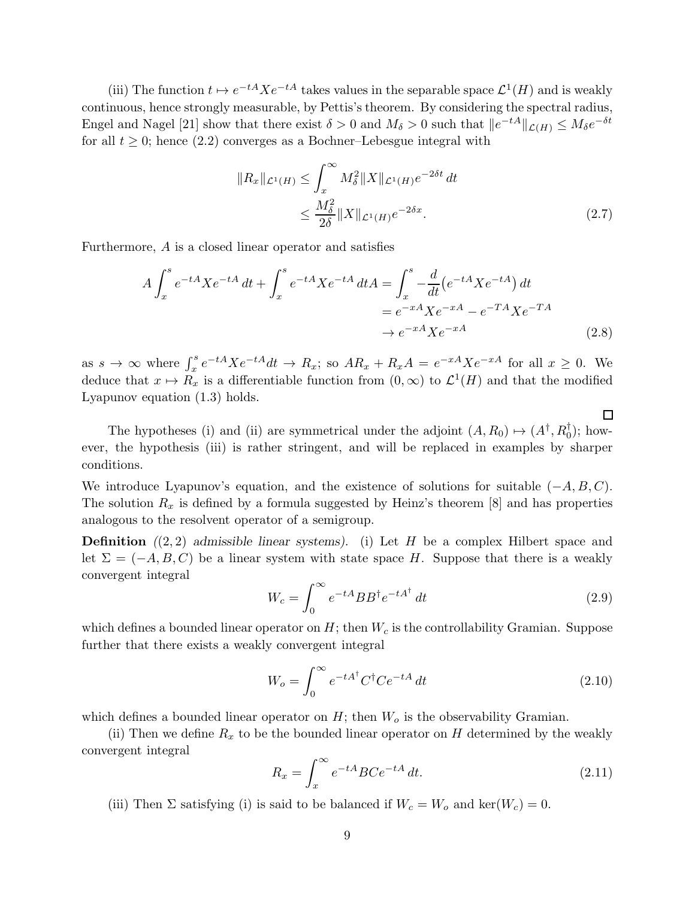(iii) The function $t \mapsto e^{-tA}Xe^{-tA}$ takes values in the separable space $\mathcal{L}^1(H)$ and is weakly continuous, hence strongly measurable, by Pettis's theorem. By considering the spectral radius, Engel and Nagel [21] show that there exist $\delta > 0$ and $M_\delta > 0$ such that $\|e^{-tA}\|_{\mathcal{L}(H)} \leq M_\delta e^{-\delta t}$ for all $t \geq 0$; hence (2.2) converges as a Bochner–Lebesgue integral with

$$\begin{aligned}\|R_x\|_{\mathcal{L}^1(H)} &\leq \int_x^\infty M_\delta^2 \|X\|_{\mathcal{L}^1(H)} e^{-2\delta t}\, dt \\ &\leq \frac{M_\delta^2}{2\delta} \|X\|_{\mathcal{L}^1(H)} e^{-2\delta x}. \end{aligned} \tag{2.7}$$

Furthermore, $A$ is a closed linear operator and satisfies

$$\begin{aligned} A\int_x^s e^{-tA}Xe^{-tA}\, dt + \int_x^s e^{-tA}Xe^{-tA}\, dt A &= \int_x^s -\frac{d}{dt}\big(e^{-tA}Xe^{-tA}\big)\, dt \\ &= e^{-xA}Xe^{-xA} - e^{-TA}Xe^{-TA} \\ &\to e^{-xA}Xe^{-xA} \end{aligned} \tag{2.8}$$

as $s \to \infty$ where $\int_x^s e^{-tA}Xe^{-tA}dt \to R_x$; so $AR_x + R_xA = e^{-xA}Xe^{-xA}$ for all $x \geq 0$. We deduce that $x \mapsto R_x$ is a differentiable function from $(0, \infty)$ to $\mathcal{L}^1(H)$ and that the modified Lyapunov equation (1.3) holds.

□

The hypotheses (i) and (ii) are symmetrical under the adjoint $(A, R_0) \mapsto (A^\dagger, R_0^\dagger)$; however, the hypothesis (iii) is rather stringent, and will be replaced in examples by sharper conditions.

We introduce Lyapunov's equation, and the existence of solutions for suitable $(-A, B, C)$. The solution $R_x$ is defined by a formula suggested by Heinz's theorem [8] and has properties analogous to the resolvent operator of a semigroup.

**Definition** *((2, 2) admissible linear systems).* (i) Let $H$ be a complex Hilbert space and let $\Sigma = (-A, B, C)$ be a linear system with state space $H$. Suppose that there is a weakly convergent integral

$$W_c = \int_0^\infty e^{-tA}BB^\dagger e^{-tA^\dagger}\, dt \tag{2.9}$$

which defines a bounded linear operator on $H$; then $W_c$ is the controllability Gramian. Suppose further that there exists a weakly convergent integral

$$W_o = \int_0^\infty e^{-tA^\dagger}C^\dagger Ce^{-tA}\, dt \tag{2.10}$$

which defines a bounded linear operator on $H$; then $W_o$ is the observability Gramian.

(ii) Then we define $R_x$ to be the bounded linear operator on $H$ determined by the weakly convergent integral

$$R_x = \int_x^\infty e^{-tA}BCe^{-tA}\, dt. \tag{2.11}$$

(iii) Then $\Sigma$ satisfying (i) is said to be balanced if $W_c = W_o$ and $\ker(W_c) = 0$.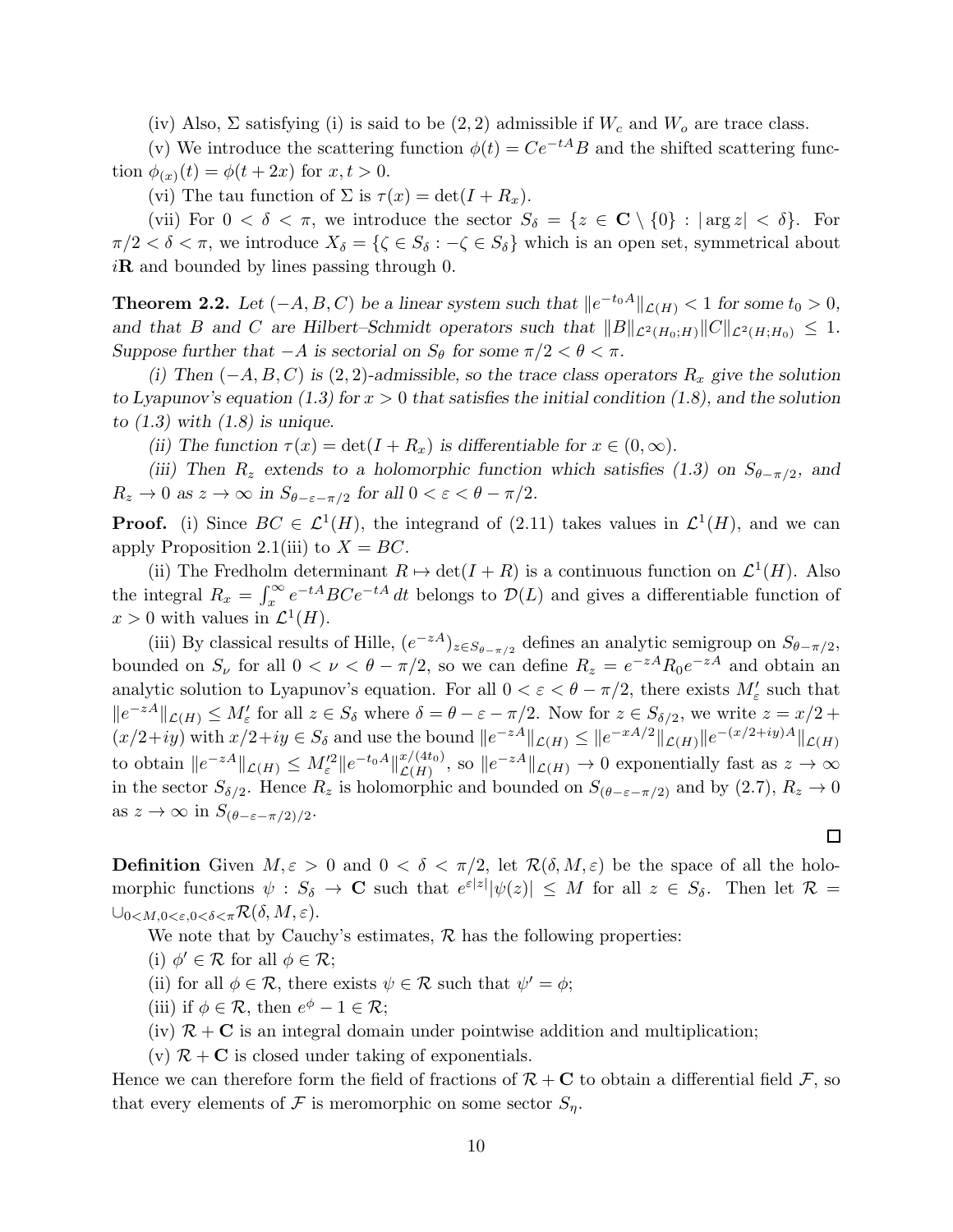(iv) Also, $\Sigma$ satisfying (i) is said to be $(2,2)$ admissible if $W_c$ and $W_o$ are trace class.

(v) We introduce the scattering function $\phi(t) = Ce^{-tA}B$ and the shifted scattering function $\phi_{(x)}(t) = \phi(t+2x)$ for $x, t > 0$.

(vi) The tau function of $\Sigma$ is $\tau(x) = \det(I + R_x)$.

(vii) For $0 < \delta < \pi$, we introduce the sector $S_\delta = \{z \in \mathbf{C} \setminus \{0\} : |\arg z| < \delta\}$. For $\pi/2 < \delta < \pi$, we introduce $X_\delta = \{\zeta \in S_\delta : -\zeta \in S_\delta\}$ which is an open set, symmetrical about $i\mathbf{R}$ and bounded by lines passing through 0.

**Theorem 2.2.** *Let $(-A, B, C)$ be a linear system such that $\|e^{-t_0 A}\|_{\mathcal{L}(H)} < 1$ for some $t_0 > 0$, and that $B$ and $C$ are Hilbert–Schmidt operators such that $\|B\|_{\mathcal{L}^2(H_0;H)}\|C\|_{\mathcal{L}^2(H;H_0)} \leq 1$. Suppose further that $-A$ is sectorial on $S_\theta$ for some $\pi/2 < \theta < \pi$.*

*(i) Then $(-A, B, C)$ is $(2,2)$-admissible, so the trace class operators $R_x$ give the solution to Lyapunov's equation (1.3) for $x > 0$ that satisfies the initial condition (1.8), and the solution to (1.3) with (1.8) is unique.*

*(ii) The function $\tau(x) = \det(I + R_x)$ is differentiable for $x \in (0, \infty)$.*

*(iii) Then $R_z$ extends to a holomorphic function which satisfies (1.3) on $S_{\theta-\pi/2}$, and $R_z \to 0$ as $z \to \infty$ in $S_{\theta-\varepsilon-\pi/2}$ for all $0 < \varepsilon < \theta - \pi/2$.*

**Proof.** (i) Since $BC \in \mathcal{L}^1(H)$, the integrand of (2.11) takes values in $\mathcal{L}^1(H)$, and we can apply Proposition 2.1(iii) to $X = BC$.

(ii) The Fredholm determinant $R \mapsto \det(I + R)$ is a continuous function on $\mathcal{L}^1(H)$. Also the integral $R_x = \int_x^\infty e^{-tA}BCe^{-tA}\,dt$ belongs to $\mathcal{D}(L)$ and gives a differentiable function of $x > 0$ with values in $\mathcal{L}^1(H)$.

(iii) By classical results of Hille, $(e^{-zA})_{z\in S_{\theta-\pi/2}}$ defines an analytic semigroup on $S_{\theta-\pi/2}$, bounded on $S_\nu$ for all $0 < \nu < \theta - \pi/2$, so we can define $R_z = e^{-zA}R_0e^{-zA}$ and obtain an analytic solution to Lyapunov's equation. For all $0 < \varepsilon < \theta - \pi/2$, there exists $M'_\varepsilon$ such that $\|e^{-zA}\|_{\mathcal{L}(H)} \leq M'_\varepsilon$ for all $z \in S_\delta$ where $\delta = \theta - \varepsilon - \pi/2$. Now for $z \in S_{\delta/2}$, we write $z = x/2 + (x/2 + iy)$ with $x/2 + iy \in S_\delta$ and use the bound $\|e^{-zA}\|_{\mathcal{L}(H)} \leq \|e^{-xA/2}\|_{\mathcal{L}(H)}\|e^{-(x/2+iy)A}\|_{\mathcal{L}(H)}$ to obtain $\|e^{-zA}\|_{\mathcal{L}(H)} \leq M'^2_\varepsilon\|e^{-t_0A}\|^{x/(4t_0)}_{\mathcal{L}(H)}$, so $\|e^{-zA}\|_{\mathcal{L}(H)} \to 0$ exponentially fast as $z \to \infty$ in the sector $S_{\delta/2}$. Hence $R_z$ is holomorphic and bounded on $S_{(\theta-\varepsilon-\pi/2)}$ and by (2.7), $R_z \to 0$ as $z \to \infty$ in $S_{(\theta-\varepsilon-\pi/2)/2}$.

□

**Definition** Given $M, \varepsilon > 0$ and $0 < \delta < \pi/2$, let $\mathcal{R}(\delta, M, \varepsilon)$ be the space of all the holomorphic functions $\psi : S_\delta \to \mathbf{C}$ such that $e^{\varepsilon|z|}|\psi(z)| \leq M$ for all $z \in S_\delta$. Then let $\mathcal{R} = \cup_{0<M, 0<\varepsilon, 0<\delta<\pi}\mathcal{R}(\delta, M, \varepsilon)$.

We note that by Cauchy's estimates, $\mathcal{R}$ has the following properties:

(i) $\phi' \in \mathcal{R}$ for all $\phi \in \mathcal{R}$;

(ii) for all $\phi \in \mathcal{R}$, there exists $\psi \in \mathcal{R}$ such that $\psi' = \phi$;

(iii) if $\phi \in \mathcal{R}$, then $e^\phi - 1 \in \mathcal{R}$;

(iv) $\mathcal{R} + \mathbf{C}$ is an integral domain under pointwise addition and multiplication;

(v) $\mathcal{R} + \mathbf{C}$ is closed under taking of exponentials.

Hence we can therefore form the field of fractions of $\mathcal{R} + \mathbf{C}$ to obtain a differential field $\mathcal{F}$, so that every elements of $\mathcal{F}$ is meromorphic on some sector $S_\eta$.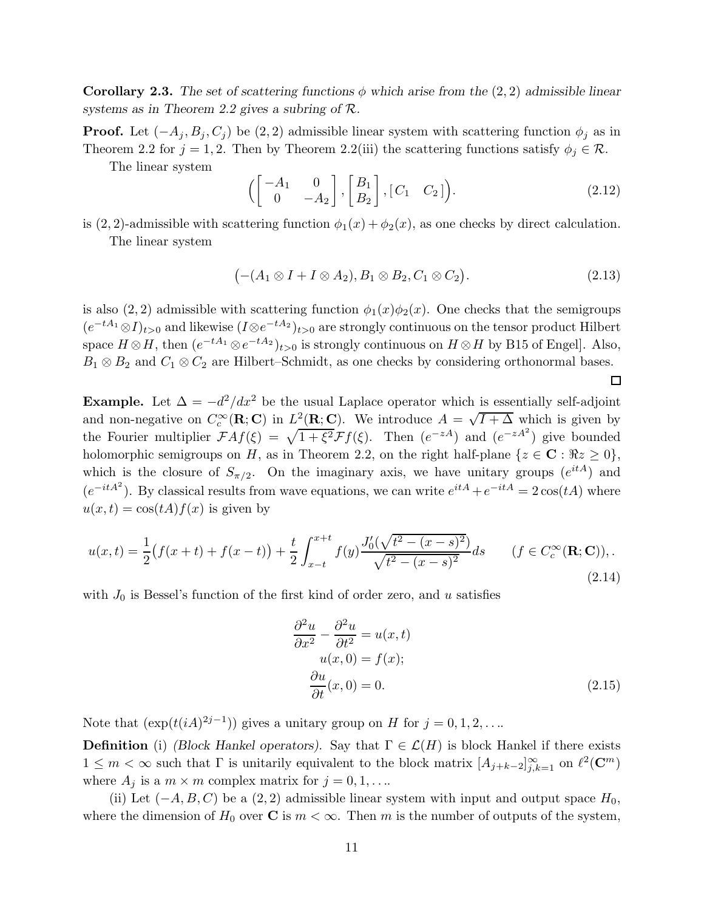**Corollary 2.3.** *The set of scattering functions $\phi$ which arise from the $(2,2)$ admissible linear systems as in Theorem 2.2 gives a subring of $\mathcal{R}$.*

**Proof.** Let $(-A_j, B_j, C_j)$ be $(2,2)$ admissible linear system with scattering function $\phi_j$ as in Theorem 2.2 for $j = 1, 2$. Then by Theorem 2.2(iii) the scattering functions satisfy $\phi_j \in \mathcal{R}$.

The linear system

$$\Bigl( \begin{bmatrix} -A_1 & 0 \\ 0 & -A_2 \end{bmatrix}, \begin{bmatrix} B_1 \\ B_2 \end{bmatrix}, \begin{bmatrix} C_1 & C_2 \end{bmatrix} \Bigr). \tag{2.12}$$

is $(2,2)$-admissible with scattering function $\phi_1(x) + \phi_2(x)$, as one checks by direct calculation.

The linear system

$$\bigl( -(A_1 \otimes I + I \otimes A_2), B_1 \otimes B_2, C_1 \otimes C_2 \bigr). \tag{2.13}$$

is also $(2,2)$ admissible with scattering function $\phi_1(x)\phi_2(x)$. One checks that the semigroups $(e^{-tA_1} \otimes I)_{t>0}$ and likewise $(I \otimes e^{-tA_2})_{t>0}$ are strongly continuous on the tensor product Hilbert space $H \otimes H$, then $(e^{-tA_1} \otimes e^{-tA_2})_{t>0}$ is strongly continuous on $H \otimes H$ by B15 of Engel]. Also, $B_1 \otimes B_2$ and $C_1 \otimes C_2$ are Hilbert–Schmidt, as one checks by considering orthonormal bases. □

**Example.** Let $\Delta = -d^2/dx^2$ be the usual Laplace operator which is essentially self-adjoint and non-negative on $C_c^\infty(\mathbf{R}; \mathbf{C})$ in $L^2(\mathbf{R}; \mathbf{C})$. We introduce $A = \sqrt{I + \Delta}$ which is given by the Fourier multiplier $\mathcal{F}Af(\xi) = \sqrt{1 + \xi^2}\mathcal{F}f(\xi)$. Then $(e^{-zA})$ and $(e^{-zA^2})$ give bounded holomorphic semigroups on $H$, as in Theorem 2.2, on the right half-plane $\{z \in \mathbf{C} : \Re z \geq 0\}$, which is the closure of $S_{\pi/2}$. On the imaginary axis, we have unitary groups $(e^{itA})$ and $(e^{-itA^2})$. By classical results from wave equations, we can write $e^{itA} + e^{-itA} = 2\cos(tA)$ where $u(x,t) = \cos(tA)f(x)$ is given by

$$u(x,t) = \frac{1}{2}\bigl(f(x+t) + f(x-t)\bigr) + \frac{t}{2} \int_{x-t}^{x+t} f(y) \frac{J_0'(\sqrt{t^2 - (x-s)^2})}{\sqrt{t^2 - (x-s)^2}} ds \qquad (f \in C_c^\infty(\mathbf{R}; \mathbf{C})),. \tag{2.14}$$

with $J_0$ is Bessel's function of the first kind of order zero, and $u$ satisfies

$$\begin{aligned} \frac{\partial^2 u}{\partial x^2} - \frac{\partial^2 u}{\partial t^2} &= u(x,t) \\ u(x,0) &= f(x); \\ \frac{\partial u}{\partial t}(x,0) &= 0. \end{aligned} \tag{2.15}$$

Note that $(\exp(t(iA)^{2j-1}))$ gives a unitary group on $H$ for $j = 0, 1, 2, \ldots$.

**Definition** (i) *(Block Hankel operators).* Say that $\Gamma \in \mathcal{L}(H)$ is block Hankel if there exists $1 \leq m < \infty$ such that $\Gamma$ is unitarily equivalent to the block matrix $[A_{j+k-2}]_{j,k=1}^\infty$ on $\ell^2(\mathbf{C}^m)$ where $A_j$ is a $m \times m$ complex matrix for $j = 0, 1, \ldots$.

(ii) Let $(-A, B, C)$ be a $(2,2)$ admissible linear system with input and output space $H_0$, where the dimension of $H_0$ over $\mathbf{C}$ is $m < \infty$. Then $m$ is the number of outputs of the system,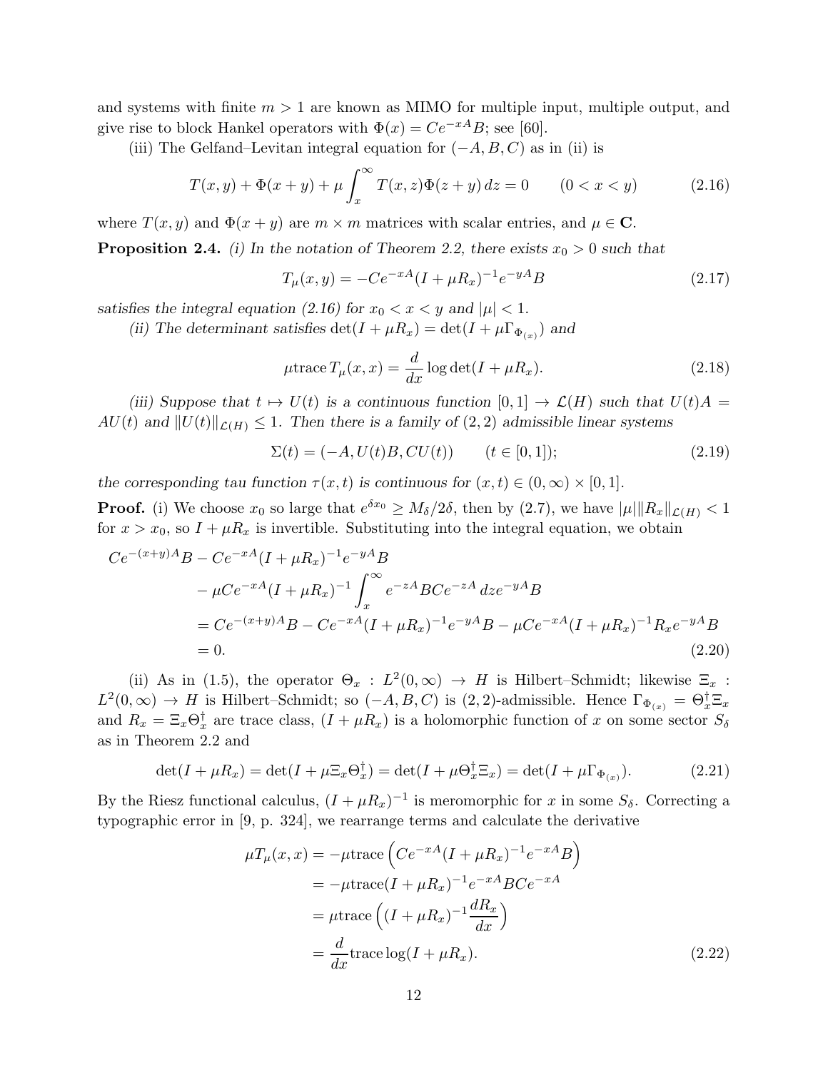and systems with finite $m > 1$ are known as MIMO for multiple input, multiple output, and give rise to block Hankel operators with $\Phi(x) = Ce^{-xA}B$; see [60].

(iii) The Gelfand–Levitan integral equation for $(-A, B, C)$ as in (ii) is

$$T(x, y) + \Phi(x + y) + \mu \int_x^\infty T(x, z)\Phi(z + y)\, dz = 0 \qquad (0 < x < y) \tag{2.16}$$

where $T(x, y)$ and $\Phi(x + y)$ are $m \times m$ matrices with scalar entries, and $\mu \in \mathbf{C}$.

**Proposition 2.4.** *(i) In the notation of Theorem 2.2, there exists $x_0 > 0$ such that*

$$T_\mu(x, y) = -Ce^{-xA}(I + \mu R_x)^{-1}e^{-yA}B \tag{2.17}$$

*satisfies the integral equation (2.16) for $x_0 < x < y$ and $|\mu| < 1$.*

*(ii) The determinant satisfies $\det(I + \mu R_x) = \det(I + \mu \Gamma_{\Phi_{(x)}})$ and*

$$\mu \mathrm{trace}\, T_\mu(x, x) = \frac{d}{dx} \log \det(I + \mu R_x). \tag{2.18}$$

*(iii) Suppose that $t \mapsto U(t)$ is a continuous function $[0, 1] \to \mathcal{L}(H)$ such that $U(t)A = AU(t)$ and $\|U(t)\|_{\mathcal{L}(H)} \le 1$. Then there is a family of $(2, 2)$ admissible linear systems*

$$\Sigma(t) = (-A, U(t)B, CU(t)) \qquad (t \in [0, 1]); \tag{2.19}$$

*the corresponding tau function $\tau(x, t)$ is continuous for $(x, t) \in (0, \infty) \times [0, 1]$.*

**Proof.** (i) We choose $x_0$ so large that $e^{\delta x_0} \ge M_\delta / 2\delta$, then by (2.7), we have $|\mu| \|R_x\|_{\mathcal{L}(H)} < 1$ for $x > x_0$, so $I + \mu R_x$ is invertible. Substituting into the integral equation, we obtain

$$\begin{aligned}
Ce^{-(x+y)A}B &- Ce^{-xA}(I + \mu R_x)^{-1}e^{-yA}B \\
&- \mu Ce^{-xA}(I + \mu R_x)^{-1} \int_x^\infty e^{-zA}BCe^{-zA}\, dz e^{-yA}B \\
&= Ce^{-(x+y)A}B - Ce^{-xA}(I + \mu R_x)^{-1}e^{-yA}B - \mu Ce^{-xA}(I + \mu R_x)^{-1}R_x e^{-yA}B \\
&= 0.
\end{aligned} \tag{2.20}$$

(ii) As in (1.5), the operator $\Theta_x : L^2(0, \infty) \to H$ is Hilbert–Schmidt; likewise $\Xi_x : L^2(0, \infty) \to H$ is Hilbert–Schmidt; so $(-A, B, C)$ is $(2, 2)$-admissible. Hence $\Gamma_{\Phi_{(x)}} = \Theta_x^\dagger \Xi_x$ and $R_x = \Xi_x \Theta_x^\dagger$ are trace class, $(I + \mu R_x)$ is a holomorphic function of $x$ on some sector $S_\delta$ as in Theorem 2.2 and

$$\det(I + \mu R_x) = \det(I + \mu \Xi_x \Theta_x^\dagger) = \det(I + \mu \Theta_x^\dagger \Xi_x) = \det(I + \mu \Gamma_{\Phi_{(x)}}). \tag{2.21}$$

By the Riesz functional calculus, $(I + \mu R_x)^{-1}$ is meromorphic for $x$ in some $S_\delta$. Correcting a typographic error in [9, p. 324], we rearrange terms and calculate the derivative

$$\begin{aligned}
\mu T_\mu(x, x) &= -\mu \mathrm{trace}\left(Ce^{-xA}(I + \mu R_x)^{-1}e^{-xA}B\right) \\
&= -\mu \mathrm{trace}(I + \mu R_x)^{-1}e^{-xA}BCe^{-xA} \\
&= \mu \mathrm{trace}\left((I + \mu R_x)^{-1}\frac{dR_x}{dx}\right) \\
&= \frac{d}{dx} \mathrm{trace} \log(I + \mu R_x).
\end{aligned} \tag{2.22}$$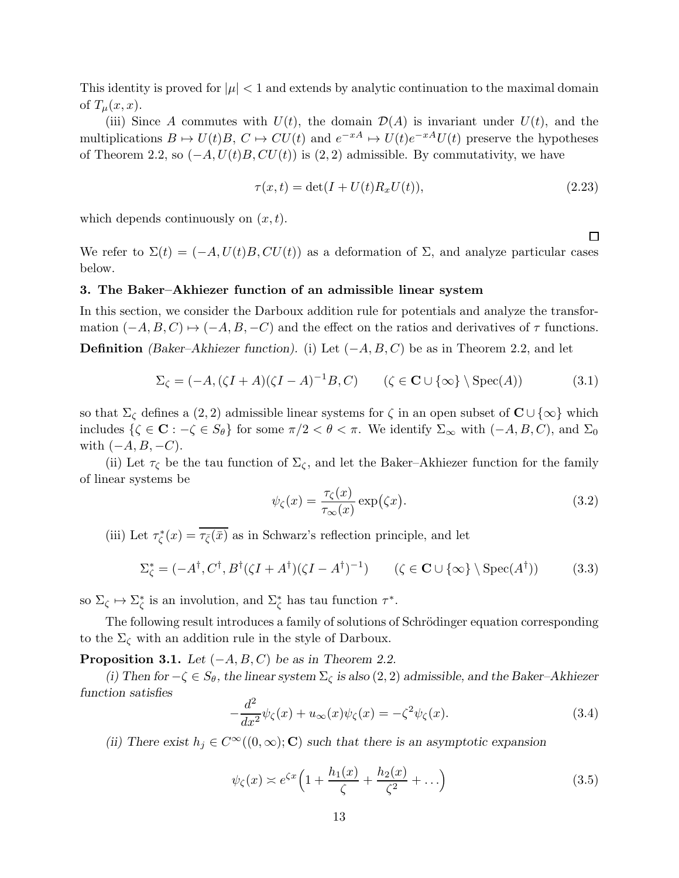This identity is proved for $|\mu| < 1$ and extends by analytic continuation to the maximal domain of $T_\mu(x,x)$.

(iii) Since $A$ commutes with $U(t)$, the domain $\mathcal{D}(A)$ is invariant under $U(t)$, and the multiplications $B \mapsto U(t)B$, $C \mapsto CU(t)$ and $e^{-xA} \mapsto U(t)e^{-xA}U(t)$ preserve the hypotheses of Theorem 2.2, so $(-A, U(t)B, CU(t))$ is $(2,2)$ admissible. By commutativity, we have

$$\tau(x,t) = \det(I + U(t)R_x U(t)), \tag{2.23}$$

which depends continuously on $(x,t)$.

$\square$

We refer to $\Sigma(t) = (-A, U(t)B, CU(t))$ as a deformation of $\Sigma$, and analyze particular cases below.

### 3. The Baker–Akhiezer function of an admissible linear system

In this section, we consider the Darboux addition rule for potentials and analyze the transformation $(-A,B,C) \mapsto (-A,B,-C)$ and the effect on the ratios and derivatives of $\tau$ functions.

**Definition** *(Baker–Akhiezer function).* (i) Let $(-A,B,C)$ be as in Theorem 2.2, and let

$$\Sigma_\zeta = (-A, (\zeta I + A)(\zeta I - A)^{-1}B, C) \qquad (\zeta \in \mathbf{C} \cup \{\infty\} \setminus \mathrm{Spec}(A)) \tag{3.1}$$

so that $\Sigma_\zeta$ defines a $(2,2)$ admissible linear systems for $\zeta$ in an open subset of $\mathbf{C} \cup \{\infty\}$ which includes $\{\zeta \in \mathbf{C} : -\zeta \in S_\theta\}$ for some $\pi/2 < \theta < \pi$. We identify $\Sigma_\infty$ with $(-A,B,C)$, and $\Sigma_0$ with $(-A,B,-C)$.

(ii) Let $\tau_\zeta$ be the tau function of $\Sigma_\zeta$, and let the Baker–Akhiezer function for the family of linear systems be

$$\psi_\zeta(x) = \frac{\tau_\zeta(x)}{\tau_\infty(x)} \exp\bigl(\zeta x\bigr). \tag{3.2}$$

(iii) Let $\tau^*_\zeta(x) = \overline{\tau_{\bar\zeta}(\bar x)}$ as in Schwarz's reflection principle, and let

$$\Sigma^*_\zeta = (-A^\dagger, C^\dagger, B^\dagger(\zeta I + A^\dagger)(\zeta I - A^\dagger)^{-1}) \qquad (\zeta \in \mathbf{C} \cup \{\infty\} \setminus \mathrm{Spec}(A^\dagger)) \tag{3.3}$$

so $\Sigma_\zeta \mapsto \Sigma^*_\zeta$ is an involution, and $\Sigma^*_\zeta$ has tau function $\tau^*$.

The following result introduces a family of solutions of Schrödinger equation corresponding to the $\Sigma_\zeta$ with an addition rule in the style of Darboux.

**Proposition 3.1.** *Let $(-A,B,C)$ be as in Theorem 2.2.*

*(i) Then for $-\zeta \in S_\theta$, the linear system $\Sigma_\zeta$ is also $(2,2)$ admissible, and the Baker–Akhiezer function satisfies*

$$-\frac{d^2}{dx^2}\psi_\zeta(x) + u_\infty(x)\psi_\zeta(x) = -\zeta^2 \psi_\zeta(x). \tag{3.4}$$

*(ii) There exist $h_j \in C^\infty((0,\infty);\mathbf{C})$ such that there is an asymptotic expansion*

$$\psi_\zeta(x) \asymp e^{\zeta x}\Bigl(1 + \frac{h_1(x)}{\zeta} + \frac{h_2(x)}{\zeta^2} + \dots\Bigr) \tag{3.5}$$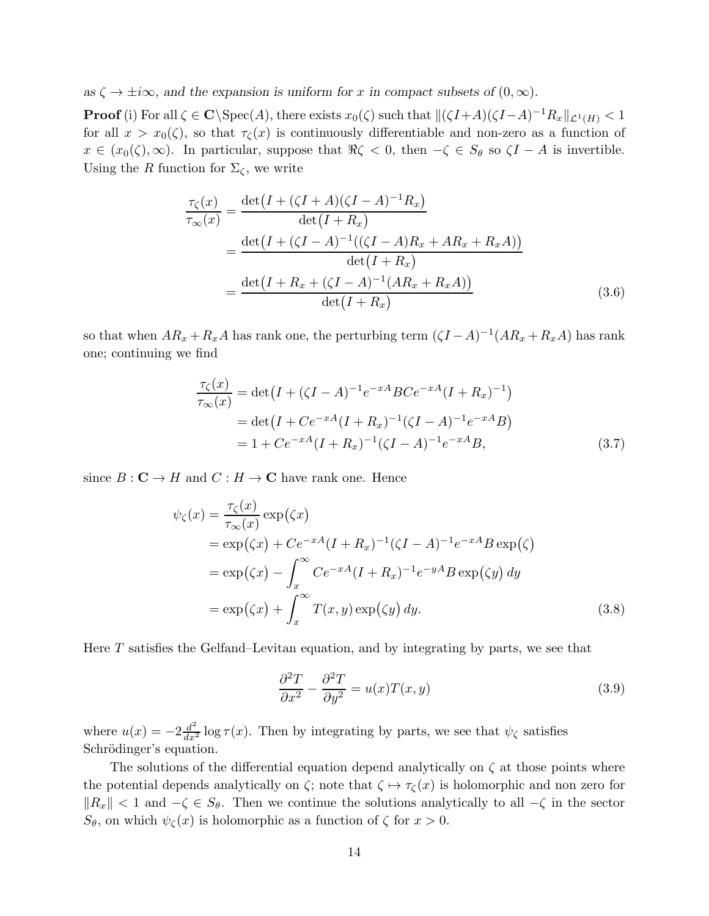*as $\zeta \to \pm i\infty$, and the expansion is uniform for $x$ in compact subsets of $(0, \infty)$.*

**Proof** (i) For all $\zeta \in \mathbf{C}\setminus \mathrm{Spec}(A)$, there exists $x_0(\zeta)$ such that $\|(\zeta I+A)(\zeta I-A)^{-1}R_x\|_{\mathcal{L}^1(H)} < 1$ for all $x > x_0(\zeta)$, so that $\tau_\zeta(x)$ is continuously differentiable and non-zero as a function of $x \in (x_0(\zeta), \infty)$. In particular, suppose that $\Re\zeta < 0$, then $-\zeta \in S_\theta$ so $\zeta I - A$ is invertible. Using the $R$ function for $\Sigma_\zeta$, we write

$$
\begin{aligned}
\frac{\tau_\zeta(x)}{\tau_\infty(x)} &= \frac{\det\big(I + (\zeta I + A)(\zeta I - A)^{-1}R_x\big)}{\det\big(I + R_x\big)} \\
&= \frac{\det\big(I + (\zeta I - A)^{-1}((\zeta I - A)R_x + AR_x + R_xA)\big)}{\det\big(I + R_x\big)} \\
&= \frac{\det\big(I + R_x + (\zeta I - A)^{-1}(AR_x + R_xA)\big)}{\det\big(I + R_x\big)}
\end{aligned}
\tag{3.6}
$$

so that when $AR_x + R_xA$ has rank one, the perturbing term $(\zeta I - A)^{-1}(AR_x + R_xA)$ has rank one; continuing we find

$$
\begin{aligned}
\frac{\tau_\zeta(x)}{\tau_\infty(x)} &= \det\big(I + (\zeta I - A)^{-1}e^{-xA}BCe^{-xA}(I + R_x)^{-1}\big) \\
&= \det\big(I + Ce^{-xA}(I + R_x)^{-1}(\zeta I - A)^{-1}e^{-xA}B\big) \\
&= 1 + Ce^{-xA}(I + R_x)^{-1}(\zeta I - A)^{-1}e^{-xA}B,
\end{aligned}
\tag{3.7}
$$

since $B : \mathbf{C} \to H$ and $C : H \to \mathbf{C}$ have rank one. Hence

$$
\begin{aligned}
\psi_\zeta(x) &= \frac{\tau_\zeta(x)}{\tau_\infty(x)} \exp\big(\zeta x\big) \\
&= \exp\big(\zeta x\big) + Ce^{-xA}(I + R_x)^{-1}(\zeta I - A)^{-1}e^{-xA}B \exp\big(\zeta\big) \\
&= \exp\big(\zeta x\big) - \int_x^\infty Ce^{-xA}(I + R_x)^{-1}e^{-yA}B \exp\big(\zeta y\big)\, dy \\
&= \exp\big(\zeta x\big) + \int_x^\infty T(x, y) \exp\big(\zeta y\big)\, dy.
\end{aligned}
\tag{3.8}
$$

Here $T$ satisfies the Gelfand–Levitan equation, and by integrating by parts, we see that

$$
\frac{\partial^2 T}{\partial x^2} - \frac{\partial^2 T}{\partial y^2} = u(x)T(x, y) \tag{3.9}
$$

where $u(x) = -2\frac{d^2}{dx^2}\log \tau(x)$. Then by integrating by parts, we see that $\psi_\zeta$ satisfies Schrödinger's equation.

The solutions of the differential equation depend analytically on $\zeta$ at those points where the potential depends analytically on $\zeta$; note that $\zeta \mapsto \tau_\zeta(x)$ is holomorphic and non zero for $\|R_x\| < 1$ and $-\zeta \in S_\theta$. Then we continue the solutions analytically to all $-\zeta$ in the sector $S_\theta$, on which $\psi_\zeta(x)$ is holomorphic as a function of $\zeta$ for $x > 0$.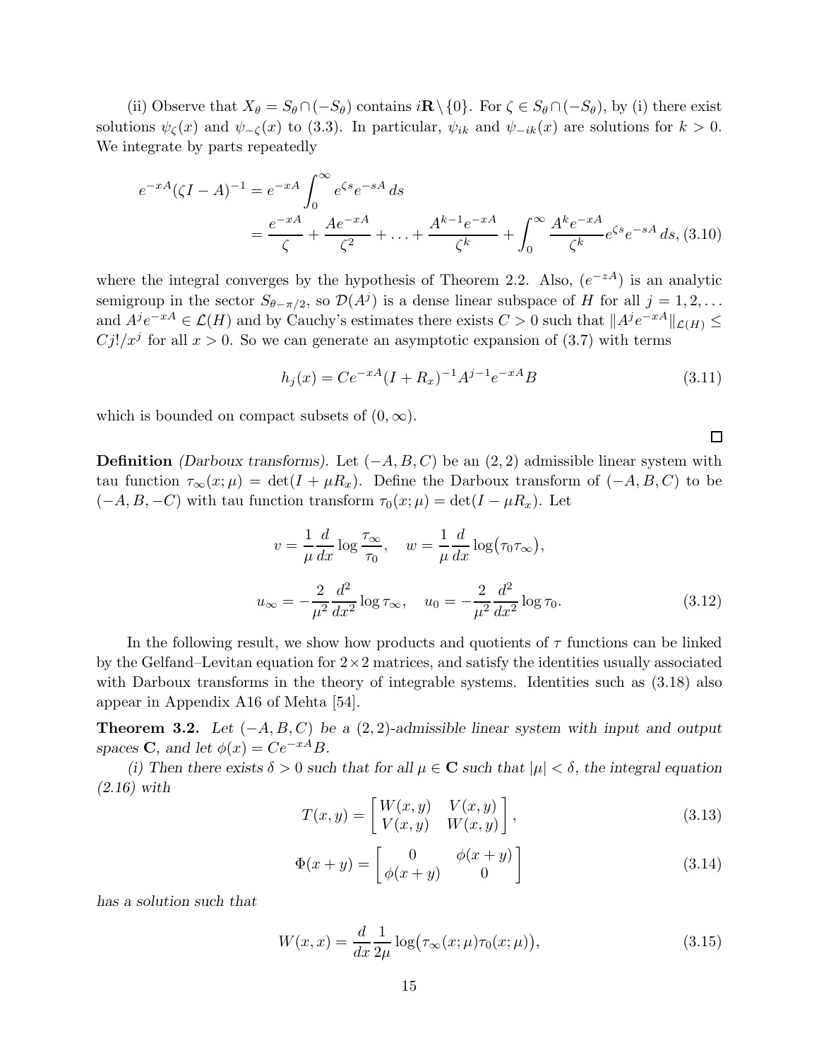(ii) Observe that $X_\theta = S_\theta \cap (-S_\theta)$ contains $i\mathbf{R}\setminus\{0\}$. For $\zeta \in S_\theta \cap (-S_\theta)$, by (i) there exist solutions $\psi_\zeta(x)$ and $\psi_{-\zeta}(x)$ to (3.3). In particular, $\psi_{ik}$ and $\psi_{-ik}(x)$ are solutions for $k > 0$. We integrate by parts repeatedly

$$
\begin{aligned}
e^{-xA}(\zeta I - A)^{-1} &= e^{-xA}\int_0^\infty e^{\zeta s} e^{-sA}\, ds \\
&= \frac{e^{-xA}}{\zeta} + \frac{Ae^{-xA}}{\zeta^2} + \ldots + \frac{A^{k-1}e^{-xA}}{\zeta^k} + \int_0^\infty \frac{A^k e^{-xA}}{\zeta^k} e^{\zeta s} e^{-sA}\, ds, \quad (3.10)
\end{aligned}
$$

where the integral converges by the hypothesis of Theorem 2.2. Also, $(e^{-zA})$ is an analytic semigroup in the sector $S_{\theta-\pi/2}$, so $\mathcal{D}(A^j)$ is a dense linear subspace of $H$ for all $j = 1, 2, \ldots$ and $A^j e^{-xA} \in \mathcal{L}(H)$ and by Cauchy's estimates there exists $C > 0$ such that $\|A^j e^{-xA}\|_{\mathcal{L}(H)} \leq Cj!/x^j$ for all $x > 0$. So we can generate an asymptotic expansion of (3.7) with terms

$$
h_j(x) = Ce^{-xA}(I + R_x)^{-1}A^{j-1}e^{-xA}B \quad (3.11)
$$

which is bounded on compact subsets of $(0, \infty)$.

□

**Definition** *(Darboux transforms).* Let $(-A, B, C)$ be an $(2, 2)$ admissible linear system with tau function $\tau_\infty(x; \mu) = \det(I + \mu R_x)$. Define the Darboux transform of $(-A, B, C)$ to be $(-A, B, -C)$ with tau function transform $\tau_0(x; \mu) = \det(I - \mu R_x)$. Let

$$
v = \frac{1}{\mu}\frac{d}{dx}\log\frac{\tau_\infty}{\tau_0}, \quad w = \frac{1}{\mu}\frac{d}{dx}\log\bigl(\tau_0\tau_\infty\bigr),
$$

$$
u_\infty = -\frac{2}{\mu^2}\frac{d^2}{dx^2}\log\tau_\infty, \quad u_0 = -\frac{2}{\mu^2}\frac{d^2}{dx^2}\log\tau_0. \quad (3.12)
$$

In the following result, we show how products and quotients of $\tau$ functions can be linked by the Gelfand–Levitan equation for $2\times 2$ matrices, and satisfy the identities usually associated with Darboux transforms in the theory of integrable systems. Identities such as (3.18) also appear in Appendix A16 of Mehta [54].

**Theorem 3.2.** *Let $(-A, B, C)$ be a $(2, 2)$-admissible linear system with input and output spaces $\mathbf{C}$, and let $\phi(x) = Ce^{-xA}B$.*

*(i) Then there exists $\delta > 0$ such that for all $\mu \in \mathbf{C}$ such that $|\mu| < \delta$, the integral equation (2.16) with*

$$
T(x, y) = \begin{bmatrix} W(x, y) & V(x, y) \\ V(x, y) & W(x, y) \end{bmatrix}, \quad (3.13)
$$

$$
\Phi(x + y) = \begin{bmatrix} 0 & \phi(x + y) \\ \phi(x + y) & 0 \end{bmatrix} \quad (3.14)
$$

*has a solution such that*

$$
W(x, x) = \frac{d}{dx}\frac{1}{2\mu}\log\bigl(\tau_\infty(x; \mu)\tau_0(x; \mu)\bigr), \quad (3.15)
$$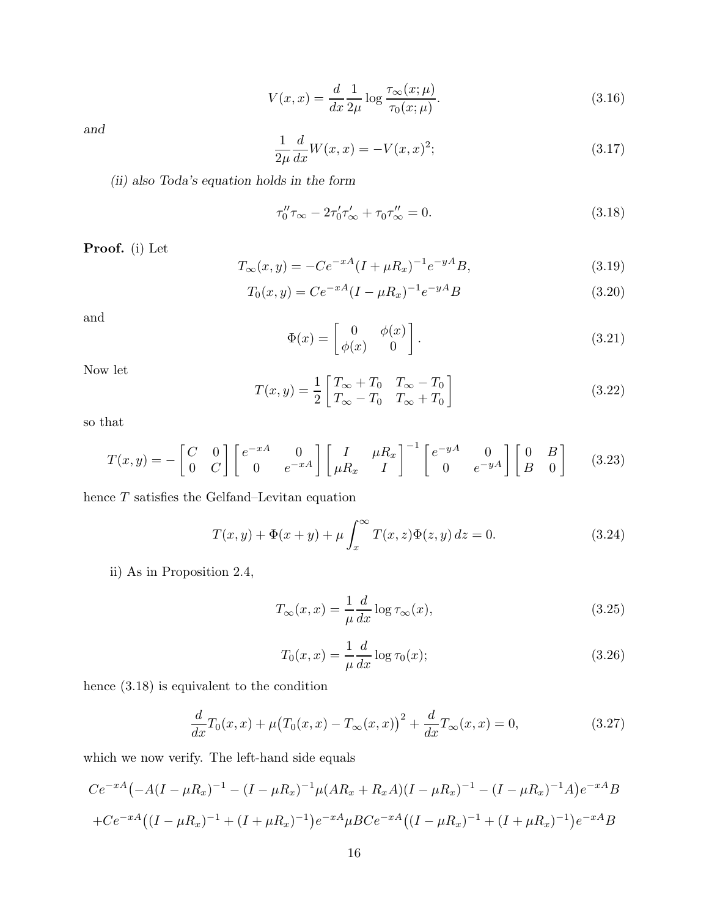$$V(x,x) = \frac{d}{dx}\frac{1}{2\mu}\log\frac{\tau_\infty(x;\mu)}{\tau_0(x;\mu)}. \tag{3.16}$$

*and*

$$\frac{1}{2\mu}\frac{d}{dx}W(x,x) = -V(x,x)^2; \tag{3.17}$$

*(ii) also Toda's equation holds in the form*

$$\tau_0''\tau_\infty - 2\tau_0'\tau_\infty' + \tau_0\tau_\infty'' = 0. \tag{3.18}$$

**Proof.** (i) Let

$$T_\infty(x,y) = -Ce^{-xA}(I+\mu R_x)^{-1}e^{-yA}B, \tag{3.19}$$

$$T_0(x,y) = Ce^{-xA}(I-\mu R_x)^{-1}e^{-yA}B \tag{3.20}$$

and

$$\Phi(x) = \begin{bmatrix} 0 & \phi(x) \\ \phi(x) & 0 \end{bmatrix}. \tag{3.21}$$

Now let

$$T(x,y) = \frac{1}{2}\begin{bmatrix} T_\infty + T_0 & T_\infty - T_0 \\ T_\infty - T_0 & T_\infty + T_0 \end{bmatrix} \tag{3.22}$$

so that

$$T(x,y) = -\begin{bmatrix} C & 0 \\ 0 & C \end{bmatrix}\begin{bmatrix} e^{-xA} & 0 \\ 0 & e^{-xA} \end{bmatrix}\begin{bmatrix} I & \mu R_x \\ \mu R_x & I \end{bmatrix}^{-1}\begin{bmatrix} e^{-yA} & 0 \\ 0 & e^{-yA} \end{bmatrix}\begin{bmatrix} 0 & B \\ B & 0 \end{bmatrix} \tag{3.23}$$

hence $T$ satisfies the Gelfand–Levitan equation

$$T(x,y) + \Phi(x+y) + \mu\int_x^\infty T(x,z)\Phi(z,y)\,dz = 0. \tag{3.24}$$

ii) As in Proposition 2.4,

$$T_\infty(x,x) = \frac{1}{\mu}\frac{d}{dx}\log\tau_\infty(x), \tag{3.25}$$

$$T_0(x,x) = \frac{1}{\mu}\frac{d}{dx}\log\tau_0(x); \tag{3.26}$$

hence (3.18) is equivalent to the condition

$$\frac{d}{dx}T_0(x,x) + \mu\big(T_0(x,x) - T_\infty(x,x)\big)^2 + \frac{d}{dx}T_\infty(x,x) = 0, \tag{3.27}$$

which we now verify. The left-hand side equals

$$Ce^{-xA}\big(-A(I-\mu R_x)^{-1} - (I-\mu R_x)^{-1}\mu(AR_x + R_xA)(I-\mu R_x)^{-1} - (I-\mu R_x)^{-1}A\big)e^{-xA}B$$

$$+Ce^{-xA}\big((I-\mu R_x)^{-1} + (I+\mu R_x)^{-1}\big)e^{-xA}\mu BCe^{-xA}\big((I-\mu R_x)^{-1} + (I+\mu R_x)^{-1}\big)e^{-xA}B$$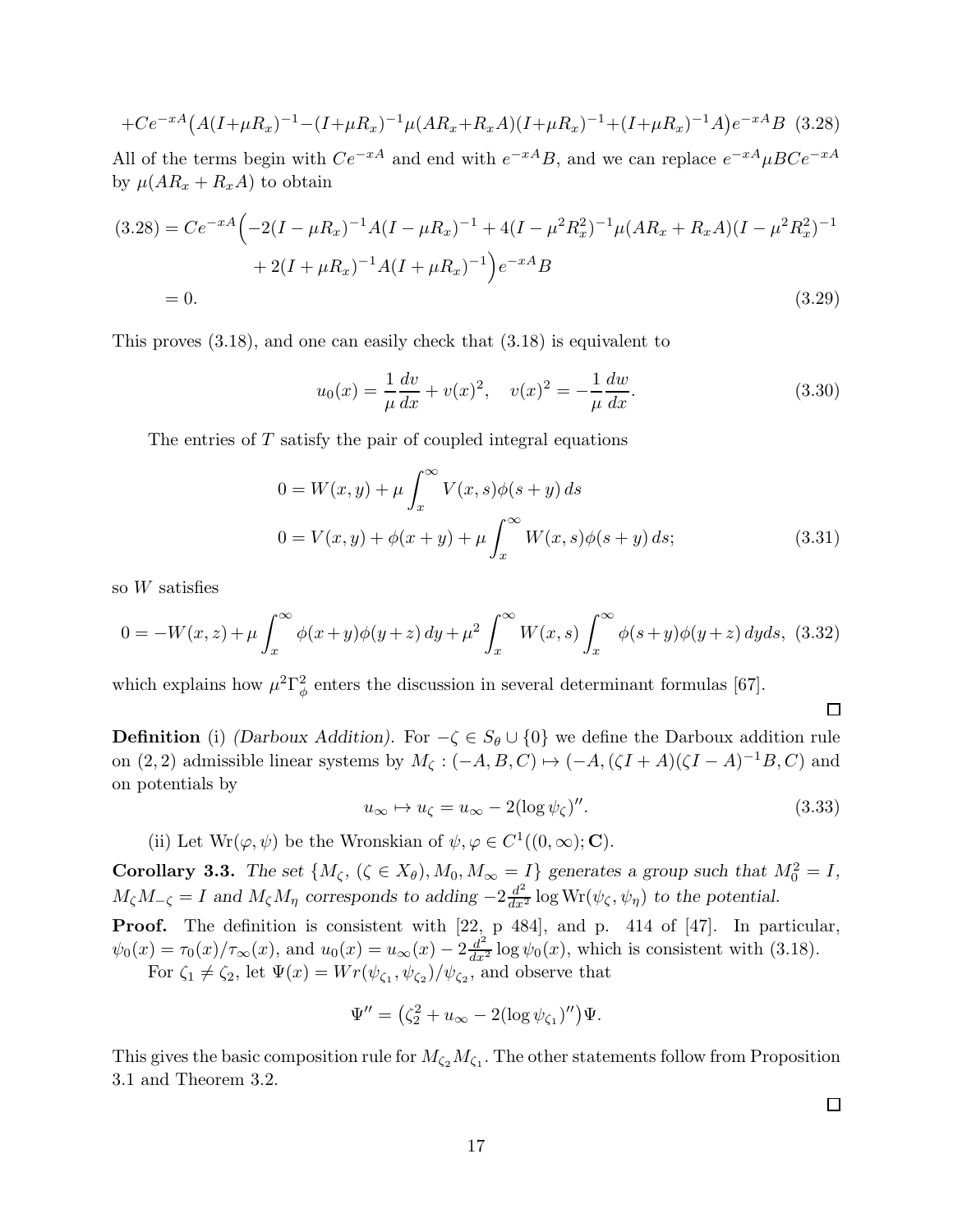$$+Ce^{-xA}\big(A(I+\mu R_x)^{-1}-(I+\mu R_x)^{-1}\mu(AR_x+R_xA)(I+\mu R_x)^{-1}+(I+\mu R_x)^{-1}A\big)e^{-xA}B \quad (3.28)$$

All of the terms begin with $Ce^{-xA}$ and end with $e^{-xA}B$, and we can replace $e^{-xA}\mu BCe^{-xA}$ by $\mu(AR_x + R_xA)$ to obtain

$$
\begin{aligned}
(3.28) = Ce^{-xA}\Big(&-2(I-\mu R_x)^{-1}A(I-\mu R_x)^{-1} + 4(I-\mu^2R_x^2)^{-1}\mu(AR_x+R_xA)(I-\mu^2R_x^2)^{-1} \\
&+ 2(I+\mu R_x)^{-1}A(I+\mu R_x)^{-1}\Big)e^{-xA}B \\
= 0. &
\end{aligned} \tag{3.29}
$$

This proves (3.18), and one can easily check that (3.18) is equivalent to

$$u_0(x) = \frac{1}{\mu}\frac{dv}{dx} + v(x)^2, \quad v(x)^2 = -\frac{1}{\mu}\frac{dw}{dx}. \tag{3.30}$$

The entries of $T$ satisfy the pair of coupled integral equations

$$
\begin{aligned}
0 &= W(x,y) + \mu\int_x^\infty V(x,s)\phi(s+y)\,ds \\
0 &= V(x,y) + \phi(x+y) + \mu\int_x^\infty W(x,s)\phi(s+y)\,ds;
\end{aligned} \tag{3.31}
$$

so $W$ satisfies

$$0 = -W(x,z) + \mu\int_x^\infty \phi(x+y)\phi(y+z)\,dy + \mu^2\int_x^\infty W(x,s)\int_x^\infty \phi(s+y)\phi(y+z)\,dyds, \tag{3.32}$$

which explains how $\mu^2\Gamma_\phi^2$ enters the discussion in several determinant formulas [67].

□

**Definition** (i) *(Darboux Addition).* For $-\zeta \in S_\theta \cup \{0\}$ we define the Darboux addition rule on $(2,2)$ admissible linear systems by $M_\zeta : (-A, B, C) \mapsto (-A, (\zeta I + A)(\zeta I - A)^{-1}B, C)$ and on potentials by

$$u_\infty \mapsto u_\zeta = u_\infty - 2(\log\psi_\zeta)''. \tag{3.33}$$

(ii) Let $\mathrm{Wr}(\varphi, \psi)$ be the Wronskian of $\psi, \varphi \in C^1((0,\infty); \mathbf{C})$.

**Corollary 3.3.** *The set $\{M_\zeta, (\zeta \in X_\theta), M_0, M_\infty = I\}$ generates a group such that $M_0^2 = I$, $M_\zeta M_{-\zeta} = I$ and $M_\zeta M_\eta$ corresponds to adding $-2\frac{d^2}{dx^2}\log\mathrm{Wr}(\psi_\zeta, \psi_\eta)$ to the potential.*

**Proof.** The definition is consistent with [22, p 484], and p. 414 of [47]. In particular, $\psi_0(x) = \tau_0(x)/\tau_\infty(x)$, and $u_0(x) = u_\infty(x) - 2\frac{d^2}{dx^2}\log\psi_0(x)$, which is consistent with (3.18).

For $\zeta_1 \neq \zeta_2$, let $\Psi(x) = Wr(\psi_{\zeta_1}, \psi_{\zeta_2})/\psi_{\zeta_2}$, and observe that

$$\Psi'' = \big(\zeta_2^2 + u_\infty - 2(\log\psi_{\zeta_1})''\big)\Psi.$$

This gives the basic composition rule for $M_{\zeta_2}M_{\zeta_1}$. The other statements follow from Proposition 3.1 and Theorem 3.2.

□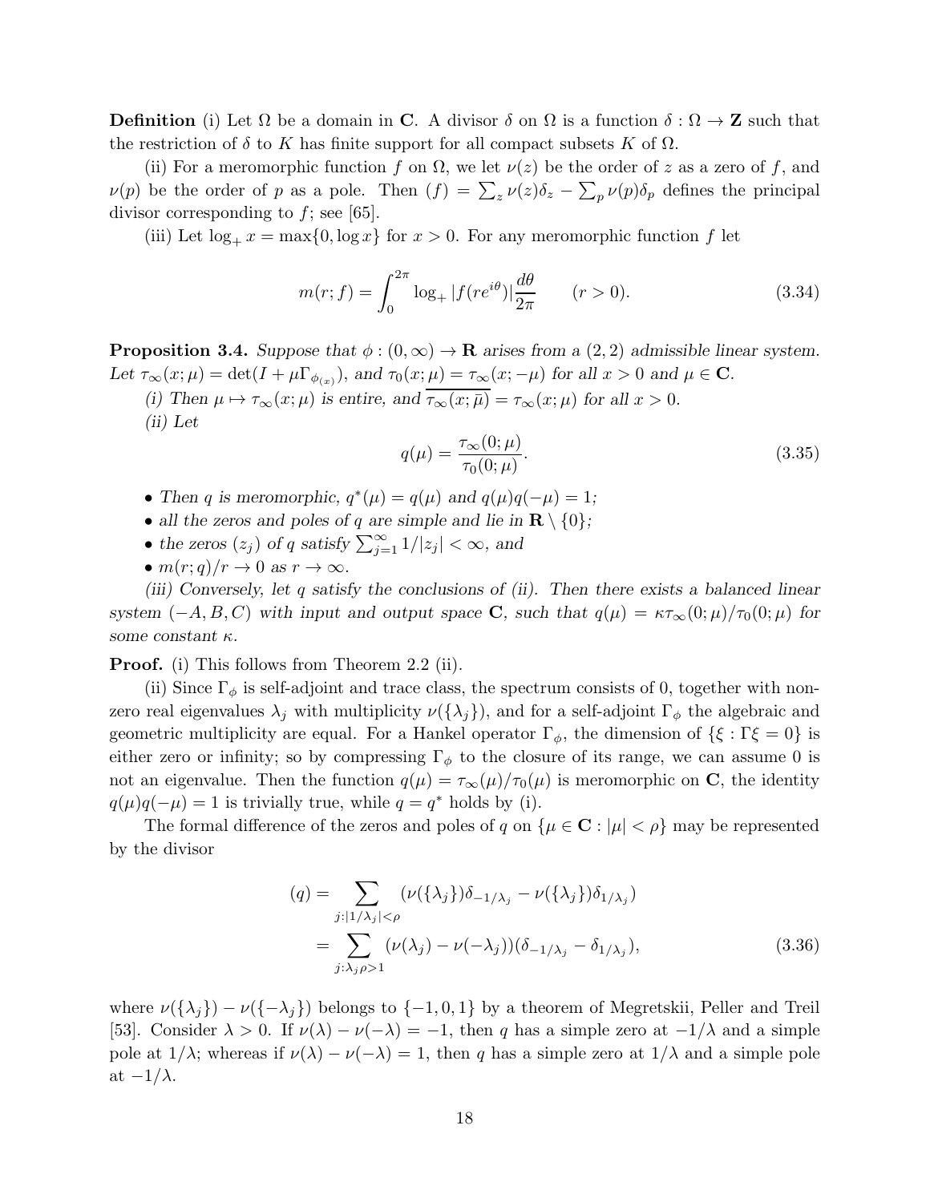**Definition** (i) Let $\Omega$ be a domain in $\mathbf{C}$. A divisor $\delta$ on $\Omega$ is a function $\delta : \Omega \to \mathbf{Z}$ such that the restriction of $\delta$ to $K$ has finite support for all compact subsets $K$ of $\Omega$.

(ii) For a meromorphic function $f$ on $\Omega$, we let $\nu(z)$ be the order of $z$ as a zero of $f$, and $\nu(p)$ be the order of $p$ as a pole. Then $(f) = \sum_z \nu(z)\delta_z - \sum_p \nu(p)\delta_p$ defines the principal divisor corresponding to $f$; see [65].

(iii) Let $\log_+ x = \max\{0, \log x\}$ for $x > 0$. For any meromorphic function $f$ let

$$m(r; f) = \int_0^{2\pi} \log_+ |f(re^{i\theta})| \frac{d\theta}{2\pi} \qquad (r > 0). \tag{3.34}$$

**Proposition 3.4.** *Suppose that $\phi : (0, \infty) \to \mathbf{R}$ arises from a $(2, 2)$ admissible linear system. Let $\tau_\infty(x; \mu) = \det(I + \mu\Gamma_{\phi_{(x)}})$, and $\tau_0(x; \mu) = \tau_\infty(x; -\mu)$ for all $x > 0$ and $\mu \in \mathbf{C}$.*

*(i) Then $\mu \mapsto \tau_\infty(x; \mu)$ is entire, and $\overline{\tau_\infty(x; \bar{\mu})} = \tau_\infty(x; \mu)$ for all $x > 0$.*

*(ii) Let*

$$q(\mu) = \frac{\tau_\infty(0; \mu)}{\tau_0(0; \mu)}. \tag{3.35}$$

- *Then $q$ is meromorphic, $q^*(\mu) = q(\mu)$ and $q(\mu)q(-\mu) = 1$;*
- *all the zeros and poles of $q$ are simple and lie in $\mathbf{R} \setminus \{0\}$;*
- *the zeros $(z_j)$ of $q$ satisfy $\sum_{j=1}^\infty 1/|z_j| < \infty$, and*
- *$m(r; q)/r \to 0$ as $r \to \infty$.*

*(iii) Conversely, let $q$ satisfy the conclusions of (ii). Then there exists a balanced linear system $(-A, B, C)$ with input and output space $\mathbf{C}$, such that $q(\mu) = \kappa\tau_\infty(0; \mu)/\tau_0(0; \mu)$ for some constant $\kappa$.*

**Proof.** (i) This follows from Theorem 2.2 (ii).

(ii) Since $\Gamma_\phi$ is self-adjoint and trace class, the spectrum consists of 0, together with non-zero real eigenvalues $\lambda_j$ with multiplicity $\nu(\{\lambda_j\})$, and for a self-adjoint $\Gamma_\phi$ the algebraic and geometric multiplicity are equal. For a Hankel operator $\Gamma_\phi$, the dimension of $\{\xi : \Gamma\xi = 0\}$ is either zero or infinity; so by compressing $\Gamma_\phi$ to the closure of its range, we can assume 0 is not an eigenvalue. Then the function $q(\mu) = \tau_\infty(\mu)/\tau_0(\mu)$ is meromorphic on $\mathbf{C}$, the identity $q(\mu)q(-\mu) = 1$ is trivially true, while $q = q^*$ holds by (i).

The formal difference of the zeros and poles of $q$ on $\{\mu \in \mathbf{C} : |\mu| < \rho\}$ may be represented by the divisor

$$\begin{aligned}
(q) &= \sum_{j:|1/\lambda_j|<\rho} (\nu(\{\lambda_j\})\delta_{-1/\lambda_j} - \nu(\{\lambda_j\})\delta_{1/\lambda_j}) \\
&= \sum_{j:\lambda_j\rho>1} (\nu(\lambda_j) - \nu(-\lambda_j))(\delta_{-1/\lambda_j} - \delta_{1/\lambda_j}),
\end{aligned} \tag{3.36}$$

where $\nu(\{\lambda_j\}) - \nu(\{-\lambda_j\})$ belongs to $\{-1, 0, 1\}$ by a theorem of Megretskii, Peller and Treil [53]. Consider $\lambda > 0$. If $\nu(\lambda) - \nu(-\lambda) = -1$, then $q$ has a simple zero at $-1/\lambda$ and a simple pole at $1/\lambda$; whereas if $\nu(\lambda) - \nu(-\lambda) = 1$, then $q$ has a simple zero at $1/\lambda$ and a simple pole at $-1/\lambda$.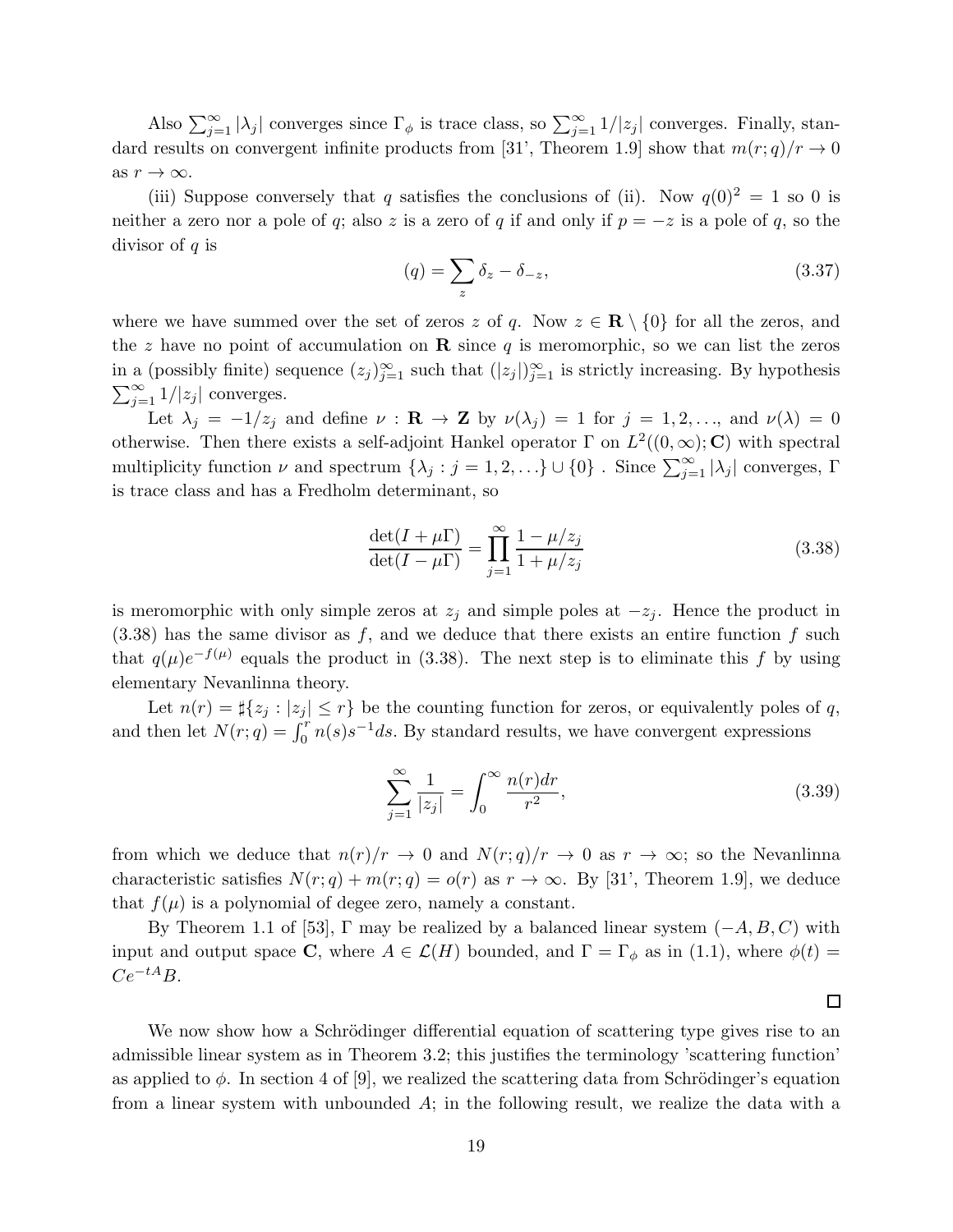Also $\sum_{j=1}^\infty |\lambda_j|$ converges since $\Gamma_\phi$ is trace class, so $\sum_{j=1}^\infty 1/|z_j|$ converges. Finally, standard results on convergent infinite products from [31', Theorem 1.9] show that $m(r;q)/r\to 0$ as $r\to\infty$.

(iii) Suppose conversely that $q$ satisfies the conclusions of (ii). Now $q(0)^2=1$ so 0 is neither a zero nor a pole of $q$; also $z$ is a zero of $q$ if and only if $p=-z$ is a pole of $q$, so the divisor of $q$ is

$$(q)=\sum_z \delta_z-\delta_{-z}, \tag{3.37}$$

where we have summed over the set of zeros $z$ of $q$. Now $z\in \mathbf{R}\setminus\{0\}$ for all the zeros, and the $z$ have no point of accumulation on $\mathbf{R}$ since $q$ is meromorphic, so we can list the zeros in a (possibly finite) sequence $(z_j)_{j=1}^\infty$ such that $(|z_j|)_{j=1}^\infty$ is strictly increasing. By hypothesis $\sum_{j=1}^\infty 1/|z_j|$ converges.

Let $\lambda_j=-1/z_j$ and define $\nu:\mathbf{R}\to\mathbf{Z}$ by $\nu(\lambda_j)=1$ for $j=1,2,\dots$, and $\nu(\lambda)=0$ otherwise. Then there exists a self-adjoint Hankel operator $\Gamma$ on $L^2((0,\infty);\mathbf{C})$ with spectral multiplicity function $\nu$ and spectrum $\{\lambda_j: j=1,2,\dots\}\cup\{0\}$ . Since $\sum_{j=1}^\infty |\lambda_j|$ converges, $\Gamma$ is trace class and has a Fredholm determinant, so

$$\frac{\det(I+\mu\Gamma)}{\det(I-\mu\Gamma)}=\prod_{j=1}^\infty \frac{1-\mu/z_j}{1+\mu/z_j} \tag{3.38}$$

is meromorphic with only simple zeros at $z_j$ and simple poles at $-z_j$. Hence the product in (3.38) has the same divisor as $f$, and we deduce that there exists an entire function $f$ such that $q(\mu)e^{-f(\mu)}$ equals the product in (3.38). The next step is to eliminate this $f$ by using elementary Nevanlinna theory.

Let $n(r)=\sharp\{z_j: |z_j|\leq r\}$ be the counting function for zeros, or equivalently poles of $q$, and then let $N(r;q)=\int_0^r n(s)s^{-1}ds$. By standard results, we have convergent expressions

$$\sum_{j=1}^\infty \frac{1}{|z_j|}=\int_0^\infty \frac{n(r)dr}{r^2}, \tag{3.39}$$

from which we deduce that $n(r)/r\to 0$ and $N(r;q)/r\to 0$ as $r\to\infty$; so the Nevanlinna characteristic satisfies $N(r;q)+m(r;q)=o(r)$ as $r\to\infty$. By [31', Theorem 1.9], we deduce that $f(\mu)$ is a polynomial of degee zero, namely a constant.

By Theorem 1.1 of [53], $\Gamma$ may be realized by a balanced linear system $(-A,B,C)$ with input and output space $\mathbf{C}$, where $A\in\mathcal{L}(H)$ bounded, and $\Gamma=\Gamma_\phi$ as in (1.1), where $\phi(t)=Ce^{-tA}B$.

□

We now show how a Schrödinger differential equation of scattering type gives rise to an admissible linear system as in Theorem 3.2; this justifies the terminology 'scattering function' as applied to $\phi$. In section 4 of [9], we realized the scattering data from Schrödinger's equation from a linear system with unbounded $A$; in the following result, we realize the data with a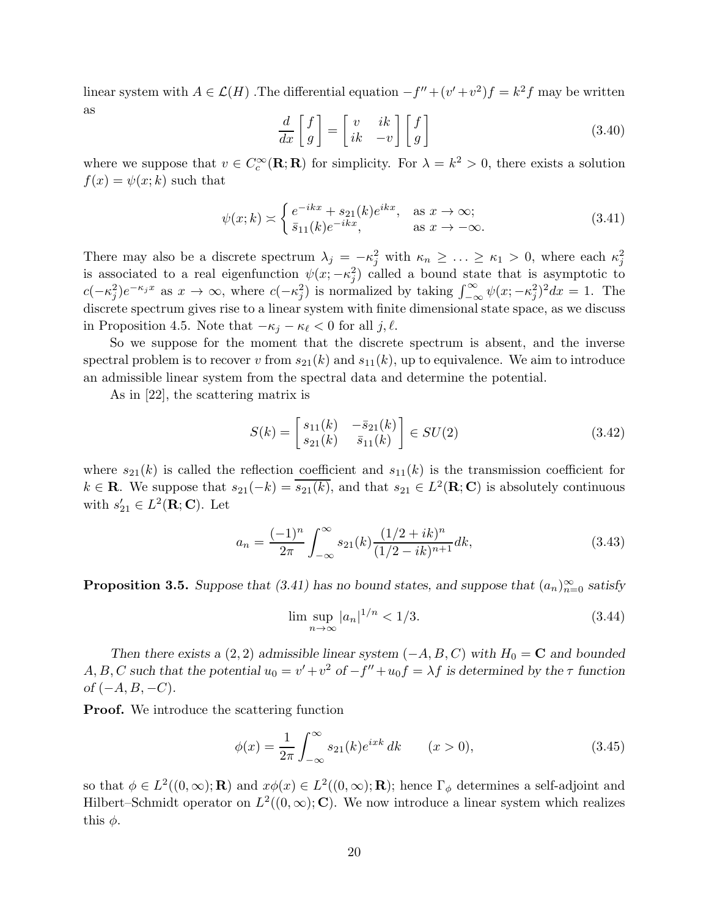linear system with $A \in \mathcal{L}(H)$ .The differential equation $-f''+(v'+v^2)f = k^2 f$ may be written as

$$\frac{d}{dx}\begin{bmatrix} f \\ g \end{bmatrix} = \begin{bmatrix} v & ik \\ ik & -v \end{bmatrix}\begin{bmatrix} f \\ g \end{bmatrix} \tag{3.40}$$

where we suppose that $v \in C_c^\infty(\mathbf{R};\mathbf{R})$ for simplicity. For $\lambda = k^2 > 0$, there exists a solution $f(x) = \psi(x;k)$ such that

$$\psi(x;k) \asymp \begin{cases} e^{-ikx} + s_{21}(k)e^{ikx}, & \text{as } x \to \infty; \\ \bar{s}_{11}(k)e^{-ikx}, & \text{as } x \to -\infty. \end{cases} \tag{3.41}$$

There may also be a discrete spectrum $\lambda_j = -\kappa_j^2$ with $\kappa_n \geq \ldots \geq \kappa_1 > 0$, where each $\kappa_j^2$ is associated to a real eigenfunction $\psi(x;-\kappa_j^2)$ called a bound state that is asymptotic to $c(-\kappa_j^2)e^{-\kappa_j x}$ as $x \to \infty$, where $c(-\kappa_j^2)$ is normalized by taking $\int_{-\infty}^\infty \psi(x;-\kappa_j^2)^2 dx = 1$. The discrete spectrum gives rise to a linear system with finite dimensional state space, as we discuss in Proposition 4.5. Note that $-\kappa_j - \kappa_\ell < 0$ for all $j, \ell$.

So we suppose for the moment that the discrete spectrum is absent, and the inverse spectral problem is to recover $v$ from $s_{21}(k)$ and $s_{11}(k)$, up to equivalence. We aim to introduce an admissible linear system from the spectral data and determine the potential.

As in [22], the scattering matrix is

$$S(k) = \begin{bmatrix} s_{11}(k) & -\bar{s}_{21}(k) \\ s_{21}(k) & \bar{s}_{11}(k) \end{bmatrix} \in SU(2) \tag{3.42}$$

where $s_{21}(k)$ is called the reflection coefficient and $s_{11}(k)$ is the transmission coefficient for $k \in \mathbf{R}$. We suppose that $s_{21}(-k) = \overline{s_{21}(k)}$, and that $s_{21} \in L^2(\mathbf{R};\mathbf{C})$ is absolutely continuous with $s_{21}' \in L^2(\mathbf{R};\mathbf{C})$. Let

$$a_n = \frac{(-1)^n}{2\pi}\int_{-\infty}^\infty s_{21}(k)\frac{(1/2+ik)^n}{(1/2-ik)^{n+1}}dk, \tag{3.43}$$

**Proposition 3.5.** *Suppose that (3.41) has no bound states, and suppose that $(a_n)_{n=0}^\infty$ satisfy*

$$\limsup_{n\to\infty} |a_n|^{1/n} < 1/3. \tag{3.44}$$

*Then there exists a $(2,2)$ admissible linear system $(-A,B,C)$ with $H_0 = \mathbf{C}$ and bounded $A, B, C$ such that the potential $u_0 = v' + v^2$ of $-f'' + u_0 f = \lambda f$ is determined by the $\tau$ function of $(-A,B,-C)$.*

**Proof.** We introduce the scattering function

$$\phi(x) = \frac{1}{2\pi}\int_{-\infty}^\infty s_{21}(k)e^{ixk}\,dk \qquad (x > 0), \tag{3.45}$$

so that $\phi \in L^2((0,\infty);\mathbf{R})$ and $x\phi(x) \in L^2((0,\infty);\mathbf{R})$; hence $\Gamma_\phi$ determines a self-adjoint and Hilbert–Schmidt operator on $L^2((0,\infty);\mathbf{C})$. We now introduce a linear system which realizes this $\phi$.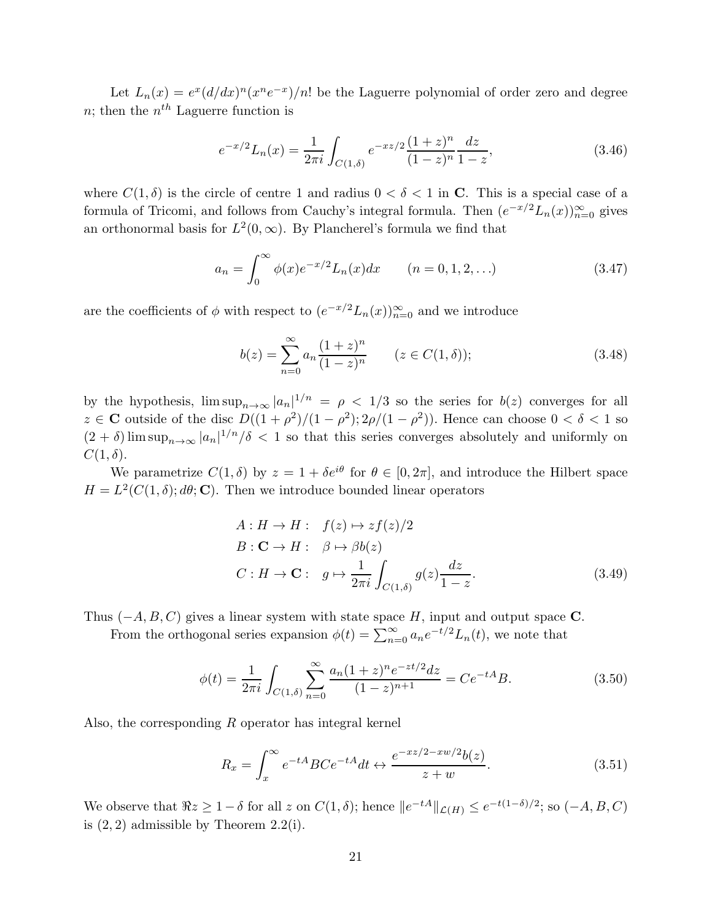Let $L_n(x) = e^x(d/dx)^n(x^n e^{-x})/n!$ be the Laguerre polynomial of order zero and degree $n$; then the $n^{th}$ Laguerre function is

$$e^{-x/2}L_n(x) = \frac{1}{2\pi i}\int_{C(1,\delta)} e^{-xz/2}\frac{(1+z)^n}{(1-z)^n}\frac{dz}{1-z}, \tag{3.46}$$

where $C(1,\delta)$ is the circle of centre 1 and radius $0<\delta<1$ in $\mathbf{C}$. This is a special case of a formula of Tricomi, and follows from Cauchy's integral formula. Then $(e^{-x/2}L_n(x))_{n=0}^\infty$ gives an orthonormal basis for $L^2(0,\infty)$. By Plancherel's formula we find that

$$a_n = \int_0^\infty \phi(x)e^{-x/2}L_n(x)dx \qquad (n=0,1,2,\dots) \tag{3.47}$$

are the coefficients of $\phi$ with respect to $(e^{-x/2}L_n(x))_{n=0}^\infty$ and we introduce

$$b(z) = \sum_{n=0}^\infty a_n \frac{(1+z)^n}{(1-z)^n} \qquad (z\in C(1,\delta)); \tag{3.48}$$

by the hypothesis, $\limsup_{n\to\infty}|a_n|^{1/n} = \rho < 1/3$ so the series for $b(z)$ converges for all $z\in\mathbf{C}$ outside of the disc $D((1+\rho^2)/(1-\rho^2); 2\rho/(1-\rho^2))$. Hence can choose $0<\delta<1$ so $(2+\delta)\limsup_{n\to\infty}|a_n|^{1/n}/\delta<1$ so that this series converges absolutely and uniformly on $C(1,\delta)$.

We parametrize $C(1,\delta)$ by $z = 1+\delta e^{i\theta}$ for $\theta\in[0,2\pi]$, and introduce the Hilbert space $H = L^2(C(1,\delta); d\theta; \mathbf{C})$. Then we introduce bounded linear operators

$$\begin{aligned} A &: H\to H: \quad f(z)\mapsto zf(z)/2\\ B &: \mathbf{C}\to H: \quad \beta\mapsto \beta b(z)\\ C &: H\to\mathbf{C}: \quad g\mapsto \frac{1}{2\pi i}\int_{C(1,\delta)} g(z)\frac{dz}{1-z}. \end{aligned} \tag{3.49}$$

Thus $(-A,B,C)$ gives a linear system with state space $H$, input and output space $\mathbf{C}$.

From the orthogonal series expansion $\phi(t) = \sum_{n=0}^\infty a_n e^{-t/2}L_n(t)$, we note that

$$\phi(t) = \frac{1}{2\pi i}\int_{C(1,\delta)}\sum_{n=0}^\infty \frac{a_n(1+z)^n e^{-zt/2}dz}{(1-z)^{n+1}} = Ce^{-tA}B. \tag{3.50}$$

Also, the corresponding $R$ operator has integral kernel

$$R_x = \int_x^\infty e^{-tA}BCe^{-tA}dt \leftrightarrow \frac{e^{-xz/2-xw/2}b(z)}{z+w}. \tag{3.51}$$

We observe that $\Re z\geq 1-\delta$ for all $z$ on $C(1,\delta)$; hence $\|e^{-tA}\|_{\mathcal{L}(H)}\leq e^{-t(1-\delta)/2}$; so $(-A,B,C)$ is $(2,2)$ admissible by Theorem 2.2(i).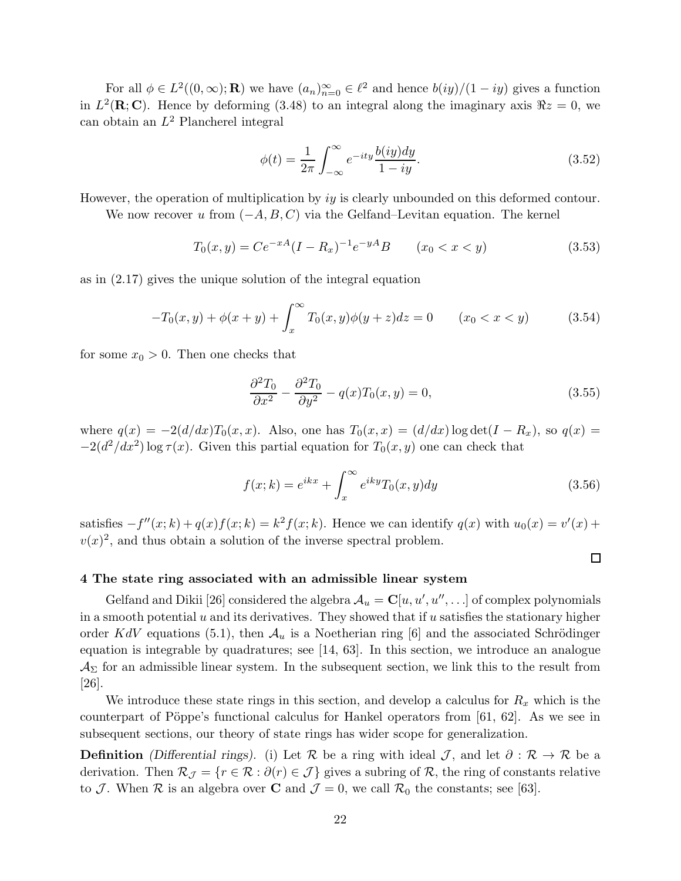For all $\phi \in L^2((0,\infty);\mathbf{R})$ we have $(a_n)_{n=0}^\infty \in \ell^2$ and hence $b(iy)/(1-iy)$ gives a function in $L^2(\mathbf{R};\mathbf{C})$. Hence by deforming (3.48) to an integral along the imaginary axis $\Re z = 0$, we can obtain an $L^2$ Plancherel integral

$$\phi(t) = \frac{1}{2\pi}\int_{-\infty}^{\infty} e^{-ity}\frac{b(iy)dy}{1-iy}. \tag{3.52}$$

However, the operation of multiplication by $iy$ is clearly unbounded on this deformed contour.

We now recover $u$ from $(-A, B, C)$ via the Gelfand–Levitan equation. The kernel

$$T_0(x,y) = Ce^{-xA}(I-R_x)^{-1}e^{-yA}B \qquad (x_0 < x < y) \tag{3.53}$$

as in (2.17) gives the unique solution of the integral equation

$$-T_0(x,y) + \phi(x+y) + \int_x^\infty T_0(x,y)\phi(y+z)dz = 0 \qquad (x_0 < x < y) \tag{3.54}$$

for some $x_0 > 0$. Then one checks that

$$\frac{\partial^2 T_0}{\partial x^2} - \frac{\partial^2 T_0}{\partial y^2} - q(x)T_0(x,y) = 0, \tag{3.55}$$

where $q(x) = -2(d/dx)T_0(x,x)$. Also, one has $T_0(x,x) = (d/dx)\log\det(I-R_x)$, so $q(x) = -2(d^2/dx^2)\log\tau(x)$. Given this partial equation for $T_0(x,y)$ one can check that

$$f(x;k) = e^{ikx} + \int_x^\infty e^{iky}T_0(x,y)dy \tag{3.56}$$

satisfies $-f''(x;k) + q(x)f(x;k) = k^2 f(x;k)$. Hence we can identify $q(x)$ with $u_0(x) = v'(x) + v(x)^2$, and thus obtain a solution of the inverse spectral problem.

□

## 4 The state ring associated with an admissible linear system

Gelfand and Dikii [26] considered the algebra $\mathcal{A}_u = \mathbf{C}[u, u', u'', \dots]$ of complex polynomials in a smooth potential $u$ and its derivatives. They showed that if $u$ satisfies the stationary higher order $KdV$ equations (5.1), then $\mathcal{A}_u$ is a Noetherian ring [6] and the associated Schrödinger equation is integrable by quadratures; see [14, 63]. In this section, we introduce an analogue $\mathcal{A}_\Sigma$ for an admissible linear system. In the subsequent section, we link this to the result from [26].

We introduce these state rings in this section, and develop a calculus for $R_x$ which is the counterpart of Pöppe's functional calculus for Hankel operators from [61, 62]. As we see in subsequent sections, our theory of state rings has wider scope for generalization.

**Definition** *(Differential rings).* (i) Let $\mathcal{R}$ be a ring with ideal $\mathcal{J}$, and let $\partial : \mathcal{R} \to \mathcal{R}$ be a derivation. Then $\mathcal{R}_\mathcal{J} = \{r \in \mathcal{R} : \partial(r) \in \mathcal{J}\}$ gives a subring of $\mathcal{R}$, the ring of constants relative to $\mathcal{J}$. When $\mathcal{R}$ is an algebra over $\mathbf{C}$ and $\mathcal{J} = 0$, we call $\mathcal{R}_0$ the constants; see [63].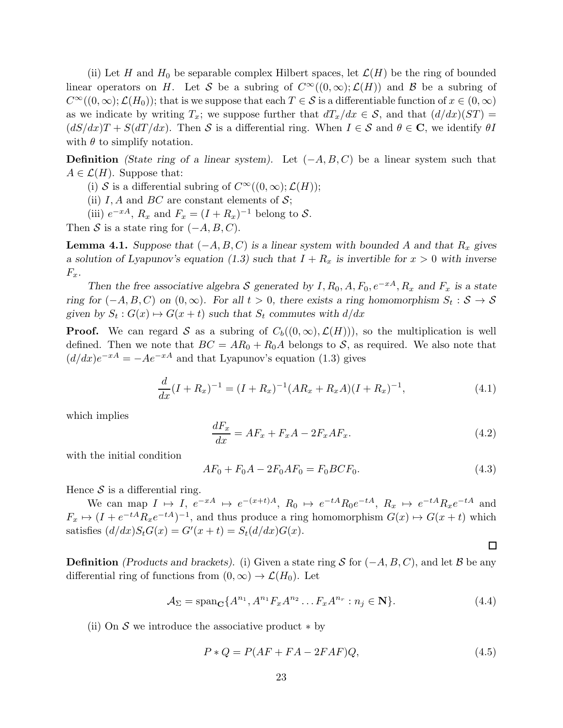(ii) Let $H$ and $H_0$ be separable complex Hilbert spaces, let $\mathcal{L}(H)$ be the ring of bounded linear operators on $H$. Let $\mathcal{S}$ be a subring of $C^\infty((0,\infty);\mathcal{L}(H))$ and $\mathcal{B}$ be a subring of $C^\infty((0,\infty);\mathcal{L}(H_0))$; that is we suppose that each $T \in \mathcal{S}$ is a differentiable function of $x \in (0,\infty)$ as we indicate by writing $T_x$; we suppose further that $dT_x/dx \in \mathcal{S}$, and that $(d/dx)(ST) = (dS/dx)T + S(dT/dx)$. Then $\mathcal{S}$ is a differential ring. When $I \in \mathcal{S}$ and $\theta \in \mathbf{C}$, we identify $\theta I$ with $\theta$ to simplify notation.

**Definition** *(State ring of a linear system).* Let $(-A, B, C)$ be a linear system such that $A \in \mathcal{L}(H)$. Suppose that:

(i) $\mathcal{S}$ is a differential subring of $C^\infty((0,\infty);\mathcal{L}(H))$;

(ii) $I$, $A$ and $BC$ are constant elements of $\mathcal{S}$;

(iii) $e^{-xA}$, $R_x$ and $F_x = (I+R_x)^{-1}$ belong to $\mathcal{S}$.

Then $\mathcal{S}$ is a state ring for $(-A, B, C)$.

**Lemma 4.1.** *Suppose that $(-A, B, C)$ is a linear system with bounded $A$ and that $R_x$ gives a solution of Lyapunov's equation (1.3) such that $I + R_x$ is invertible for $x > 0$ with inverse $F_x$.*

*Then the free associative algebra $\mathcal{S}$ generated by $I, R_0, A, F_0, e^{-xA}, R_x$ and $F_x$ is a state ring for $(-A, B, C)$ on $(0,\infty)$. For all $t > 0$, there exists a ring homomorphism $S_t : \mathcal{S} \to \mathcal{S}$ given by $S_t : G(x) \mapsto G(x+t)$ such that $S_t$ commutes with $d/dx$*

**Proof.** We can regard $\mathcal{S}$ as a subring of $C_b((0,\infty), \mathcal{L}(H)))$, so the multiplication is well defined. Then we note that $BC = AR_0 + R_0A$ belongs to $\mathcal{S}$, as required. We also note that $(d/dx)e^{-xA} = -Ae^{-xA}$ and that Lyapunov's equation (1.3) gives

$$\frac{d}{dx}(I+R_x)^{-1} = (I+R_x)^{-1}(AR_x + R_xA)(I+R_x)^{-1}, \tag{4.1}$$

which implies

$$\frac{dF_x}{dx} = AF_x + F_xA - 2F_xAF_x. \tag{4.2}$$

with the initial condition

$$AF_0 + F_0A - 2F_0AF_0 = F_0BCF_0. \tag{4.3}$$

Hence $\mathcal{S}$ is a differential ring.

We can map $I \mapsto I$, $e^{-xA} \mapsto e^{-(x+t)A}$, $R_0 \mapsto e^{-tA}R_0e^{-tA}$, $R_x \mapsto e^{-tA}R_xe^{-tA}$ and $F_x \mapsto (I + e^{-tA}R_xe^{-tA})^{-1}$, and thus produce a ring homomorphism $G(x) \mapsto G(x+t)$ which satisfies $(d/dx)S_tG(x) = G'(x+t) = S_t(d/dx)G(x)$.

□

**Definition** *(Products and brackets).* (i) Given a state ring $\mathcal{S}$ for $(-A, B, C)$, and let $\mathcal{B}$ be any differential ring of functions from $(0,\infty) \to \mathcal{L}(H_0)$. Let

$$\mathcal{A}_\Sigma = \mathrm{span}_{\mathbf{C}}\{A^{n_1}, A^{n_1}F_xA^{n_2}\dots F_xA^{n_r} : n_j \in \mathbf{N}\}. \tag{4.4}$$

(ii) On $\mathcal{S}$ we introduce the associative product $*$ by

$$P * Q = P(AF + FA - 2FAF)Q, \tag{4.5}$$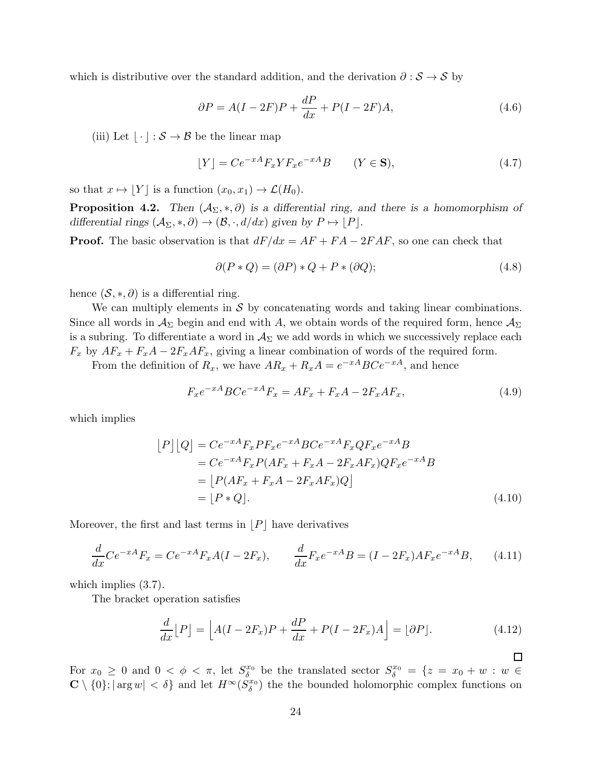which distributive over the standard addition, and the derivation $\partial : \mathcal{S} \to \mathcal{S}$ by

$$\partial P = A(I - 2F)P + \frac{dP}{dx} + P(I - 2F)A, \tag{4.6}$$

(iii) Let $\lfloor \cdot \rfloor : \mathcal{S} \to \mathcal{B}$ be the linear map

$$\lfloor Y \rfloor = Ce^{-xA} F_x Y F_x e^{-xA} B \qquad (Y \in \mathbf{S}), \tag{4.7}$$

so that $x \mapsto \lfloor Y \rfloor$ is a function $(x_0, x_1) \to \mathcal{L}(H_0)$.

**Proposition 4.2.** *Then $(\mathcal{A}_\Sigma, *, \partial)$ is a differential ring, and there is a homomorphism of differential rings $(\mathcal{A}_\Sigma, *, \partial) \to (\mathcal{B}, \cdot, d/dx)$ given by $P \mapsto \lfloor P \rfloor$.*

**Proof.** The basic observation is that $dF/dx = AF + FA - 2FAF$, so one can check that

$$\partial(P * Q) = (\partial P) * Q + P * (\partial Q); \tag{4.8}$$

hence $(\mathcal{S}, *, \partial)$ is a differential ring.

We can multiply elements in $\mathcal{S}$ by concatenating words and taking linear combinations. Since all words in $\mathcal{A}_\Sigma$ begin and end with $A$, we obtain words of the required form, hence $\mathcal{A}_\Sigma$ is a subring. To differentiate a word in $\mathcal{A}_\Sigma$ we add words in which we successively replace each $F_x$ by $AF_x + F_x A - 2F_x AF_x$, giving a linear combination of words of the required form.

From the definition of $R_x$, we have $AR_x + R_x A = e^{-xA} BCe^{-xA}$, and hence

$$F_x e^{-xA} BCe^{-xA} F_x = AF_x + F_x A - 2F_x AF_x, \tag{4.9}$$

which implies

$$\begin{aligned}
\lfloor P \rfloor \lfloor Q \rfloor &= Ce^{-xA} F_x P F_x e^{-xA} BCe^{-xA} F_x Q F_x e^{-xA} B \\
&= Ce^{-xA} F_x P (AF_x + F_x A - 2F_x AF_x) Q F_x e^{-xA} B \\
&= \big\lfloor P(AF_x + F_x A - 2F_x AF_x) Q \big\rfloor \\
&= \lfloor P * Q \rfloor.
\end{aligned} \tag{4.10}$$

Moreover, the first and last terms in $\lfloor P \rfloor$ have derivatives

$$\frac{d}{dx} Ce^{-xA} F_x = Ce^{-xA} F_x A(I - 2F_x), \qquad \frac{d}{dx} F_x e^{-xA} B = (I - 2F_x) AF_x e^{-xA} B, \tag{4.11}$$

which implies (3.7).

The bracket operation satisfies

$$\frac{d}{dx} \big\lfloor P \big\rfloor = \Big\lfloor A(I - 2F_x)P + \frac{dP}{dx} + P(I - 2F_x)A \Big\rfloor = \lfloor \partial P \rfloor. \tag{4.12}$$

□

For $x_0 \geq 0$ and $0 < \phi < \pi$, let $S_\delta^{x_0}$ be the translated sector $S_\delta^{x_0} = \{z = x_0 + w : w \in \mathbf{C} \setminus \{0\}; |\arg w| < \delta\}$ and let $H^\infty(S_\delta^{x_0})$ the the bounded holomorphic complex functions on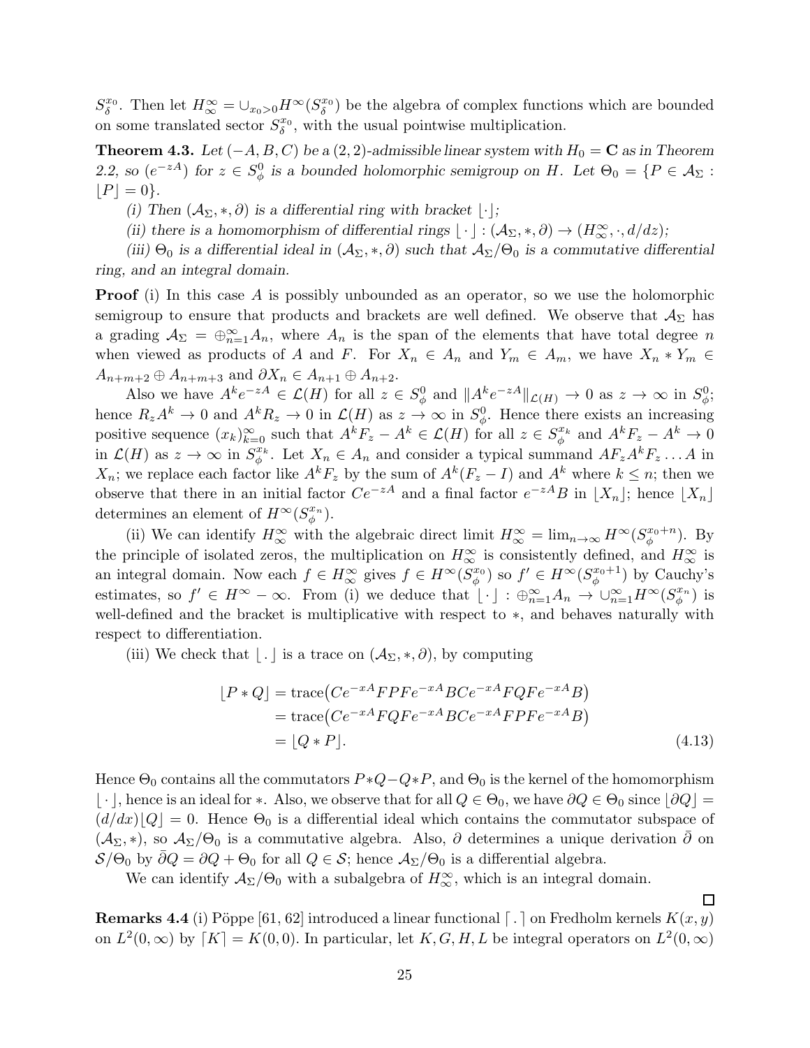$S_\delta^{x_0}$. Then let $H^\infty_\infty = \cup_{x_0>0} H^\infty(S_\delta^{x_0})$ be the algebra of complex functions which are bounded on some translated sector $S_\delta^{x_0}$, with the usual pointwise multiplication.

**Theorem 4.3.** *Let $(-A, B, C)$ be a $(2,2)$-admissible linear system with $H_0 = \mathbf{C}$ as in Theorem 2.2, so $(e^{-zA})$ for $z \in S_\phi^0$ is a bounded holomorphic semigroup on $H$. Let $\Theta_0 = \{P \in \mathcal{A}_\Sigma : \lfloor P \rfloor = 0\}$.*

*(i) Then $(\mathcal{A}_\Sigma, *, \partial)$ is a differential ring with bracket $\lfloor \cdot \rfloor$;*

*(ii) there is a homomorphism of differential rings $\lfloor \cdot \rfloor : (\mathcal{A}_\Sigma, *, \partial) \to (H^\infty_\infty, \cdot, d/dz)$;*

*(iii) $\Theta_0$ is a differential ideal in $(\mathcal{A}_\Sigma, *, \partial)$ such that $\mathcal{A}_\Sigma/\Theta_0$ is a commutative differential ring, and an integral domain.*

**Proof** (i) In this case $A$ is possibly unbounded as an operator, so we use the holomorphic semigroup to ensure that products and brackets are well defined. We observe that $\mathcal{A}_\Sigma$ has a grading $\mathcal{A}_\Sigma = \oplus_{n=1}^\infty A_n$, where $A_n$ is the span of the elements that have total degree $n$ when viewed as products of $A$ and $F$. For $X_n \in A_n$ and $Y_m \in A_m$, we have $X_n * Y_m \in A_{n+m+2} \oplus A_{n+m+3}$ and $\partial X_n \in A_{n+1} \oplus A_{n+2}$.

Also we have $A^k e^{-zA} \in \mathcal{L}(H)$ for all $z \in S_\phi^0$ and $\|A^k e^{-zA}\|_{\mathcal{L}(H)} \to 0$ as $z \to \infty$ in $S_\phi^0$; hence $R_z A^k \to 0$ and $A^k R_z \to 0$ in $\mathcal{L}(H)$ as $z \to \infty$ in $S_\phi^0$. Hence there exists an increasing positive sequence $(x_k)_{k=0}^\infty$ such that $A^k F_z - A^k \in \mathcal{L}(H)$ for all $z \in S_\phi^{x_k}$ and $A^k F_z - A^k \to 0$ in $\mathcal{L}(H)$ as $z \to \infty$ in $S_\phi^{x_k}$. Let $X_n \in A_n$ and consider a typical summand $AF_z A^k F_z \dots A$ in $X_n$; we replace each factor like $A^k F_z$ by the sum of $A^k(F_z - I)$ and $A^k$ where $k \le n$; then we observe that there in an initial factor $Ce^{-zA}$ and a final factor $e^{-zA}B$ in $\lfloor X_n \rfloor$; hence $\lfloor X_n \rfloor$ determines an element of $H^\infty(S_\phi^{x_n})$.

(ii) We can identify $H^\infty_\infty$ with the algebraic direct limit $H^\infty_\infty = \lim_{n\to\infty} H^\infty(S_\phi^{x_0+n})$. By the principle of isolated zeros, the multiplication on $H^\infty_\infty$ is consistently defined, and $H^\infty_\infty$ is an integral domain. Now each $f \in H^\infty_\infty$ gives $f \in H^\infty(S_\phi^{x_0})$ so $f' \in H^\infty(S_\phi^{x_0+1})$ by Cauchy's estimates, so $f' \in H^\infty - \infty$. From (i) we deduce that $\lfloor \cdot \rfloor : \oplus_{n=1}^\infty A_n \to \cup_{n=1}^\infty H^\infty(S_\phi^{x_n})$ is well-defined and the bracket is multiplicative with respect to $*$, and behaves naturally with respect to differentiation.

(iii) We check that $\lfloor \,.\, \rfloor$ is a trace on $(\mathcal{A}_\Sigma, *, \partial)$, by computing

$$\begin{aligned}
\lfloor P * Q \rfloor &= \operatorname{trace}\big(Ce^{-xA}FPFe^{-xA}BCe^{-xA}FQFe^{-xA}B\big) \\
&= \operatorname{trace}\big(Ce^{-xA}FQFe^{-xA}BCe^{-xA}FPFe^{-xA}B\big) \\
&= \lfloor Q * P \rfloor. 
\end{aligned} \tag{4.13}$$

Hence $\Theta_0$ contains all the commutators $P*Q - Q*P$, and $\Theta_0$ is the kernel of the homomorphism $\lfloor \cdot \rfloor$, hence is an ideal for $*$. Also, we observe that for all $Q \in \Theta_0$, we have $\partial Q \in \Theta_0$ since $\lfloor \partial Q \rfloor = (d/dx)\lfloor Q \rfloor = 0$. Hence $\Theta_0$ is a differential ideal which contains the commutator subspace of $(\mathcal{A}_\Sigma, *)$, so $\mathcal{A}_\Sigma/\Theta_0$ is a commutative algebra. Also, $\partial$ determines a unique derivation $\bar\partial$ on $\mathcal{S}/\Theta_0$ by $\bar\partial Q = \partial Q + \Theta_0$ for all $Q \in \mathcal{S}$; hence $\mathcal{A}_\Sigma/\Theta_0$ is a differential algebra.

We can identify $\mathcal{A}_\Sigma/\Theta_0$ with a subalgebra of $H^\infty_\infty$, which is an integral domain.

□

**Remarks 4.4** (i) Pöppe [61, 62] introduced a linear functional $\lceil \,.\, \rceil$ on Fredholm kernels $K(x,y)$ on $L^2(0,\infty)$ by $\lceil K \rceil = K(0,0)$. In particular, let $K, G, H, L$ be integral operators on $L^2(0,\infty)$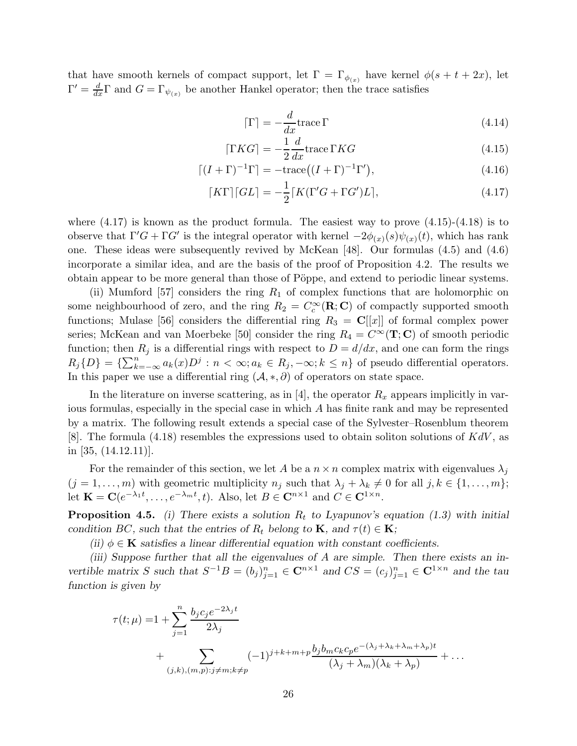that have smooth kernels of compact support, let $\Gamma = \Gamma_{\phi_{(x)}}$ have kernel $\phi(s+t+2x)$, let $\Gamma' = \frac{d}{dx}\Gamma$ and $G = \Gamma_{\psi_{(x)}}$ be another Hankel operator; then the trace satisfies

$$\lceil \Gamma \rceil = -\frac{d}{dx}\mathrm{trace}\,\Gamma \tag{4.14}$$

$$\lceil \Gamma K G \rceil = -\frac{1}{2}\frac{d}{dx}\mathrm{trace}\,\Gamma K G \tag{4.15}$$

$$\lceil (I+\Gamma)^{-1}\Gamma \rceil = -\mathrm{trace}\big((I+\Gamma)^{-1}\Gamma'\big), \tag{4.16}$$

$$\lceil K\Gamma \rceil \lceil GL \rceil = -\frac{1}{2}\lceil K(\Gamma' G + \Gamma G')L \rceil, \tag{4.17}$$

where (4.17) is known as the product formula. The easiest way to prove (4.15)-(4.18) is to observe that $\Gamma' G + \Gamma G'$ is the integral operator with kernel $-2\phi_{(x)}(s)\psi_{(x)}(t)$, which has rank one. These ideas were subsequently revived by McKean [48]. Our formulas (4.5) and (4.6) incorporate a similar idea, and are the basis of the proof of Proposition 4.2. The results we obtain appear to be more general than those of Pöppe, and extend to periodic linear systems.

(ii) Mumford [57] considers the ring $R_1$ of complex functions that are holomorphic on some neighbourhood of zero, and the ring $R_2 = C_c^\infty(\mathbf{R};\mathbf{C})$ of compactly supported smooth functions; Mulase [56] considers the differential ring $R_3 = \mathbf{C}[[x]]$ of formal complex power series; McKean and van Moerbeke [50] consider the ring $R_4 = C^\infty(\mathbf{T};\mathbf{C})$ of smooth periodic function; then $R_j$ is a differential rings with respect to $D = d/dx$, and one can form the rings $R_j\{D\} = \{\sum_{k=-\infty}^{n} a_k(x)D^j : n < \infty; a_k \in R_j, -\infty; k \leq n\}$ of pseudo differential operators. In this paper we use a differential ring $(\mathcal{A}, *, \partial)$ of operators on state space.

In the literature on inverse scattering, as in [4], the operator $R_x$ appears implicitly in various formulas, especially in the special case in which $A$ has finite rank and may be represented by a matrix. The following result extends a special case of the Sylvester–Rosenblum theorem [8]. The formula (4.18) resembles the expressions used to obtain soliton solutions of $KdV$, as in [35, (14.12.11)].

For the remainder of this section, we let $A$ be a $n \times n$ complex matrix with eigenvalues $\lambda_j$ $(j = 1, \dots, m)$ with geometric multiplicity $n_j$ such that $\lambda_j + \lambda_k \neq 0$ for all $j, k \in \{1, \dots, m\}$; let $\mathbf{K} = \mathbf{C}(e^{-\lambda_1 t}, \dots, e^{-\lambda_m t}, t)$. Also, let $B \in \mathbf{C}^{n\times 1}$ and $C \in \mathbf{C}^{1\times n}$.

**Proposition 4.5.** *(i) There exists a solution $R_t$ to Lyapunov's equation (1.3) with initial condition $BC$, such that the entries of $R_t$ belong to $\mathbf{K}$, and $\tau(t) \in \mathbf{K}$;*

*(ii) $\phi \in \mathbf{K}$ satisfies a linear differential equation with constant coefficients.*

*(iii) Suppose further that all the eigenvalues of $A$ are simple. Then there exists an invertible matrix $S$ such that $S^{-1}B = (b_j)_{j=1}^n \in \mathbf{C}^{n\times 1}$ and $CS = (c_j)_{j=1}^n \in \mathbf{C}^{1\times n}$ and the tau function is given by*

$$\tau(t;\mu) = 1 + \sum_{j=1}^{n} \frac{b_j c_j e^{-2\lambda_j t}}{2\lambda_j}$$
$$+ \sum_{(j,k),(m,p): j\neq m; k\neq p} (-1)^{j+k+m+p} \frac{b_j b_m c_k c_p e^{-(\lambda_j+\lambda_k+\lambda_m+\lambda_p)t}}{(\lambda_j+\lambda_m)(\lambda_k+\lambda_p)} + \dots$$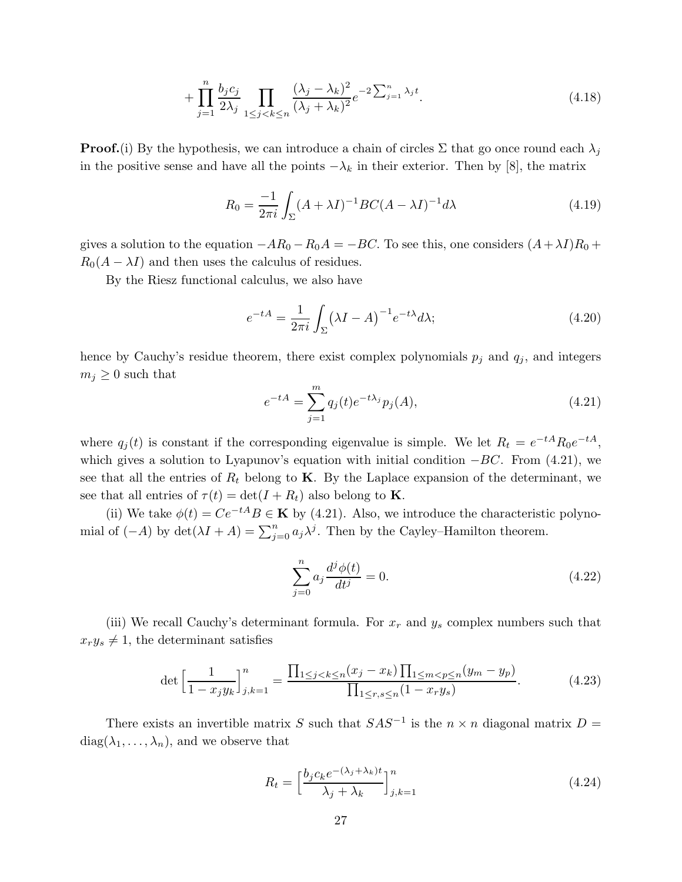$$
+\prod_{j=1}^{n}\frac{b_jc_j}{2\lambda_j}\prod_{1\le j<k\le n}\frac{(\lambda_j-\lambda_k)^2}{(\lambda_j+\lambda_k)^2}e^{-2\sum_{j=1}^{n}\lambda_j t}. \tag{4.18}
$$

**Proof.**(i) By the hypothesis, we can introduce a chain of circles $\Sigma$ that go once round each $\lambda_j$ in the positive sense and have all the points $-\lambda_k$ in their exterior. Then by [8], the matrix

$$
R_0=\frac{-1}{2\pi i}\int_{\Sigma}(A+\lambda I)^{-1}BC(A-\lambda I)^{-1}d\lambda \tag{4.19}
$$

gives a solution to the equation $-AR_0-R_0A=-BC$. To see this, one considers $(A+\lambda I)R_0+R_0(A-\lambda I)$ and then uses the calculus of residues.

By the Riesz functional calculus, we also have

$$
e^{-tA}=\frac{1}{2\pi i}\int_{\Sigma}\big(\lambda I-A\big)^{-1}e^{-t\lambda}d\lambda; \tag{4.20}
$$

hence by Cauchy's residue theorem, there exist complex polynomials $p_j$ and $q_j$, and integers $m_j\ge 0$ such that

$$
e^{-tA}=\sum_{j=1}^{m}q_j(t)e^{-t\lambda_j}p_j(A), \tag{4.21}
$$

where $q_j(t)$ is constant if the corresponding eigenvalue is simple. We let $R_t=e^{-tA}R_0e^{-tA}$, which gives a solution to Lyapunov's equation with initial condition $-BC$. From (4.21), we see that all the entries of $R_t$ belong to $\mathbf{K}$. By the Laplace expansion of the determinant, we see that all entries of $\tau(t)=\det(I+R_t)$ also belong to $\mathbf{K}$.

(ii) We take $\phi(t)=Ce^{-tA}B\in\mathbf{K}$ by (4.21). Also, we introduce the characteristic polynomial of $(-A)$ by $\det(\lambda I+A)=\sum_{j=0}^{n}a_j\lambda^j$. Then by the Cayley–Hamilton theorem.

$$
\sum_{j=0}^{n}a_j\frac{d^j\phi(t)}{dt^j}=0. \tag{4.22}
$$

(iii) We recall Cauchy's determinant formula. For $x_r$ and $y_s$ complex numbers such that $x_ry_s\ne 1$, the determinant satisfies

$$
\det\Big[\frac{1}{1-x_jy_k}\Big]_{j,k=1}^{n}=\frac{\prod_{1\le j<k\le n}(x_j-x_k)\prod_{1\le m<p\le n}(y_m-y_p)}{\prod_{1\le r,s\le n}(1-x_ry_s)}. \tag{4.23}
$$

There exists an invertible matrix $S$ such that $SAS^{-1}$ is the $n\times n$ diagonal matrix $D=\mathrm{diag}(\lambda_1,\dots,\lambda_n)$, and we observe that

$$
R_t=\Big[\frac{b_jc_ke^{-(\lambda_j+\lambda_k)t}}{\lambda_j+\lambda_k}\Big]_{j,k=1}^{n} \tag{4.24}
$$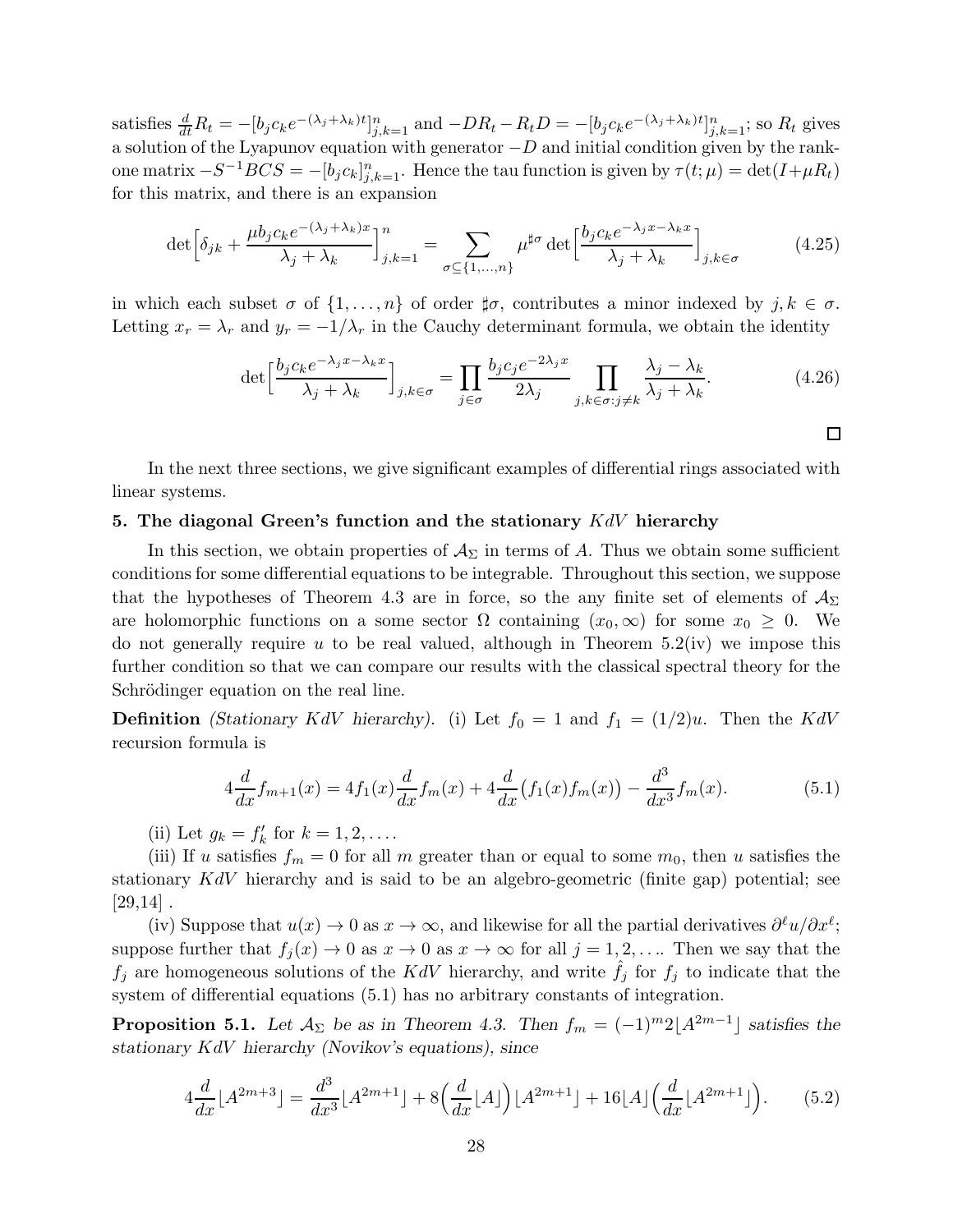satisfies $\frac{d}{dt}R_t = -[b_jc_ke^{-(\lambda_j+\lambda_k)t}]_{j,k=1}^n$ and $-DR_t - R_tD = -[b_jc_ke^{-(\lambda_j+\lambda_k)t}]_{j,k=1}^n$; so $R_t$ gives a solution of the Lyapunov equation with generator $-D$ and initial condition given by the rank-one matrix $-S^{-1}BCS = -[b_jc_k]_{j,k=1}^n$. Hence the tau function is given by $\tau(t;\mu) = \det(I+\mu R_t)$ for this matrix, and there is an expansion

$$\det\Big[\delta_{jk} + \frac{\mu b_jc_ke^{-(\lambda_j+\lambda_k)x}}{\lambda_j+\lambda_k}\Big]_{j,k=1}^n = \sum_{\sigma\subseteq\{1,\dots,n\}} \mu^{\sharp\sigma}\det\Big[\frac{b_jc_ke^{-\lambda_jx-\lambda_kx}}{\lambda_j+\lambda_k}\Big]_{j,k\in\sigma} \tag{4.25}$$

in which each subset $\sigma$ of $\{1,\dots,n\}$ of order $\sharp\sigma$, contributes a minor indexed by $j,k\in\sigma$. Letting $x_r = \lambda_r$ and $y_r = -1/\lambda_r$ in the Cauchy determinant formula, we obtain the identity

$$\det\Big[\frac{b_jc_ke^{-\lambda_jx-\lambda_kx}}{\lambda_j+\lambda_k}\Big]_{j,k\in\sigma} = \prod_{j\in\sigma}\frac{b_jc_je^{-2\lambda_jx}}{2\lambda_j}\prod_{j,k\in\sigma:j\neq k}\frac{\lambda_j-\lambda_k}{\lambda_j+\lambda_k}. \tag{4.26}$$

□

In the next three sections, we give significant examples of differential rings associated with linear systems.

## 5. The diagonal Green's function and the stationary $KdV$ hierarchy

In this section, we obtain properties of $\mathcal{A}_\Sigma$ in terms of $A$. Thus we obtain some sufficient conditions for some differential equations to be integrable. Throughout this section, we suppose that the hypotheses of Theorem 4.3 are in force, so the any finite set of elements of $\mathcal{A}_\Sigma$ are holomorphic functions on a some sector $\Omega$ containing $(x_0,\infty)$ for some $x_0 \geq 0$. We do not generally require $u$ to be real valued, although in Theorem 5.2(iv) we impose this further condition so that we can compare our results with the classical spectral theory for the Schrödinger equation on the real line.

**Definition** *(Stationary $KdV$ hierarchy).* (i) Let $f_0 = 1$ and $f_1 = (1/2)u$. Then the $KdV$ recursion formula is

$$4\frac{d}{dx}f_{m+1}(x) = 4f_1(x)\frac{d}{dx}f_m(x) + 4\frac{d}{dx}\big(f_1(x)f_m(x)\big) - \frac{d^3}{dx^3}f_m(x). \tag{5.1}$$

(ii) Let $g_k = f_k'$ for $k = 1,2,\dots$.

(iii) If $u$ satisfies $f_m = 0$ for all $m$ greater than or equal to some $m_0$, then $u$ satisfies the stationary $KdV$ hierarchy and is said to be an algebro-geometric (finite gap) potential; see [29,14] .

(iv) Suppose that $u(x)\to 0$ as $x\to\infty$, and likewise for all the partial derivatives $\partial^\ell u/\partial x^\ell$; suppose further that $f_j(x)\to 0$ as $x\to 0$ as $x\to\infty$ for all $j = 1,2,\dots$. Then we say that the $f_j$ are homogeneous solutions of the $KdV$ hierarchy, and write $\hat f_j$ for $f_j$ to indicate that the system of differential equations (5.1) has no arbitrary constants of integration.

**Proposition 5.1.** *Let $\mathcal{A}_\Sigma$ be as in Theorem 4.3. Then $f_m = (-1)^m2\lfloor A^{2m-1}\rfloor$ satisfies the stationary $KdV$ hierarchy (Novikov's equations), since*

$$4\frac{d}{dx}\lfloor A^{2m+3}\rfloor = \frac{d^3}{dx^3}\lfloor A^{2m+1}\rfloor + 8\Big(\frac{d}{dx}\lfloor A\rfloor\Big)\lfloor A^{2m+1}\rfloor + 16\lfloor A\rfloor\Big(\frac{d}{dx}\lfloor A^{2m+1}\rfloor\Big). \tag{5.2}$$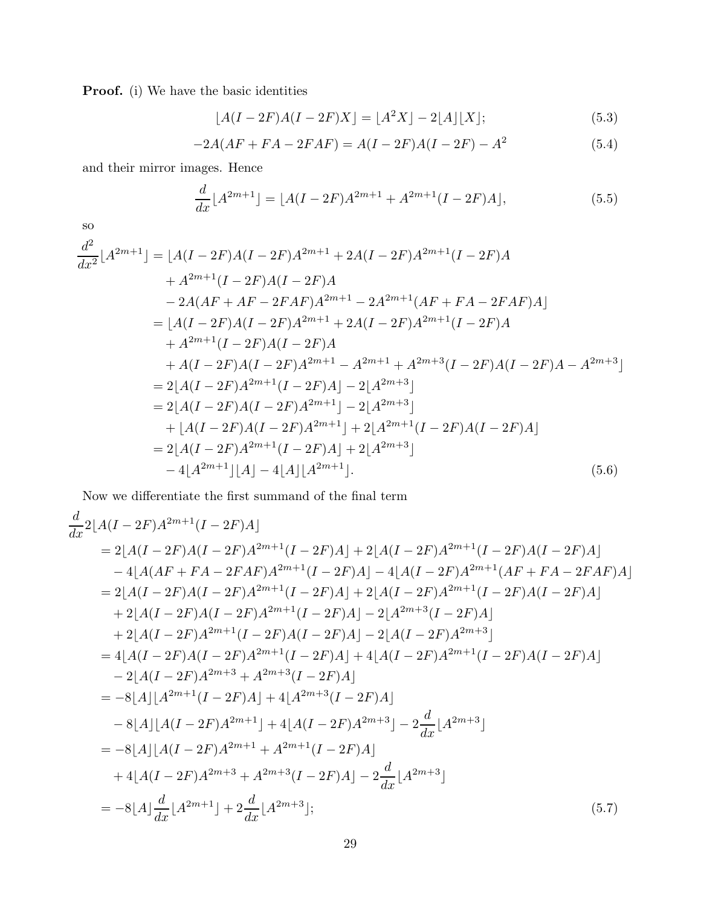**Proof.** (i) We have the basic identities

$$\lfloor A(I-2F)A(I-2F)X\rfloor = \lfloor A^2X\rfloor - 2\lfloor A\rfloor\lfloor X\rfloor; \tag{5.3}$$

$$-2A(AF+FA-2FAF) = A(I-2F)A(I-2F) - A^2 \tag{5.4}$$

and their mirror images. Hence

$$\frac{d}{dx}\lfloor A^{2m+1}\rfloor = \lfloor A(I-2F)A^{2m+1} + A^{2m+1}(I-2F)A\rfloor, \tag{5.5}$$

so

$$\begin{aligned}
\frac{d^2}{dx^2}\lfloor A^{2m+1}\rfloor &= \lfloor A(I-2F)A(I-2F)A^{2m+1} + 2A(I-2F)A^{2m+1}(I-2F)A \\
&\quad + A^{2m+1}(I-2F)A(I-2F)A \\
&\quad - 2A(AF+AF-2FAF)A^{2m+1} - 2A^{2m+1}(AF+FA-2FAF)A\rfloor \\
&= \lfloor A(I-2F)A(I-2F)A^{2m+1} + 2A(I-2F)A^{2m+1}(I-2F)A \\
&\quad + A^{2m+1}(I-2F)A(I-2F)A \\
&\quad + A(I-2F)A(I-2F)A^{2m+1} - A^{2m+1} + A^{2m+3}(I-2F)A(I-2F)A - A^{2m+3}\rfloor \\
&= 2\lfloor A(I-2F)A^{2m+1}(I-2F)A\rfloor - 2\lfloor A^{2m+3}\rfloor \\
&= 2\lfloor A(I-2F)A(I-2F)A^{2m+1}\rfloor - 2\lfloor A^{2m+3}\rfloor \\
&\quad + \lfloor A(I-2F)A(I-2F)A^{2m+1}\rfloor + 2\lfloor A^{2m+1}(I-2F)A(I-2F)A\rfloor \\
&= 2\lfloor A(I-2F)A^{2m+1}(I-2F)A\rfloor + 2\lfloor A^{2m+3}\rfloor \\
&\quad - 4\lfloor A^{2m+1}\rfloor\lfloor A\rfloor - 4\lfloor A\rfloor\lfloor A^{2m+1}\rfloor.
\end{aligned} \tag{5.6}$$

Now we differentiate the first summand of the final term

$$\begin{aligned}
&\frac{d}{dx}2\lfloor A(I-2F)A^{2m+1}(I-2F)A\rfloor \\
&= 2\lfloor A(I-2F)A(I-2F)A^{2m+1}(I-2F)A\rfloor + 2\lfloor A(I-2F)A^{2m+1}(I-2F)A(I-2F)A\rfloor \\
&\quad - 4\lfloor A(AF+FA-2FAF)A^{2m+1}(I-2F)A\rfloor - 4\lfloor A(I-2F)A^{2m+1}(AF+FA-2FAF)A\rfloor \\
&= 2\lfloor A(I-2F)A(I-2F)A^{2m+1}(I-2F)A\rfloor + 2\lfloor A(I-2F)A^{2m+1}(I-2F)A(I-2F)A\rfloor \\
&\quad + 2\lfloor A(I-2F)A(I-2F)A^{2m+1}(I-2F)A\rfloor - 2\lfloor A^{2m+3}(I-2F)A\rfloor \\
&\quad + 2\lfloor A(I-2F)A^{2m+1}(I-2F)A(I-2F)A\rfloor - 2\lfloor A(I-2F)A^{2m+3}\rfloor \\
&= 4\lfloor A(I-2F)A(I-2F)A^{2m+1}(I-2F)A\rfloor + 4\lfloor A(I-2F)A^{2m+1}(I-2F)A(I-2F)A\rfloor \\
&\quad - 2\lfloor A(I-2F)A^{2m+3} + A^{2m+3}(I-2F)A\rfloor \\
&= -8\lfloor A\rfloor\lfloor A^{2m+1}(I-2F)A\rfloor + 4\lfloor A^{2m+3}(I-2F)A\rfloor \\
&\quad - 8\lfloor A\rfloor\lfloor A(I-2F)A^{2m+1}\rfloor + 4\lfloor A(I-2F)A^{2m+3}\rfloor - 2\frac{d}{dx}\lfloor A^{2m+3}\rfloor \\
&= -8\lfloor A\rfloor\lfloor A(I-2F)A^{2m+1} + A^{2m+1}(I-2F)A\rfloor \\
&\quad + 4\lfloor A(I-2F)A^{2m+3} + A^{2m+3}(I-2F)A\rfloor - 2\frac{d}{dx}\lfloor A^{2m+3}\rfloor \\
&= -8\lfloor A\rfloor\frac{d}{dx}\lfloor A^{2m+1}\rfloor + 2\frac{d}{dx}\lfloor A^{2m+3}\rfloor;
\end{aligned} \tag{5.7}$$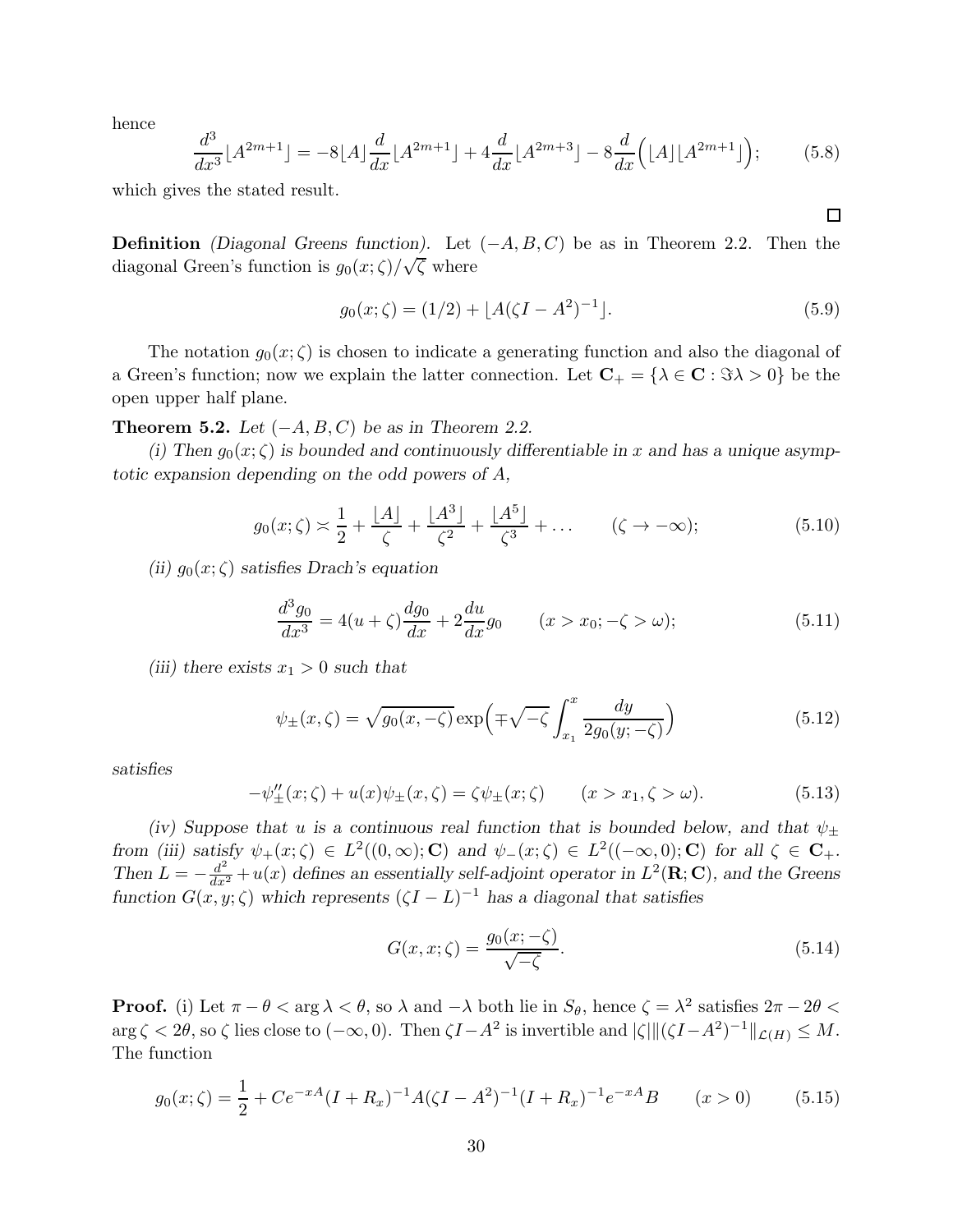hence

$$\frac{d^3}{dx^3}\lfloor A^{2m+1}\rfloor = -8\lfloor A\rfloor \frac{d}{dx}\lfloor A^{2m+1}\rfloor + 4\frac{d}{dx}\lfloor A^{2m+3}\rfloor - 8\frac{d}{dx}\Big(\lfloor A\rfloor\lfloor A^{2m+1}\rfloor\Big); \tag{5.8}$$

which gives the stated result.

□

**Definition** *(Diagonal Greens function).* Let $(-A, B, C)$ be as in Theorem 2.2. Then the diagonal Green's function is $g_0(x;\zeta)/\sqrt{\zeta}$ where

$$g_0(x;\zeta) = (1/2) + \lfloor A(\zeta I - A^2)^{-1}\rfloor. \tag{5.9}$$

The notation $g_0(x;\zeta)$ is chosen to indicate a generating function and also the diagonal of a Green's function; now we explain the latter connection. Let $\mathbf{C}_+ = \{\lambda \in \mathbf{C} : \Im\lambda > 0\}$ be the open upper half plane.

**Theorem 5.2.** *Let $(-A, B, C)$ be as in Theorem 2.2.*

*(i) Then $g_0(x;\zeta)$ is bounded and continuously differentiable in $x$ and has a unique asymptotic expansion depending on the odd powers of $A$,*

$$g_0(x;\zeta) \asymp \frac{1}{2} + \frac{\lfloor A\rfloor}{\zeta} + \frac{\lfloor A^3\rfloor}{\zeta^2} + \frac{\lfloor A^5\rfloor}{\zeta^3} + \dots \qquad (\zeta \to -\infty); \tag{5.10}$$

*(ii) $g_0(x;\zeta)$ satisfies Drach's equation*

$$\frac{d^3 g_0}{dx^3} = 4(u+\zeta)\frac{dg_0}{dx} + 2\frac{du}{dx}g_0 \qquad (x > x_0; -\zeta > \omega); \tag{5.11}$$

*(iii) there exists $x_1 > 0$ such that*

$$\psi_\pm(x,\zeta) = \sqrt{g_0(x,-\zeta)}\exp\Big(\mp\sqrt{-\zeta}\int_{x_1}^{x}\frac{dy}{2g_0(y;-\zeta)}\Big) \tag{5.12}$$

*satisfies*

$$-\psi_\pm''(x;\zeta) + u(x)\psi_\pm(x,\zeta) = \zeta\psi_\pm(x;\zeta) \qquad (x > x_1, \zeta > \omega). \tag{5.13}$$

*(iv) Suppose that $u$ is a continuous real function that is bounded below, and that $\psi_\pm$ from (iii) satisfy $\psi_+(x;\zeta) \in L^2((0,\infty);\mathbf{C})$ and $\psi_-(x;\zeta) \in L^2((-\infty,0);\mathbf{C})$ for all $\zeta \in \mathbf{C}_+$. Then $L = -\frac{d^2}{dx^2} + u(x)$ defines an essentially self-adjoint operator in $L^2(\mathbf{R};\mathbf{C})$, and the Greens function $G(x,y;\zeta)$ which represents $(\zeta I - L)^{-1}$ has a diagonal that satisfies*

$$G(x,x;\zeta) = \frac{g_0(x;-\zeta)}{\sqrt{-\zeta}}. \tag{5.14}$$

**Proof.** (i) Let $\pi - \theta < \arg\lambda < \theta$, so $\lambda$ and $-\lambda$ both lie in $S_\theta$, hence $\zeta = \lambda^2$ satisfies $2\pi - 2\theta < \arg\zeta < 2\theta$, so $\zeta$ lies close to $(-\infty, 0)$. Then $\zeta I - A^2$ is invertible and $|\zeta|\|(\zeta I - A^2)^{-1}\|_{\mathcal{L}(H)} \leq M$. The function

$$g_0(x;\zeta) = \frac{1}{2} + Ce^{-xA}(I + R_x)^{-1}A(\zeta I - A^2)^{-1}(I + R_x)^{-1}e^{-xA}B \qquad (x > 0) \tag{5.15}$$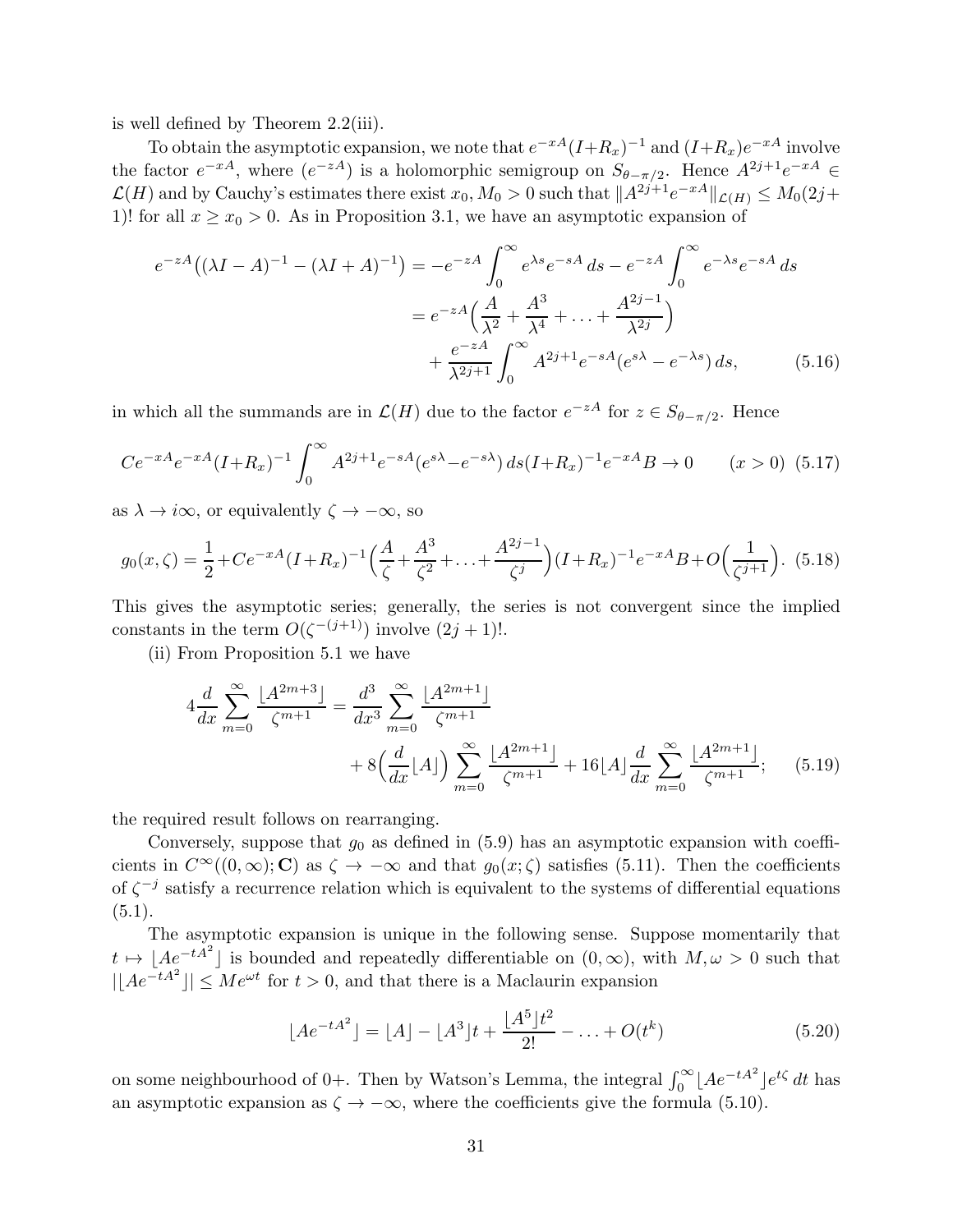is well defined by Theorem 2.2(iii).

To obtain the asymptotic expansion, we note that $e^{-xA}(I+R_x)^{-1}$ and $(I+R_x)e^{-xA}$ involve the factor $e^{-xA}$, where $(e^{-zA})$ is a holomorphic semigroup on $S_{\theta-\pi/2}$. Hence $A^{2j+1}e^{-xA} \in \mathcal{L}(H)$ and by Cauchy's estimates there exist $x_0, M_0 > 0$ such that $\|A^{2j+1}e^{-xA}\|_{\mathcal{L}(H)} \leq M_0(2j+1)!$ for all $x \geq x_0 > 0$. As in Proposition 3.1, we have an asymptotic expansion of

$$\begin{aligned} e^{-zA}\big((\lambda I - A)^{-1} - (\lambda I + A)^{-1}\big) &= -e^{-zA}\int_0^\infty e^{\lambda s}e^{-sA}\,ds - e^{-zA}\int_0^\infty e^{-\lambda s}e^{-sA}\,ds \\ &= e^{-zA}\Big(\frac{A}{\lambda^2} + \frac{A^3}{\lambda^4} + \dots + \frac{A^{2j-1}}{\lambda^{2j}}\Big) \\ &\quad + \frac{e^{-zA}}{\lambda^{2j+1}}\int_0^\infty A^{2j+1}e^{-sA}(e^{s\lambda} - e^{-\lambda s})\,ds, \end{aligned} \tag{5.16}$$

in which all the summands are in $\mathcal{L}(H)$ due to the factor $e^{-zA}$ for $z \in S_{\theta-\pi/2}$. Hence

$$Ce^{-xA}e^{-xA}(I+R_x)^{-1}\int_0^\infty A^{2j+1}e^{-sA}(e^{s\lambda}-e^{-s\lambda})\,ds(I+R_x)^{-1}e^{-xA}B \to 0 \qquad (x>0) \tag{5.17}$$

as $\lambda \to i\infty$, or equivalently $\zeta \to -\infty$, so

$$g_0(x,\zeta) = \frac{1}{2} + Ce^{-xA}(I+R_x)^{-1}\Big(\frac{A}{\zeta} + \frac{A^3}{\zeta^2} + \dots + \frac{A^{2j-1}}{\zeta^j}\Big)(I+R_x)^{-1}e^{-xA}B + O\Big(\frac{1}{\zeta^{j+1}}\Big). \tag{5.18}$$

This gives the asymptotic series; generally, the series is not convergent since the implied constants in the term $O(\zeta^{-(j+1)})$ involve $(2j+1)!$.

(ii) From Proposition 5.1 we have

$$\begin{aligned} 4\frac{d}{dx}\sum_{m=0}^\infty \frac{\lfloor A^{2m+3}\rfloor}{\zeta^{m+1}} &= \frac{d^3}{dx^3}\sum_{m=0}^\infty \frac{\lfloor A^{2m+1}\rfloor}{\zeta^{m+1}} \\ &\quad + 8\Big(\frac{d}{dx}\lfloor A\rfloor\Big)\sum_{m=0}^\infty \frac{\lfloor A^{2m+1}\rfloor}{\zeta^{m+1}} + 16\lfloor A\rfloor\frac{d}{dx}\sum_{m=0}^\infty \frac{\lfloor A^{2m+1}\rfloor}{\zeta^{m+1}}; \end{aligned} \tag{5.19}$$

the required result follows on rearranging.

Conversely, suppose that $g_0$ as defined in (5.9) has an asymptotic expansion with coefficients in $C^\infty((0,\infty);\mathbf{C})$ as $\zeta \to -\infty$ and that $g_0(x;\zeta)$ satisfies (5.11). Then the coefficients of $\zeta^{-j}$ satisfy a recurrence relation which is equivalent to the systems of differential equations (5.1).

The asymptotic expansion is unique in the following sense. Suppose momentarily that $t \mapsto \lfloor Ae^{-tA^2}\rfloor$ is bounded and repeatedly differentiable on $(0,\infty)$, with $M, \omega > 0$ such that $|\lfloor Ae^{-tA^2}\rfloor| \leq Me^{\omega t}$ for $t > 0$, and that there is a Maclaurin expansion

$$\lfloor Ae^{-tA^2}\rfloor = \lfloor A\rfloor - \lfloor A^3\rfloor t + \frac{\lfloor A^5\rfloor t^2}{2!} - \dots + O(t^k) \tag{5.20}$$

on some neighbourhood of $0+$. Then by Watson's Lemma, the integral $\int_0^\infty \lfloor Ae^{-tA^2}\rfloor e^{t\zeta}\,dt$ has an asymptotic expansion as $\zeta \to -\infty$, where the coefficients give the formula (5.10).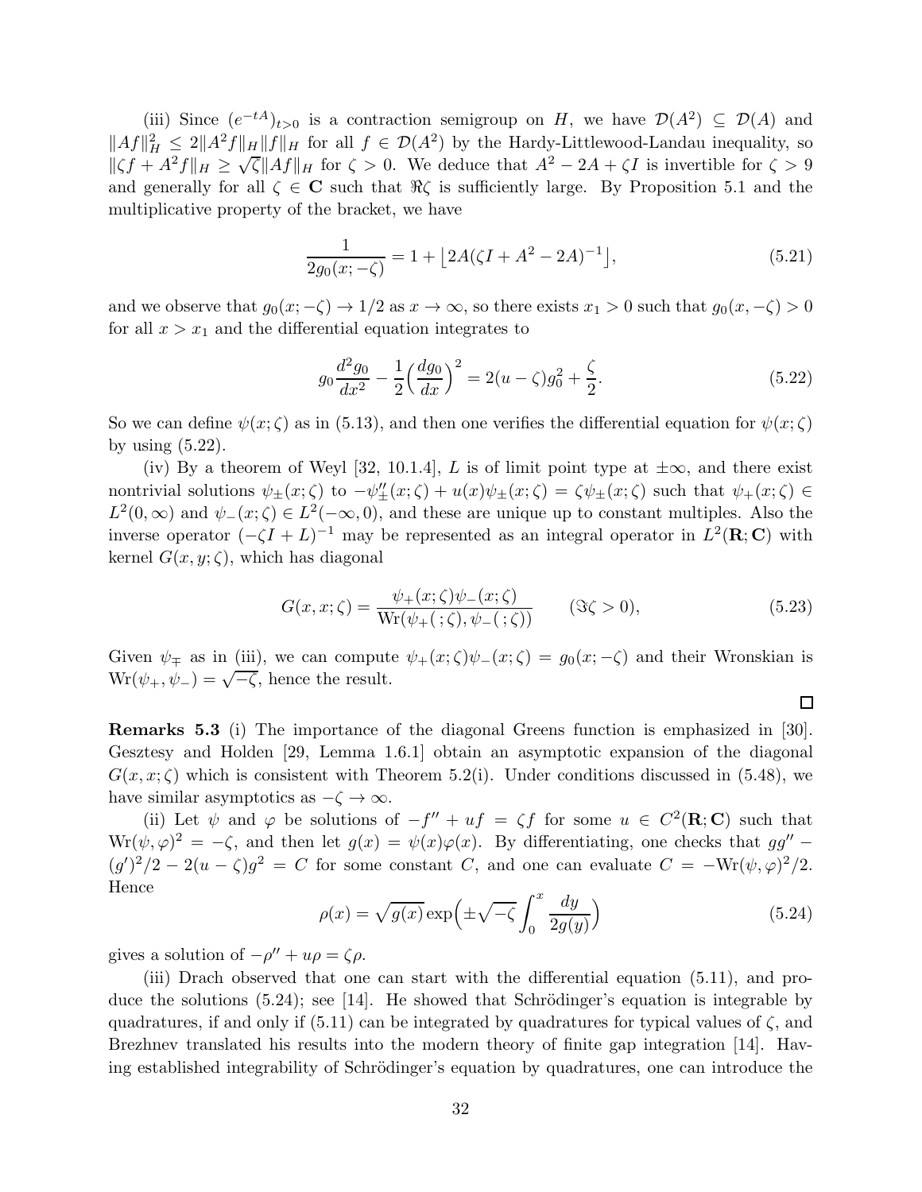(iii) Since $(e^{-tA})_{t>0}$ is a contraction semigroup on $H$, we have $\mathcal{D}(A^2) \subseteq \mathcal{D}(A)$ and $\|Af\|_H^2 \leq 2\|A^2 f\|_H \|f\|_H$ for all $f \in \mathcal{D}(A^2)$ by the Hardy-Littlewood-Landau inequality, so $\|\zeta f + A^2 f\|_H \geq \sqrt{\zeta}\|Af\|_H$ for $\zeta > 0$. We deduce that $A^2 - 2A + \zeta I$ is invertible for $\zeta > 9$ and generally for all $\zeta \in \mathbf{C}$ such that $\Re\zeta$ is sufficiently large. By Proposition 5.1 and the multiplicative property of the bracket, we have

$$\frac{1}{2g_0(x;-\zeta)} = 1 + \lfloor 2A(\zeta I + A^2 - 2A)^{-1} \rfloor, \tag{5.21}$$

and we observe that $g_0(x;-\zeta) \to 1/2$ as $x \to \infty$, so there exists $x_1 > 0$ such that $g_0(x,-\zeta) > 0$ for all $x > x_1$ and the differential equation integrates to

$$g_0 \frac{d^2 g_0}{dx^2} - \frac{1}{2}\Big(\frac{dg_0}{dx}\Big)^2 = 2(u - \zeta)g_0^2 + \frac{\zeta}{2}. \tag{5.22}$$

So we can define $\psi(x;\zeta)$ as in (5.13), and then one verifies the differential equation for $\psi(x;\zeta)$ by using (5.22).

(iv) By a theorem of Weyl [32, 10.1.4], $L$ is of limit point type at $\pm\infty$, and there exist nontrivial solutions $\psi_\pm(x;\zeta)$ to $-\psi_\pm''(x;\zeta) + u(x)\psi_\pm(x;\zeta) = \zeta\psi_\pm(x;\zeta)$ such that $\psi_+(x;\zeta) \in L^2(0,\infty)$ and $\psi_-(x;\zeta) \in L^2(-\infty,0)$, and these are unique up to constant multiples. Also the inverse operator $(-\zeta I + L)^{-1}$ may be represented as an integral operator in $L^2(\mathbf{R};\mathbf{C})$ with kernel $G(x,y;\zeta)$, which has diagonal

$$G(x,x;\zeta) = \frac{\psi_+(x;\zeta)\psi_-(x;\zeta)}{\mathrm{Wr}(\psi_+(\,;\zeta),\psi_-(\,;\zeta))} \qquad (\Im\zeta > 0), \tag{5.23}$$

Given $\psi_\mp$ as in (iii), we can compute $\psi_+(x;\zeta)\psi_-(x;\zeta) = g_0(x;-\zeta)$ and their Wronskian is $\mathrm{Wr}(\psi_+,\psi_-) = \sqrt{-\zeta}$, hence the result.

□

**Remarks 5.3** (i) The importance of the diagonal Greens function is emphasized in [30]. Gesztesy and Holden [29, Lemma 1.6.1] obtain an asymptotic expansion of the diagonal $G(x,x;\zeta)$ which is consistent with Theorem 5.2(i). Under conditions discussed in (5.48), we have similar asymptotics as $-\zeta \to \infty$.

(ii) Let $\psi$ and $\varphi$ be solutions of $-f'' + uf = \zeta f$ for some $u \in C^2(\mathbf{R};\mathbf{C})$ such that $\mathrm{Wr}(\psi,\varphi)^2 = -\zeta$, and then let $g(x) = \psi(x)\varphi(x)$. By differentiating, one checks that $gg'' - (g')^2/2 - 2(u-\zeta)g^2 = C$ for some constant $C$, and one can evaluate $C = -\mathrm{Wr}(\psi,\varphi)^2/2$. Hence

$$\rho(x) = \sqrt{g(x)}\exp\Big(\pm\sqrt{-\zeta}\int_0^x \frac{dy}{2g(y)}\Big) \tag{5.24}$$

gives a solution of $-\rho'' + u\rho = \zeta\rho$.

(iii) Drach observed that one can start with the differential equation (5.11), and produce the solutions (5.24); see [14]. He showed that Schrödinger's equation is integrable by quadratures, if and only if (5.11) can be integrated by quadratures for typical values of $\zeta$, and Brezhnev translated his results into the modern theory of finite gap integration [14]. Having established integrability of Schrödinger's equation by quadratures, one can introduce the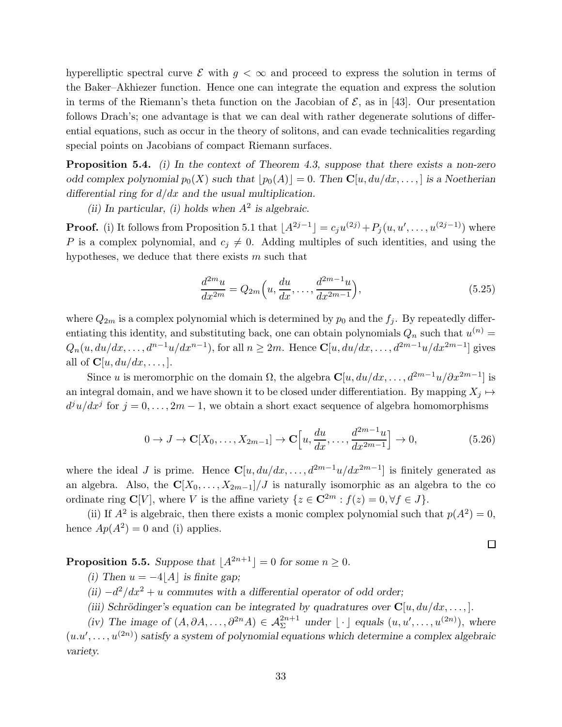hyperelliptic spectral curve $\mathcal{E}$ with $g < \infty$ and proceed to express the solution in terms of the Baker–Akhiezer function. Hence one can integrate the equation and express the solution in terms of the Riemann's theta function on the Jacobian of $\mathcal{E}$, as in [43]. Our presentation follows Drach's; one advantage is that we can deal with rather degenerate solutions of differential equations, such as occur in the theory of solitons, and can evade technicalities regarding special points on Jacobians of compact Riemann surfaces.

**Proposition 5.4.** *(i) In the context of Theorem 4.3, suppose that there exists a non-zero odd complex polynomial $p_0(X)$ such that $\lfloor p_0(A) \rfloor = 0$. Then $\mathbf{C}[u, du/dx, \dots,]$ is a Noetherian differential ring for $d/dx$ and the usual multiplication.*

*(ii) In particular, (i) holds when $A^2$ is algebraic.*

**Proof.** (i) It follows from Proposition 5.1 that $\lfloor A^{2j-1} \rfloor = c_j u^{(2j)} + P_j(u, u', \dots, u^{(2j-1)})$ where $P$ is a complex polynomial, and $c_j \neq 0$. Adding multiples of such identities, and using the hypotheses, we deduce that there exists $m$ such that

$$\frac{d^{2m}u}{dx^{2m}} = Q_{2m}\Big(u, \frac{du}{dx}, \dots, \frac{d^{2m-1}u}{dx^{2m-1}}\Big), \tag{5.25}$$

where $Q_{2m}$ is a complex polynomial which is determined by $p_0$ and the $f_j$. By repeatedly differentiating this identity, and substituting back, one can obtain polynomials $Q_n$ such that $u^{(n)} = Q_n(u, du/dx, \dots, d^{n-1}u/dx^{n-1})$, for all $n \geq 2m$. Hence $\mathbf{C}[u, du/dx, \dots, d^{2m-1}u/dx^{2m-1}]$ gives all of $\mathbf{C}[u, du/dx, \dots,]$.

Since $u$ is meromorphic on the domain $\Omega$, the algebra $\mathbf{C}[u, du/dx, \dots, d^{2m-1}u/\partial x^{2m-1}]$ is an integral domain, and we have shown it to be closed under differentiation. By mapping $X_j \mapsto d^j u/dx^j$ for $j = 0, \dots, 2m-1$, we obtain a short exact sequence of algebra homomorphisms

$$0 \to J \to \mathbf{C}[X_0, \dots, X_{2m-1}] \to \mathbf{C}\Big[u, \frac{du}{dx}, \dots, \frac{d^{2m-1}u}{dx^{2m-1}}\Big] \to 0, \tag{5.26}$$

where the ideal $J$ is prime. Hence $\mathbf{C}[u, du/dx, \dots, d^{2m-1}u/dx^{2m-1}]$ is finitely generated as an algebra. Also, the $\mathbf{C}[X_0, \dots, X_{2m-1}]/J$ is naturally isomorphic as an algebra to the co ordinate ring $\mathbf{C}[V]$, where $V$ is the affine variety $\{z \in \mathbf{C}^{2m} : f(z) = 0, \forall f \in J\}$.

(ii) If $A^2$ is algebraic, then there exists a monic complex polynomial such that $p(A^2) = 0$, hence $Ap(A^2) = 0$ and (i) applies.

□

**Proposition 5.5.** *Suppose that $\lfloor A^{2n+1} \rfloor = 0$ for some $n \geq 0$.*

*(i) Then $u = -4\lfloor A \rfloor$ is finite gap;*

*(ii) $-d^2/dx^2 + u$ commutes with a differential operator of odd order;*

*(iii) Schrödinger's equation can be integrated by quadratures over $\mathbf{C}[u, du/dx, \dots,]$.*

*(iv) The image of $(A, \partial A, \dots, \partial^{2n} A) \in \mathcal{A}_\Sigma^{2n+1}$ under $\lfloor \cdot \rfloor$ equals $(u, u', \dots, u^{(2n)})$, where $(u.u', \dots, u^{(2n)})$ satisfy a system of polynomial equations which determine a complex algebraic variety.*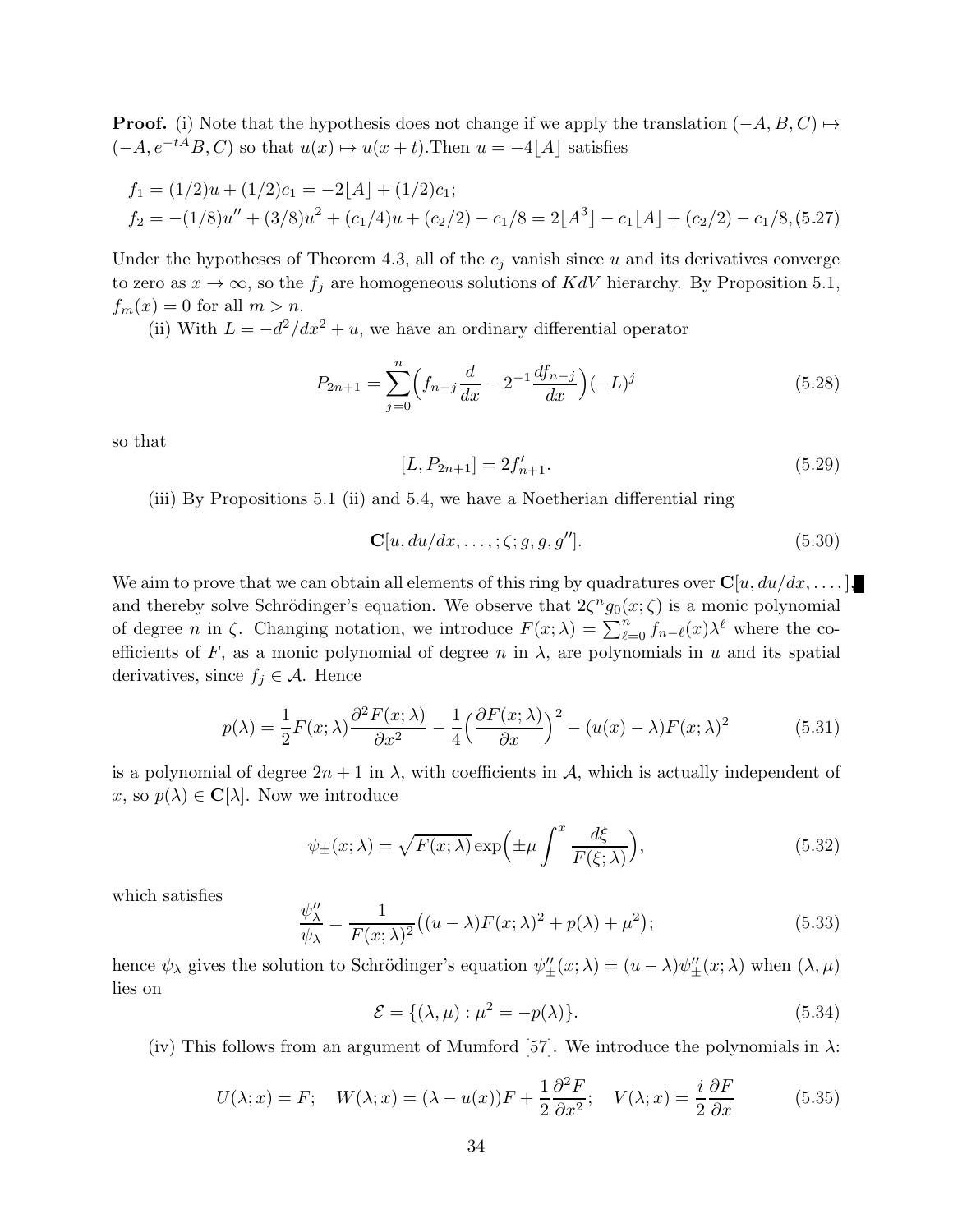**Proof.** (i) Note that the hypothesis does not change if we apply the translation $(-A, B, C) \mapsto (-A, e^{-tA}B, C)$ so that $u(x) \mapsto u(x+t)$.Then $u = -4\lfloor A \rfloor$ satisfies

$$
\begin{aligned}
f_1 &= (1/2)u + (1/2)c_1 = -2\lfloor A \rfloor + (1/2)c_1; \\
f_2 &= -(1/8)u'' + (3/8)u^2 + (c_1/4)u + (c_2/2) - c_1/8 = 2\lfloor A^3 \rfloor - c_1\lfloor A \rfloor + (c_2/2) - c_1/8, \quad (5.27)
\end{aligned}
$$

Under the hypotheses of Theorem 4.3, all of the $c_j$ vanish since $u$ and its derivatives converge to zero as $x \to \infty$, so the $f_j$ are homogeneous solutions of $KdV$ hierarchy. By Proposition 5.1, $f_m(x) = 0$ for all $m > n$.

(ii) With $L = -d^2/dx^2 + u$, we have an ordinary differential operator

$$
P_{2n+1} = \sum_{j=0}^{n} \Big( f_{n-j}\frac{d}{dx} - 2^{-1}\frac{df_{n-j}}{dx} \Big)(-L)^j \tag{5.28}
$$

so that

$$
[L, P_{2n+1}] = 2f'_{n+1}. \tag{5.29}
$$

(iii) By Propositions 5.1 (ii) and 5.4, we have a Noetherian differential ring

$$
\mathbf{C}[u, du/dx, \dots, ; \zeta; g, g, g'']. \tag{5.30}
$$

We aim to prove that we can obtain all elements of this ring by quadratures over $\mathbf{C}[u, du/dx, \dots, ]$, and thereby solve Schrödinger's equation. We observe that $2\zeta^n g_0(x;\zeta)$ is a monic polynomial of degree $n$ in $\zeta$. Changing notation, we introduce $F(x;\lambda) = \sum_{\ell=0}^{n} f_{n-\ell}(x)\lambda^\ell$ where the coefficients of $F$, as a monic polynomial of degree $n$ in $\lambda$, are polynomials in $u$ and its spatial derivatives, since $f_j \in \mathcal{A}$. Hence

$$
p(\lambda) = \frac{1}{2}F(x;\lambda)\frac{\partial^2 F(x;\lambda)}{\partial x^2} - \frac{1}{4}\Big(\frac{\partial F(x;\lambda)}{\partial x}\Big)^2 - (u(x) - \lambda)F(x;\lambda)^2 \tag{5.31}
$$

is a polynomial of degree $2n+1$ in $\lambda$, with coefficients in $\mathcal{A}$, which is actually independent of $x$, so $p(\lambda) \in \mathbf{C}[\lambda]$. Now we introduce

$$
\psi_{\pm}(x;\lambda) = \sqrt{F(x;\lambda)}\exp\Big(\pm\mu\int^x \frac{d\xi}{F(\xi;\lambda)}\Big), \tag{5.32}
$$

which satisfies

$$
\frac{\psi''_\lambda}{\psi_\lambda} = \frac{1}{F(x;\lambda)^2}\big((u-\lambda)F(x;\lambda)^2 + p(\lambda) + \mu^2\big); \tag{5.33}
$$

hence $\psi_\lambda$ gives the solution to Schrödinger's equation $\psi''_{\pm}(x;\lambda) = (u-\lambda)\psi''_{\pm}(x;\lambda)$ when $(\lambda,\mu)$ lies on

$$
\mathcal{E} = \{(\lambda,\mu) : \mu^2 = -p(\lambda)\}. \tag{5.34}
$$

(iv) This follows from an argument of Mumford [57]. We introduce the polynomials in $\lambda$:

$$
U(\lambda;x) = F; \quad W(\lambda;x) = (\lambda - u(x))F + \frac{1}{2}\frac{\partial^2 F}{\partial x^2}; \quad V(\lambda;x) = \frac{i}{2}\frac{\partial F}{\partial x} \tag{5.35}
$$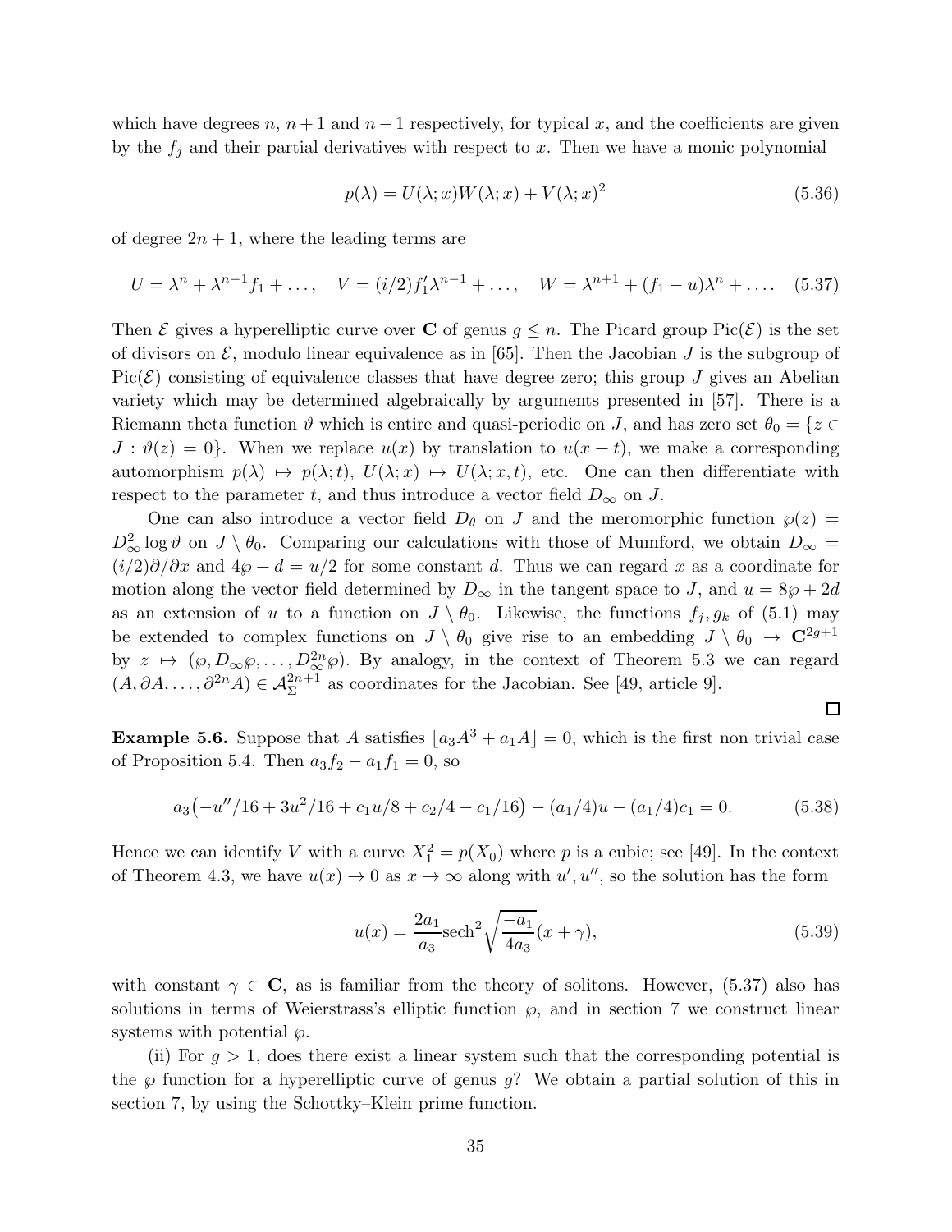which have degrees $n$, $n+1$ and $n-1$ respectively, for typical $x$, and the coefficients are given by the $f_j$ and their partial derivatives with respect to $x$. Then we have a monic polynomial

$$p(\lambda) = U(\lambda; x)W(\lambda; x) + V(\lambda; x)^2 \tag{5.36}$$

of degree $2n+1$, where the leading terms are

$$U = \lambda^n + \lambda^{n-1} f_1 + \dots, \quad V = (i/2) f_1' \lambda^{n-1} + \dots, \quad W = \lambda^{n+1} + (f_1 - u)\lambda^n + \dots. \tag{5.37}$$

Then $\mathcal{E}$ gives a hyperelliptic curve over $\mathbf{C}$ of genus $g \leq n$. The Picard group $\mathrm{Pic}(\mathcal{E})$ is the set of divisors on $\mathcal{E}$, modulo linear equivalence as in [65]. Then the Jacobian $J$ is the subgroup of $\mathrm{Pic}(\mathcal{E})$ consisting of equivalence classes that have degree zero; this group $J$ gives an Abelian variety which may be determined algebraically by arguments presented in [57]. There is a Riemann theta function $\vartheta$ which is entire and quasi-periodic on $J$, and has zero set $\theta_0 = \{z \in J : \vartheta(z) = 0\}$. When we replace $u(x)$ by translation to $u(x+t)$, we make a corresponding automorphism $p(\lambda) \mapsto p(\lambda; t)$, $U(\lambda; x) \mapsto U(\lambda; x, t)$, etc. One can then differentiate with respect to the parameter $t$, and thus introduce a vector field $D_\infty$ on $J$.

One can also introduce a vector field $D_\theta$ on $J$ and the meromorphic function $\wp(z) = D_\infty^2 \log \vartheta$ on $J \setminus \theta_0$. Comparing our calculations with those of Mumford, we obtain $D_\infty = (i/2)\partial/\partial x$ and $4\wp + d = u/2$ for some constant $d$. Thus we can regard $x$ as a coordinate for motion along the vector field determined by $D_\infty$ in the tangent space to $J$, and $u = 8\wp + 2d$ as an extension of $u$ to a function on $J \setminus \theta_0$. Likewise, the functions $f_j, g_k$ of (5.1) may be extended to complex functions on $J \setminus \theta_0$ give rise to an embedding $J \setminus \theta_0 \to \mathbf{C}^{2g+1}$ by $z \mapsto (\wp, D_\infty \wp, \dots, D_\infty^{2n} \wp)$. By analogy, in the context of Theorem 5.3 we can regard $(A, \partial A, \dots, \partial^{2n} A) \in \mathcal{A}_\Sigma^{2n+1}$ as coordinates for the Jacobian. See [49, article 9].

$\square$

**Example 5.6.** Suppose that $A$ satisfies $\lfloor a_3 A^3 + a_1 A \rfloor = 0$, which is the first non trivial case of Proposition 5.4. Then $a_3 f_2 - a_1 f_1 = 0$, so

$$a_3\big(-u''/16 + 3u^2/16 + c_1 u/8 + c_2/4 - c_1/16\big) - (a_1/4)u - (a_1/4)c_1 = 0. \tag{5.38}$$

Hence we can identify $V$ with a curve $X_1^2 = p(X_0)$ where $p$ is a cubic; see [49]. In the context of Theorem 4.3, we have $u(x) \to 0$ as $x \to \infty$ along with $u', u''$, so the solution has the form

$$u(x) = \frac{2a_1}{a_3} \mathrm{sech}^2 \sqrt{\frac{-a_1}{4a_3}}(x + \gamma), \tag{5.39}$$

with constant $\gamma \in \mathbf{C}$, as is familiar from the theory of solitons. However, (5.37) also has solutions in terms of Weierstrass's elliptic function $\wp$, and in section 7 we construct linear systems with potential $\wp$.

(ii) For $g > 1$, does there exist a linear system such that the corresponding potential is the $\wp$ function for a hyperelliptic curve of genus $g$? We obtain a partial solution of this in section 7, by using the Schottky–Klein prime function.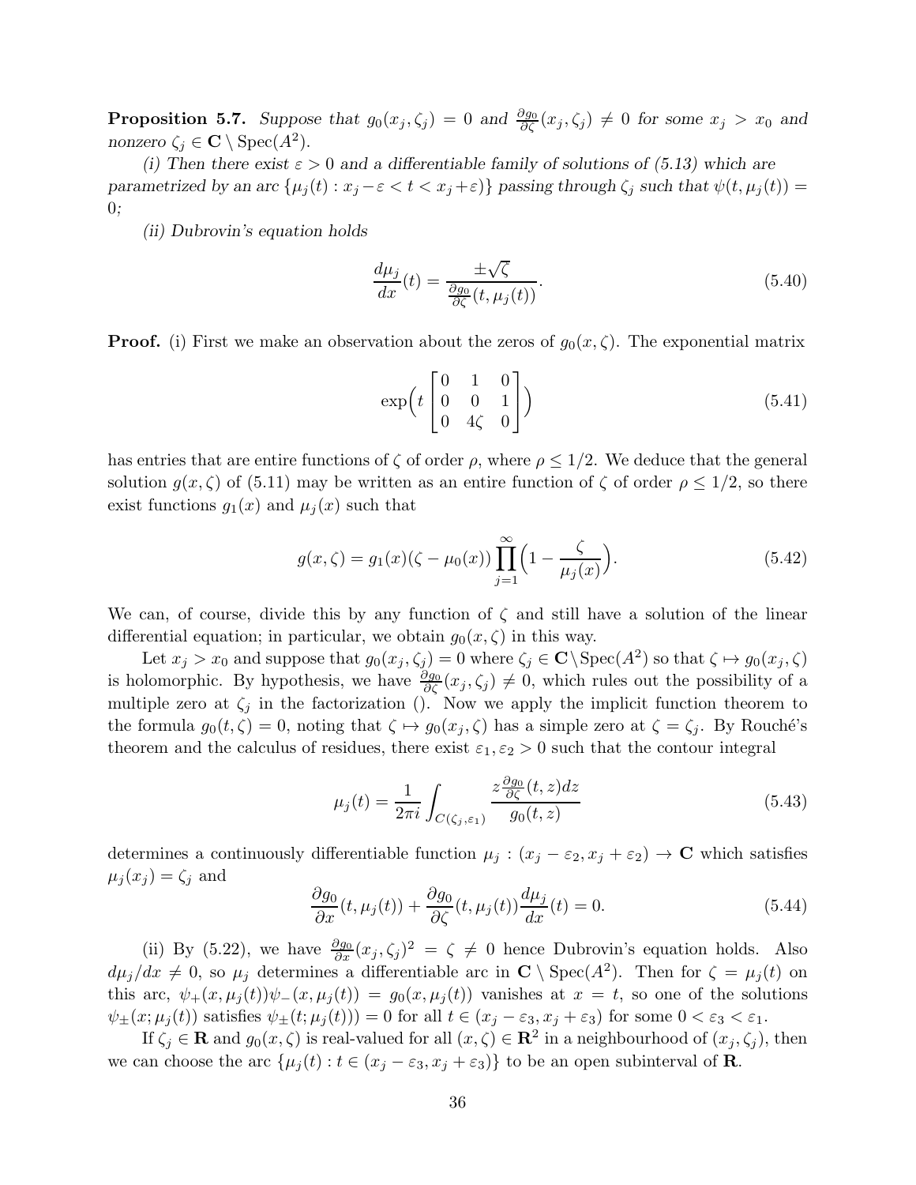**Proposition 5.7.** *Suppose that $g_0(x_j, \zeta_j) = 0$ and $\frac{\partial g_0}{\partial \zeta}(x_j, \zeta_j) \neq 0$ for some $x_j > x_0$ and nonzero $\zeta_j \in \mathbf{C} \setminus \mathrm{Spec}(A^2)$.*

*(i) Then there exist $\varepsilon > 0$ and a differentiable family of solutions of (5.13) which are parametrized by an arc $\{\mu_j(t) : x_j - \varepsilon < t < x_j + \varepsilon)\}$ passing through $\zeta_j$ such that $\psi(t, \mu_j(t)) = 0$;*

*(ii) Dubrovin's equation holds*

$$\frac{d\mu_j}{dx}(t) = \frac{\pm\sqrt{\zeta}}{\frac{\partial g_0}{\partial \zeta}(t, \mu_j(t))}. \tag{5.40}$$

**Proof.** (i) First we make an observation about the zeros of $g_0(x, \zeta)$. The exponential matrix

$$\exp\Big( t \begin{bmatrix} 0 & 1 & 0 \\ 0 & 0 & 1 \\ 0 & 4\zeta & 0 \end{bmatrix} \Big) \tag{5.41}$$

has entries that are entire functions of $\zeta$ of order $\rho$, where $\rho \leq 1/2$. We deduce that the general solution $g(x, \zeta)$ of (5.11) may be written as an entire function of $\zeta$ of order $\rho \leq 1/2$, so there exist functions $g_1(x)$ and $\mu_j(x)$ such that

$$g(x, \zeta) = g_1(x)(\zeta - \mu_0(x)) \prod_{j=1}^{\infty} \Big( 1 - \frac{\zeta}{\mu_j(x)} \Big). \tag{5.42}$$

We can, of course, divide this by any function of $\zeta$ and still have a solution of the linear differential equation; in particular, we obtain $g_0(x, \zeta)$ in this way.

Let $x_j > x_0$ and suppose that $g_0(x_j, \zeta_j) = 0$ where $\zeta_j \in \mathbf{C} \setminus \mathrm{Spec}(A^2)$ so that $\zeta \mapsto g_0(x_j, \zeta)$ is holomorphic. By hypothesis, we have $\frac{\partial g_0}{\partial \zeta}(x_j, \zeta_j) \neq 0$, which rules out the possibility of a multiple zero at $\zeta_j$ in the factorization (). Now we apply the implicit function theorem to the formula $g_0(t, \zeta) = 0$, noting that $\zeta \mapsto g_0(x_j, \zeta)$ has a simple zero at $\zeta = \zeta_j$. By Rouché's theorem and the calculus of residues, there exist $\varepsilon_1, \varepsilon_2 > 0$ such that the contour integral

$$\mu_j(t) = \frac{1}{2\pi i} \int_{C(\zeta_j, \varepsilon_1)} \frac{z \frac{\partial g_0}{\partial \zeta}(t, z) dz}{g_0(t, z)} \tag{5.43}$$

determines a continuously differentiable function $\mu_j : (x_j - \varepsilon_2, x_j + \varepsilon_2) \to \mathbf{C}$ which satisfies $\mu_j(x_j) = \zeta_j$ and

$$\frac{\partial g_0}{\partial x}(t, \mu_j(t)) + \frac{\partial g_0}{\partial \zeta}(t, \mu_j(t)) \frac{d\mu_j}{dx}(t) = 0. \tag{5.44}$$

(ii) By (5.22), we have $\frac{\partial g_0}{\partial x}(x_j, \zeta_j)^2 = \zeta \neq 0$ hence Dubrovin's equation holds. Also $d\mu_j/dx \neq 0$, so $\mu_j$ determines a differentiable arc in $\mathbf{C} \setminus \mathrm{Spec}(A^2)$. Then for $\zeta = \mu_j(t)$ on this arc, $\psi_+(x, \mu_j(t))\psi_-(x, \mu_j(t)) = g_0(x, \mu_j(t))$ vanishes at $x = t$, so one of the solutions $\psi_\pm(x; \mu_j(t))$ satisfies $\psi_\pm(t; \mu_j(t))) = 0$ for all $t \in (x_j - \varepsilon_3, x_j + \varepsilon_3)$ for some $0 < \varepsilon_3 < \varepsilon_1$.

If $\zeta_j \in \mathbf{R}$ and $g_0(x, \zeta)$ is real-valued for all $(x, \zeta) \in \mathbf{R}^2$ in a neighbourhood of $(x_j, \zeta_j)$, then we can choose the arc $\{\mu_j(t) : t \in (x_j - \varepsilon_3, x_j + \varepsilon_3)\}$ to be an open subinterval of $\mathbf{R}$.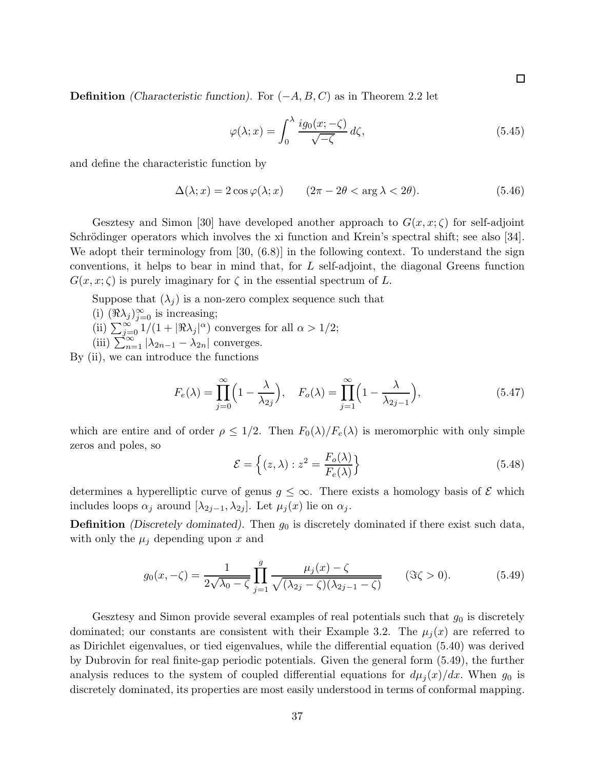□

**Definition** *(Characteristic function).* For $(-A, B, C)$ as in Theorem 2.2 let

$$\varphi(\lambda; x) = \int_0^\lambda \frac{ig_0(x; -\zeta)}{\sqrt{-\zeta}}\, d\zeta, \tag{5.45}$$

and define the characteristic function by

$$\Delta(\lambda; x) = 2\cos\varphi(\lambda; x) \qquad (2\pi - 2\theta < \arg\lambda < 2\theta). \tag{5.46}$$

Gesztesy and Simon [30] have developed another approach to $G(x, x; \zeta)$ for self-adjoint Schrödinger operators which involves the xi function and Krein's spectral shift; see also [34]. We adopt their terminology from [30, (6.8)] in the following context. To understand the sign conventions, it helps to bear in mind that, for $L$ self-adjoint, the diagonal Greens function $G(x, x; \zeta)$ is purely imaginary for $\zeta$ in the essential spectrum of $L$.

Suppose that $(\lambda_j)$ is a non-zero complex sequence such that

(i) $(\Re\lambda_j)_{j=0}^\infty$ is increasing;

(ii) $\sum_{j=0}^\infty 1/(1 + |\Re\lambda_j|^\alpha)$ converges for all $\alpha > 1/2$;

(iii) $\sum_{n=1}^\infty |\lambda_{2n-1} - \lambda_{2n}|$ converges.

By (ii), we can introduce the functions

$$F_e(\lambda) = \prod_{j=0}^\infty \Bigl(1 - \frac{\lambda}{\lambda_{2j}}\Bigr), \quad F_o(\lambda) = \prod_{j=1}^\infty \Bigl(1 - \frac{\lambda}{\lambda_{2j-1}}\Bigr), \tag{5.47}$$

which are entire and of order $\rho \leq 1/2$. Then $F_0(\lambda)/F_e(\lambda)$ is meromorphic with only simple zeros and poles, so

$$\mathcal{E} = \Bigl\{(z, \lambda) : z^2 = \frac{F_o(\lambda)}{F_e(\lambda)}\Bigr\} \tag{5.48}$$

determines a hyperelliptic curve of genus $g \leq \infty$. There exists a homology basis of $\mathcal{E}$ which includes loops $\alpha_j$ around $[\lambda_{2j-1}, \lambda_{2j}]$. Let $\mu_j(x)$ lie on $\alpha_j$.

**Definition** *(Discretely dominated).* Then $g_0$ is discretely dominated if there exist such data, with only the $\mu_j$ depending upon $x$ and

$$g_0(x, -\zeta) = \frac{1}{2\sqrt{\lambda_0 - \zeta}} \prod_{j=1}^g \frac{\mu_j(x) - \zeta}{\sqrt{(\lambda_{2j} - \zeta)(\lambda_{2j-1} - \zeta)}} \qquad (\Im\zeta > 0). \tag{5.49}$$

Gesztesy and Simon provide several examples of real potentials such that $g_0$ is discretely dominated; our constants are consistent with their Example 3.2. The $\mu_j(x)$ are referred to as Dirichlet eigenvalues, or tied eigenvalues, while the differential equation (5.40) was derived by Dubrovin for real finite-gap periodic potentials. Given the general form (5.49), the further analysis reduces to the system of coupled differential equations for $d\mu_j(x)/dx$. When $g_0$ is discretely dominated, its properties are most easily understood in terms of conformal mapping.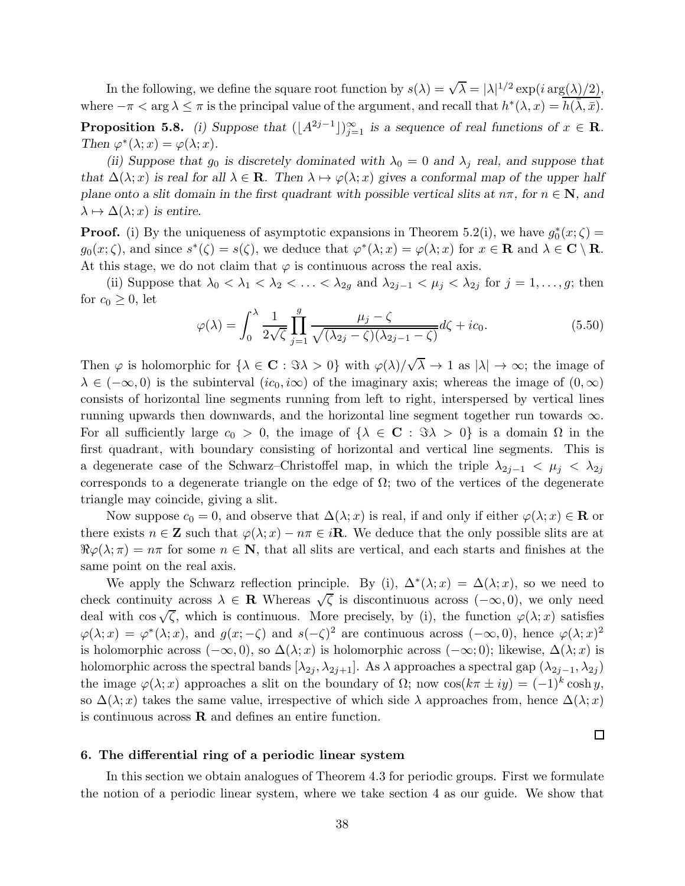In the following, we define the square root function by $s(\lambda) = \sqrt{\lambda} = |\lambda|^{1/2}\exp(i\arg(\lambda)/2)$, where $-\pi < \arg\lambda \leq \pi$ is the principal value of the argument, and recall that $h^*(\lambda, x) = \overline{h(\bar{\lambda}, \bar{x})}$.

**Proposition 5.8.** *(i) Suppose that $(\lfloor A^{2j-1}\rfloor)_{j=1}^\infty$ is a sequence of real functions of $x \in \mathbf{R}$. Then $\varphi^*(\lambda; x) = \varphi(\lambda; x)$.*

*(ii) Suppose that $g_0$ is discretely dominated with $\lambda_0 = 0$ and $\lambda_j$ real, and suppose that that $\Delta(\lambda; x)$ is real for all $\lambda \in \mathbf{R}$. Then $\lambda \mapsto \varphi(\lambda; x)$ gives a conformal map of the upper half plane onto a slit domain in the first quadrant with possible vertical slits at $n\pi$, for $n \in \mathbf{N}$, and $\lambda \mapsto \Delta(\lambda; x)$ is entire.*

**Proof.** (i) By the uniqueness of asymptotic expansions in Theorem 5.2(i), we have $g_0^*(x;\zeta) = g_0(x;\zeta)$, and since $s^*(\zeta) = s(\zeta)$, we deduce that $\varphi^*(\lambda; x) = \varphi(\lambda; x)$ for $x \in \mathbf{R}$ and $\lambda \in \mathbf{C} \setminus \mathbf{R}$. At this stage, we do not claim that $\varphi$ is continuous across the real axis.

(ii) Suppose that $\lambda_0 < \lambda_1 < \lambda_2 < \ldots < \lambda_{2g}$ and $\lambda_{2j-1} < \mu_j < \lambda_{2j}$ for $j = 1, \ldots, g$; then for $c_0 \geq 0$, let

$$\varphi(\lambda) = \int_0^\lambda \frac{1}{2\sqrt{\zeta}} \prod_{j=1}^g \frac{\mu_j - \zeta}{\sqrt{(\lambda_{2j} - \zeta)(\lambda_{2j-1} - \zeta)}} d\zeta + ic_0. \tag{5.50}$$

Then $\varphi$ is holomorphic for $\{\lambda \in \mathbf{C} : \Im\lambda > 0\}$ with $\varphi(\lambda)/\sqrt{\lambda} \to 1$ as $|\lambda| \to \infty$; the image of $\lambda \in (-\infty, 0)$ is the subinterval $(ic_0, i\infty)$ of the imaginary axis; whereas the image of $(0, \infty)$ consists of horizontal line segments running from left to right, interspersed by vertical lines running upwards then downwards, and the horizontal line segment together run towards $\infty$. For all sufficiently large $c_0 > 0$, the image of $\{\lambda \in \mathbf{C} : \Im\lambda > 0\}$ is a domain $\Omega$ in the first quadrant, with boundary consisting of horizontal and vertical line segments. This is a degenerate case of the Schwarz–Christoffel map, in which the triple $\lambda_{2j-1} < \mu_j < \lambda_{2j}$ corresponds to a degenerate triangle on the edge of $\Omega$; two of the vertices of the degenerate triangle may coincide, giving a slit.

Now suppose $c_0 = 0$, and observe that $\Delta(\lambda; x)$ is real, if and only if either $\varphi(\lambda; x) \in \mathbf{R}$ or there exists $n \in \mathbf{Z}$ such that $\varphi(\lambda; x) - n\pi \in i\mathbf{R}$. We deduce that the only possible slits are at $\Re\varphi(\lambda; \pi) = n\pi$ for some $n \in \mathbf{N}$, that all slits are vertical, and each starts and finishes at the same point on the real axis.

We apply the Schwarz reflection principle. By (i), $\Delta^*(\lambda; x) = \Delta(\lambda; x)$, so we need to check continuity across $\lambda \in \mathbf{R}$ Whereas $\sqrt{\zeta}$ is discontinuous across $(-\infty, 0)$, we only need deal with $\cos\sqrt{\zeta}$, which is continuous. More precisely, by (i), the function $\varphi(\lambda; x)$ satisfies $\varphi(\lambda; x) = \varphi^*(\lambda; x)$, and $g(x; -\zeta)$ and $s(-\zeta)^2$ are continuous across $(-\infty, 0)$, hence $\varphi(\lambda; x)^2$ is holomorphic across $(-\infty, 0)$, so $\Delta(\lambda; x)$ is holomorphic across $(-\infty; 0)$; likewise, $\Delta(\lambda; x)$ is holomorphic across the spectral bands $[\lambda_{2j}, \lambda_{2j+1}]$. As $\lambda$ approaches a spectral gap $(\lambda_{2j-1}, \lambda_{2j})$ the image $\varphi(\lambda; x)$ approaches a slit on the boundary of $\Omega$; now $\cos(k\pi \pm iy) = (-1)^k\cosh y$, so $\Delta(\lambda; x)$ takes the same value, irrespective of which side $\lambda$ approaches from, hence $\Delta(\lambda; x)$ is continuous across $\mathbf{R}$ and defines an entire function.

□

## 6. The differential ring of a periodic linear system

In this section we obtain analogues of Theorem 4.3 for periodic groups. First we formulate the notion of a periodic linear system, where we take section 4 as our guide. We show that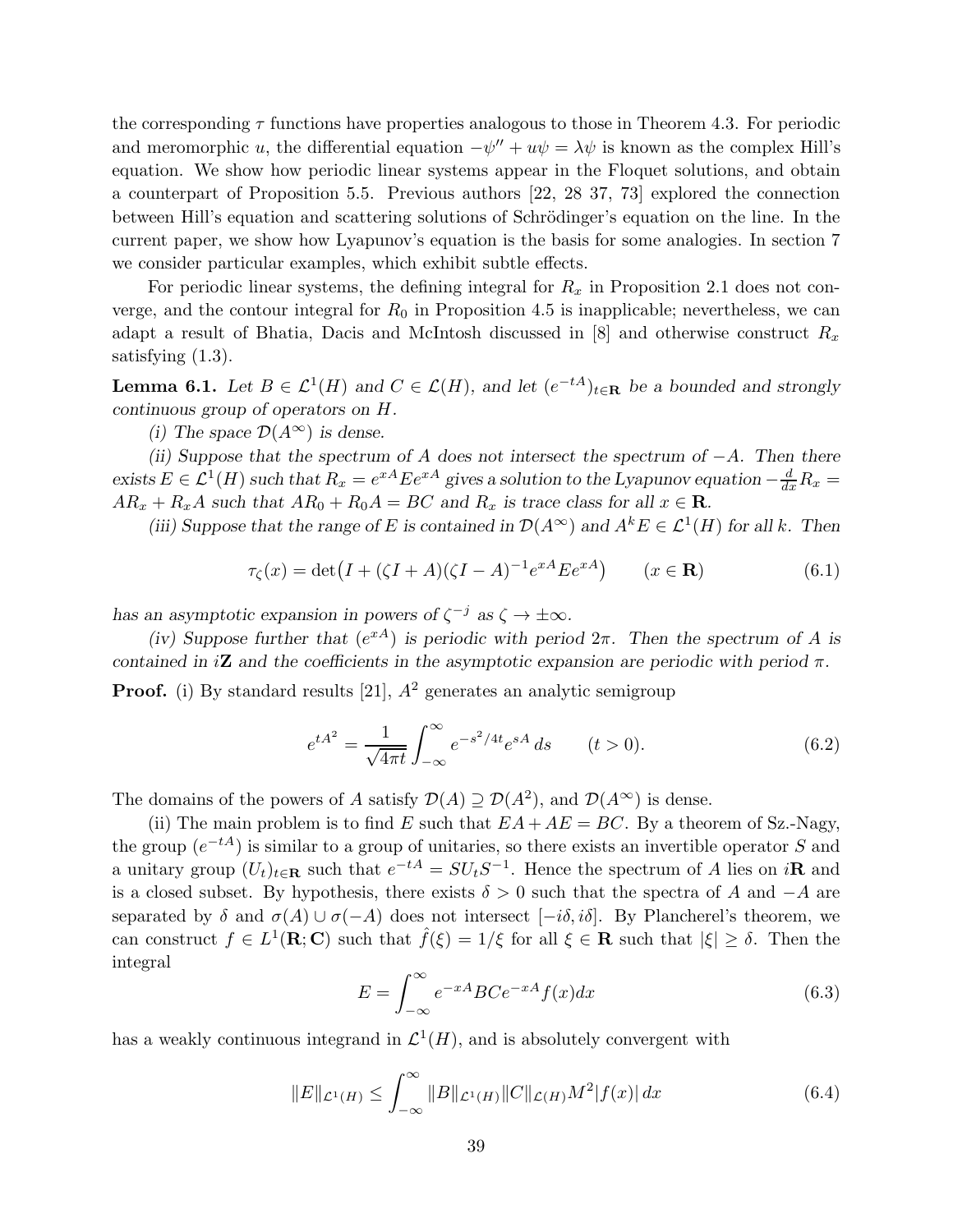the corresponding $\tau$ functions have properties analogous to those in Theorem 4.3. For periodic and meromorphic $u$, the differential equation $-\psi'' + u\psi = \lambda\psi$ is known as the complex Hill's equation. We show how periodic linear systems appear in the Floquet solutions, and obtain a counterpart of Proposition 5.5. Previous authors [22, 28 37, 73] explored the connection between Hill's equation and scattering solutions of Schrödinger's equation on the line. In the current paper, we show how Lyapunov's equation is the basis for some analogies. In section 7 we consider particular examples, which exhibit subtle effects.

For periodic linear systems, the defining integral for $R_x$ in Proposition 2.1 does not converge, and the contour integral for $R_0$ in Proposition 4.5 is inapplicable; nevertheless, we can adapt a result of Bhatia, Dacis and McIntosh discussed in [8] and otherwise construct $R_x$ satisfying (1.3).

**Lemma 6.1.** *Let $B \in \mathcal{L}^1(H)$ and $C \in \mathcal{L}(H)$, and let $(e^{-tA})_{t\in\mathbf{R}}$ be a bounded and strongly continuous group of operators on $H$.*

*(i) The space $\mathcal{D}(A^\infty)$ is dense.*

*(ii) Suppose that the spectrum of $A$ does not intersect the spectrum of $-A$. Then there exists $E \in \mathcal{L}^1(H)$ such that $R_x = e^{xA}Ee^{xA}$ gives a solution to the Lyapunov equation $-\frac{d}{dx}R_x = AR_x + R_xA$ such that $AR_0 + R_0A = BC$ and $R_x$ is trace class for all $x \in \mathbf{R}$.*

*(iii) Suppose that the range of $E$ is contained in $\mathcal{D}(A^\infty)$ and $A^kE \in \mathcal{L}^1(H)$ for all $k$. Then*

$$\tau_\zeta(x) = \det\big(I + (\zeta I + A)(\zeta I - A)^{-1}e^{xA}Ee^{xA}\big) \qquad (x \in \mathbf{R}) \tag{6.1}$$

*has an asymptotic expansion in powers of $\zeta^{-j}$ as $\zeta \to \pm\infty$.*

*(iv) Suppose further that $(e^{xA})$ is periodic with period $2\pi$. Then the spectrum of $A$ is contained in $i\mathbf{Z}$ and the coefficients in the asymptotic expansion are periodic with period $\pi$.*

**Proof.** (i) By standard results [21], $A^2$ generates an analytic semigroup

$$e^{tA^2} = \frac{1}{\sqrt{4\pi t}}\int_{-\infty}^{\infty} e^{-s^2/4t}e^{sA}\,ds \qquad (t > 0). \tag{6.2}$$

The domains of the powers of $A$ satisfy $\mathcal{D}(A) \supseteq \mathcal{D}(A^2)$, and $\mathcal{D}(A^\infty)$ is dense.

(ii) The main problem is to find $E$ such that $EA + AE = BC$. By a theorem of Sz.-Nagy, the group $(e^{-tA})$ is similar to a group of unitaries, so there exists an invertible operator $S$ and a unitary group $(U_t)_{t\in\mathbf{R}}$ such that $e^{-tA} = SU_tS^{-1}$. Hence the spectrum of $A$ lies on $i\mathbf{R}$ and is a closed subset. By hypothesis, there exists $\delta > 0$ such that the spectra of $A$ and $-A$ are separated by $\delta$ and $\sigma(A) \cup \sigma(-A)$ does not intersect $[-i\delta, i\delta]$. By Plancherel's theorem, we can construct $f \in L^1(\mathbf{R}; \mathbf{C})$ such that $\hat{f}(\xi) = 1/\xi$ for all $\xi \in \mathbf{R}$ such that $|\xi| \geq \delta$. Then the integral

$$E = \int_{-\infty}^{\infty} e^{-xA}BCe^{-xA}f(x)dx \tag{6.3}$$

has a weakly continuous integrand in $\mathcal{L}^1(H)$, and is absolutely convergent with

$$\|E\|_{\mathcal{L}^1(H)} \leq \int_{-\infty}^{\infty} \|B\|_{\mathcal{L}^1(H)}\|C\|_{\mathcal{L}(H)}M^2|f(x)|\,dx \tag{6.4}$$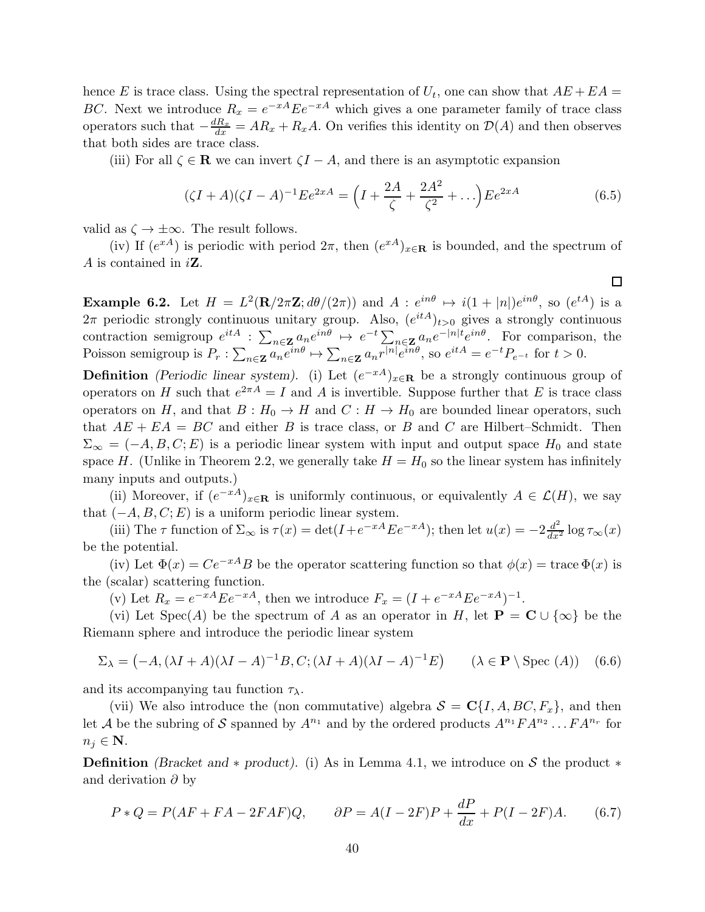hence $E$ is trace class. Using the spectral representation of $U_t$, one can show that $AE+EA=BC$. Next we introduce $R_x=e^{-xA}Ee^{-xA}$ which gives a one parameter family of trace class operators such that $-\frac{dR_x}{dx}=AR_x+R_xA$. On verifies this identity on $\mathcal{D}(A)$ and then observes that both sides are trace class.

(iii) For all $\zeta\in\mathbf{R}$ we can invert $\zeta I-A$, and there is an asymptotic expansion

$$(\zeta I+A)(\zeta I-A)^{-1}Ee^{2xA}=\Bigl(I+\frac{2A}{\zeta}+\frac{2A^2}{\zeta^2}+\dots\Bigr)Ee^{2xA} \tag{6.5}$$

valid as $\zeta\to\pm\infty$. The result follows.

(iv) If $(e^{xA})$ is periodic with period $2\pi$, then $(e^{xA})_{x\in\mathbf{R}}$ is bounded, and the spectrum of $A$ is contained in $i\mathbf{Z}$.

□

**Example 6.2.** Let $H=L^2(\mathbf{R}/2\pi\mathbf{Z};d\theta/(2\pi))$ and $A:e^{in\theta}\mapsto i(1+|n|)e^{in\theta}$, so $(e^{tA})$ is a $2\pi$ periodic strongly continuous unitary group. Also, $(e^{itA})_{t>0}$ gives a strongly continuous contraction semigroup $e^{itA}:\sum_{n\in\mathbf{Z}}a_ne^{in\theta}\mapsto e^{-t}\sum_{n\in\mathbf{Z}}a_ne^{-|n|t}e^{in\theta}$. For comparison, the Poisson semigroup is $P_r:\sum_{n\in\mathbf{Z}}a_ne^{in\theta}\mapsto\sum_{n\in\mathbf{Z}}a_nr^{|n|}e^{in\theta}$, so $e^{itA}=e^{-t}P_{e^{-t}}$ for $t>0$.

**Definition** *(Periodic linear system).* (i) Let $(e^{-xA})_{x\in\mathbf{R}}$ be a strongly continuous group of operators on $H$ such that $e^{2\pi A}=I$ and $A$ is invertible. Suppose further that $E$ is trace class operators on $H$, and that $B:H_0\to H$ and $C:H\to H_0$ are bounded linear operators, such that $AE+EA=BC$ and either $B$ is trace class, or $B$ and $C$ are Hilbert–Schmidt. Then $\Sigma_\infty=(-A,B,C;E)$ is a periodic linear system with input and output space $H_0$ and state space $H$. (Unlike in Theorem 2.2, we generally take $H=H_0$ so the linear system has infinitely many inputs and outputs.)

(ii) Moreover, if $(e^{-xA})_{x\in\mathbf{R}}$ is uniformly continuous, or equivalently $A\in\mathcal{L}(H)$, we say that $(-A,B,C;E)$ is a uniform periodic linear system.

(iii) The $\tau$ function of $\Sigma_\infty$ is $\tau(x)=\det(I+e^{-xA}Ee^{-xA})$; then let $u(x)=-2\frac{d^2}{dx^2}\log\tau_\infty(x)$ be the potential.

(iv) Let $\Phi(x)=Ce^{-xA}B$ be the operator scattering function so that $\phi(x)=\operatorname{trace}\Phi(x)$ is the (scalar) scattering function.

(v) Let $R_x=e^{-xA}Ee^{-xA}$, then we introduce $F_x=(I+e^{-xA}Ee^{-xA})^{-1}$.

(vi) Let $\operatorname{Spec}(A)$ be the spectrum of $A$ as an operator in $H$, let $\mathbf{P}=\mathbf{C}\cup\{\infty\}$ be the Riemann sphere and introduce the periodic linear system

$$\Sigma_\lambda=\bigl(-A,(\lambda I+A)(\lambda I-A)^{-1}B,C;(\lambda I+A)(\lambda I-A)^{-1}E\bigr)\qquad(\lambda\in\mathbf{P}\setminus\operatorname{Spec}(A)) \tag{6.6}$$

and its accompanying tau function $\tau_\lambda$.

(vii) We also introduce the (non commutative) algebra $\mathcal{S}=\mathbf{C}\{I,A,BC,F_x\}$, and then let $\mathcal{A}$ be the subring of $\mathcal{S}$ spanned by $A^{n_1}$ and by the ordered products $A^{n_1}FA^{n_2}\dots FA^{n_r}$ for $n_j\in\mathbf{N}$.

**Definition** *(Bracket and $*$ product).* (i) As in Lemma 4.1, we introduce on $\mathcal{S}$ the product $*$ and derivation $\partial$ by

$$P*Q=P(AF+FA-2FAF)Q,\qquad \partial P=A(I-2F)P+\frac{dP}{dx}+P(I-2F)A. \tag{6.7}$$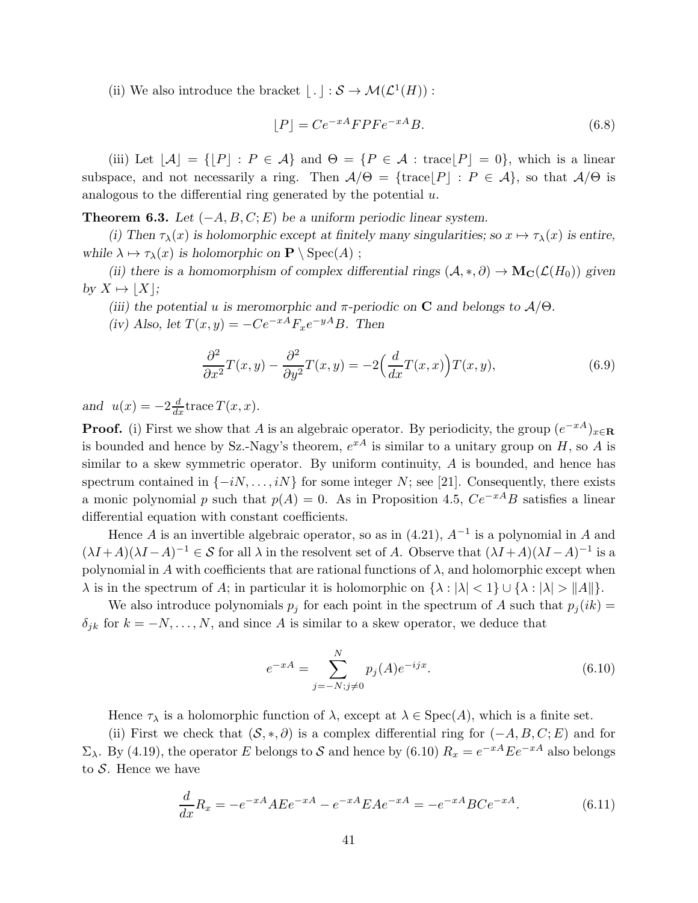(ii) We also introduce the bracket $\lfloor\,.\,\rfloor : \mathcal{S} \to \mathcal{M}(\mathcal{L}^1(H))$ :

$$\lfloor P \rfloor = Ce^{-xA} FPFe^{-xA} B. \tag{6.8}$$

(iii) Let $\lfloor \mathcal{A} \rfloor = \{\lfloor P \rfloor : P \in \mathcal{A}\}$ and $\Theta = \{P \in \mathcal{A} : \operatorname{trace}\lfloor P \rfloor = 0\}$, which is a linear subspace, and not necessarily a ring. Then $\mathcal{A}/\Theta = \{\operatorname{trace}\lfloor P \rfloor : P \in \mathcal{A}\}$, so that $\mathcal{A}/\Theta$ is analogous to the differential ring generated by the potential $u$.

**Theorem 6.3.** *Let $(-A, B, C; E)$ be a uniform periodic linear system.*

*(i) Then $\tau_\lambda(x)$ is holomorphic except at finitely many singularities; so $x \mapsto \tau_\lambda(x)$ is entire, while $\lambda \mapsto \tau_\lambda(x)$ is holomorphic on $\mathbf{P} \setminus \operatorname{Spec}(A)$ ;*

*(ii) there is a homomorphism of complex differential rings $(\mathcal{A}, *, \partial) \to \mathbf{M_C}(\mathcal{L}(H_0))$ given by $X \mapsto \lfloor X \rfloor$;*

*(iii) the potential $u$ is meromorphic and $\pi$-periodic on $\mathbf{C}$ and belongs to $\mathcal{A}/\Theta$.*

*(iv) Also, let $T(x, y) = -Ce^{-xA} F_x e^{-yA} B$. Then*

$$\frac{\partial^2}{\partial x^2} T(x, y) - \frac{\partial^2}{\partial y^2} T(x, y) = -2\Big(\frac{d}{dx} T(x, x)\Big) T(x, y), \tag{6.9}$$

*and* $u(x) = -2\frac{d}{dx}\operatorname{trace} T(x, x)$.

**Proof.** (i) First we show that $A$ is an algebraic operator. By periodicity, the group $(e^{-xA})_{x\in\mathbf{R}}$ is bounded and hence by Sz.-Nagy's theorem, $e^{xA}$ is similar to a unitary group on $H$, so $A$ is similar to a skew symmetric operator. By uniform continuity, $A$ is bounded, and hence has spectrum contained in $\{-iN, \dots, iN\}$ for some integer $N$; see [21]. Consequently, there exists a monic polynomial $p$ such that $p(A) = 0$. As in Proposition 4.5, $Ce^{-xA}B$ satisfies a linear differential equation with constant coefficients.

Hence $A$ is an invertible algebraic operator, so as in (4.21), $A^{-1}$ is a polynomial in $A$ and $(\lambda I + A)(\lambda I - A)^{-1} \in \mathcal{S}$ for all $\lambda$ in the resolvent set of $A$. Observe that $(\lambda I + A)(\lambda I - A)^{-1}$ is a polynomial in $A$ with coefficients that are rational functions of $\lambda$, and holomorphic except when $\lambda$ is in the spectrum of $A$; in particular it is holomorphic on $\{\lambda : |\lambda| < 1\} \cup \{\lambda : |\lambda| > \|A\|\}$.

We also introduce polynomials $p_j$ for each point in the spectrum of $A$ such that $p_j(ik) = \delta_{jk}$ for $k = -N, \dots, N$, and since $A$ is similar to a skew operator, we deduce that

$$e^{-xA} = \sum_{j=-N; j\neq 0}^{N} p_j(A) e^{-ijx}. \tag{6.10}$$

Hence $\tau_\lambda$ is a holomorphic function of $\lambda$, except at $\lambda \in \operatorname{Spec}(A)$, which is a finite set.

(ii) First we check that $(\mathcal{S}, *, \partial)$ is a complex differential ring for $(-A, B, C; E)$ and for $\Sigma_\lambda$. By (4.19), the operator $E$ belongs to $\mathcal{S}$ and hence by (6.10) $R_x = e^{-xA} E e^{-xA}$ also belongs to $\mathcal{S}$. Hence we have

$$\frac{d}{dx} R_x = -e^{-xA} A E e^{-xA} - e^{-xA} E A e^{-xA} = -e^{-xA} B C e^{-xA}. \tag{6.11}$$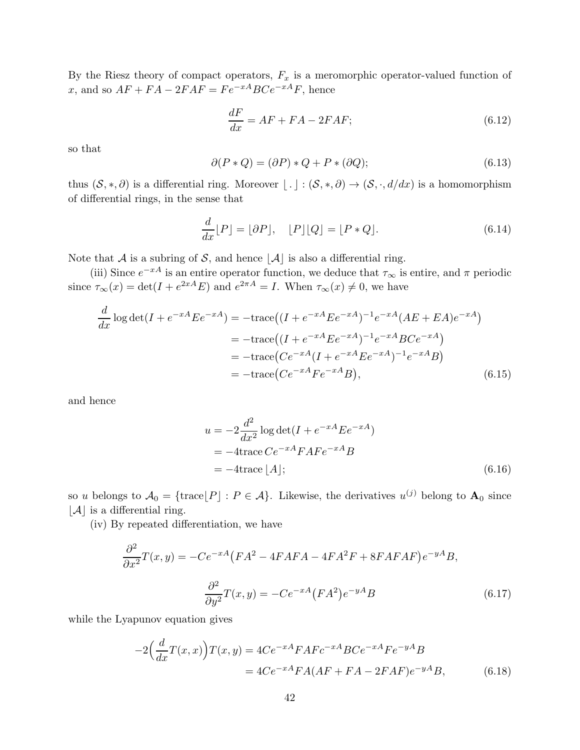By the Riesz theory of compact operators, $F_x$ is a meromorphic operator-valued function of $x$, and so $AF + FA - 2FAF = Fe^{-xA}BCe^{-xA}F$, hence

$$\frac{dF}{dx} = AF + FA - 2FAF; \tag{6.12}$$

so that

$$\partial(P * Q) = (\partial P) * Q + P * (\partial Q); \tag{6.13}$$

thus $(\mathcal{S}, *, \partial)$ is a differential ring. Moreover $\lfloor\,.\,\rfloor : (\mathcal{S}, *, \partial) \to (\mathcal{S}, \cdot, d/dx)$ is a homomorphism of differential rings, in the sense that

$$\frac{d}{dx}\lfloor P\rfloor = \lfloor \partial P\rfloor, \quad \lfloor P\rfloor\lfloor Q\rfloor = \lfloor P * Q\rfloor. \tag{6.14}$$

Note that $\mathcal{A}$ is a subring of $\mathcal{S}$, and hence $\lfloor \mathcal{A}\rfloor$ is also a differential ring.

(iii) Since $e^{-xA}$ is an entire operator function, we deduce that $\tau_\infty$ is entire, and $\pi$ periodic since $\tau_\infty(x) = \det(I + e^{2xA}E)$ and $e^{2\pi A} = I$. When $\tau_\infty(x) \neq 0$, we have

$$\begin{aligned}
\frac{d}{dx}\log\det(I + e^{-xA}Ee^{-xA}) &= -\mathrm{trace}\big((I + e^{-xA}Ee^{-xA})^{-1}e^{-xA}(AE + EA)e^{-xA}\big)\\
&= -\mathrm{trace}\big((I + e^{-xA}Ee^{-xA})^{-1}e^{-xA}BCe^{-xA}\big)\\
&= -\mathrm{trace}\big(Ce^{-xA}(I + e^{-xA}Ee^{-xA})^{-1}e^{-xA}B\big)\\
&= -\mathrm{trace}\big(Ce^{-xA}Fe^{-xA}B\big),
\end{aligned} \tag{6.15}$$

and hence

$$\begin{aligned}
u &= -2\frac{d^2}{dx^2}\log\det(I + e^{-xA}Ee^{-xA})\\
&= -4\mathrm{trace}\, Ce^{-xA}FAFe^{-xA}B\\
&= -4\mathrm{trace}\,\lfloor A\rfloor;
\end{aligned} \tag{6.16}$$

so $u$ belongs to $\mathcal{A}_0 = \{\mathrm{trace}\lfloor P\rfloor : P \in \mathcal{A}\}$. Likewise, the derivatives $u^{(j)}$ belong to $\mathbf{A}_0$ since $\lfloor \mathcal{A}\rfloor$ is a differential ring.

(iv) By repeated differentiation, we have

$$\frac{\partial^2}{\partial x^2}T(x,y) = -Ce^{-xA}\big(FA^2 - 4FAFA - 4FA^2F + 8FAFAF\big)e^{-yA}B,$$

$$\frac{\partial^2}{\partial y^2}T(x,y) = -Ce^{-xA}\big(FA^2\big)e^{-yA}B \tag{6.17}$$

while the Lyapunov equation gives

$$\begin{aligned}
-2\Big(\frac{d}{dx}T(x,x)\Big)T(x,y) &= 4Ce^{-xA}FAFc^{-xA}BCe^{-xA}Fe^{-yA}B\\
&= 4Ce^{-xA}FA(AF + FA - 2FAF)e^{-yA}B,
\end{aligned} \tag{6.18}$$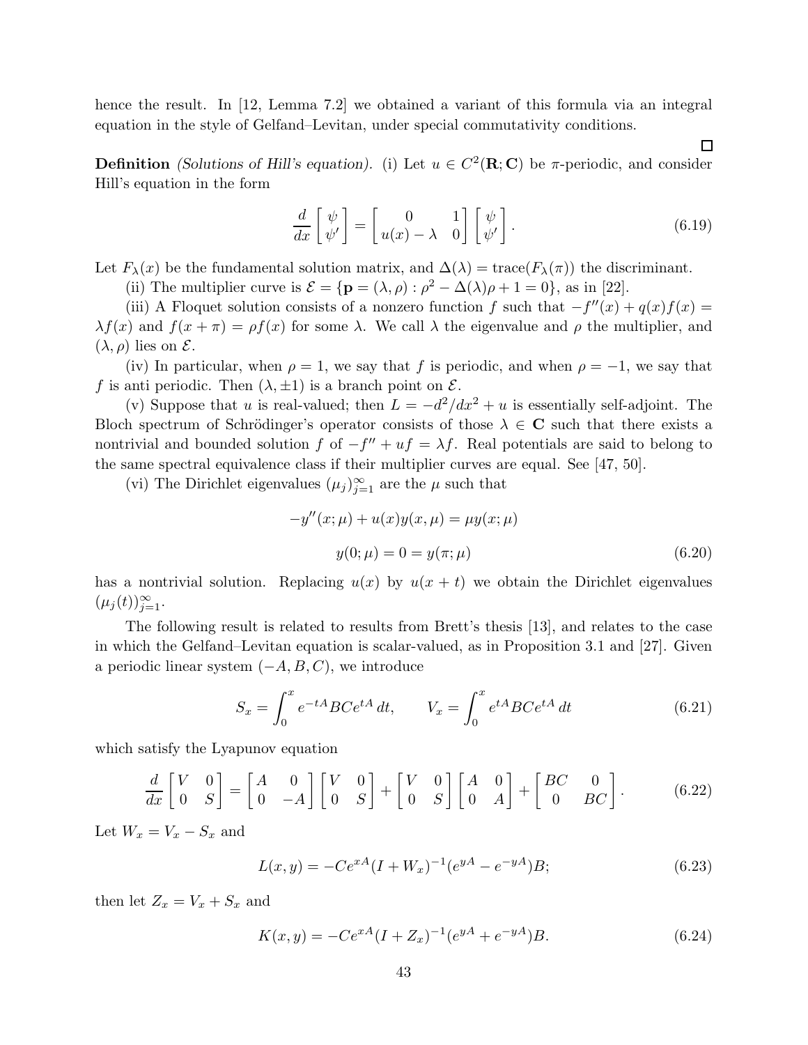hence the result. In [12, Lemma 7.2] we obtained a variant of this formula via an integral equation in the style of Gelfand–Levitan, under special commutativity conditions.

□

**Definition** *(Solutions of Hill's equation).* (i) Let $u \in C^2(\mathbf{R}; \mathbf{C})$ be $\pi$-periodic, and consider Hill's equation in the form

$$\frac{d}{dx}\begin{bmatrix} \psi \\ \psi' \end{bmatrix} = \begin{bmatrix} 0 & 1 \\ u(x) - \lambda & 0 \end{bmatrix} \begin{bmatrix} \psi \\ \psi' \end{bmatrix}. \tag{6.19}$$

Let $F_\lambda(x)$ be the fundamental solution matrix, and $\Delta(\lambda) = \mathrm{trace}(F_\lambda(\pi))$ the discriminant.

(ii) The multiplier curve is $\mathcal{E} = \{\mathbf{p} = (\lambda, \rho) : \rho^2 - \Delta(\lambda)\rho + 1 = 0\}$, as in [22].

(iii) A Floquet solution consists of a nonzero function $f$ such that $-f''(x) + q(x)f(x) = \lambda f(x)$ and $f(x + \pi) = \rho f(x)$ for some $\lambda$. We call $\lambda$ the eigenvalue and $\rho$ the multiplier, and $(\lambda, \rho)$ lies on $\mathcal{E}$.

(iv) In particular, when $\rho = 1$, we say that $f$ is periodic, and when $\rho = -1$, we say that $f$ is anti periodic. Then $(\lambda, \pm 1)$ is a branch point on $\mathcal{E}$.

(v) Suppose that $u$ is real-valued; then $L = -d^2/dx^2 + u$ is essentially self-adjoint. The Bloch spectrum of Schrödinger's operator consists of those $\lambda \in \mathbf{C}$ such that there exists a nontrivial and bounded solution $f$ of $-f'' + uf = \lambda f$. Real potentials are said to belong to the same spectral equivalence class if their multiplier curves are equal. See [47, 50].

(vi) The Dirichlet eigenvalues $(\mu_j)_{j=1}^\infty$ are the $\mu$ such that

$$\begin{aligned} -y''(x; \mu) + u(x)y(x, \mu) &= \mu y(x; \mu) \\ y(0; \mu) = 0 &= y(\pi; \mu) \end{aligned} \tag{6.20}$$

has a nontrivial solution. Replacing $u(x)$ by $u(x + t)$ we obtain the Dirichlet eigenvalues $(\mu_j(t))_{j=1}^\infty$.

The following result is related to results from Brett's thesis [13], and relates to the case in which the Gelfand–Levitan equation is scalar-valued, as in Proposition 3.1 and [27]. Given a periodic linear system $(-A, B, C)$, we introduce

$$S_x = \int_0^x e^{-tA} BC e^{tA}\, dt, \qquad V_x = \int_0^x e^{tA} BC e^{tA}\, dt \tag{6.21}$$

which satisfy the Lyapunov equation

$$\frac{d}{dx}\begin{bmatrix} V & 0 \\ 0 & S \end{bmatrix} = \begin{bmatrix} A & 0 \\ 0 & -A \end{bmatrix}\begin{bmatrix} V & 0 \\ 0 & S \end{bmatrix} + \begin{bmatrix} V & 0 \\ 0 & S \end{bmatrix}\begin{bmatrix} A & 0 \\ 0 & A \end{bmatrix} + \begin{bmatrix} BC & 0 \\ 0 & BC \end{bmatrix}. \tag{6.22}$$

Let $W_x = V_x - S_x$ and

$$L(x, y) = -Ce^{xA}(I + W_x)^{-1}(e^{yA} - e^{-yA})B; \tag{6.23}$$

then let $Z_x = V_x + S_x$ and

$$K(x, y) = -Ce^{xA}(I + Z_x)^{-1}(e^{yA} + e^{-yA})B. \tag{6.24}$$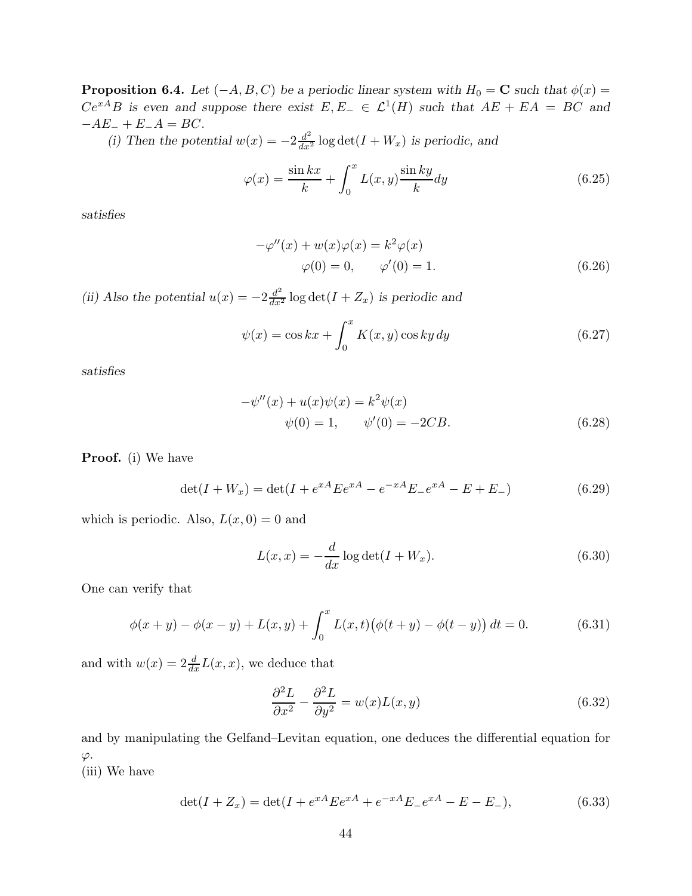**Proposition 6.4.** *Let $(-A, B, C)$ be a periodic linear system with $H_0 = \mathbf{C}$ such that $\phi(x) = Ce^{xA}B$ is even and suppose there exist $E, E_- \in \mathcal{L}^1(H)$ such that $AE + EA = BC$ and $-AE_- + E_-A = BC$.*

*(i) Then the potential $w(x) = -2\frac{d^2}{dx^2}\log\det(I + W_x)$ is periodic, and*

$$\varphi(x) = \frac{\sin kx}{k} + \int_0^x L(x, y)\frac{\sin ky}{k}dy \tag{6.25}$$

*satisfies*

$$\begin{aligned} -\varphi''(x) + w(x)\varphi(x) &= k^2\varphi(x) \\ \varphi(0) = 0, \qquad \varphi'(0) &= 1. \end{aligned} \tag{6.26}$$

*(ii) Also the potential $u(x) = -2\frac{d^2}{dx^2}\log\det(I + Z_x)$ is periodic and*

$$\psi(x) = \cos kx + \int_0^x K(x, y)\cos ky\, dy \tag{6.27}$$

*satisfies*

$$\begin{aligned} -\psi''(x) + u(x)\psi(x) &= k^2\psi(x) \\ \psi(0) = 1, \qquad \psi'(0) &= -2CB. \end{aligned} \tag{6.28}$$

**Proof.** (i) We have

$$\det(I + W_x) = \det(I + e^{xA}Ee^{xA} - e^{-xA}E_-e^{xA} - E + E_-) \tag{6.29}$$

which is periodic. Also, $L(x, 0) = 0$ and

$$L(x, x) = -\frac{d}{dx}\log\det(I + W_x). \tag{6.30}$$

One can verify that

$$\phi(x + y) - \phi(x - y) + L(x, y) + \int_0^x L(x, t)\big(\phi(t + y) - \phi(t - y)\big)\, dt = 0. \tag{6.31}$$

and with $w(x) = 2\frac{d}{dx}L(x, x)$, we deduce that

$$\frac{\partial^2 L}{\partial x^2} - \frac{\partial^2 L}{\partial y^2} = w(x)L(x, y) \tag{6.32}$$

and by manipulating the Gelfand–Levitan equation, one deduces the differential equation for $\varphi$.
(iii) We have

$$\det(I + Z_x) = \det(I + e^{xA}Ee^{xA} + e^{-xA}E_-e^{xA} - E - E_-), \tag{6.33}$$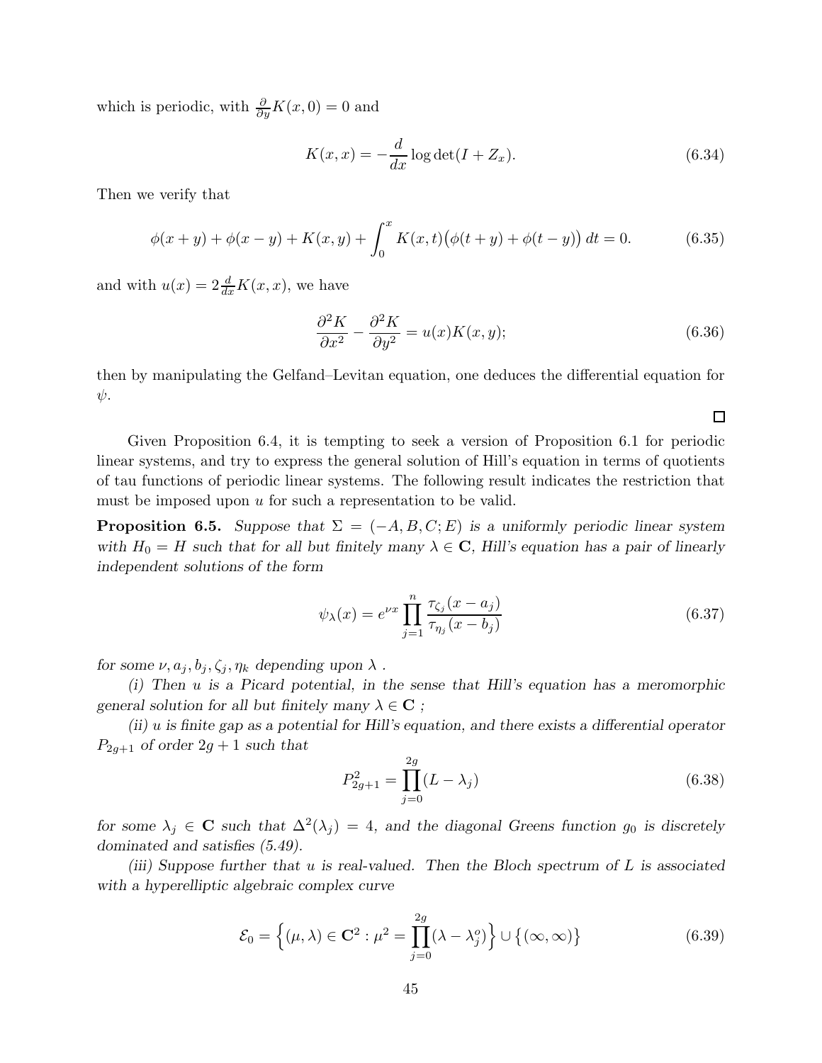which is periodic, with $\frac{\partial}{\partial y}K(x,0)=0$ and

$$K(x,x) = -\frac{d}{dx}\log\det(I+Z_x). \tag{6.34}$$

Then we verify that

$$\phi(x+y)+\phi(x-y)+K(x,y)+\int_0^x K(x,t)\big(\phi(t+y)+\phi(t-y)\big)\,dt = 0. \tag{6.35}$$

and with $u(x)=2\frac{d}{dx}K(x,x)$, we have

$$\frac{\partial^2 K}{\partial x^2}-\frac{\partial^2 K}{\partial y^2}=u(x)K(x,y); \tag{6.36}$$

then by manipulating the Gelfand–Levitan equation, one deduces the differential equation for $\psi$.

□

Given Proposition 6.4, it is tempting to seek a version of Proposition 6.1 for periodic linear systems, and try to express the general solution of Hill's equation in terms of quotients of tau functions of periodic linear systems. The following result indicates the restriction that must be imposed upon $u$ for such a representation to be valid.

**Proposition 6.5.** *Suppose that $\Sigma=(-A,B,C;E)$ is a uniformly periodic linear system with $H_0=H$ such that for all but finitely many $\lambda\in\mathbf{C}$, Hill's equation has a pair of linearly independent solutions of the form*

$$\psi_\lambda(x)=e^{\nu x}\prod_{j=1}^{n}\frac{\tau_{\zeta_j}(x-a_j)}{\tau_{\eta_j}(x-b_j)} \tag{6.37}$$

*for some $\nu, a_j, b_j, \zeta_j, \eta_k$ depending upon $\lambda$ .*

*(i) Then $u$ is a Picard potential, in the sense that Hill's equation has a meromorphic general solution for all but finitely many $\lambda\in\mathbf{C}$ ;*

*(ii) $u$ is finite gap as a potential for Hill's equation, and there exists a differential operator $P_{2g+1}$ of order $2g+1$ such that*

$$P_{2g+1}^2=\prod_{j=0}^{2g}(L-\lambda_j) \tag{6.38}$$

*for some $\lambda_j\in\mathbf{C}$ such that $\Delta^2(\lambda_j)=4$, and the diagonal Greens function $g_0$ is discretely dominated and satisfies (5.49).*

*(iii) Suppose further that $u$ is real-valued. Then the Bloch spectrum of $L$ is associated with a hyperelliptic algebraic complex curve*

$$\mathcal{E}_0=\Big\{(\mu,\lambda)\in\mathbf{C}^2:\mu^2=\prod_{j=0}^{2g}(\lambda-\lambda_j^o)\Big\}\cup\big\{(\infty,\infty)\big\} \tag{6.39}$$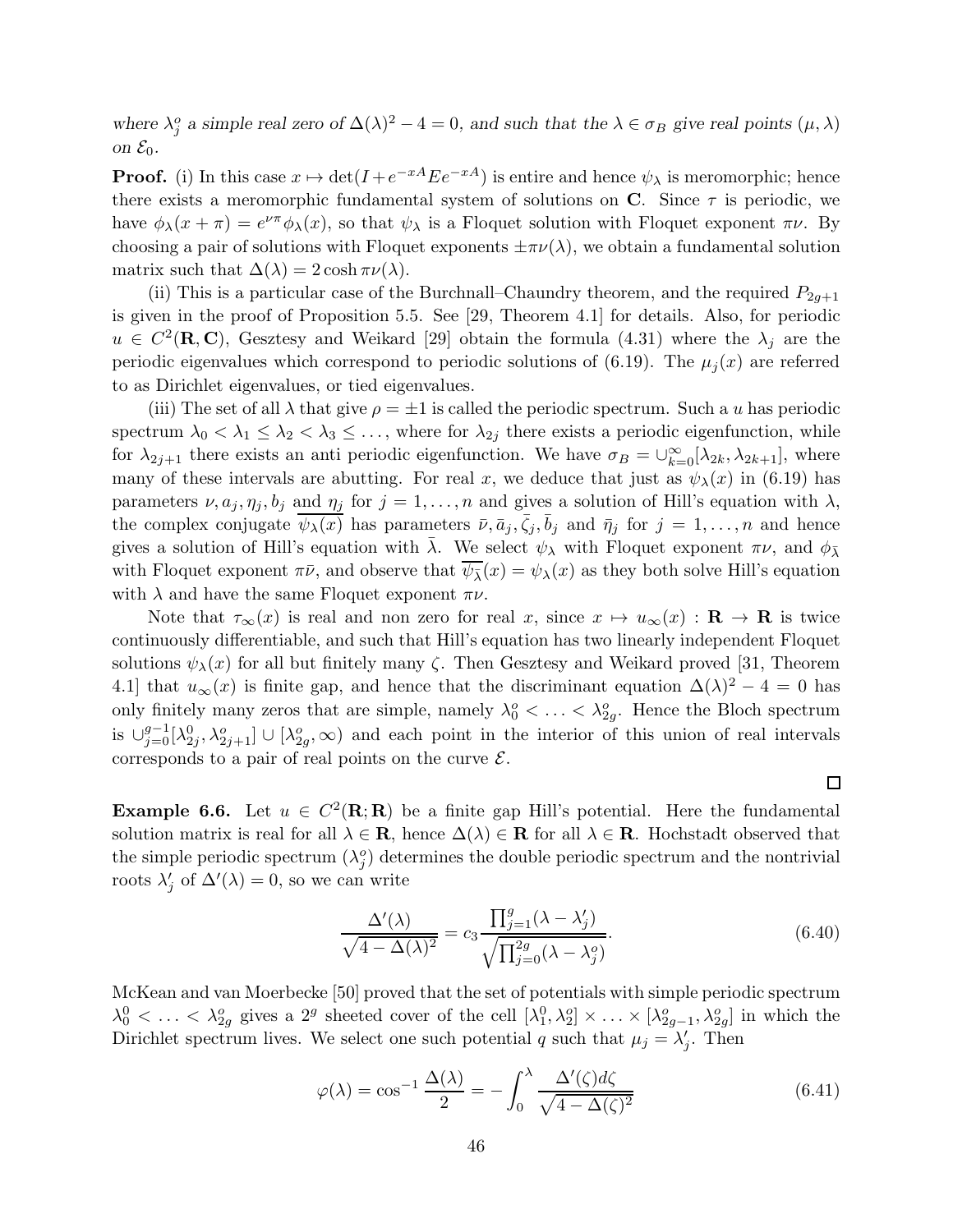*where $\lambda_j^o$ a simple real zero of $\Delta(\lambda)^2 - 4 = 0$, and such that the $\lambda \in \sigma_B$ give real points $(\mu, \lambda)$ on $\mathcal{E}_0$.*

**Proof.** (i) In this case $x \mapsto \det(I + e^{-xA}Ee^{-xA})$ is entire and hence $\psi_\lambda$ is meromorphic; hence there exists a meromorphic fundamental system of solutions on $\mathbf{C}$. Since $\tau$ is periodic, we have $\phi_\lambda(x+\pi) = e^{\nu\pi}\phi_\lambda(x)$, so that $\psi_\lambda$ is a Floquet solution with Floquet exponent $\pi\nu$. By choosing a pair of solutions with Floquet exponents $\pm\pi\nu(\lambda)$, we obtain a fundamental solution matrix such that $\Delta(\lambda) = 2\cosh \pi\nu(\lambda)$.

(ii) This is a particular case of the Burchnall–Chaundry theorem, and the required $P_{2g+1}$ is given in the proof of Proposition 5.5. See [29, Theorem 4.1] for details. Also, for periodic $u \in C^2(\mathbf{R}, \mathbf{C})$, Gesztesy and Weikard [29] obtain the formula (4.31) where the $\lambda_j$ are the periodic eigenvalues which correspond to periodic solutions of (6.19). The $\mu_j(x)$ are referred to as Dirichlet eigenvalues, or tied eigenvalues.

(iii) The set of all $\lambda$ that give $\rho = \pm 1$ is called the periodic spectrum. Such a $u$ has periodic spectrum $\lambda_0 < \lambda_1 \leq \lambda_2 < \lambda_3 \leq \dots$, where for $\lambda_{2j}$ there exists a periodic eigenfunction, while for $\lambda_{2j+1}$ there exists an anti periodic eigenfunction. We have $\sigma_B = \cup_{k=0}^{\infty}[\lambda_{2k}, \lambda_{2k+1}]$, where many of these intervals are abutting. For real $x$, we deduce that just as $\psi_\lambda(x)$ in (6.19) has parameters $\nu, a_j, \eta_j, b_j$ and $\eta_j$ for $j = 1, \dots, n$ and gives a solution of Hill's equation with $\lambda$, the complex conjugate $\overline{\psi_\lambda(x)}$ has parameters $\bar{\nu}, \bar{a}_j, \bar{\zeta}_j, \bar{b}_j$ and $\bar{\eta}_j$ for $j = 1, \dots, n$ and hence gives a solution of Hill's equation with $\bar{\lambda}$. We select $\psi_\lambda$ with Floquet exponent $\pi\nu$, and $\phi_{\bar{\lambda}}$ with Floquet exponent $\pi\bar{\nu}$, and observe that $\overline{\psi_{\bar{\lambda}}}(x) = \psi_\lambda(x)$ as they both solve Hill's equation with $\lambda$ and have the same Floquet exponent $\pi\nu$.

Note that $\tau_\infty(x)$ is real and non zero for real $x$, since $x \mapsto u_\infty(x) : \mathbf{R} \to \mathbf{R}$ is twice continuously differentiable, and such that Hill's equation has two linearly independent Floquet solutions $\psi_\lambda(x)$ for all but finitely many $\zeta$. Then Gesztesy and Weikard proved [31, Theorem 4.1] that $u_\infty(x)$ is finite gap, and hence that the discriminant equation $\Delta(\lambda)^2 - 4 = 0$ has only finitely many zeros that are simple, namely $\lambda_0^o < \dots < \lambda_{2g}^o$. Hence the Bloch spectrum is $\cup_{j=0}^{g-1}[\lambda_{2j}^0, \lambda_{2j+1}^o] \cup [\lambda_{2g}^o, \infty)$ and each point in the interior of this union of real intervals corresponds to a pair of real points on the curve $\mathcal{E}$.

□

**Example 6.6.** Let $u \in C^2(\mathbf{R}; \mathbf{R})$ be a finite gap Hill's potential. Here the fundamental solution matrix is real for all $\lambda \in \mathbf{R}$, hence $\Delta(\lambda) \in \mathbf{R}$ for all $\lambda \in \mathbf{R}$. Hochstadt observed that the simple periodic spectrum $(\lambda_j^o)$ determines the double periodic spectrum and the nontrivial roots $\lambda_j'$ of $\Delta'(\lambda) = 0$, so we can write

$$\frac{\Delta'(\lambda)}{\sqrt{4 - \Delta(\lambda)^2}} = c_3 \frac{\prod_{j=1}^{g}(\lambda - \lambda_j')}{\sqrt{\prod_{j=0}^{2g}(\lambda - \lambda_j^o)}}. \tag{6.40}$$

McKean and van Moerbecke [50] proved that the set of potentials with simple periodic spectrum $\lambda_0^0 < \dots < \lambda_{2g}^o$ gives a $2^g$ sheeted cover of the cell $[\lambda_1^0, \lambda_2^o] \times \dots \times [\lambda_{2g-1}^o, \lambda_{2g}^o]$ in which the Dirichlet spectrum lives. We select one such potential $q$ such that $\mu_j = \lambda_j'$. Then

$$\varphi(\lambda) = \cos^{-1}\frac{\Delta(\lambda)}{2} = -\int_0^\lambda \frac{\Delta'(\zeta)d\zeta}{\sqrt{4 - \Delta(\zeta)^2}} \tag{6.41}$$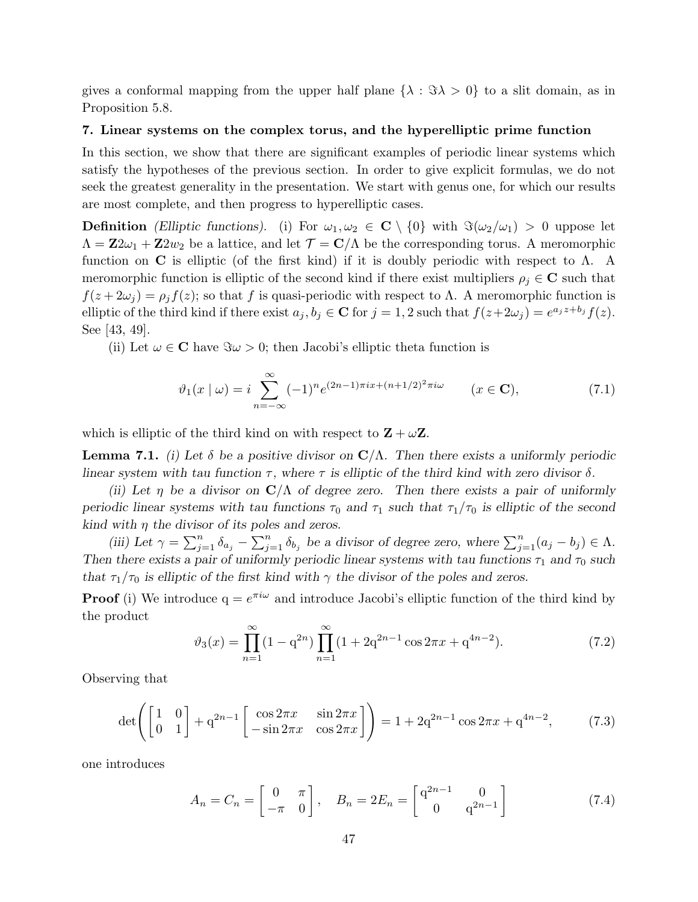gives a conformal mapping from the upper half plane $\{\lambda : \Im\lambda > 0\}$ to a slit domain, as in Proposition 5.8.

### 7. Linear systems on the complex torus, and the hyperelliptic prime function

In this section, we show that there are significant examples of periodic linear systems which satisfy the hypotheses of the previous section. In order to give explicit formulas, we do not seek the greatest generality in the presentation. We start with genus one, for which our results are most complete, and then progress to hyperelliptic cases.

**Definition** *(Elliptic functions).* (i) For $\omega_1, \omega_2 \in \mathbf{C} \setminus \{0\}$ with $\Im(\omega_2/\omega_1) > 0$ uppose let $\Lambda = \mathbf{Z}2\omega_1 + \mathbf{Z}2w_2$ be a lattice, and let $\mathcal{T} = \mathbf{C}/\Lambda$ be the corresponding torus. A meromorphic function on $\mathbf{C}$ is elliptic (of the first kind) if it is doubly periodic with respect to $\Lambda$. A meromorphic function is elliptic of the second kind if there exist multipliers $\rho_j \in \mathbf{C}$ such that $f(z + 2\omega_j) = \rho_j f(z)$; so that $f$ is quasi-periodic with respect to $\Lambda$. A meromorphic function is elliptic of the third kind if there exist $a_j, b_j \in \mathbf{C}$ for $j = 1, 2$ such that $f(z+2\omega_j) = e^{a_j z + b_j} f(z)$. See [43, 49].

(ii) Let $\omega \in \mathbf{C}$ have $\Im\omega > 0$; then Jacobi's elliptic theta function is

$$\vartheta_1(x \mid \omega) = i \sum_{n=-\infty}^{\infty} (-1)^n e^{(2n-1)\pi i x + (n+1/2)^2 \pi i \omega} \qquad (x \in \mathbf{C}), \tag{7.1}$$

which is elliptic of the third kind on with respect to $\mathbf{Z} + \omega\mathbf{Z}$.

**Lemma 7.1.** *(i) Let $\delta$ be a positive divisor on $\mathbf{C}/\Lambda$. Then there exists a uniformly periodic linear system with tau function $\tau$, where $\tau$ is elliptic of the third kind with zero divisor $\delta$.*

*(ii) Let $\eta$ be a divisor on $\mathbf{C}/\Lambda$ of degree zero. Then there exists a pair of uniformly periodic linear systems with tau functions $\tau_0$ and $\tau_1$ such that $\tau_1/\tau_0$ is elliptic of the second kind with $\eta$ the divisor of its poles and zeros.*

*(iii) Let $\gamma = \sum_{j=1}^n \delta_{a_j} - \sum_{j=1}^n \delta_{b_j}$ be a divisor of degree zero, where $\sum_{j=1}^n (a_j - b_j) \in \Lambda$. Then there exists a pair of uniformly periodic linear systems with tau functions $\tau_1$ and $\tau_0$ such that $\tau_1/\tau_0$ is elliptic of the first kind with $\gamma$ the divisor of the poles and zeros.*

**Proof** (i) We introduce $\mathrm{q} = e^{\pi i \omega}$ and introduce Jacobi's elliptic function of the third kind by the product

$$\vartheta_3(x) = \prod_{n=1}^{\infty} (1 - \mathrm{q}^{2n}) \prod_{n=1}^{\infty} (1 + 2\mathrm{q}^{2n-1} \cos 2\pi x + \mathrm{q}^{4n-2}). \tag{7.2}$$

Observing that

$$\det\left( \begin{bmatrix} 1 & 0 \\ 0 & 1 \end{bmatrix} + \mathrm{q}^{2n-1} \begin{bmatrix} \cos 2\pi x & \sin 2\pi x \\ -\sin 2\pi x & \cos 2\pi x \end{bmatrix} \right) = 1 + 2\mathrm{q}^{2n-1} \cos 2\pi x + \mathrm{q}^{4n-2}, \tag{7.3}$$

one introduces

$$A_n = C_n = \begin{bmatrix} 0 & \pi \\ -\pi & 0 \end{bmatrix}, \quad B_n = 2E_n = \begin{bmatrix} \mathrm{q}^{2n-1} & 0 \\ 0 & \mathrm{q}^{2n-1} \end{bmatrix} \tag{7.4}$$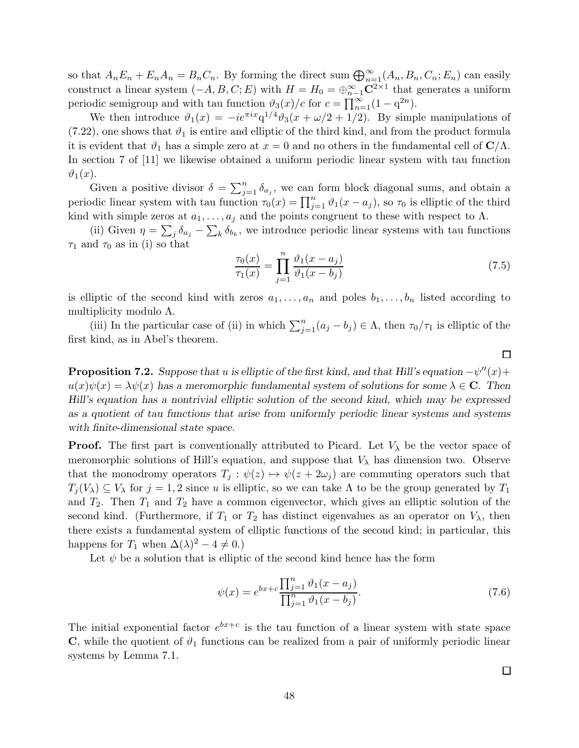so that $A_nE_n + E_nA_n = B_nC_n$. By forming the direct sum $\bigoplus_{n=1}^\infty (A_n, B_n, C_n; E_n)$ can easily construct a linear system $(-A, B, C; E)$ with $H = H_0 = \oplus_{n-1}^\infty \mathbf{C}^{2\times 1}$ that generates a uniform periodic semigroup and with tau function $\vartheta_3(x)/c$ for $c = \prod_{n=1}^\infty (1 - \mathrm{q}^{2n})$.

We then introduce $\vartheta_1(x) = -ie^{\pi i x}\mathrm{q}^{1/4}\vartheta_3(x + \omega/2 + 1/2)$. By simple manipulations of (7.22), one shows that $\vartheta_1$ is entire and elliptic of the third kind, and from the product formula it is evident that $\vartheta_1$ has a simple zero at $x = 0$ and no others in the fundamental cell of $\mathbf{C}/\Lambda$. In section 7 of [11] we likewise obtained a uniform periodic linear system with tau function $\vartheta_1(x)$.

Given a positive divisor $\delta = \sum_{j=1}^n \delta_{a_j}$, we can form block diagonal sums, and obtain a periodic linear system with tau function $\tau_0(x) = \prod_{j=1}^n \vartheta_1(x - a_j)$, so $\tau_0$ is elliptic of the third kind with simple zeros at $a_1, \dots, a_j$ and the points congruent to these with respect to $\Lambda$.

(ii) Given $\eta = \sum_j \delta_{a_j} - \sum_k \delta_{b_k}$, we introduce periodic linear systems with tau functions $\tau_1$ and $\tau_0$ as in (i) so that

$$\frac{\tau_0(x)}{\tau_1(x)} = \prod_{j=1}^n \frac{\vartheta_1(x - a_j)}{\vartheta_1(x - b_j)} \tag{7.5}$$

is elliptic of the second kind with zeros $a_1, \dots, a_n$ and poles $b_1, \dots, b_n$ listed according to multiplicity modulo $\Lambda$.

(iii) In the particular case of (ii) in which $\sum_{j=1}^n (a_j - b_j) \in \Lambda$, then $\tau_0/\tau_1$ is elliptic of the first kind, as in Abel's theorem.

□

**Proposition 7.2.** *Suppose that $u$ is elliptic of the first kind, and that Hill's equation $-\psi''(x) + u(x)\psi(x) = \lambda\psi(x)$ has a meromorphic fundamental system of solutions for some $\lambda \in \mathbf{C}$. Then Hill's equation has a nontrivial elliptic solution of the second kind, which may be expressed as a quotient of tau functions that arise from uniformly periodic linear systems and systems with finite-dimensional state space.*

**Proof.** The first part is conventionally attributed to Picard. Let $V_\lambda$ be the vector space of meromorphic solutions of Hill's equation, and suppose that $V_\lambda$ has dimension two. Observe that the monodromy operators $T_j : \psi(z) \mapsto \psi(z + 2\omega_j)$ are commuting operators such that $T_j(V_\lambda) \subseteq V_\lambda$ for $j = 1, 2$ since $u$ is elliptic, so we can take $\Lambda$ to be the group generated by $T_1$ and $T_2$. Then $T_1$ and $T_2$ have a common eigenvector, which gives an elliptic solution of the second kind. (Furthermore, if $T_1$ or $T_2$ has distinct eigenvalues as an operator on $V_\lambda$, then there exists a fundamental system of elliptic functions of the second kind; in particular, this happens for $T_1$ when $\Delta(\lambda)^2 - 4 \neq 0$.)

Let $\psi$ be a solution that is elliptic of the second kind hence has the form

$$\psi(x) = e^{bx+c} \frac{\prod_{j=1}^n \vartheta_1(x - a_j)}{\prod_{j=1}^n \vartheta_1(x - b_j)}. \tag{7.6}$$

The initial exponential factor $e^{bx+c}$ is the tau function of a linear system with state space $\mathbf{C}$, while the quotient of $\vartheta_1$ functions can be realized from a pair of uniformly periodic linear systems by Lemma 7.1.

□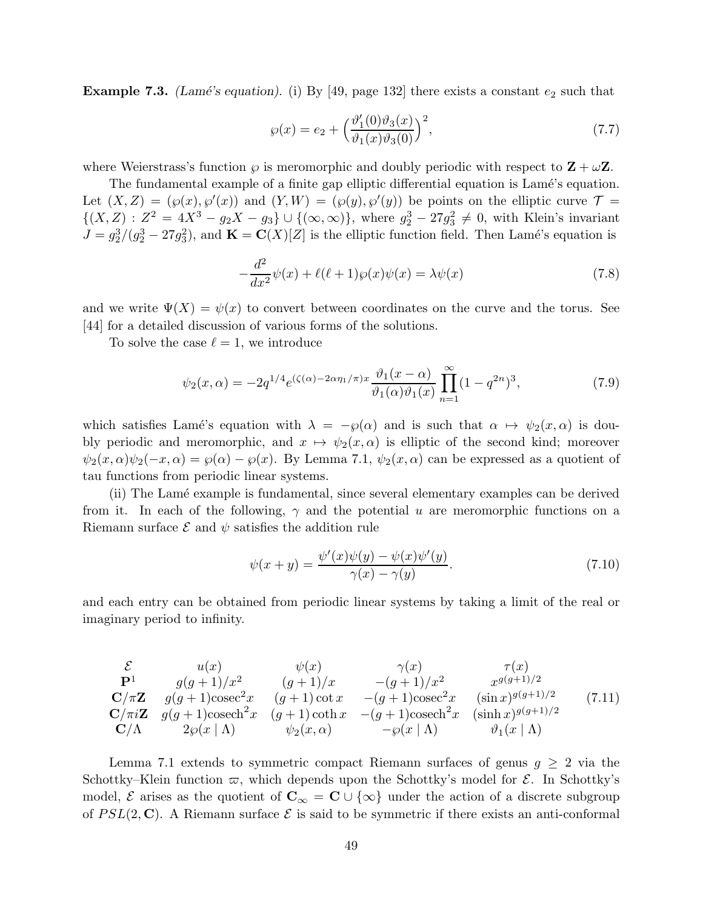**Example 7.3.** *(Lamé's equation).* (i) By [49, page 132] there exists a constant $e_2$ such that

$$\wp(x) = e_2 + \Big(\frac{\vartheta_1'(0)\vartheta_3(x)}{\vartheta_1(x)\vartheta_3(0)}\Big)^2, \tag{7.7}$$

where Weierstrass's function $\wp$ is meromorphic and doubly periodic with respect to $\mathbf{Z}+\omega\mathbf{Z}$.

The fundamental example of a finite gap elliptic differential equation is Lamé's equation. Let $(X,Z) = (\wp(x),\wp'(x))$ and $(Y,W) = (\wp(y),\wp'(y))$ be points on the elliptic curve $\mathcal{T} = \{(X,Z) : Z^2 = 4X^3 - g_2X - g_3\} \cup \{(\infty,\infty)\}$, where $g_2^3 - 27g_3^2 \neq 0$, with Klein's invariant $J = g_2^3/(g_2^3 - 27g_3^2)$, and $\mathbf{K} = \mathbf{C}(X)[Z]$ is the elliptic function field. Then Lamé's equation is

$$-\frac{d^2}{dx^2}\psi(x) + \ell(\ell+1)\wp(x)\psi(x) = \lambda\psi(x) \tag{7.8}$$

and we write $\Psi(X) = \psi(x)$ to convert between coordinates on the curve and the torus. See [44] for a detailed discussion of various forms of the solutions.

To solve the case $\ell = 1$, we introduce

$$\psi_2(x,\alpha) = -2q^{1/4}e^{(\zeta(\alpha)-2\alpha\eta_1/\pi)x}\frac{\vartheta_1(x-\alpha)}{\vartheta_1(\alpha)\vartheta_1(x)}\prod_{n=1}^{\infty}(1-q^{2n})^3, \tag{7.9}$$

which satisfies Lamé's equation with $\lambda = -\wp(\alpha)$ and is such that $\alpha \mapsto \psi_2(x,\alpha)$ is doubly periodic and meromorphic, and $x \mapsto \psi_2(x,\alpha)$ is elliptic of the second kind; moreover $\psi_2(x,\alpha)\psi_2(-x,\alpha) = \wp(\alpha) - \wp(x)$. By Lemma 7.1, $\psi_2(x,\alpha)$ can be expressed as a quotient of tau functions from periodic linear systems.

(ii) The Lamé example is fundamental, since several elementary examples can be derived from it. In each of the following, $\gamma$ and the potential $u$ are meromorphic functions on a Riemann surface $\mathcal{E}$ and $\psi$ satisfies the addition rule

$$\psi(x+y) = \frac{\psi'(x)\psi(y) - \psi(x)\psi'(y)}{\gamma(x) - \gamma(y)}. \tag{7.10}$$

and each entry can be obtained from periodic linear systems by taking a limit of the real or imaginary period to infinity.

$$\begin{array}{ccccc}
\mathcal{E} & u(x) & \psi(x) & \gamma(x) & \tau(x) \\
\mathbf{P}^1 & g(g+1)/x^2 & (g+1)/x & -(g+1)/x^2 & x^{g(g+1)/2} \\
\mathbf{C}/\pi\mathbf{Z} & g(g+1)\mathrm{cosec}^2 x & (g+1)\cot x & -(g+1)\mathrm{cosec}^2 x & (\sin x)^{g(g+1)/2} \\
\mathbf{C}/\pi i\mathbf{Z} & g(g+1)\mathrm{cosech}^2 x & (g+1)\coth x & -(g+1)\mathrm{cosech}^2 x & (\sinh x)^{g(g+1)/2} \\
\mathbf{C}/\Lambda & 2\wp(x \mid \Lambda) & \psi_2(x,\alpha) & -\wp(x \mid \Lambda) & \vartheta_1(x \mid \Lambda)
\end{array} \tag{7.11}$$

Lemma 7.1 extends to symmetric compact Riemann surfaces of genus $g \geq 2$ via the Schottky–Klein function $\varpi$, which depends upon the Schottky's model for $\mathcal{E}$. In Schottky's model, $\mathcal{E}$ arises as the quotient of $\mathbf{C}_\infty = \mathbf{C}\cup\{\infty\}$ under the action of a discrete subgroup of $PSL(2,\mathbf{C})$. A Riemann surface $\mathcal{E}$ is said to be symmetric if there exists an anti-conformal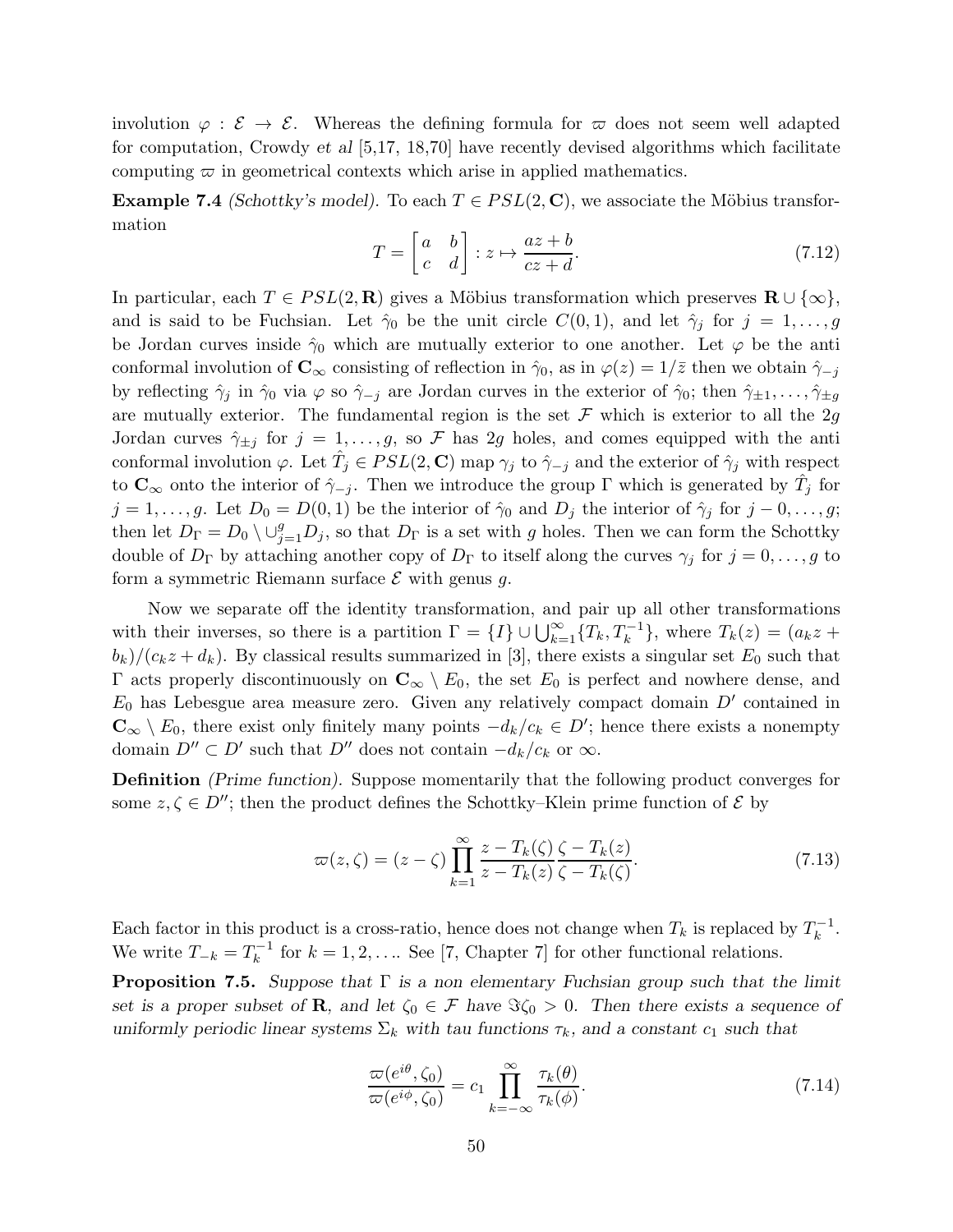involution $\varphi : \mathcal{E} \to \mathcal{E}$. Whereas the defining formula for $\varpi$ does not seem well adapted for computation, Crowdy *et al* [5,17, 18,70] have recently devised algorithms which facilitate computing $\varpi$ in geometrical contexts which arise in applied mathematics.

**Example 7.4** *(Schottky's model).* To each $T \in PSL(2, \mathbf{C})$, we associate the Möbius transformation

$$T = \begin{bmatrix} a & b \\ c & d \end{bmatrix} : z \mapsto \frac{az + b}{cz + d}. \tag{7.12}$$

In particular, each $T \in PSL(2, \mathbf{R})$ gives a Möbius transformation which preserves $\mathbf{R} \cup \{\infty\}$, and is said to be Fuchsian. Let $\hat{\gamma}_0$ be the unit circle $C(0, 1)$, and let $\hat{\gamma}_j$ for $j = 1, \dots, g$ be Jordan curves inside $\hat{\gamma}_0$ which are mutually exterior to one another. Let $\varphi$ be the anti conformal involution of $\mathbf{C}_\infty$ consisting of reflection in $\hat{\gamma}_0$, as in $\varphi(z) = 1/\bar{z}$ then we obtain $\hat{\gamma}_{-j}$ by reflecting $\hat{\gamma}_j$ in $\hat{\gamma}_0$ via $\varphi$ so $\hat{\gamma}_{-j}$ are Jordan curves in the exterior of $\hat{\gamma}_0$; then $\hat{\gamma}_{\pm 1}, \dots, \hat{\gamma}_{\pm g}$ are mutually exterior. The fundamental region is the set $\mathcal{F}$ which is exterior to all the $2g$ Jordan curves $\hat{\gamma}_{\pm j}$ for $j = 1, \dots, g$, so $\mathcal{F}$ has $2g$ holes, and comes equipped with the anti conformal involution $\varphi$. Let $\hat{T}_j \in PSL(2, \mathbf{C})$ map $\gamma_j$ to $\hat{\gamma}_{-j}$ and the exterior of $\hat{\gamma}_j$ with respect to $\mathbf{C}_\infty$ onto the interior of $\hat{\gamma}_{-j}$. Then we introduce the group $\Gamma$ which is generated by $\hat{T}_j$ for $j = 1, \dots, g$. Let $D_0 = D(0, 1)$ be the interior of $\hat{\gamma}_0$ and $D_j$ the interior of $\hat{\gamma}_j$ for $j - 0, \dots, g$; then let $D_\Gamma = D_0 \setminus \cup_{j=1}^{g} D_j$, so that $D_\Gamma$ is a set with $g$ holes. Then we can form the Schottky double of $D_\Gamma$ by attaching another copy of $D_\Gamma$ to itself along the curves $\gamma_j$ for $j = 0, \dots, g$ to form a symmetric Riemann surface $\mathcal{E}$ with genus $g$.

Now we separate off the identity transformation, and pair up all other transformations with their inverses, so there is a partition $\Gamma = \{I\} \cup \bigcup_{k=1}^{\infty} \{T_k, T_k^{-1}\}$, where $T_k(z) = (a_k z + b_k)/(c_k z + d_k)$. By classical results summarized in [3], there exists a singular set $E_0$ such that $\Gamma$ acts properly discontinuously on $\mathbf{C}_\infty \setminus E_0$, the set $E_0$ is perfect and nowhere dense, and $E_0$ has Lebesgue area measure zero. Given any relatively compact domain $D'$ contained in $\mathbf{C}_\infty \setminus E_0$, there exist only finitely many points $-d_k/c_k \in D'$; hence there exists a nonempty domain $D'' \subset D'$ such that $D''$ does not contain $-d_k/c_k$ or $\infty$.

**Definition** *(Prime function).* Suppose momentarily that the following product converges for some $z, \zeta \in D''$; then the product defines the Schottky–Klein prime function of $\mathcal{E}$ by

$$\varpi(z, \zeta) = (z - \zeta) \prod_{k=1}^{\infty} \frac{z - T_k(\zeta)}{z - T_k(z)} \frac{\zeta - T_k(z)}{\zeta - T_k(\zeta)}. \tag{7.13}$$

Each factor in this product is a cross-ratio, hence does not change when $T_k$ is replaced by $T_k^{-1}$. We write $T_{-k} = T_k^{-1}$ for $k = 1, 2, \dots$. See [7, Chapter 7] for other functional relations.

**Proposition 7.5.** *Suppose that $\Gamma$ is a non elementary Fuchsian group such that the limit set is a proper subset of $\mathbf{R}$, and let $\zeta_0 \in \mathcal{F}$ have $\Im \zeta_0 > 0$. Then there exists a sequence of uniformly periodic linear systems $\Sigma_k$ with tau functions $\tau_k$, and a constant $c_1$ such that*

$$\frac{\varpi(e^{i\theta}, \zeta_0)}{\varpi(e^{i\phi}, \zeta_0)} = c_1 \prod_{k=-\infty}^{\infty} \frac{\tau_k(\theta)}{\tau_k(\phi)}. \tag{7.14}$$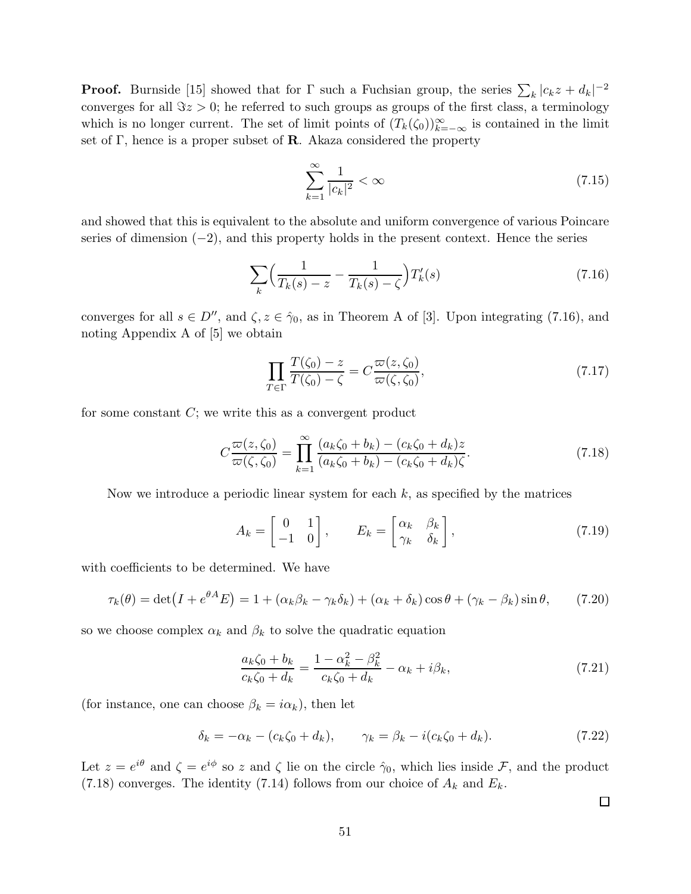**Proof.** Burnside [15] showed that for $\Gamma$ such a Fuchsian group, the series $\sum_k |c_k z + d_k|^{-2}$ converges for all $\Im z > 0$; he referred to such groups as groups of the first class, a terminology which is no longer current. The set of limit points of $(T_k(\zeta_0))_{k=-\infty}^{\infty}$ is contained in the limit set of $\Gamma$, hence is a proper subset of $\mathbf{R}$. Akaza considered the property

$$\sum_{k=1}^{\infty} \frac{1}{|c_k|^2} < \infty \tag{7.15}$$

and showed that this is equivalent to the absolute and uniform convergence of various Poincare series of dimension $(-2)$, and this property holds in the present context. Hence the series

$$\sum_k \Big( \frac{1}{T_k(s) - z} - \frac{1}{T_k(s) - \zeta} \Big) T_k'(s) \tag{7.16}$$

converges for all $s \in D''$, and $\zeta, z \in \hat{\gamma}_0$, as in Theorem A of [3]. Upon integrating (7.16), and noting Appendix A of [5] we obtain

$$\prod_{T \in \Gamma} \frac{T(\zeta_0) - z}{T(\zeta_0) - \zeta} = C \frac{\varpi(z, \zeta_0)}{\varpi(\zeta, \zeta_0)}, \tag{7.17}$$

for some constant $C$; we write this as a convergent product

$$C \frac{\varpi(z, \zeta_0)}{\varpi(\zeta, \zeta_0)} = \prod_{k=1}^{\infty} \frac{(a_k \zeta_0 + b_k) - (c_k \zeta_0 + d_k) z}{(a_k \zeta_0 + b_k) - (c_k \zeta_0 + d_k) \zeta}. \tag{7.18}$$

Now we introduce a periodic linear system for each $k$, as specified by the matrices

$$A_k = \begin{bmatrix} 0 & 1 \\ -1 & 0 \end{bmatrix}, \qquad E_k = \begin{bmatrix} \alpha_k & \beta_k \\ \gamma_k & \delta_k \end{bmatrix}, \tag{7.19}$$

with coefficients to be determined. We have

$$\tau_k(\theta) = \det\big(I + e^{\theta A} E\big) = 1 + (\alpha_k \beta_k - \gamma_k \delta_k) + (\alpha_k + \delta_k) \cos\theta + (\gamma_k - \beta_k) \sin\theta, \tag{7.20}$$

so we choose complex $\alpha_k$ and $\beta_k$ to solve the quadratic equation

$$\frac{a_k \zeta_0 + b_k}{c_k \zeta_0 + d_k} = \frac{1 - \alpha_k^2 - \beta_k^2}{c_k \zeta_0 + d_k} - \alpha_k + i\beta_k, \tag{7.21}$$

(for instance, one can choose $\beta_k = i\alpha_k$), then let

$$\delta_k = -\alpha_k - (c_k \zeta_0 + d_k), \qquad \gamma_k = \beta_k - i(c_k \zeta_0 + d_k). \tag{7.22}$$

Let $z = e^{i\theta}$ and $\zeta = e^{i\phi}$ so $z$ and $\zeta$ lie on the circle $\hat{\gamma}_0$, which lies inside $\mathcal{F}$, and the product (7.18) converges. The identity (7.14) follows from our choice of $A_k$ and $E_k$.

□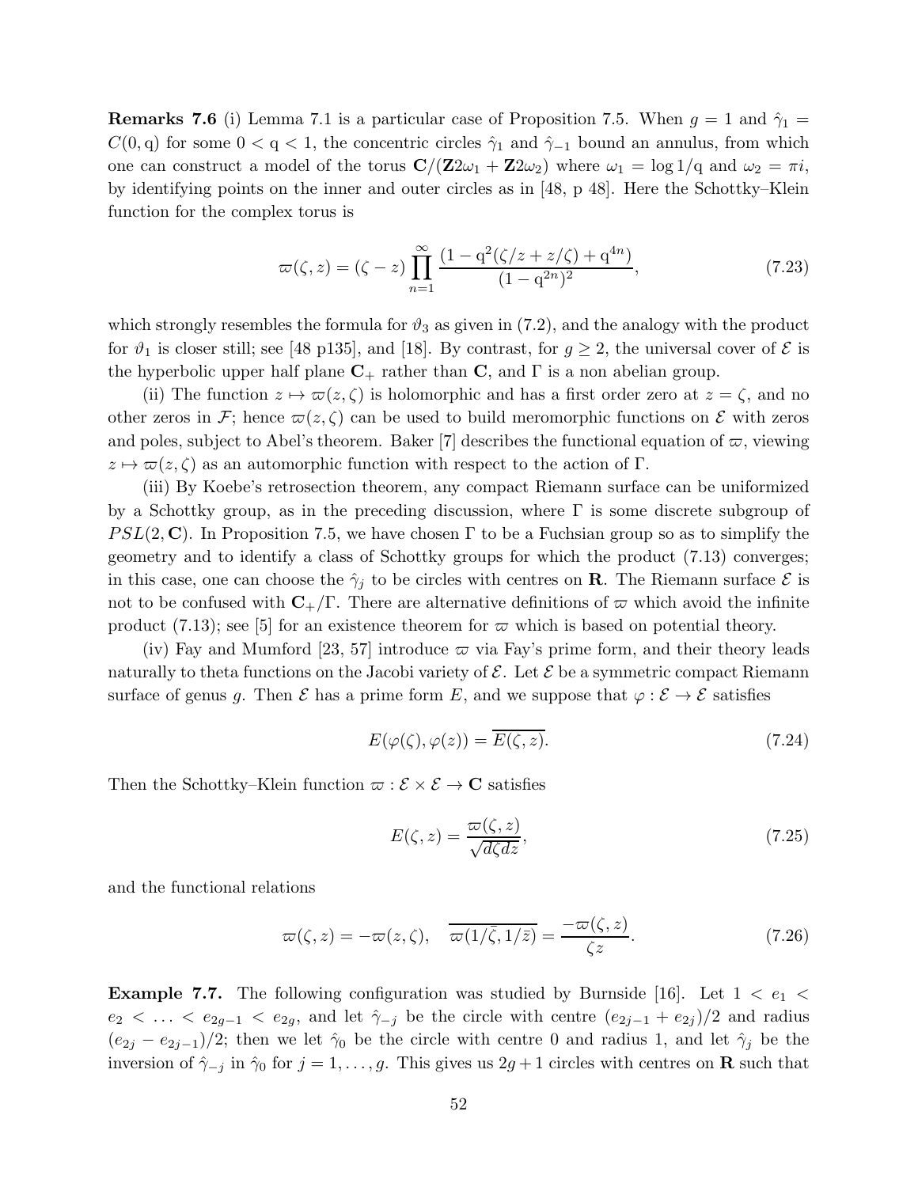**Remarks 7.6** (i) Lemma 7.1 is a particular case of Proposition 7.5. When $g = 1$ and $\hat{\gamma}_1 = C(0, \mathrm{q})$ for some $0 < \mathrm{q} < 1$, the concentric circles $\hat{\gamma}_1$ and $\hat{\gamma}_{-1}$ bound an annulus, from which one can construct a model of the torus $\mathbf{C}/(\mathbf{Z}2\omega_1 + \mathbf{Z}2\omega_2)$ where $\omega_1 = \log 1/\mathrm{q}$ and $\omega_2 = \pi i$, by identifying points on the inner and outer circles as in [48, p 48]. Here the Schottky–Klein function for the complex torus is

$$\varpi(\zeta, z) = (\zeta - z) \prod_{n=1}^{\infty} \frac{(1 - \mathrm{q}^2(\zeta/z + z/\zeta) + \mathrm{q}^{4n})}{(1 - \mathrm{q}^{2n})^2}, \tag{7.23}$$

which strongly resembles the formula for $\vartheta_3$ as given in (7.2), and the analogy with the product for $\vartheta_1$ is closer still; see [48 p135], and [18]. By contrast, for $g \geq 2$, the universal cover of $\mathcal{E}$ is the hyperbolic upper half plane $\mathbf{C}_+$ rather than $\mathbf{C}$, and $\Gamma$ is a non abelian group.

(ii) The function $z \mapsto \varpi(z, \zeta)$ is holomorphic and has a first order zero at $z = \zeta$, and no other zeros in $\mathcal{F}$; hence $\varpi(z, \zeta)$ can be used to build meromorphic functions on $\mathcal{E}$ with zeros and poles, subject to Abel's theorem. Baker [7] describes the functional equation of $\varpi$, viewing $z \to \varpi(z, \zeta)$ as an automorphic function with respect to the action of $\Gamma$.

(iii) By Koebe's retrosection theorem, any compact Riemann surface can be uniformized by a Schottky group, as in the preceding discussion, where $\Gamma$ is some discrete subgroup of $PSL(2, \mathbf{C})$. In Proposition 7.5, we have chosen $\Gamma$ to be a Fuchsian group so as to simplify the geometry and to identify a class of Schottky groups for which the product (7.13) converges; in this case, one can choose the $\hat{\gamma}_j$ to be circles with centres on $\mathbf{R}$. The Riemann surface $\mathcal{E}$ is not to be confused with $\mathbf{C}_+/\Gamma$. There are alternative definitions of $\varpi$ which avoid the infinite product (7.13); see [5] for an existence theorem for $\varpi$ which is based on potential theory.

(iv) Fay and Mumford [23, 57] introduce $\varpi$ via Fay's prime form, and their theory leads naturally to theta functions on the Jacobi variety of $\mathcal{E}$. Let $\mathcal{E}$ be a symmetric compact Riemann surface of genus $g$. Then $\mathcal{E}$ has a prime form $E$, and we suppose that $\varphi : \mathcal{E} \to \mathcal{E}$ satisfies

$$E(\varphi(\zeta), \varphi(z)) = \overline{E(\zeta, z)}. \tag{7.24}$$

Then the Schottky–Klein function $\varpi : \mathcal{E} \times \mathcal{E} \to \mathbf{C}$ satisfies

$$E(\zeta, z) = \frac{\varpi(\zeta, z)}{\sqrt{d\zeta dz}}, \tag{7.25}$$

and the functional relations

$$\varpi(\zeta, z) = -\varpi(z, \zeta), \quad \overline{\varpi(1/\bar{\zeta}, 1/\bar{z})} = \frac{-\varpi(\zeta, z)}{\zeta z}. \tag{7.26}$$

**Example 7.7.** The following configuration was studied by Burnside [16]. Let $1 < e_1 < e_2 < \ldots < e_{2g-1} < e_{2g}$, and let $\hat{\gamma}_{-j}$ be the circle with centre $(e_{2j-1} + e_{2j})/2$ and radius $(e_{2j} - e_{2j-1})/2$; then we let $\hat{\gamma}_0$ be the circle with centre 0 and radius 1, and let $\hat{\gamma}_j$ be the inversion of $\hat{\gamma}_{-j}$ in $\hat{\gamma}_0$ for $j = 1, \ldots, g$. This gives us $2g + 1$ circles with centres on $\mathbf{R}$ such that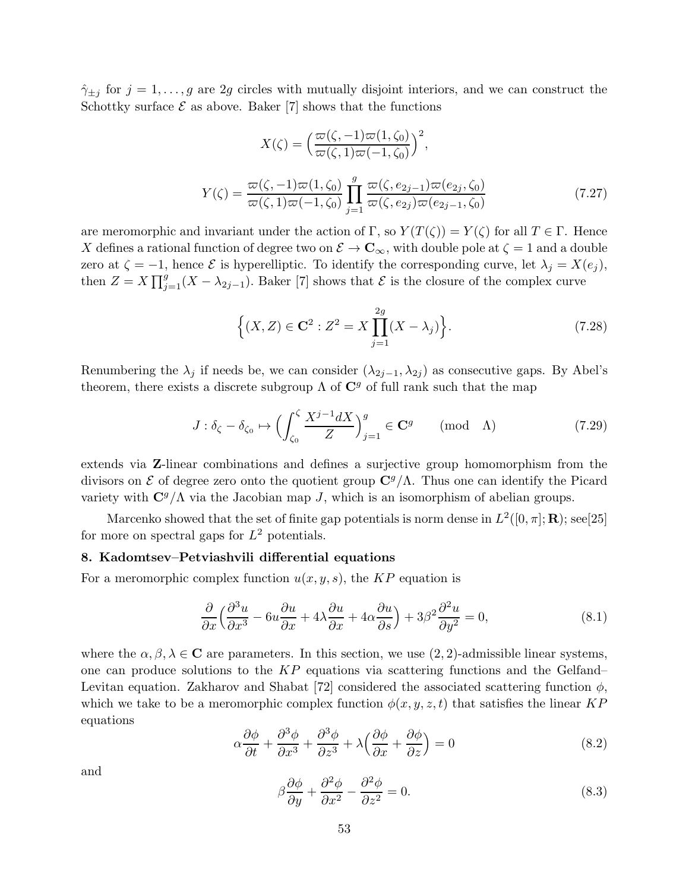$\hat{\gamma}_{\pm j}$ for $j = 1, \dots, g$ are $2g$ circles with mutually disjoint interiors, and we can construct the Schottky surface $\mathcal{E}$ as above. Baker [7] shows that the functions

$$X(\zeta) = \Big(\frac{\varpi(\zeta,-1)\varpi(1,\zeta_0)}{\varpi(\zeta,1)\varpi(-1,\zeta_0)}\Big)^2,$$

$$Y(\zeta) = \frac{\varpi(\zeta,-1)\varpi(1,\zeta_0)}{\varpi(\zeta,1)\varpi(-1,\zeta_0)}\prod_{j=1}^{g}\frac{\varpi(\zeta,e_{2j-1})\varpi(e_{2j},\zeta_0)}{\varpi(\zeta,e_{2j})\varpi(e_{2j-1},\zeta_0)} \tag{7.27}$$

are meromorphic and invariant under the action of $\Gamma$, so $Y(T(\zeta)) = Y(\zeta)$ for all $T \in \Gamma$. Hence $X$ defines a rational function of degree two on $\mathcal{E} \to \mathbf{C}_\infty$, with double pole at $\zeta = 1$ and a double zero at $\zeta = -1$, hence $\mathcal{E}$ is hyperelliptic. To identify the corresponding curve, let $\lambda_j = X(e_j)$, then $Z = X\prod_{j=1}^{g}(X - \lambda_{2j-1})$. Baker [7] shows that $\mathcal{E}$ is the closure of the complex curve

$$\Big\{(X,Z) \in \mathbf{C}^2 : Z^2 = X\prod_{j=1}^{2g}(X - \lambda_j)\Big\}. \tag{7.28}$$

Renumbering the $\lambda_j$ if needs be, we can consider $(\lambda_{2j-1}, \lambda_{2j})$ as consecutive gaps. By Abel's theorem, there exists a discrete subgroup $\Lambda$ of $\mathbf{C}^g$ of full rank such that the map

$$J : \delta_\zeta - \delta_{\zeta_0} \mapsto \Big(\int_{\zeta_0}^{\zeta}\frac{X^{j-1}dX}{Z}\Big)_{j=1}^{g} \in \mathbf{C}^g \qquad (\mathrm{mod} \quad \Lambda) \tag{7.29}$$

extends via $\mathbf{Z}$-linear combinations and defines a surjective group homomorphism from the divisors on $\mathcal{E}$ of degree zero onto the quotient group $\mathbf{C}^g/\Lambda$. Thus one can identify the Picard variety with $\mathbf{C}^g/\Lambda$ via the Jacobian map $J$, which is an isomorphism of abelian groups.

Marcenko showed that the set of finite gap potentials is norm dense in $L^2([0,\pi];\mathbf{R})$; see[25] for more on spectral gaps for $L^2$ potentials.

## 8. Kadomtsev–Petviashvili differential equations

For a meromorphic complex function $u(x,y,s)$, the $KP$ equation is

$$\frac{\partial}{\partial x}\Big(\frac{\partial^3 u}{\partial x^3} - 6u\frac{\partial u}{\partial x} + 4\lambda\frac{\partial u}{\partial x} + 4\alpha\frac{\partial u}{\partial s}\Big) + 3\beta^2\frac{\partial^2 u}{\partial y^2} = 0, \tag{8.1}$$

where the $\alpha, \beta, \lambda \in \mathbf{C}$ are parameters. In this section, we use $(2,2)$-admissible linear systems, one can produce solutions to the $KP$ equations via scattering functions and the Gelfand–Levitan equation. Zakharov and Shabat [72] considered the associated scattering function $\phi$, which we take to be a meromorphic complex function $\phi(x,y,z,t)$ that satisfies the linear $KP$ equations

$$\alpha\frac{\partial\phi}{\partial t} + \frac{\partial^3\phi}{\partial x^3} + \frac{\partial^3\phi}{\partial z^3} + \lambda\Big(\frac{\partial\phi}{\partial x} + \frac{\partial\phi}{\partial z}\Big) = 0 \tag{8.2}$$

and

$$\beta\frac{\partial\phi}{\partial y} + \frac{\partial^2\phi}{\partial x^2} - \frac{\partial^2\phi}{\partial z^2} = 0. \tag{8.3}$$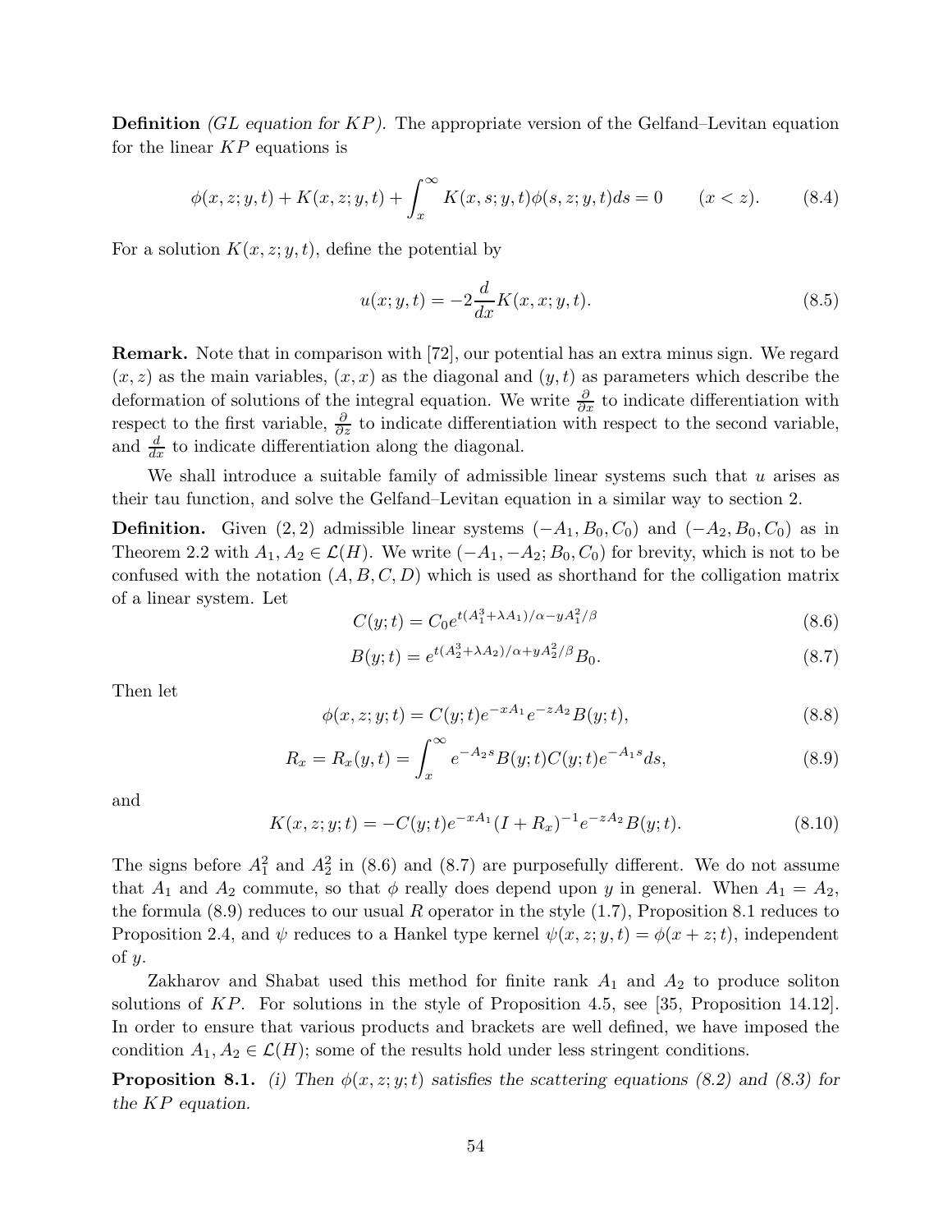**Definition** *(GL equation for KP).* The appropriate version of the Gelfand–Levitan equation for the linear $KP$ equations is

$$\phi(x,z;y,t)+K(x,z;y,t)+\int_x^\infty K(x,s;y,t)\phi(s,z;y,t)ds=0 \qquad (x<z). \tag{8.4}$$

For a solution $K(x,z;y,t)$, define the potential by

$$u(x;y,t)=-2\frac{d}{dx}K(x,x;y,t). \tag{8.5}$$

**Remark.** Note that in comparison with [72], our potential has an extra minus sign. We regard $(x,z)$ as the main variables, $(x,x)$ as the diagonal and $(y,t)$ as parameters which describe the deformation of solutions of the integral equation. We write $\frac{\partial}{\partial x}$ to indicate differentiation with respect to the first variable, $\frac{\partial}{\partial z}$ to indicate differentiation with respect to the second variable, and $\frac{d}{dx}$ to indicate differentiation along the diagonal.

We shall introduce a suitable family of admissible linear systems such that $u$ arises as their tau function, and solve the Gelfand–Levitan equation in a similar way to section 2.

**Definition.** Given $(2,2)$ admissible linear systems $(-A_1,B_0,C_0)$ and $(-A_2,B_0,C_0)$ as in Theorem 2.2 with $A_1,A_2\in\mathcal{L}(H)$. We write $(-A_1,-A_2;B_0,C_0)$ for brevity, which is not to be confused with the notation $(A,B,C,D)$ which is used as shorthand for the colligation matrix of a linear system. Let

$$C(y;t)=C_0e^{t(A_1^3+\lambda A_1)/\alpha-yA_1^2/\beta} \tag{8.6}$$

$$B(y;t)=e^{t(A_2^3+\lambda A_2)/\alpha+yA_2^2/\beta}B_0. \tag{8.7}$$

Then let

$$\phi(x,z;y;t)=C(y;t)e^{-xA_1}e^{-zA_2}B(y;t), \tag{8.8}$$

$$R_x=R_x(y,t)=\int_x^\infty e^{-A_2s}B(y;t)C(y;t)e^{-A_1s}ds, \tag{8.9}$$

and

$$K(x,z;y;t)=-C(y;t)e^{-xA_1}(I+R_x)^{-1}e^{-zA_2}B(y;t). \tag{8.10}$$

The signs before $A_1^2$ and $A_2^2$ in (8.6) and (8.7) are purposefully different. We do not assume that $A_1$ and $A_2$ commute, so that $\phi$ really does depend upon $y$ in general. When $A_1=A_2$, the formula (8.9) reduces to our usual $R$ operator in the style (1.7), Proposition 8.1 reduces to Proposition 2.4, and $\psi$ reduces to a Hankel type kernel $\psi(x,z;y,t)=\phi(x+z;t)$, independent of $y$.

Zakharov and Shabat used this method for finite rank $A_1$ and $A_2$ to produce soliton solutions of $KP$. For solutions in the style of Proposition 4.5, see [35, Proposition 14.12]. In order to ensure that various products and brackets are well defined, we have imposed the condition $A_1,A_2\in\mathcal{L}(H)$; some of the results hold under less stringent conditions.

**Proposition 8.1.** *(i) Then $\phi(x,z;y;t)$ satisfies the scattering equations (8.2) and (8.3) for the $KP$ equation.*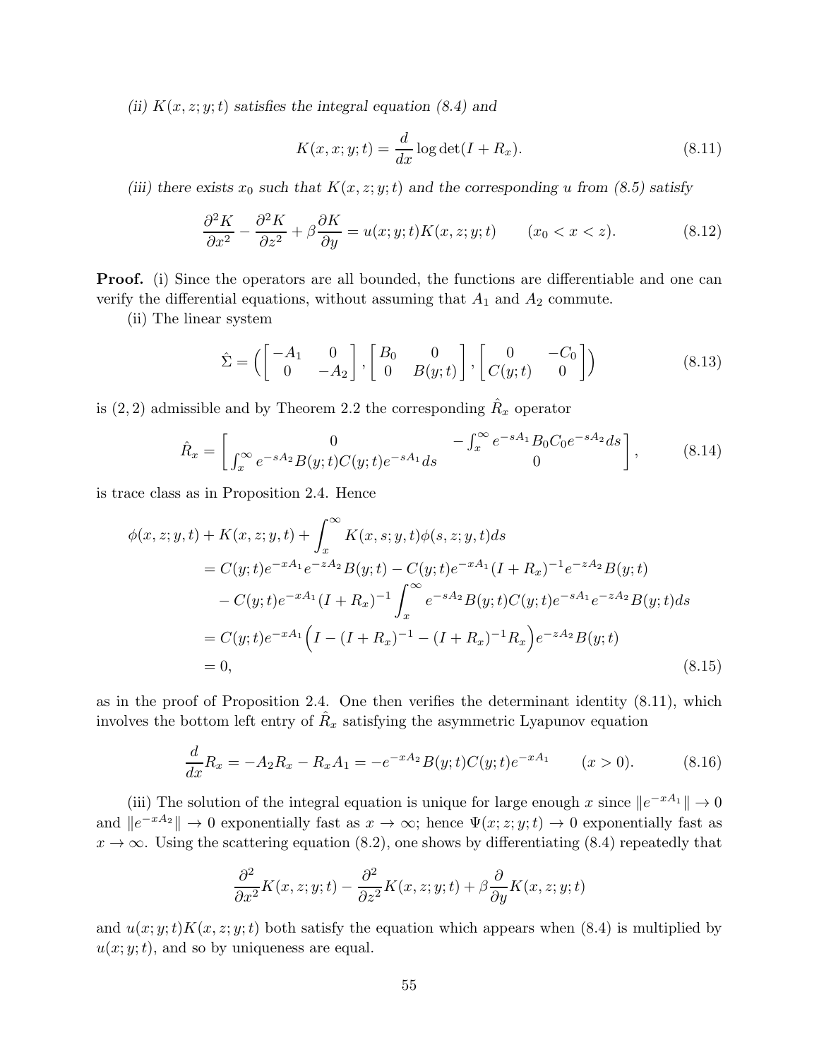*(ii) $K(x,z;y;t)$ satisfies the integral equation (8.4) and*

$$K(x,x;y;t) = \frac{d}{dx}\log\det(I+R_x). \tag{8.11}$$

*(iii) there exists $x_0$ such that $K(x,z;y;t)$ and the corresponding $u$ from (8.5) satisfy*

$$\frac{\partial^2 K}{\partial x^2} - \frac{\partial^2 K}{\partial z^2} + \beta\frac{\partial K}{\partial y} = u(x;y;t)K(x,z;y;t) \qquad (x_0 < x < z). \tag{8.12}$$

**Proof.** (i) Since the operators are all bounded, the functions are differentiable and one can verify the differential equations, without assuming that $A_1$ and $A_2$ commute.

(ii) The linear system

$$\hat\Sigma = \Bigl(\begin{bmatrix} -A_1 & 0 \\ 0 & -A_2\end{bmatrix}, \begin{bmatrix} B_0 & 0 \\ 0 & B(y;t)\end{bmatrix}, \begin{bmatrix} 0 & -C_0 \\ C(y;t) & 0\end{bmatrix}\Bigr) \tag{8.13}$$

is $(2,2)$ admissible and by Theorem 2.2 the corresponding $\hat R_x$ operator

$$\hat R_x = \begin{bmatrix} 0 & -\int_x^\infty e^{-sA_1}B_0C_0e^{-sA_2}ds \\ \int_x^\infty e^{-sA_2}B(y;t)C(y;t)e^{-sA_1}ds & 0 \end{bmatrix}, \tag{8.14}$$

is trace class as in Proposition 2.4. Hence

$$\begin{aligned}
&\phi(x,z;y,t) + K(x,z;y,t) + \int_x^\infty K(x,s;y,t)\phi(s,z;y,t)ds \\
&\quad = C(y;t)e^{-xA_1}e^{-zA_2}B(y;t) - C(y;t)e^{-xA_1}(I+R_x)^{-1}e^{-zA_2}B(y;t) \\
&\qquad - C(y;t)e^{-xA_1}(I+R_x)^{-1}\int_x^\infty e^{-sA_2}B(y;t)C(y;t)e^{-sA_1}e^{-zA_2}B(y;t)ds \\
&\quad = C(y;t)e^{-xA_1}\Bigl(I - (I+R_x)^{-1} - (I+R_x)^{-1}R_x\Bigr)e^{-zA_2}B(y;t) \\
&\quad = 0,
\end{aligned} \tag{8.15}$$

as in the proof of Proposition 2.4. One then verifies the determinant identity (8.11), which involves the bottom left entry of $\hat R_x$ satisfying the asymmetric Lyapunov equation

$$\frac{d}{dx}R_x = -A_2R_x - R_xA_1 = -e^{-xA_2}B(y;t)C(y;t)e^{-xA_1} \qquad (x>0). \tag{8.16}$$

(iii) The solution of the integral equation is unique for large enough $x$ since $\|e^{-xA_1}\|\to 0$ and $\|e^{-xA_2}\|\to 0$ exponentially fast as $x\to\infty$; hence $\Psi(x;z;y;t)\to 0$ exponentially fast as $x\to\infty$. Using the scattering equation (8.2), one shows by differentiating (8.4) repeatedly that

$$\frac{\partial^2}{\partial x^2}K(x,z;y;t) - \frac{\partial^2}{\partial z^2}K(x,z;y;t) + \beta\frac{\partial}{\partial y}K(x,z;y;t)$$

and $u(x;y;t)K(x,z;y;t)$ both satisfy the equation which appears when (8.4) is multiplied by $u(x;y;t)$, and so by uniqueness are equal.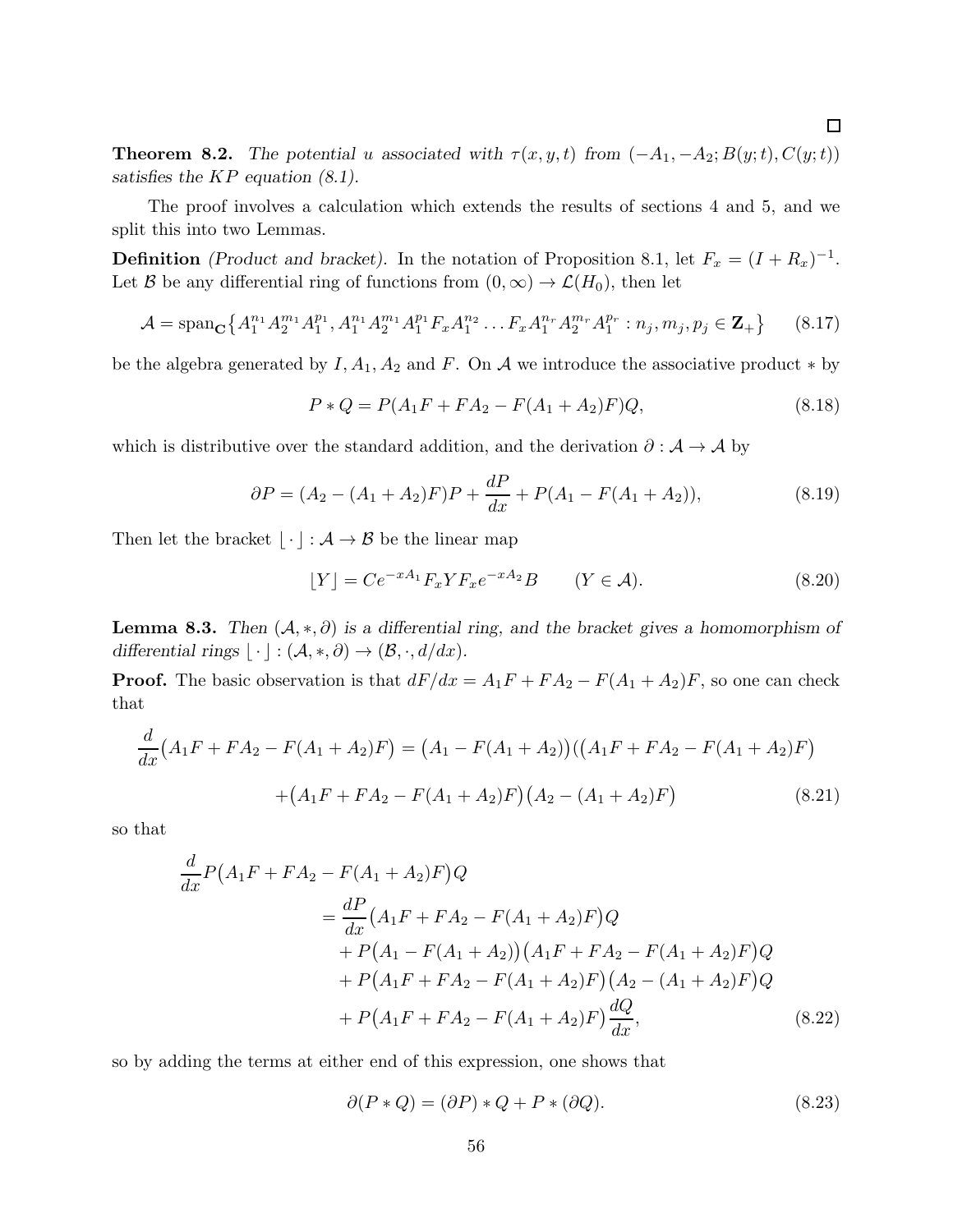□

**Theorem 8.2.** *The potential $u$ associated with $\tau(x, y, t)$ from $(-A_1, -A_2; B(y; t), C(y; t))$ satisfies the $KP$ equation (8.1).*

The proof involves a calculation which extends the results of sections 4 and 5, and we split this into two Lemmas.

**Definition** *(Product and bracket).* In the notation of Proposition 8.1, let $F_x = (I + R_x)^{-1}$. Let $\mathcal{B}$ be any differential ring of functions from $(0, \infty) \to \mathcal{L}(H_0)$, then let

$$\mathcal{A} = \mathrm{span}_{\mathbf{C}}\{A_1^{n_1} A_2^{m_1} A_1^{p_1}, A_1^{n_1} A_2^{m_1} A_1^{p_1} F_x A_1^{n_2} \dots F_x A_1^{n_r} A_2^{m_r} A_1^{p_r} : n_j, m_j, p_j \in \mathbf{Z}_+\} \tag{8.17}$$

be the algebra generated by $I, A_1, A_2$ and $F$. On $\mathcal{A}$ we introduce the associative product $*$ by

$$P * Q = P(A_1 F + F A_2 - F(A_1 + A_2)F)Q, \tag{8.18}$$

which is distributive over the standard addition, and the derivation $\partial : \mathcal{A} \to \mathcal{A}$ by

$$\partial P = (A_2 - (A_1 + A_2)F)P + \frac{dP}{dx} + P(A_1 - F(A_1 + A_2)), \tag{8.19}$$

Then let the bracket $\lfloor \cdot \rfloor : \mathcal{A} \to \mathcal{B}$ be the linear map

$$\lfloor Y \rfloor = C e^{-xA_1} F_x Y F_x e^{-xA_2} B \qquad (Y \in \mathcal{A}). \tag{8.20}$$

**Lemma 8.3.** *Then $(\mathcal{A}, *, \partial)$ is a differential ring, and the bracket gives a homomorphism of differential rings $\lfloor \cdot \rfloor : (\mathcal{A}, *, \partial) \to (\mathcal{B}, \cdot, d/dx)$.*

**Proof.** The basic observation is that $dF/dx = A_1 F + F A_2 - F(A_1 + A_2)F$, so one can check that

$$\begin{aligned} \frac{d}{dx}\big(A_1 F + F A_2 - F(A_1 + A_2)F\big) &= \big(A_1 - F(A_1 + A_2)\big)\big(\big(A_1 F + F A_2 - F(A_1 + A_2)F\big) \\ &\quad + \big(A_1 F + F A_2 - F(A_1 + A_2)F\big)\big(A_2 - (A_1 + A_2)F\big) \end{aligned} \tag{8.21}$$

so that

$$\begin{aligned} \frac{d}{dx} P\big(A_1 F &+ F A_2 - F(A_1 + A_2)F\big)Q \\ &= \frac{dP}{dx}\big(A_1 F + F A_2 - F(A_1 + A_2)F\big)Q \\ &\quad + P\big(A_1 - F(A_1 + A_2)\big)\big(A_1 F + F A_2 - F(A_1 + A_2)F\big)Q \\ &\quad + P\big(A_1 F + F A_2 - F(A_1 + A_2)F\big)\big(A_2 - (A_1 + A_2)F\big)Q \\ &\quad + P\big(A_1 F + F A_2 - F(A_1 + A_2)F\big)\frac{dQ}{dx}, \end{aligned} \tag{8.22}$$

so by adding the terms at either end of this expression, one shows that

$$\partial(P * Q) = (\partial P) * Q + P * (\partial Q). \tag{8.23}$$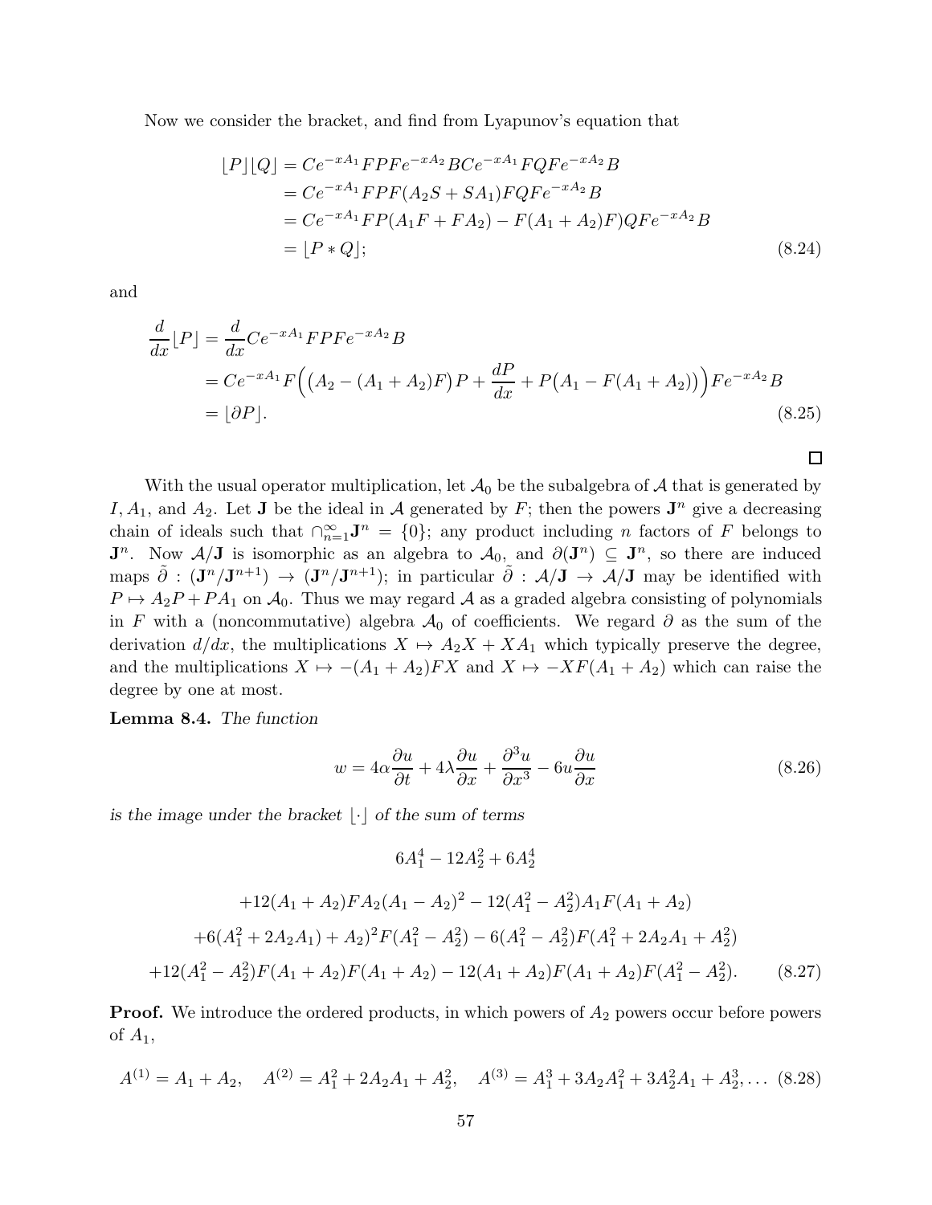Now we consider the bracket, and find from Lyapunov's equation that

$$
\begin{aligned}
\lfloor P \rfloor \lfloor Q \rfloor &= Ce^{-xA_1}FPFe^{-xA_2}BCe^{-xA_1}FQFe^{-xA_2}B \\
&= Ce^{-xA_1}FPF(A_2S + SA_1)FQFe^{-xA_2}B \\
&= Ce^{-xA_1}FP(A_1F + FA_2) - F(A_1 + A_2)F)QFe^{-xA_2}B \\
&= \lfloor P * Q \rfloor;
\end{aligned} \tag{8.24}
$$

and

$$
\begin{aligned}
\frac{d}{dx}\lfloor P \rfloor &= \frac{d}{dx}Ce^{-xA_1}FPFe^{-xA_2}B \\
&= Ce^{-xA_1}F\Big(\big(A_2 - (A_1 + A_2)F\big)P + \frac{dP}{dx} + P\big(A_1 - F(A_1 + A_2)\big)\Big)Fe^{-xA_2}B \\
&= \lfloor \partial P \rfloor.
\end{aligned} \tag{8.25}
$$

□

With the usual operator multiplication, let $\mathcal{A}_0$ be the subalgebra of $\mathcal{A}$ that is generated by $I, A_1$, and $A_2$. Let $\mathbf{J}$ be the ideal in $\mathcal{A}$ generated by $F$; then the powers $\mathbf{J}^n$ give a decreasing chain of ideals such that $\cap_{n=1}^{\infty}\mathbf{J}^n = \{0\}$; any product including $n$ factors of $F$ belongs to $\mathbf{J}^n$. Now $\mathcal{A}/\mathbf{J}$ is isomorphic as an algebra to $\mathcal{A}_0$, and $\partial(\mathbf{J}^n) \subseteq \mathbf{J}^n$, so there are induced maps $\tilde{\partial} : (\mathbf{J}^n/\mathbf{J}^{n+1}) \to (\mathbf{J}^n/\mathbf{J}^{n+1})$; in particular $\tilde{\partial} : \mathcal{A}/\mathbf{J} \to \mathcal{A}/\mathbf{J}$ may be identified with $P \mapsto A_2P + PA_1$ on $\mathcal{A}_0$. Thus we may regard $\mathcal{A}$ as a graded algebra consisting of polynomials in $F$ with a (noncommutative) algebra $\mathcal{A}_0$ of coefficients. We regard $\partial$ as the sum of the derivation $d/dx$, the multiplications $X \mapsto A_2X + XA_1$ which typically preserve the degree, and the multiplications $X \mapsto -(A_1 + A_2)FX$ and $X \mapsto -XF(A_1 + A_2)$ which can raise the degree by one at most.

**Lemma 8.4.** *The function*

$$
w = 4\alpha\frac{\partial u}{\partial t} + 4\lambda\frac{\partial u}{\partial x} + \frac{\partial^3 u}{\partial x^3} - 6u\frac{\partial u}{\partial x} \tag{8.26}
$$

*is the image under the bracket $\lfloor \cdot \rfloor$ of the sum of terms*

$$
6A_1^4 - 12A_2^2 + 6A_2^4
$$

$$
+12(A_1 + A_2)FA_2(A_1 - A_2)^2 - 12(A_1^2 - A_2^2)A_1F(A_1 + A_2)
$$

$$
+6(A_1^2 + 2A_2A_1) + A_2)^2F(A_1^2 - A_2^2) - 6(A_1^2 - A_2^2)F(A_1^2 + 2A_2A_1 + A_2^2)
$$

$$
+12(A_1^2 - A_2^2)F(A_1 + A_2)F(A_1 + A_2) - 12(A_1 + A_2)F(A_1 + A_2)F(A_1^2 - A_2^2). \tag{8.27}
$$

**Proof.** We introduce the ordered products, in which powers of $A_2$ powers occur before powers of $A_1$,

$$
A^{(1)} = A_1 + A_2, \quad A^{(2)} = A_1^2 + 2A_2A_1 + A_2^2, \quad A^{(3)} = A_1^3 + 3A_2A_1^2 + 3A_2^2A_1 + A_2^3, \dots \tag{8.28}
$$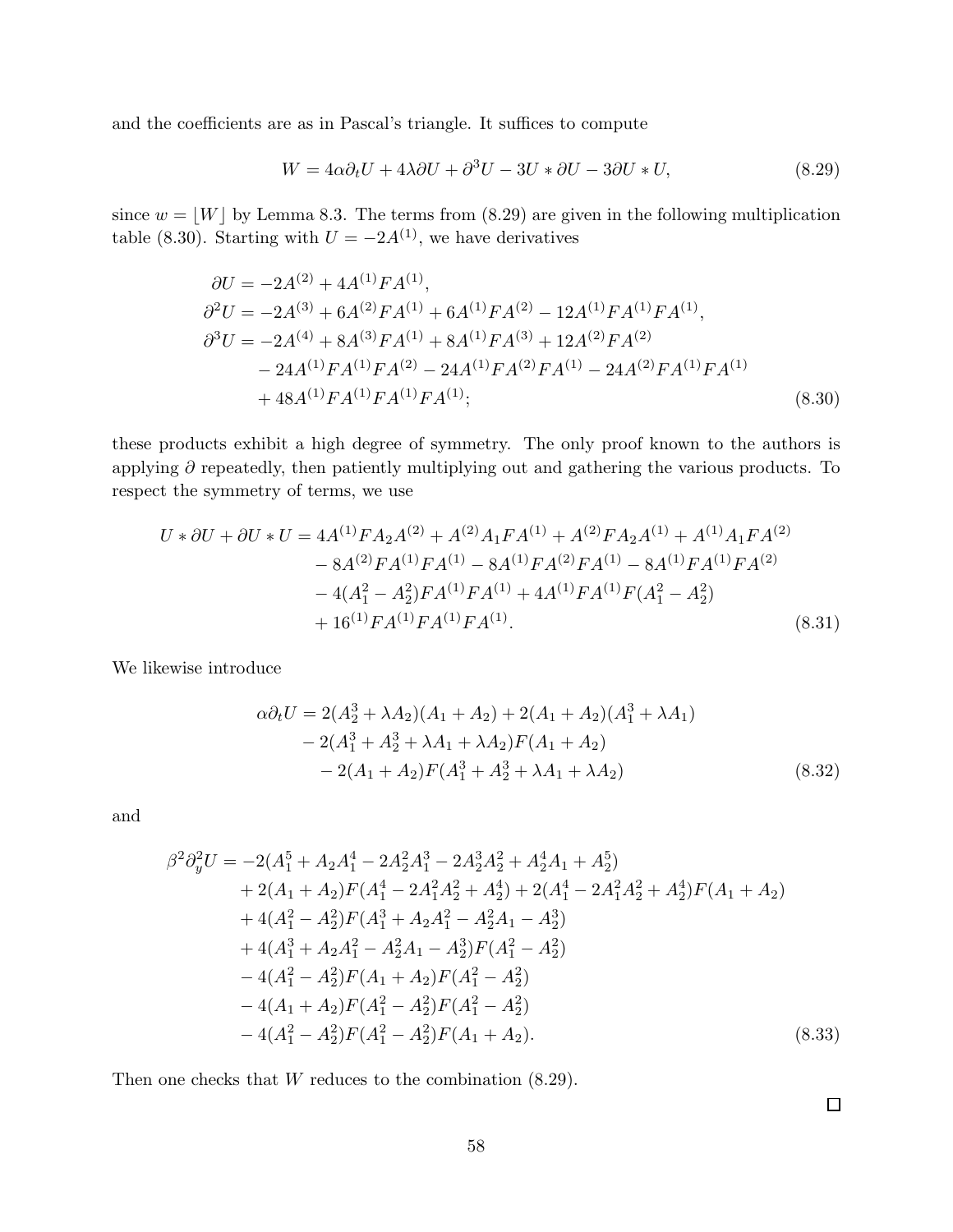and the coefficients are as in Pascal's triangle. It suffices to compute

$$W = 4\alpha\partial_t U + 4\lambda\partial U + \partial^3 U - 3U * \partial U - 3\partial U * U, \tag{8.29}$$

since $w = \lfloor W \rfloor$ by Lemma 8.3. The terms from (8.29) are given in the following multiplication table (8.30). Starting with $U = -2A^{(1)}$, we have derivatives

$$\begin{aligned}
\partial U &= -2A^{(2)} + 4A^{(1)}FA^{(1)}, \\
\partial^2 U &= -2A^{(3)} + 6A^{(2)}FA^{(1)} + 6A^{(1)}FA^{(2)} - 12A^{(1)}FA^{(1)}FA^{(1)}, \\
\partial^3 U &= -2A^{(4)} + 8A^{(3)}FA^{(1)} + 8A^{(1)}FA^{(3)} + 12A^{(2)}FA^{(2)} \\
&\quad - 24A^{(1)}FA^{(1)}FA^{(2)} - 24A^{(1)}FA^{(2)}FA^{(1)} - 24A^{(2)}FA^{(1)}FA^{(1)} \\
&\quad + 48A^{(1)}FA^{(1)}FA^{(1)}FA^{(1)};
\end{aligned} \tag{8.30}$$

these products exhibit a high degree of symmetry. The only proof known to the authors is applying $\partial$ repeatedly, then patiently multiplying out and gathering the various products. To respect the symmetry of terms, we use

$$\begin{aligned}
U * \partial U + \partial U * U &= 4A^{(1)}FA_2A^{(2)} + A^{(2)}A_1FA^{(1)} + A^{(2)}FA_2A^{(1)} + A^{(1)}A_1FA^{(2)} \\
&\quad - 8A^{(2)}FA^{(1)}FA^{(1)} - 8A^{(1)}FA^{(2)}FA^{(1)} - 8A^{(1)}FA^{(1)}FA^{(2)} \\
&\quad - 4(A_1^2 - A_2^2)FA^{(1)}FA^{(1)} + 4A^{(1)}FA^{(1)}F(A_1^2 - A_2^2) \\
&\quad + 16^{(1)}FA^{(1)}FA^{(1)}FA^{(1)}.
\end{aligned} \tag{8.31}$$

We likewise introduce

$$\begin{aligned}
\alpha\partial_t U &= 2(A_2^3 + \lambda A_2)(A_1 + A_2) + 2(A_1 + A_2)(A_1^3 + \lambda A_1) \\
&\quad - 2(A_1^3 + A_2^3 + \lambda A_1 + \lambda A_2)F(A_1 + A_2) \\
&\quad - 2(A_1 + A_2)F(A_1^3 + A_2^3 + \lambda A_1 + \lambda A_2)
\end{aligned} \tag{8.32}$$

and

$$\begin{aligned}
\beta^2\partial_y^2 U &= -2(A_1^5 + A_2A_1^4 - 2A_2^2A_1^3 - 2A_2^3A_1^2 + A_2^4A_1 + A_2^5) \\
&\quad + 2(A_1 + A_2)F(A_1^4 - 2A_1^2A_2^2 + A_2^4) + 2(A_1^4 - 2A_1^2A_2^2 + A_2^4)F(A_1 + A_2) \\
&\quad + 4(A_1^2 - A_2^2)F(A_1^3 + A_2A_1^2 - A_2^2A_1 - A_2^3) \\
&\quad + 4(A_1^3 + A_2A_1^2 - A_2^2A_1 - A_2^3)F(A_1^2 - A_2^2) \\
&\quad - 4(A_1^2 - A_2^2)F(A_1 + A_2)F(A_1^2 - A_2^2) \\
&\quad - 4(A_1 + A_2)F(A_1^2 - A_2^2)F(A_1^2 - A_2^2) \\
&\quad - 4(A_1^2 - A_2^2)F(A_1^2 - A_2^2)F(A_1 + A_2).
\end{aligned} \tag{8.33}$$

Then one checks that $W$ reduces to the combination (8.29).

$\square$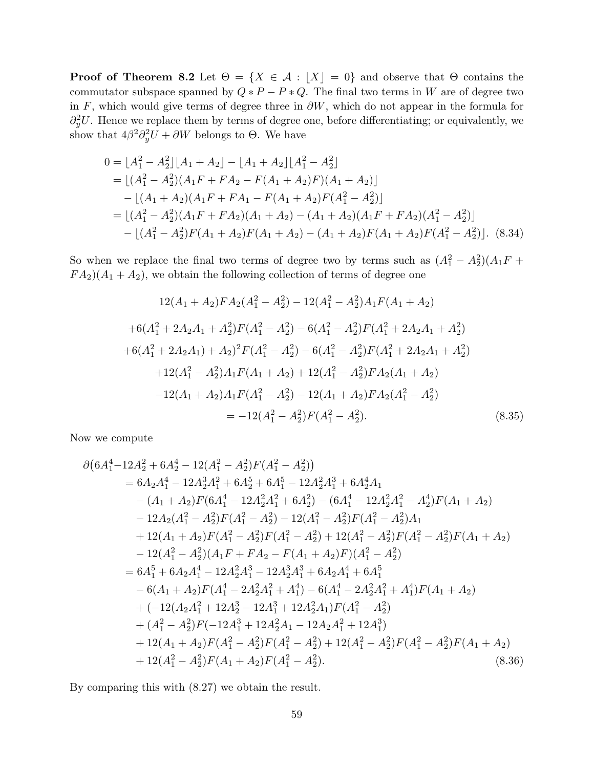**Proof of Theorem 8.2** Let $\Theta = \{X \in \mathcal{A} : \lfloor X \rfloor = 0\}$ and observe that $\Theta$ contains the commutator subspace spanned by $Q * P - P * Q$. The final two terms in $W$ are of degree two in $F$, which would give terms of degree three in $\partial W$, which do not appear in the formula for $\partial_y^2 U$. Hence we replace them by terms of degree one, before differentiating; or equivalently, we show that $4\beta^2 \partial_y^2 U + \partial W$ belongs to $\Theta$. We have

$$
\begin{aligned}
0 &= \lfloor A_1^2 - A_2^2 \rfloor \lfloor A_1 + A_2 \rfloor - \lfloor A_1 + A_2 \rfloor \lfloor A_1^2 - A_2^2 \rfloor \\
&= \lfloor (A_1^2 - A_2^2)(A_1 F + F A_2 - F(A_1 + A_2)F)(A_1 + A_2) \rfloor \\
&\quad - \lfloor (A_1 + A_2)(A_1 F + F A_1 - F(A_1 + A_2)F(A_1^2 - A_2^2) \rfloor \\
&= \lfloor (A_1^2 - A_2^2)(A_1 F + F A_2)(A_1 + A_2) - (A_1 + A_2)(A_1 F + F A_2)(A_1^2 - A_2^2) \rfloor \\
&\quad - \lfloor (A_1^2 - A_2^2)F(A_1 + A_2)F(A_1 + A_2) - (A_1 + A_2)F(A_1 + A_2)F(A_1^2 - A_2^2) \rfloor . \quad (8.34)
\end{aligned}
$$

So when we replace the final two terms of degree two by terms such as $(A_1^2 - A_2^2)(A_1 F + F A_2)(A_1 + A_2)$, we obtain the following collection of terms of degree one

$$
\begin{aligned}
& 12(A_1 + A_2)FA_2(A_1^2 - A_2^2) - 12(A_1^2 - A_2^2)A_1 F(A_1 + A_2) \\
& +6(A_1^2 + 2A_2A_1 + A_2^2)F(A_1^2 - A_2^2) - 6(A_1^2 - A_2^2)F(A_1^2 + 2A_2A_1 + A_2^2) \\
& +6(A_1^2 + 2A_2A_1) + A_2)^2 F(A_1^2 - A_2^2) - 6(A_1^2 - A_2^2)F(A_1^2 + 2A_2A_1 + A_2^2) \\
& +12(A_1^2 - A_2^2)A_1 F(A_1 + A_2) + 12(A_1^2 - A_2^2)FA_2(A_1 + A_2) \\
& -12(A_1 + A_2)A_1 F(A_1^2 - A_2^2) - 12(A_1 + A_2)FA_2(A_1^2 - A_2^2) \\
& = -12(A_1^2 - A_2^2)F(A_1^2 - A_2^2). \quad (8.35)
\end{aligned}
$$

Now we compute

$$
\begin{aligned}
\partial\big(6A_1^4 & - 12A_2^2 + 6A_2^4 - 12(A_1^2 - A_2^2)F(A_1^2 - A_2^2)\big) \\
&= 6A_2A_1^4 - 12A_2^3A_1^2 + 6A_2^5 + 6A_1^5 - 12A_2^2A_1^3 + 6A_2^4A_1 \\
&\quad - (A_1 + A_2)F(6A_1^4 - 12A_2^2A_1^2 + 6A_2^2) - (6A_1^4 - 12A_2^2A_1^2 - A_2^4)F(A_1 + A_2) \\
&\quad - 12A_2(A_1^2 - A_2^2)F(A_1^2 - A_2^2) - 12(A_1^2 - A_2^2)F(A_1^2 - A_2^2)A_1 \\
&\quad + 12(A_1 + A_2)F(A_1^2 - A_2^2)F(A_1^2 - A_2^2) + 12(A_1^2 - A_2^2)F(A_1^2 - A_2^2)F(A_1 + A_2) \\
&\quad - 12(A_1^2 - A_2^2)(A_1 F + FA_2 - F(A_1 + A_2)F)(A_1^2 - A_2^2) \\
&= 6A_1^5 + 6A_2A_1^4 - 12A_2^2A_1^3 - 12A_2^3A_1^3 + 6A_2A_1^4 + 6A_1^5 \\
&\quad - 6(A_1 + A_2)F(A_1^4 - 2A_2^2A_1^2 + A_1^4) - 6(A_1^4 - 2A_2^2A_1^2 + A_1^4)F(A_1 + A_2) \\
&\quad + (-12(A_2A_1^2 + 12A_2^3 - 12A_1^3 + 12A_2^2A_1)F(A_1^2 - A_2^2) \\
&\quad + (A_1^2 - A_2^2)F(-12A_1^3 + 12A_2^2A_1 - 12A_2A_1^2 + 12A_1^3) \\
&\quad + 12(A_1 + A_2)F(A_1^2 - A_2^2)F(A_1^2 - A_2^2) + 12(A_1^2 - A_2^2)F(A_1^2 - A_2^2)F(A_1 + A_2) \\
&\quad + 12(A_1^2 - A_2^2)F(A_1 + A_2)F(A_1^2 - A_2^2). \quad (8.36)
\end{aligned}
$$

By comparing this with (8.27) we obtain the result.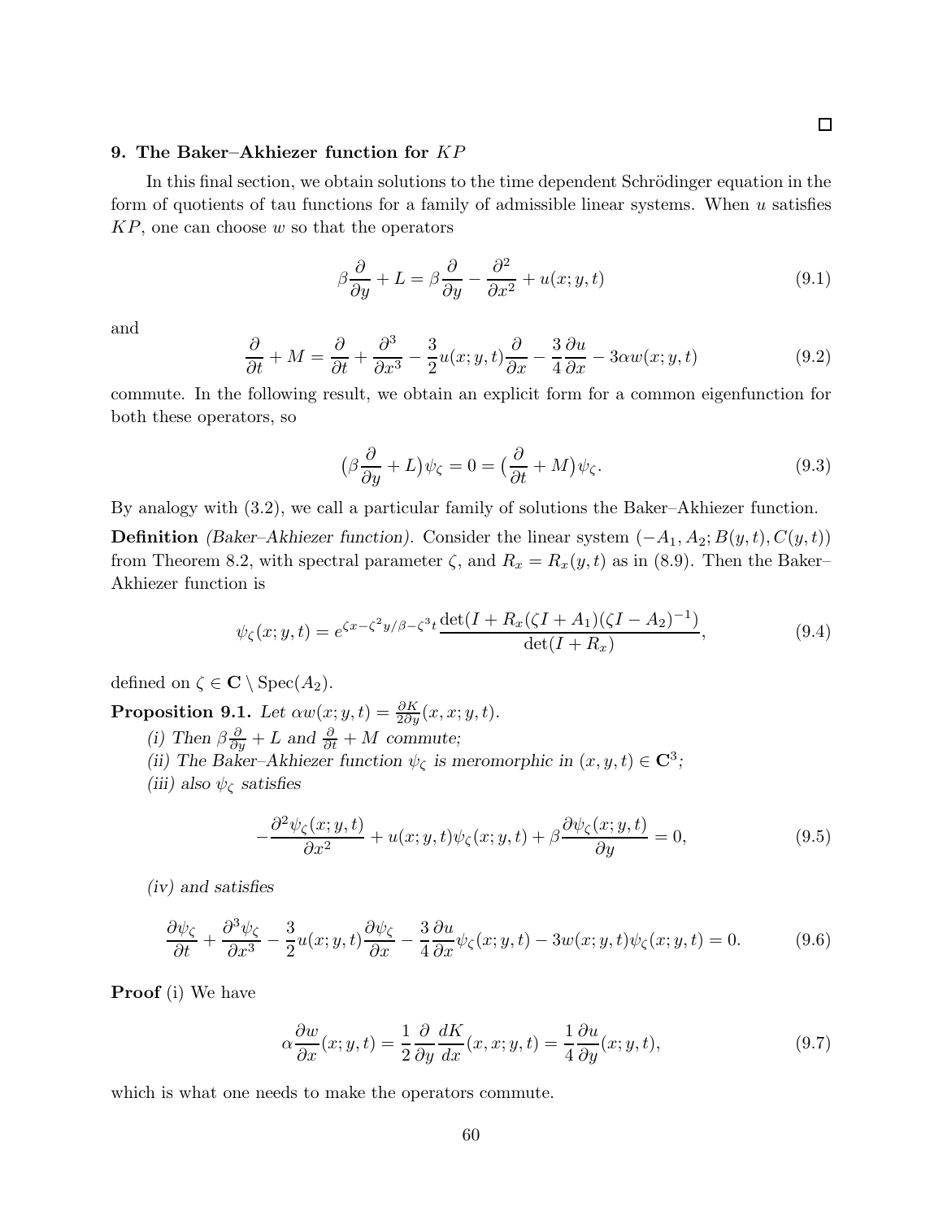□

## 9. The Baker–Akhiezer function for $KP$

In this final section, we obtain solutions to the time dependent Schrödinger equation in the form of quotients of tau functions for a family of admissible linear systems. When $u$ satisfies $KP$, one can choose $w$ so that the operators

$$\beta\frac{\partial}{\partial y}+L=\beta\frac{\partial}{\partial y}-\frac{\partial^2}{\partial x^2}+u(x;y,t) \tag{9.1}$$

and

$$\frac{\partial}{\partial t}+M=\frac{\partial}{\partial t}+\frac{\partial^3}{\partial x^3}-\frac{3}{2}u(x;y,t)\frac{\partial}{\partial x}-\frac{3}{4}\frac{\partial u}{\partial x}-3\alpha w(x;y,t) \tag{9.2}$$

commute. In the following result, we obtain an explicit form for a common eigenfunction for both these operators, so

$$\big(\beta\frac{\partial}{\partial y}+L\big)\psi_\zeta=0=\big(\frac{\partial}{\partial t}+M\big)\psi_\zeta. \tag{9.3}$$

By analogy with (3.2), we call a particular family of solutions the Baker–Akhiezer function.

**Definition** *(Baker–Akhiezer function).* Consider the linear system $(-A_1,A_2;B(y,t),C(y,t))$ from Theorem 8.2, with spectral parameter $\zeta$, and $R_x=R_x(y,t)$ as in (8.9). Then the Baker–Akhiezer function is

$$\psi_\zeta(x;y,t)=e^{\zeta x-\zeta^2 y/\beta-\zeta^3 t}\frac{\det(I+R_x(\zeta I+A_1)(\zeta I-A_2)^{-1})}{\det(I+R_x)}, \tag{9.4}$$

defined on $\zeta\in\mathbf{C}\setminus \mathrm{Spec}(A_2)$.

**Proposition 9.1.** *Let $\alpha w(x;y,t)=\frac{\partial K}{2\partial y}(x,x;y,t)$.*

*(i) Then $\beta\frac{\partial}{\partial y}+L$ and $\frac{\partial}{\partial t}+M$ commute;*

*(ii) The Baker–Akhiezer function $\psi_\zeta$ is meromorphic in $(x,y,t)\in\mathbf{C}^3$;*

*(iii) also $\psi_\zeta$ satisfies*

$$-\frac{\partial^2\psi_\zeta(x;y,t)}{\partial x^2}+u(x;y,t)\psi_\zeta(x;y,t)+\beta\frac{\partial\psi_\zeta(x;y,t)}{\partial y}=0, \tag{9.5}$$

*(iv) and satisfies*

$$\frac{\partial\psi_\zeta}{\partial t}+\frac{\partial^3\psi_\zeta}{\partial x^3}-\frac{3}{2}u(x;y,t)\frac{\partial\psi_\zeta}{\partial x}-\frac{3}{4}\frac{\partial u}{\partial x}\psi_\zeta(x;y,t)-3w(x;y,t)\psi_\zeta(x;y,t)=0. \tag{9.6}$$

**Proof** (i) We have

$$\alpha\frac{\partial w}{\partial x}(x;y,t)=\frac{1}{2}\frac{\partial}{\partial y}\frac{dK}{dx}(x,x;y,t)=\frac{1}{4}\frac{\partial u}{\partial y}(x;y,t), \tag{9.7}$$

which is what one needs to make the operators commute.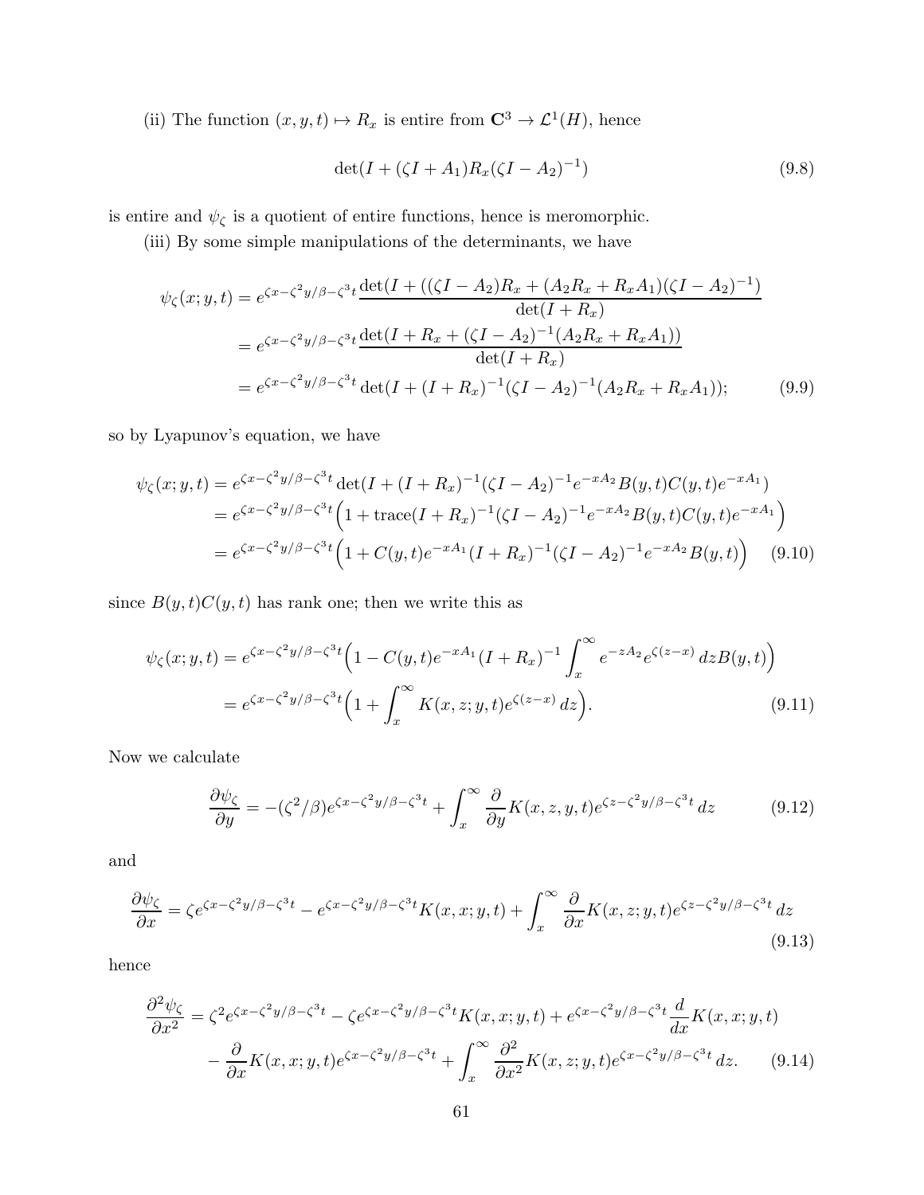(ii) The function $(x, y, t) \mapsto R_x$ is entire from $\mathbf{C}^3 \to \mathcal{L}^1(H)$, hence

$$\det(I + (\zeta I + A_1) R_x (\zeta I - A_2)^{-1}) \tag{9.8}$$

is entire and $\psi_\zeta$ is a quotient of entire functions, hence is meromorphic.

(iii) By some simple manipulations of the determinants, we have

$$\begin{aligned}
\psi_\zeta(x; y, t) &= e^{\zeta x - \zeta^2 y/\beta - \zeta^3 t} \frac{\det(I + ((\zeta I - A_2) R_x + (A_2 R_x + R_x A_1)(\zeta I - A_2)^{-1})}{\det(I + R_x)} \\
&= e^{\zeta x - \zeta^2 y/\beta - \zeta^3 t} \frac{\det(I + R_x + (\zeta I - A_2)^{-1}(A_2 R_x + R_x A_1))}{\det(I + R_x)} \\
&= e^{\zeta x - \zeta^2 y/\beta - \zeta^3 t} \det(I + (I + R_x)^{-1}(\zeta I - A_2)^{-1}(A_2 R_x + R_x A_1));
\end{aligned} \tag{9.9}$$

so by Lyapunov's equation, we have

$$\begin{aligned}
\psi_\zeta(x; y, t) &= e^{\zeta x - \zeta^2 y/\beta - \zeta^3 t} \det(I + (I + R_x)^{-1}(\zeta I - A_2)^{-1} e^{-xA_2} B(y, t) C(y, t) e^{-xA_1}) \\
&= e^{\zeta x - \zeta^2 y/\beta - \zeta^3 t} \Big(1 + \operatorname{trace}(I + R_x)^{-1}(\zeta I - A_2)^{-1} e^{-xA_2} B(y, t) C(y, t) e^{-xA_1}\Big) \\
&= e^{\zeta x - \zeta^2 y/\beta - \zeta^3 t} \Big(1 + C(y, t) e^{-xA_1}(I + R_x)^{-1}(\zeta I - A_2)^{-1} e^{-xA_2} B(y, t)\Big)
\end{aligned} \tag{9.10}$$

since $B(y, t)C(y, t)$ has rank one; then we write this as

$$\begin{aligned}
\psi_\zeta(x; y, t) &= e^{\zeta x - \zeta^2 y/\beta - \zeta^3 t} \Big(1 - C(y, t) e^{-xA_1}(I + R_x)^{-1} \int_x^\infty e^{-zA_2} e^{\zeta(z - x)}\, dz B(y, t)\Big) \\
&= e^{\zeta x - \zeta^2 y/\beta - \zeta^3 t} \Big(1 + \int_x^\infty K(x, z; y, t) e^{\zeta(z - x)}\, dz\Big).
\end{aligned} \tag{9.11}$$

Now we calculate

$$\frac{\partial \psi_\zeta}{\partial y} = -(\zeta^2/\beta) e^{\zeta x - \zeta^2 y/\beta - \zeta^3 t} + \int_x^\infty \frac{\partial}{\partial y} K(x, z, y, t) e^{\zeta z - \zeta^2 y/\beta - \zeta^3 t}\, dz \tag{9.12}$$

and

$$\frac{\partial \psi_\zeta}{\partial x} = \zeta e^{\zeta x - \zeta^2 y/\beta - \zeta^3 t} - e^{\zeta x - \zeta^2 y/\beta - \zeta^3 t} K(x, x; y, t) + \int_x^\infty \frac{\partial}{\partial x} K(x, z; y, t) e^{\zeta z - \zeta^2 y/\beta - \zeta^3 t}\, dz \tag{9.13}$$

hence

$$\begin{aligned}
\frac{\partial^2 \psi_\zeta}{\partial x^2} &= \zeta^2 e^{\zeta x - \zeta^2 y/\beta - \zeta^3 t} - \zeta e^{\zeta x - \zeta^2 y/\beta - \zeta^3 t} K(x, x; y, t) + e^{\zeta x - \zeta^2 y/\beta - \zeta^3 t} \frac{d}{dx} K(x, x; y, t) \\
&\quad - \frac{\partial}{\partial x} K(x, x; y, t) e^{\zeta x - \zeta^2 y/\beta - \zeta^3 t} + \int_x^\infty \frac{\partial^2}{\partial x^2} K(x, z; y, t) e^{\zeta x - \zeta^2 y/\beta - \zeta^3 t}\, dz.
\end{aligned} \tag{9.14}$$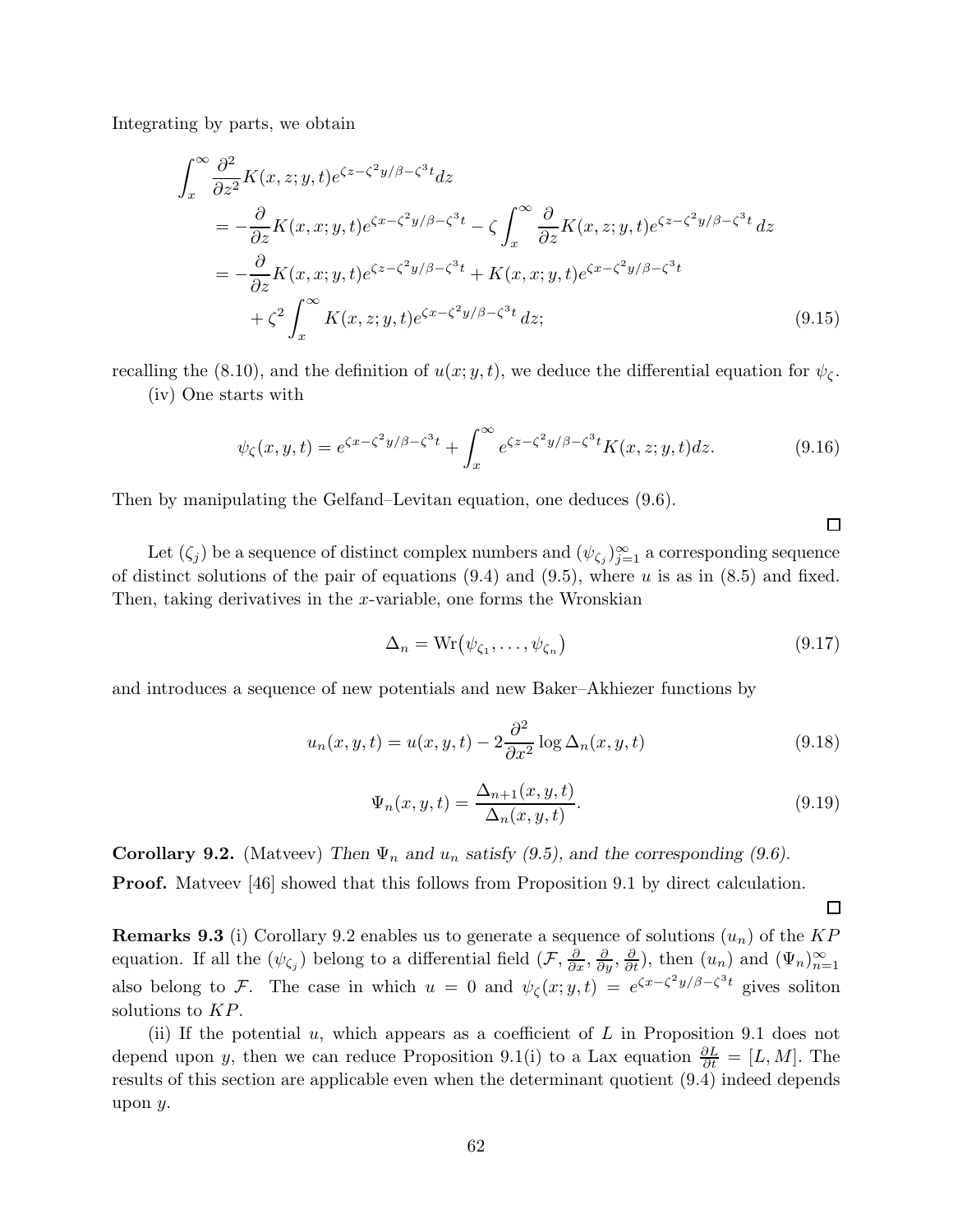Integrating by parts, we obtain

$$
\begin{aligned}
\int_x^\infty \frac{\partial^2}{\partial z^2} K(x,z;y,t) e^{\zeta z - \zeta^2 y/\beta - \zeta^3 t} dz
&= -\frac{\partial}{\partial z} K(x,x;y,t) e^{\zeta x - \zeta^2 y/\beta - \zeta^3 t} - \zeta \int_x^\infty \frac{\partial}{\partial z} K(x,z;y,t) e^{\zeta z - \zeta^2 y/\beta - \zeta^3 t}\, dz \\
&= -\frac{\partial}{\partial z} K(x,x;y,t) e^{\zeta z - \zeta^2 y/\beta - \zeta^3 t} + K(x,x;y,t) e^{\zeta x - \zeta^2 y/\beta - \zeta^3 t} \\
&\quad + \zeta^2 \int_x^\infty K(x,z;y,t) e^{\zeta x - \zeta^2 y/\beta - \zeta^3 t}\, dz;
\end{aligned}
\tag{9.15}
$$

recalling the (8.10), and the definition of $u(x;y,t)$, we deduce the differential equation for $\psi_\zeta$.

(iv) One starts with

$$
\psi_\zeta(x,y,t) = e^{\zeta x - \zeta^2 y/\beta - \zeta^3 t} + \int_x^\infty e^{\zeta z - \zeta^2 y/\beta - \zeta^3 t} K(x,z;y,t) dz. \tag{9.16}
$$

Then by manipulating the Gelfand–Levitan equation, one deduces (9.6).

□

Let $(\zeta_j)$ be a sequence of distinct complex numbers and $(\psi_{\zeta_j})_{j=1}^\infty$ a corresponding sequence of distinct solutions of the pair of equations (9.4) and (9.5), where $u$ is as in (8.5) and fixed. Then, taking derivatives in the $x$-variable, one forms the Wronskian

$$
\Delta_n = \mathrm{Wr}\big(\psi_{\zeta_1}, \dots, \psi_{\zeta_n}\big) \tag{9.17}
$$

and introduces a sequence of new potentials and new Baker–Akhiezer functions by

$$
u_n(x,y,t) = u(x,y,t) - 2\frac{\partial^2}{\partial x^2} \log \Delta_n(x,y,t) \tag{9.18}
$$

$$
\Psi_n(x,y,t) = \frac{\Delta_{n+1}(x,y,t)}{\Delta_n(x,y,t)}. \tag{9.19}
$$

**Corollary 9.2.** (Matveev) *Then $\Psi_n$ and $u_n$ satisfy (9.5), and the corresponding (9.6).*

**Proof.** Matveev [46] showed that this follows from Proposition 9.1 by direct calculation.

□

**Remarks 9.3** (i) Corollary 9.2 enables us to generate a sequence of solutions $(u_n)$ of the $KP$ equation. If all the $(\psi_{\zeta_j})$ belong to a differential field $(\mathcal{F}, \frac{\partial}{\partial x}, \frac{\partial}{\partial y}, \frac{\partial}{\partial t})$, then $(u_n)$ and $(\Psi_n)_{n=1}^\infty$ also belong to $\mathcal{F}$. The case in which $u = 0$ and $\psi_\zeta(x;y,t) = e^{\zeta x - \zeta^2 y/\beta - \zeta^3 t}$ gives soliton solutions to $KP$.

(ii) If the potential $u$, which appears as a coefficient of $L$ in Proposition 9.1 does not depend upon $y$, then we can reduce Proposition 9.1(i) to a Lax equation $\frac{\partial L}{\partial t} = [L, M]$. The results of this section are applicable even when the determinant quotient (9.4) indeed depends upon $y$.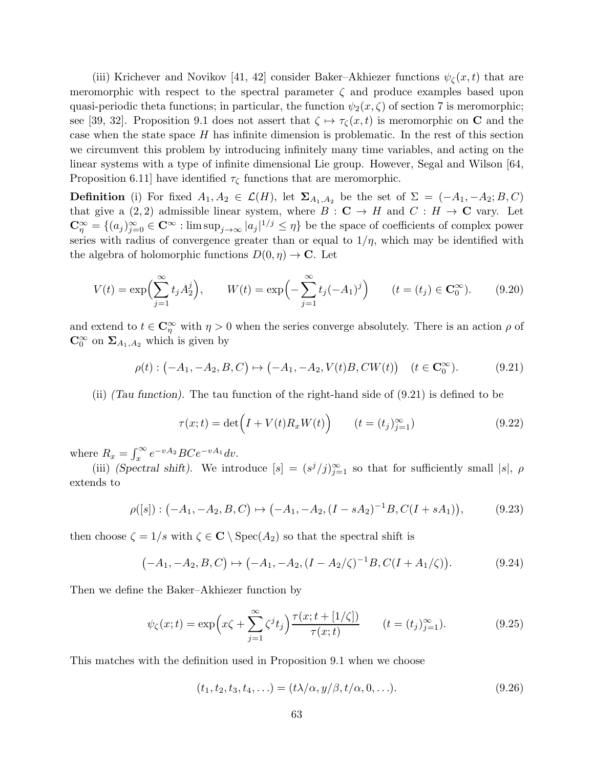(iii) Krichever and Novikov [41, 42] consider Baker–Akhiezer functions $\psi_\zeta(x,t)$ that are meromorphic with respect to the spectral parameter $\zeta$ and produce examples based upon quasi-periodic theta functions; in particular, the function $\psi_2(x,\zeta)$ of section 7 is meromorphic; see [39, 32]. Proposition 9.1 does not assert that $\zeta \mapsto \tau_\zeta(x,t)$ is meromorphic on $\mathbf{C}$ and the case when the state space $H$ has infinite dimension is problematic. In the rest of this section we circumvent this problem by introducing infinitely many time variables, and acting on the linear systems with a type of infinite dimensional Lie group. However, Segal and Wilson [64, Proposition 6.11] have identified $\tau_\zeta$ functions that are meromorphic.

**Definition** (i) For fixed $A_1, A_2 \in \mathcal{L}(H)$, let $\mathbf{\Sigma}_{A_1,A_2}$ be the set of $\Sigma = (-A_1, -A_2; B, C)$ that give a $(2,2)$ admissible linear system, where $B : \mathbf{C} \to H$ and $C : H \to \mathbf{C}$ vary. Let $\mathbf{C}^\infty_\eta = \{(a_j)_{j=0}^\infty \in \mathbf{C}^\infty : \limsup_{j\to\infty} |a_j|^{1/j} \leq \eta\}$ be the space of coefficients of complex power series with radius of convergence greater than or equal to $1/\eta$, which may be identified with the algebra of holomorphic functions $D(0,\eta) \to \mathbf{C}$. Let

$$V(t) = \exp\Big(\sum_{j=1}^\infty t_j A_2^j\Big), \qquad W(t) = \exp\Big(-\sum_{j=1}^\infty t_j (-A_1)^j\Big) \qquad (t = (t_j) \in \mathbf{C}^\infty_0). \tag{9.20}$$

and extend to $t \in \mathbf{C}^\infty_\eta$ with $\eta > 0$ when the series converge absolutely. There is an action $\rho$ of $\mathbf{C}^\infty_0$ on $\mathbf{\Sigma}_{A_1,A_2}$ which is given by

$$\rho(t) : \big(-A_1, -A_2, B, C\big) \mapsto \big(-A_1, -A_2, V(t)B, CW(t)\big) \quad (t \in \mathbf{C}^\infty_0). \tag{9.21}$$

(ii) *(Tau function).* The tau function of the right-hand side of (9.21) is defined to be

$$\tau(x;t) = \det\Big(I + V(t) R_x W(t)\Big) \qquad (t = (t_j)_{j=1}^\infty) \tag{9.22}$$

where $R_x = \int_x^\infty e^{-vA_2} BC e^{-vA_1}\, dv$.

(iii) *(Spectral shift).* We introduce $[s] = (s^j/j)_{j=1}^\infty$ so that for sufficiently small $|s|$, $\rho$ extends to

$$\rho([s]) : \big(-A_1, -A_2, B, C\big) \mapsto \big(-A_1, -A_2, (I - sA_2)^{-1} B, C(I + sA_1)\big), \tag{9.23}$$

then choose $\zeta = 1/s$ with $\zeta \in \mathbf{C} \setminus \mathrm{Spec}(A_2)$ so that the spectral shift is

$$\big(-A_1, -A_2, B, C\big) \mapsto \big(-A_1, -A_2, (I - A_2/\zeta)^{-1} B, C(I + A_1/\zeta)\big). \tag{9.24}$$

Then we define the Baker–Akhiezer function by

$$\psi_\zeta(x;t) = \exp\Big(x\zeta + \sum_{j=1}^\infty \zeta^j t_j\Big) \frac{\tau(x; t + [1/\zeta])}{\tau(x;t)} \qquad (t = (t_j)_{j=1}^\infty). \tag{9.25}$$

This matches with the definition used in Proposition 9.1 when we choose

$$(t_1, t_2, t_3, t_4, \dots) = (t\lambda/\alpha, y/\beta, t/\alpha, 0, \dots). \tag{9.26}$$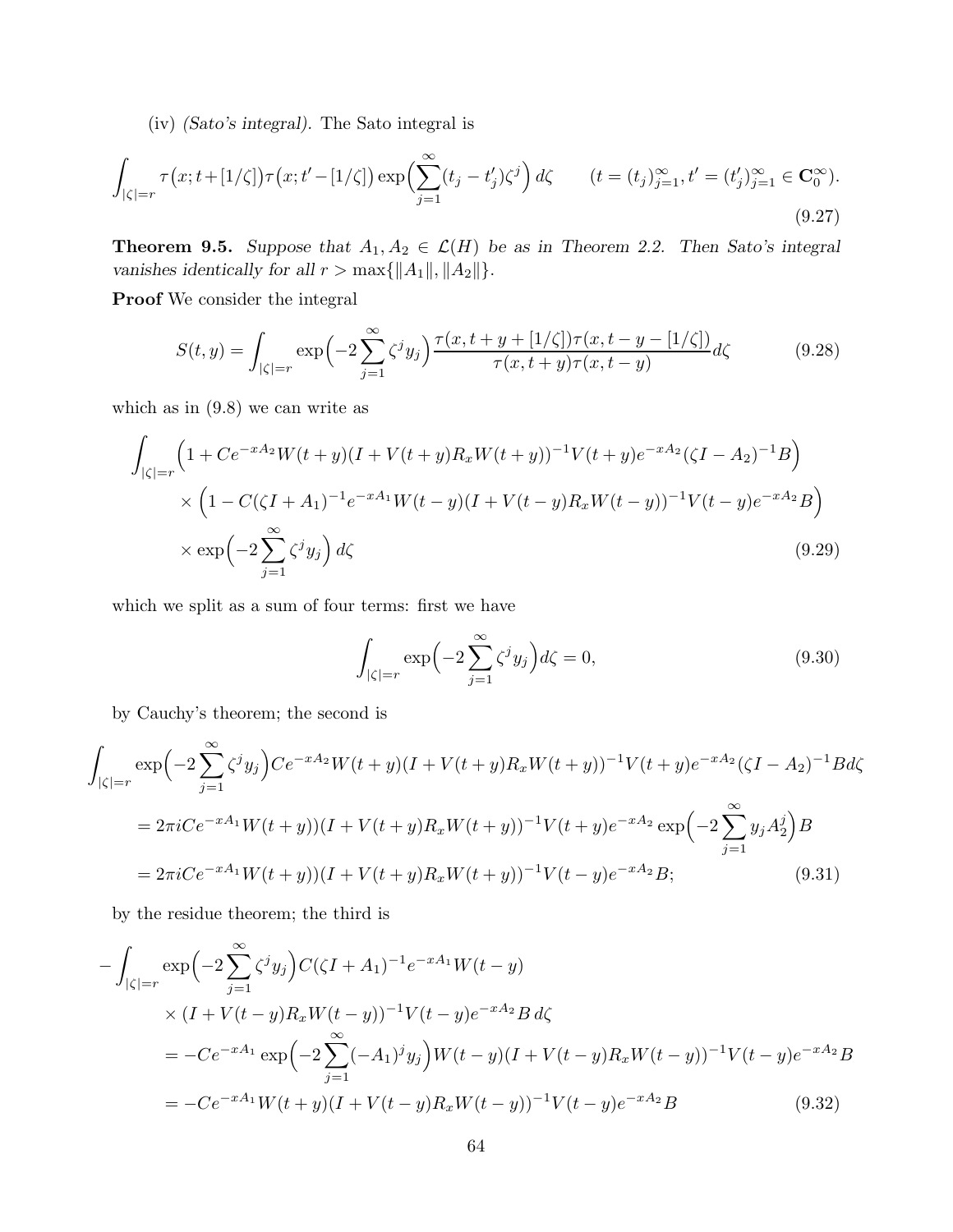(iv) *(Sato's integral).* The Sato integral is

$$\int_{|\zeta|=r} \tau\big(x; t+[1/\zeta]\big)\tau\big(x; t'-[1/\zeta]\big)\exp\Big(\sum_{j=1}^\infty (t_j - t_j')\zeta^j\Big)\, d\zeta \qquad (t=(t_j)_{j=1}^\infty, t'=(t_j')_{j=1}^\infty \in \mathbf{C}_0^\infty). \tag{9.27}$$

**Theorem 9.5.** *Suppose that $A_1, A_2 \in \mathcal{L}(H)$ be as in Theorem 2.2. Then Sato's integral vanishes identically for all $r > \max\{\|A_1\|, \|A_2\|\}$.*

**Proof** We consider the integral

$$S(t,y) = \int_{|\zeta|=r} \exp\Big(-2\sum_{j=1}^\infty \zeta^j y_j\Big)\frac{\tau(x, t+y+[1/\zeta])\tau(x, t-y-[1/\zeta])}{\tau(x,t+y)\tau(x,t-y)} d\zeta \tag{9.28}$$

which as in (9.8) we can write as

$$\begin{aligned}
\int_{|\zeta|=r} &\Big(1 + Ce^{-xA_2}W(t+y)(I+V(t+y)R_xW(t+y))^{-1}V(t+y)e^{-xA_2}(\zeta I - A_2)^{-1}B\Big) \\
&\times \Big(1 - C(\zeta I + A_1)^{-1}e^{-xA_1}W(t-y)(I+V(t-y)R_xW(t-y))^{-1}V(t-y)e^{-xA_2}B\Big) \\
&\times \exp\Big(-2\sum_{j=1}^\infty \zeta^j y_j\Big)\, d\zeta
\end{aligned} \tag{9.29}$$

which we split as a sum of four terms: first we have

$$\int_{|\zeta|=r} \exp\Big(-2\sum_{j=1}^\infty \zeta^j y_j\Big) d\zeta = 0, \tag{9.30}$$

by Cauchy's theorem; the second is

$$\begin{aligned}
\int_{|\zeta|=r} &\exp\Big(-2\sum_{j=1}^\infty \zeta^j y_j\Big) Ce^{-xA_2}W(t+y)(I+V(t+y)R_xW(t+y))^{-1}V(t+y)e^{-xA_2}(\zeta I - A_2)^{-1}B d\zeta \\
&= 2\pi i Ce^{-xA_1}W(t+y))(I+V(t+y)R_xW(t+y))^{-1}V(t+y)e^{-xA_2}\exp\Big(-2\sum_{j=1}^\infty y_j A_2^j\Big)B \\
&= 2\pi i Ce^{-xA_1}W(t+y))(I+V(t+y)R_xW(t+y))^{-1}V(t-y)e^{-xA_2}B;
\end{aligned} \tag{9.31}$$

by the residue theorem; the third is

$$\begin{aligned}
-\int_{|\zeta|=r} &\exp\Big(-2\sum_{j=1}^\infty \zeta^j y_j\Big) C(\zeta I + A_1)^{-1}e^{-xA_1}W(t-y) \\
&\times (I+V(t-y)R_xW(t-y))^{-1}V(t-y)e^{-xA_2}B\, d\zeta \\
&= -Ce^{-xA_1}\exp\Big(-2\sum_{j=1}^\infty (-A_1)^j y_j\Big)W(t-y)(I+V(t-y)R_xW(t-y))^{-1}V(t-y)e^{-xA_2}B \\
&= -Ce^{-xA_1}W(t+y)(I+V(t-y)R_xW(t-y))^{-1}V(t-y)e^{-xA_2}B
\end{aligned} \tag{9.32}$$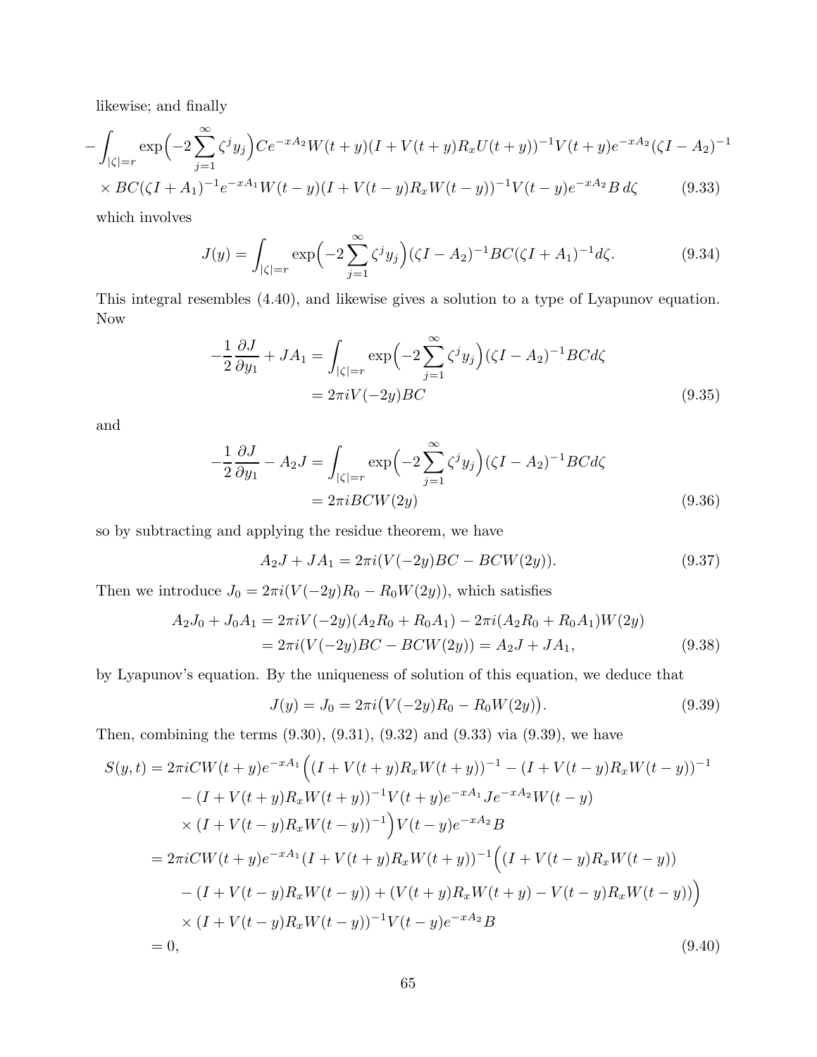likewise; and finally

$$
-\int_{|\zeta|=r} \exp\Big(-2\sum_{j=1}^{\infty} \zeta^j y_j\Big) Ce^{-xA_2} W(t+y)(I+V(t+y)R_x U(t+y))^{-1} V(t+y) e^{-xA_2} (\zeta I - A_2)^{-1}
$$
$$
\times BC(\zeta I + A_1)^{-1} e^{-xA_1} W(t-y)(I+V(t-y)R_x W(t-y))^{-1} V(t-y) e^{-xA_2} B \, d\zeta \tag{9.33}
$$

which involves

$$
J(y) = \int_{|\zeta|=r} \exp\Big(-2\sum_{j=1}^{\infty} \zeta^j y_j\Big)(\zeta I - A_2)^{-1} BC(\zeta I + A_1)^{-1} d\zeta. \tag{9.34}
$$

This integral resembles (4.40), and likewise gives a solution to a type of Lyapunov equation. Now

$$
\begin{aligned}
-\frac{1}{2}\frac{\partial J}{\partial y_1} + JA_1 &= \int_{|\zeta|=r} \exp\Big(-2\sum_{j=1}^{\infty} \zeta^j y_j\Big)(\zeta I - A_2)^{-1} BC d\zeta \\
&= 2\pi i V(-2y)BC
\end{aligned} \tag{9.35}
$$

and

$$
\begin{aligned}
-\frac{1}{2}\frac{\partial J}{\partial y_1} - A_2 J &= \int_{|\zeta|=r} \exp\Big(-2\sum_{j=1}^{\infty} \zeta^j y_j\Big)(\zeta I - A_2)^{-1} BC d\zeta \\
&= 2\pi i BCW(2y)
\end{aligned} \tag{9.36}
$$

so by subtracting and applying the residue theorem, we have

$$
A_2 J + JA_1 = 2\pi i (V(-2y)BC - BCW(2y)). \tag{9.37}
$$

Then we introduce $J_0 = 2\pi i(V(-2y)R_0 - R_0 W(2y))$, which satisfies

$$
\begin{aligned}
A_2 J_0 + J_0 A_1 &= 2\pi i V(-2y)(A_2 R_0 + R_0 A_1) - 2\pi i (A_2 R_0 + R_0 A_1) W(2y) \\
&= 2\pi i (V(-2y)BC - BCW(2y)) = A_2 J + JA_1,
\end{aligned} \tag{9.38}
$$

by Lyapunov's equation. By the uniqueness of solution of this equation, we deduce that

$$
J(y) = J_0 = 2\pi i \big(V(-2y)R_0 - R_0 W(2y)\big). \tag{9.39}
$$

Then, combining the terms (9.30), (9.31), (9.32) and (9.33) via (9.39), we have

$$
\begin{aligned}
S(y,t) &= 2\pi i CW(t+y)e^{-xA_1}\Big((I+V(t+y)R_x W(t+y))^{-1} - (I+V(t-y)R_x W(t-y))^{-1} \\
&\quad - (I+V(t+y)R_x W(t+y))^{-1} V(t+y) e^{-xA_1} J e^{-xA_2} W(t-y) \\
&\quad \times (I+V(t-y)R_x W(t-y))^{-1}\Big) V(t-y) e^{-xA_2} B \\
&= 2\pi i CW(t+y) e^{-xA_1} (I+V(t+y)R_x W(t+y))^{-1} \Big((I+V(t-y)R_x W(t-y)) \\
&\quad - (I+V(t-y)R_x W(t-y)) + (V(t+y)R_x W(t+y) - V(t-y)R_x W(t-y))\Big) \\
&\quad \times (I+V(t-y)R_x W(t-y))^{-1} V(t-y) e^{-xA_2} B \\
&= 0,
\end{aligned} \tag{9.40}
$$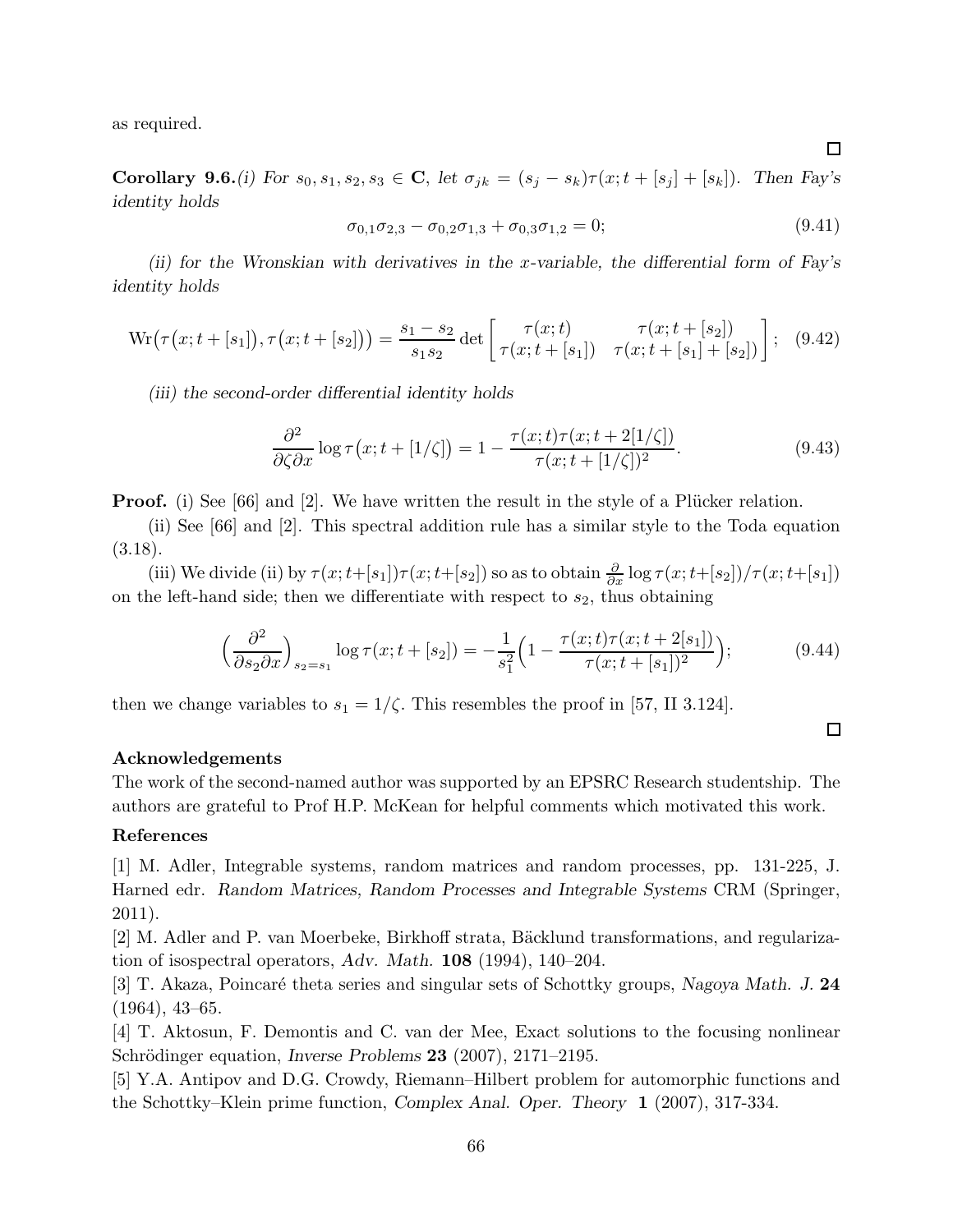as required.

□

**Corollary 9.6.** *(i) For $s_0, s_1, s_2, s_3 \in \mathbf{C}$, let $\sigma_{jk} = (s_j - s_k)\tau(x; t + [s_j] + [s_k])$. Then Fay's identity holds*

$$\sigma_{0,1}\sigma_{2,3} - \sigma_{0,2}\sigma_{1,3} + \sigma_{0,3}\sigma_{1,2} = 0; \tag{9.41}$$

*(ii) for the Wronskian with derivatives in the x-variable, the differential form of Fay's identity holds*

$$\mathrm{Wr}\big(\tau\big(x; t + [s_1]\big), \tau\big(x; t + [s_2]\big)\big) = \frac{s_1 - s_2}{s_1 s_2} \det \begin{bmatrix} \tau(x;t) & \tau(x; t + [s_2]) \\ \tau(x; t + [s_1]) & \tau(x; t + [s_1] + [s_2]) \end{bmatrix}; \tag{9.42}$$

*(iii) the second-order differential identity holds*

$$\frac{\partial^2}{\partial \zeta \partial x} \log \tau\big(x; t + [1/\zeta]\big) = 1 - \frac{\tau(x;t)\tau(x; t + 2[1/\zeta])}{\tau(x; t + [1/\zeta])^2}. \tag{9.43}$$

**Proof.** (i) See [66] and [2]. We have written the result in the style of a Plücker relation.

(ii) See [66] and [2]. This spectral addition rule has a similar style to the Toda equation (3.18).

(iii) We divide (ii) by $\tau(x; t+[s_1])\tau(x; t+[s_2])$ so as to obtain $\frac{\partial}{\partial x} \log \tau(x; t+[s_2])/\tau(x; t+[s_1])$ on the left-hand side; then we differentiate with respect to $s_2$, thus obtaining

$$\Big(\frac{\partial^2}{\partial s_2 \partial x}\Big)_{s_2 = s_1} \log \tau(x; t + [s_2]) = -\frac{1}{s_1^2}\Big(1 - \frac{\tau(x;t)\tau(x; t + 2[s_1])}{\tau(x; t + [s_1])^2}\Big); \tag{9.44}$$

then we change variables to $s_1 = 1/\zeta$. This resembles the proof in [57, II 3.124].

□

### Acknowledgements

The work of the second-named author was supported by an EPSRC Research studentship. The authors are grateful to Prof H.P. McKean for helpful comments which motivated this work.

### References

[1] M. Adler, Integrable systems, random matrices and random processes, pp. 131-225, J. Harned edr. *Random Matrices, Random Processes and Integrable Systems* CRM (Springer, 2011).

[2] M. Adler and P. van Moerbeke, Birkhoff strata, Bäcklund transformations, and regularization of isospectral operators, *Adv. Math.* **108** (1994), 140–204.

[3] T. Akaza, Poincaré theta series and singular sets of Schottky groups, *Nagoya Math. J.* **24** (1964), 43–65.

[4] T. Aktosun, F. Demontis and C. van der Mee, Exact solutions to the focusing nonlinear Schrödinger equation, *Inverse Problems* **23** (2007), 2171–2195.

[5] Y.A. Antipov and D.G. Crowdy, Riemann–Hilbert problem for automorphic functions and the Schottky–Klein prime function, *Complex Anal. Oper. Theory* **1** (2007), 317-334.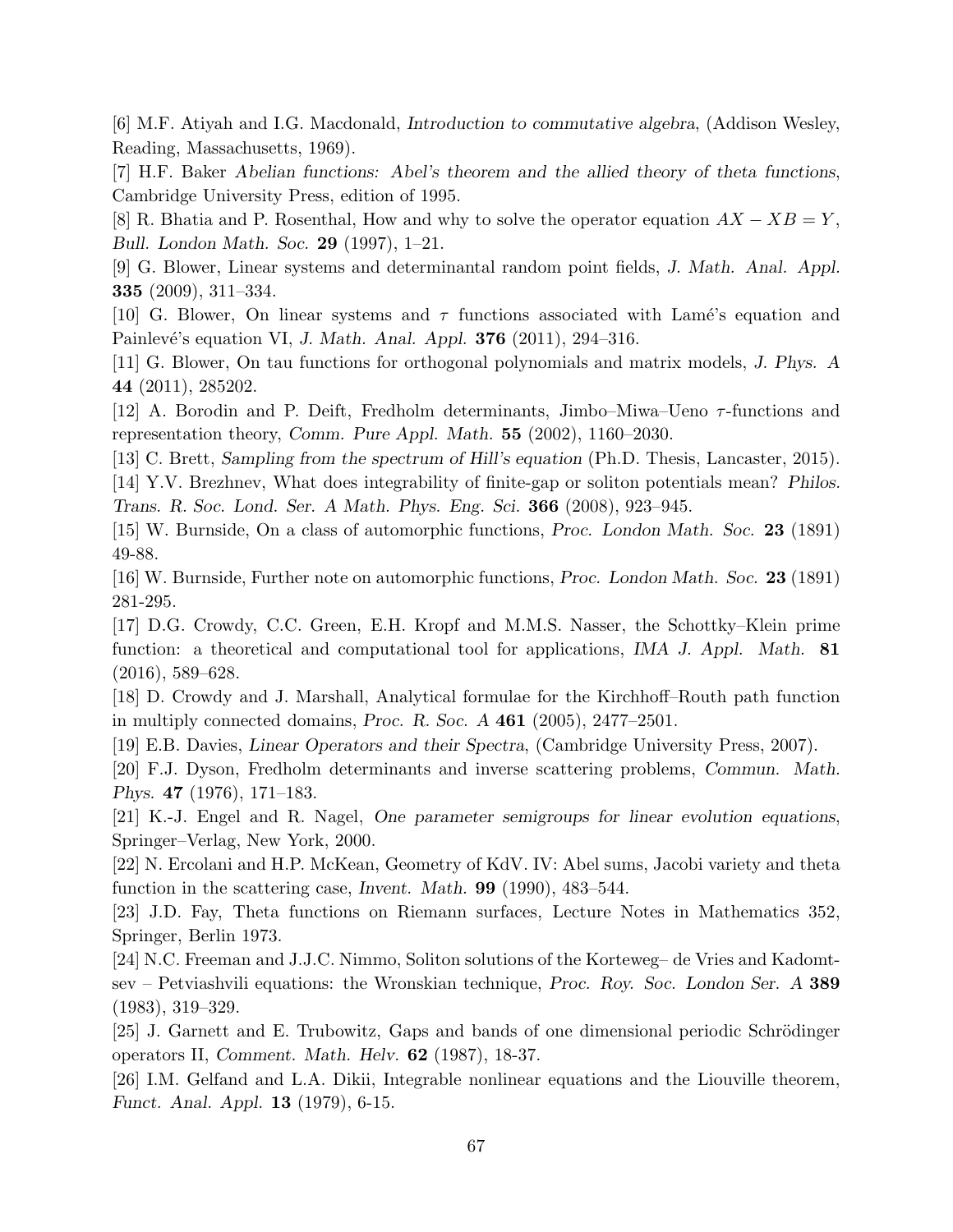[6] M.F. Atiyah and I.G. Macdonald, *Introduction to commutative algebra*, (Addison Wesley, Reading, Massachusetts, 1969).

[7] H.F. Baker *Abelian functions: Abel's theorem and the allied theory of theta functions*, Cambridge University Press, edition of 1995.

[8] R. Bhatia and P. Rosenthal, How and why to solve the operator equation $AX - XB = Y$, *Bull. London Math. Soc.* **29** (1997), 1–21.

[9] G. Blower, Linear systems and determinantal random point fields, *J. Math. Anal. Appl.* **335** (2009), 311–334.

[10] G. Blower, On linear systems and $\tau$ functions associated with Lamé's equation and Painlevé's equation VI, *J. Math. Anal. Appl.* **376** (2011), 294–316.

[11] G. Blower, On tau functions for orthogonal polynomials and matrix models, *J. Phys. A* **44** (2011), 285202.

[12] A. Borodin and P. Deift, Fredholm determinants, Jimbo–Miwa–Ueno $\tau$-functions and representation theory, *Comm. Pure Appl. Math.* **55** (2002), 1160–2030.

[13] C. Brett, *Sampling from the spectrum of Hill's equation* (Ph.D. Thesis, Lancaster, 2015).

[14] Y.V. Brezhnev, What does integrability of finite-gap or soliton potentials mean? *Philos. Trans. R. Soc. Lond. Ser. A Math. Phys. Eng. Sci.* **366** (2008), 923–945.

[15] W. Burnside, On a class of automorphic functions, *Proc. London Math. Soc.* **23** (1891) 49-88.

[16] W. Burnside, Further note on automorphic functions, *Proc. London Math. Soc.* **23** (1891) 281-295.

[17] D.G. Crowdy, C.C. Green, E.H. Kropf and M.M.S. Nasser, the Schottky–Klein prime function: a theoretical and computational tool for applications, *IMA J. Appl. Math.* **81** (2016), 589–628.

[18] D. Crowdy and J. Marshall, Analytical formulae for the Kirchhoff–Routh path function in multiply connected domains, *Proc. R. Soc. A* **461** (2005), 2477–2501.

[19] E.B. Davies, *Linear Operators and their Spectra*, (Cambridge University Press, 2007).

[20] F.J. Dyson, Fredholm determinants and inverse scattering problems, *Commun. Math. Phys.* **47** (1976), 171–183.

[21] K.-J. Engel and R. Nagel, *One parameter semigroups for linear evolution equations*, Springer–Verlag, New York, 2000.

[22] N. Ercolani and H.P. McKean, Geometry of KdV. IV: Abel sums, Jacobi variety and theta function in the scattering case, *Invent. Math.* **99** (1990), 483–544.

[23] J.D. Fay, Theta functions on Riemann surfaces, Lecture Notes in Mathematics 352, Springer, Berlin 1973.

[24] N.C. Freeman and J.J.C. Nimmo, Soliton solutions of the Korteweg– de Vries and Kadomtsev – Petviashvili equations: the Wronskian technique, *Proc. Roy. Soc. London Ser. A* **389** (1983), 319–329.

[25] J. Garnett and E. Trubowitz, Gaps and bands of one dimensional periodic Schrödinger operators II, *Comment. Math. Helv.* **62** (1987), 18-37.

[26] I.M. Gelfand and L.A. Dikii, Integrable nonlinear equations and the Liouville theorem, *Funct. Anal. Appl.* **13** (1979), 6-15.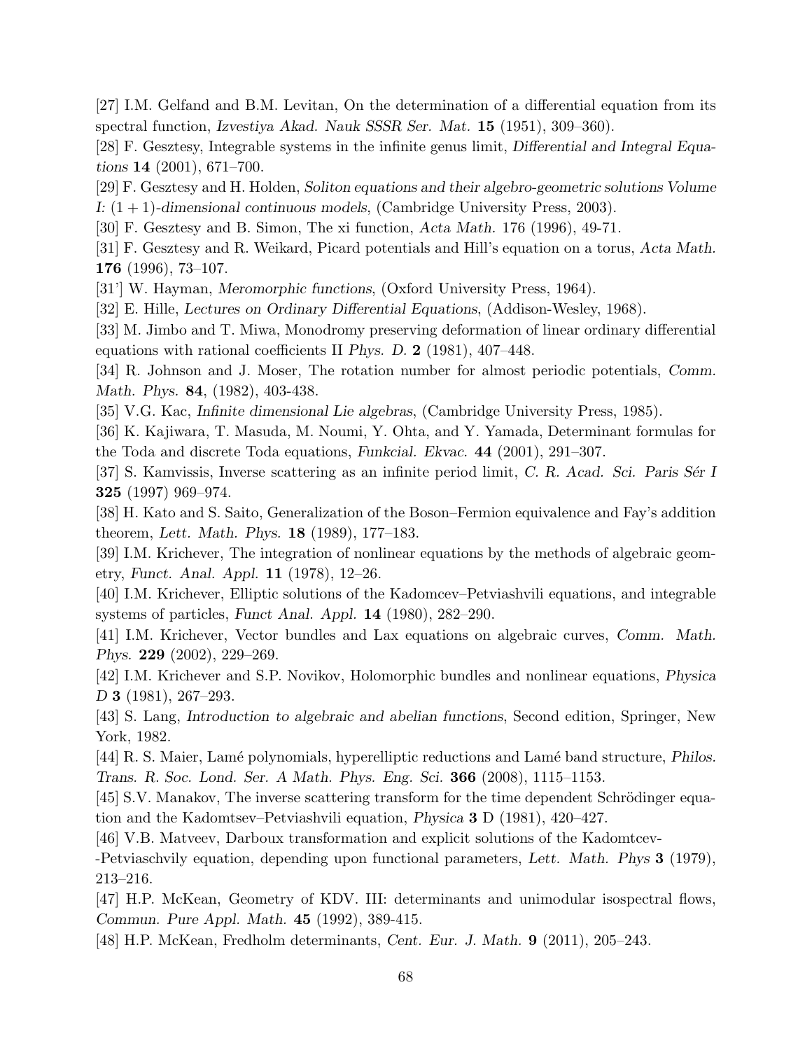[27] I.M. Gelfand and B.M. Levitan, On the determination of a differential equation from its spectral function, *Izvestiya Akad. Nauk SSSR Ser. Mat.* **15** (1951), 309–360).

[28] F. Gesztesy, Integrable systems in the infinite genus limit, *Differential and Integral Equations* **14** (2001), 671–700.

[29] F. Gesztesy and H. Holden, *Soliton equations and their algebro-geometric solutions Volume I: $(1+1)$-dimensional continuous models*, (Cambridge University Press, 2003).

[30] F. Gesztesy and B. Simon, The xi function, *Acta Math.* 176 (1996), 49-71.

[31] F. Gesztesy and R. Weikard, Picard potentials and Hill's equation on a torus, *Acta Math.* **176** (1996), 73–107.

[31'] W. Hayman, *Meromorphic functions*, (Oxford University Press, 1964).

[32] E. Hille, *Lectures on Ordinary Differential Equations*, (Addison-Wesley, 1968).

[33] M. Jimbo and T. Miwa, Monodromy preserving deformation of linear ordinary differential equations with rational coefficients II *Phys. D.* **2** (1981), 407–448.

[34] R. Johnson and J. Moser, The rotation number for almost periodic potentials, *Comm. Math. Phys.* **84**, (1982), 403-438.

[35] V.G. Kac, *Infinite dimensional Lie algebras*, (Cambridge University Press, 1985).

[36] K. Kajiwara, T. Masuda, M. Noumi, Y. Ohta, and Y. Yamada, Determinant formulas for the Toda and discrete Toda equations, *Funkcial. Ekvac.* **44** (2001), 291–307.

[37] S. Kamvissis, Inverse scattering as an infinite period limit, *C. R. Acad. Sci. Paris Sér I* **325** (1997) 969–974.

[38] H. Kato and S. Saito, Generalization of the Boson–Fermion equivalence and Fay's addition theorem, *Lett. Math. Phys.* **18** (1989), 177–183.

[39] I.M. Krichever, The integration of nonlinear equations by the methods of algebraic geometry, *Funct. Anal. Appl.* **11** (1978), 12–26.

[40] I.M. Krichever, Elliptic solutions of the Kadomcev–Petviashvili equations, and integrable systems of particles, *Funct Anal. Appl.* **14** (1980), 282–290.

[41] I.M. Krichever, Vector bundles and Lax equations on algebraic curves, *Comm. Math. Phys.* **229** (2002), 229–269.

[42] I.M. Krichever and S.P. Novikov, Holomorphic bundles and nonlinear equations, *Physica D* **3** (1981), 267–293.

[43] S. Lang, *Introduction to algebraic and abelian functions*, Second edition, Springer, New York, 1982.

[44] R. S. Maier, Lamé polynomials, hyperelliptic reductions and Lamé band structure, *Philos. Trans. R. Soc. Lond. Ser. A Math. Phys. Eng. Sci.* **366** (2008), 1115–1153.

[45] S.V. Manakov, The inverse scattering transform for the time dependent Schrödinger equation and the Kadomtsev–Petviashvili equation, *Physica* **3** D (1981), 420–427.

[46] V.B. Matveev, Darboux transformation and explicit solutions of the Kadomtcev--Petviaschvily equation, depending upon functional parameters, *Lett. Math. Phys* **3** (1979), 213–216.

[47] H.P. McKean, Geometry of KDV. III: determinants and unimodular isospectral flows, *Commun. Pure Appl. Math.* **45** (1992), 389-415.

[48] H.P. McKean, Fredholm determinants, *Cent. Eur. J. Math.* **9** (2011), 205–243.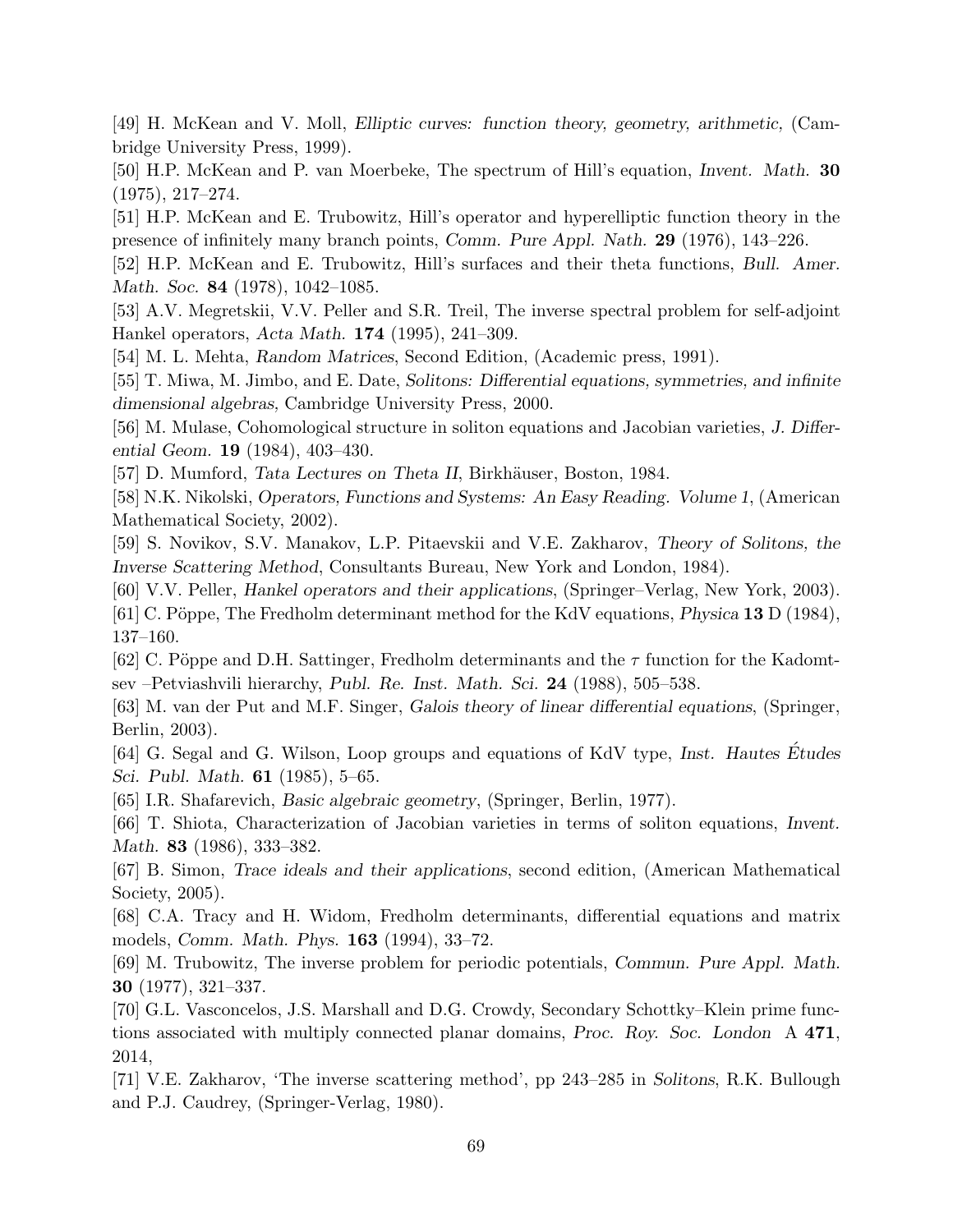[49] H. McKean and V. Moll, *Elliptic curves: function theory, geometry, arithmetic*, (Cambridge University Press, 1999).

[50] H.P. McKean and P. van Moerbeke, The spectrum of Hill's equation, *Invent. Math.* **30** (1975), 217–274.

[51] H.P. McKean and E. Trubowitz, Hill's operator and hyperelliptic function theory in the presence of infinitely many branch points, *Comm. Pure Appl. Nath.* **29** (1976), 143–226.

[52] H.P. McKean and E. Trubowitz, Hill's surfaces and their theta functions, *Bull. Amer. Math. Soc.* **84** (1978), 1042–1085.

[53] A.V. Megretskii, V.V. Peller and S.R. Treil, The inverse spectral problem for self-adjoint Hankel operators, *Acta Math.* **174** (1995), 241–309.

[54] M. L. Mehta, *Random Matrices*, Second Edition, (Academic press, 1991).

[55] T. Miwa, M. Jimbo, and E. Date, *Solitons: Differential equations, symmetries, and infinite dimensional algebras*, Cambridge University Press, 2000.

[56] M. Mulase, Cohomological structure in soliton equations and Jacobian varieties, *J. Differential Geom.* **19** (1984), 403–430.

[57] D. Mumford, *Tata Lectures on Theta II*, Birkhäuser, Boston, 1984.

[58] N.K. Nikolski, *Operators, Functions and Systems: An Easy Reading. Volume 1*, (American Mathematical Society, 2002).

[59] S. Novikov, S.V. Manakov, L.P. Pitaevskii and V.E. Zakharov, *Theory of Solitons, the Inverse Scattering Method*, Consultants Bureau, New York and London, 1984).

[60] V.V. Peller, *Hankel operators and their applications*, (Springer–Verlag, New York, 2003).

[61] C. Pöppe, The Fredholm determinant method for the KdV equations, *Physica* **13** D (1984), 137–160.

[62] C. Pöppe and D.H. Sattinger, Fredholm determinants and the $\tau$ function for the Kadomtsev –Petviashvili hierarchy, *Publ. Re. Inst. Math. Sci.* **24** (1988), 505–538.

[63] M. van der Put and M.F. Singer, *Galois theory of linear differential equations*, (Springer, Berlin, 2003).

[64] G. Segal and G. Wilson, Loop groups and equations of KdV type, *Inst. Hautes Études Sci. Publ. Math.* **61** (1985), 5–65.

[65] I.R. Shafarevich, *Basic algebraic geometry*, (Springer, Berlin, 1977).

[66] T. Shiota, Characterization of Jacobian varieties in terms of soliton equations, *Invent. Math.* **83** (1986), 333–382.

[67] B. Simon, *Trace ideals and their applications*, second edition, (American Mathematical Society, 2005).

[68] C.A. Tracy and H. Widom, Fredholm determinants, differential equations and matrix models, *Comm. Math. Phys.* **163** (1994), 33–72.

[69] M. Trubowitz, The inverse problem for periodic potentials, *Commun. Pure Appl. Math.* **30** (1977), 321–337.

[70] G.L. Vasconcelos, J.S. Marshall and D.G. Crowdy, Secondary Schottky–Klein prime functions associated with multiply connected planar domains, *Proc. Roy. Soc. London* A **471**, 2014,

[71] V.E. Zakharov, 'The inverse scattering method', pp 243–285 in *Solitons*, R.K. Bullough and P.J. Caudrey, (Springer-Verlag, 1980).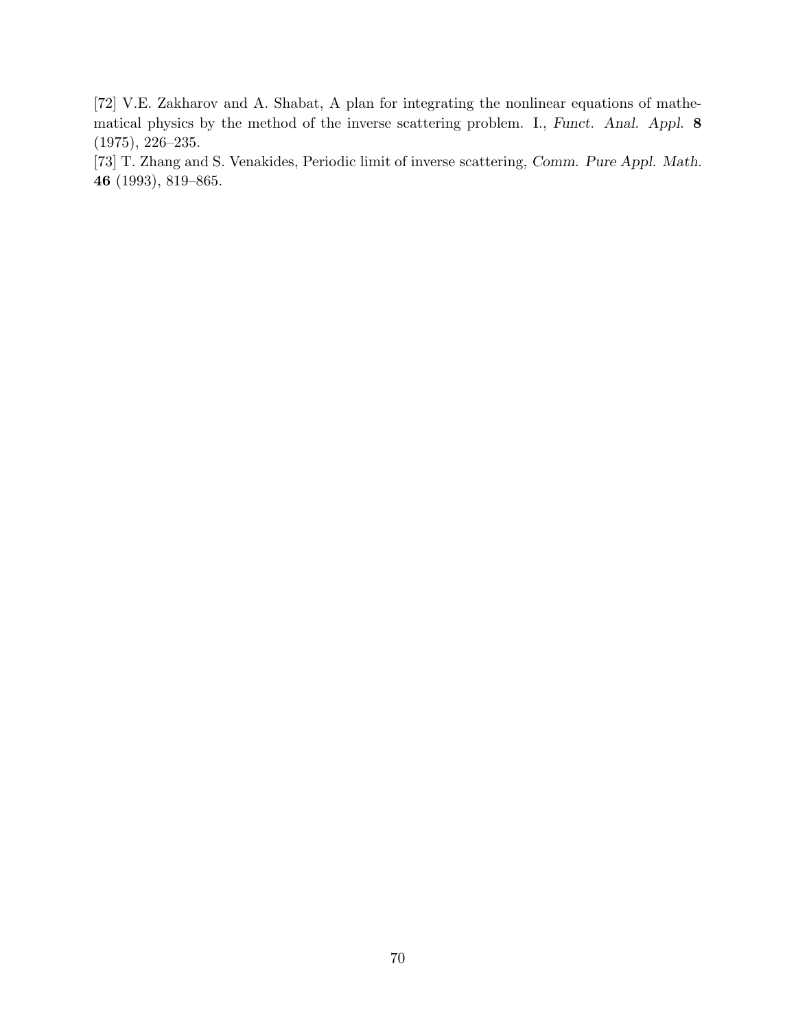[72] V.E. Zakharov and A. Shabat, A plan for integrating the nonlinear equations of mathematical physics by the method of the inverse scattering problem. I., *Funct. Anal. Appl.* **8** (1975), 226–235.

[73] T. Zhang and S. Venakides, Periodic limit of inverse scattering, *Comm. Pure Appl. Math.* **46** (1993), 819–865.